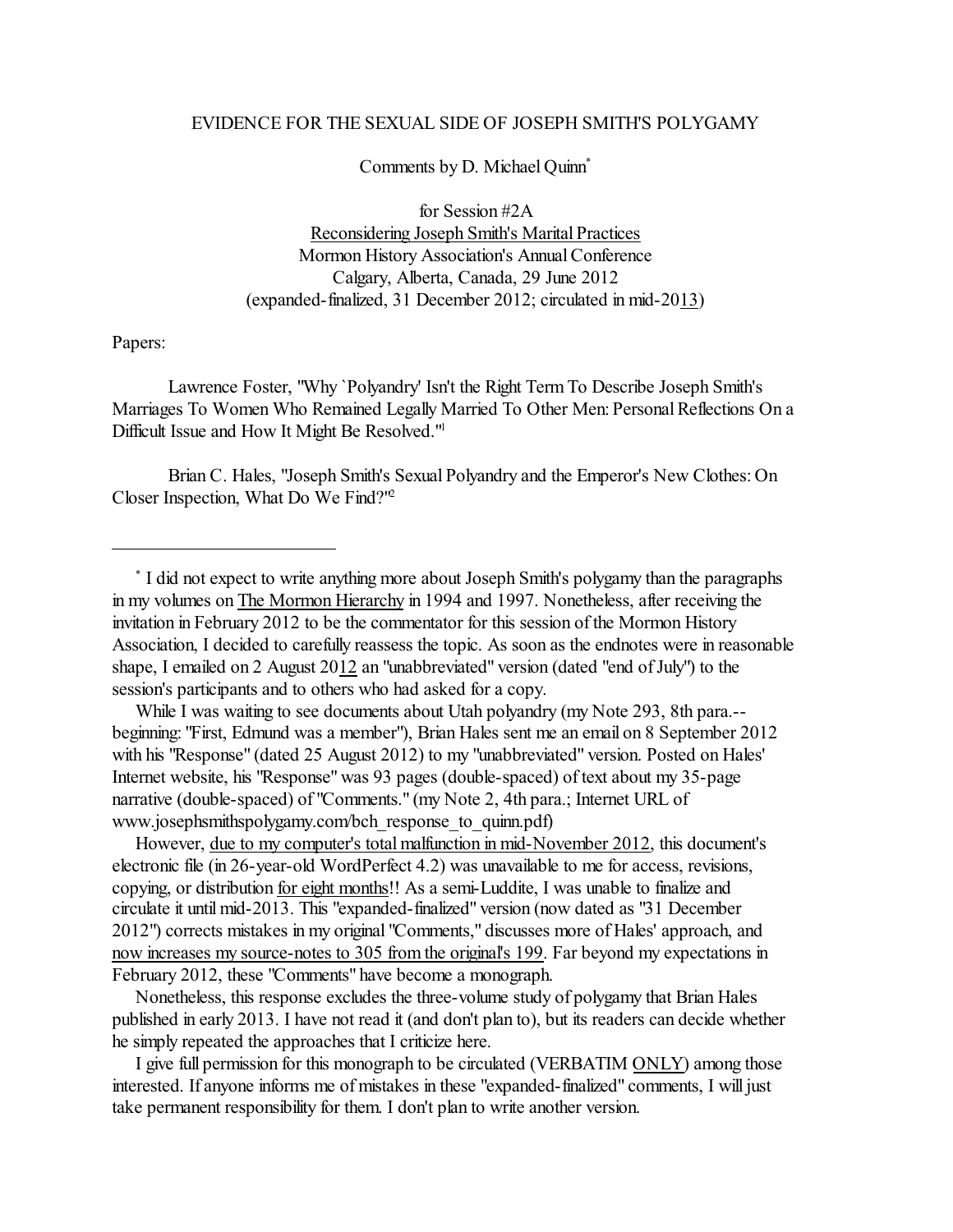# EVIDENCE FOR THE SEXUAL SIDE OF JOSEPH SMITH'S POLYGAMY

Comments by D. Michael Quinn[*]

for Session #2A
Reconsidering Joseph Smith's Marital Practices
Mormon History Association's Annual Conference
Calgary, Alberta, Canada, 29 June 2012
(expanded-finalized, 31 December 2012; circulated in mid-2013)

Papers:

Lawrence Foster, "Why `Polyandry' Isn't the Right Term To Describe Joseph Smith's Marriages To Women Who Remained Legally Married To Other Men: Personal Reflections On a Difficult Issue and How It Might Be Resolved."[1]

Brian C. Hales, "Joseph Smith's Sexual Polyandry and the Emperor's New Clothes: On Closer Inspection, What Do We Find?"[2]

---

[*] I did not expect to write anything more about Joseph Smith's polygamy than the paragraphs in my volumes on The Mormon Hierarchy in 1994 and 1997. Nonetheless, after receiving the invitation in February 2012 to be the commentator for this session of the Mormon History Association, I decided to carefully reassess the topic. As soon as the endnotes were in reasonable shape, I emailed on 2 August 2012 an "unabbreviated" version (dated "end of July") to the session's participants and to others who had asked for a copy.

While I was waiting to see documents about Utah polyandry (my Note 293, 8th para.--beginning: "First, Edmund was a member"), Brian Hales sent me an email on 8 September 2012 with his "Response" (dated 25 August 2012) to my "unabbreviated" version. Posted on Hales' Internet website, his "Response" was 93 pages (double-spaced) of text about my 35-page narrative (double-spaced) of "Comments." (my Note 2, 4th para.; Internet URL of www.josephsmithspolygamy.com/bch_response_to_quinn.pdf)

However, due to my computer's total malfunction in mid-November 2012, this document's electronic file (in 26-year-old WordPerfect 4.2) was unavailable to me for access, revisions, copying, or distribution for eight months!! As a semi-Luddite, I was unable to finalize and circulate it until mid-2013. This "expanded-finalized" version (now dated as "31 December 2012") corrects mistakes in my original "Comments," discusses more of Hales' approach, and now increases my source-notes to 305 from the original's 199. Far beyond my expectations in February 2012, these "Comments" have become a monograph.

Nonetheless, this response excludes the three-volume study of polygamy that Brian Hales published in early 2013. I have not read it (and don't plan to), but its readers can decide whether he simply repeated the approaches that I criticize here.

I give full permission for this monograph to be circulated (VERBATIM ONLY) among those interested. If anyone informs me of mistakes in these "expanded-finalized" comments, I will just take permanent responsibility for them. I don't plan to write another version.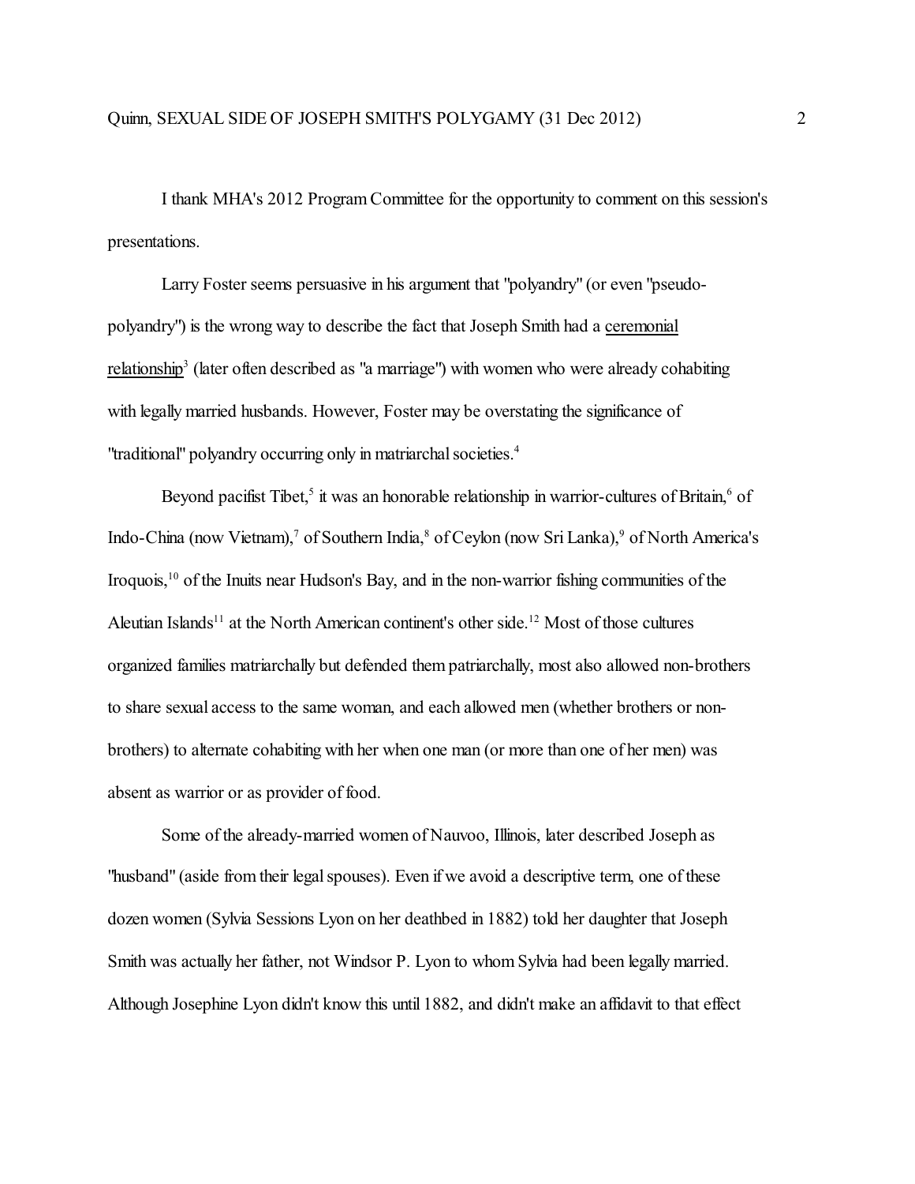I thank MHA's 2012 Program Committee for the opportunity to comment on this session's presentations.

Larry Foster seems persuasive in his argument that "polyandry" (or even "pseudo-polyandry") is the wrong way to describe the fact that Joseph Smith had a <u>ceremonial relationship</u>[3] (later often described as "a marriage") with women who were already cohabiting with legally married husbands. However, Foster may be overstating the significance of "traditional" polyandry occurring only in matriarchal societies.[4]

Beyond pacifist Tibet,[5] it was an honorable relationship in warrior-cultures of Britain,[6] of Indo-China (now Vietnam),[7] of Southern India,[8] of Ceylon (now Sri Lanka),[9] of North America's Iroquois,[10] of the Inuits near Hudson's Bay, and in the non-warrior fishing communities of the Aleutian Islands[11] at the North American continent's other side.[12] Most of those cultures organized families matriarchally but defended them patriarchally, most also allowed non-brothers to share sexual access to the same woman, and each allowed men (whether brothers or non-brothers) to alternate cohabiting with her when one man (or more than one of her men) was absent as warrior or as provider of food.

Some of the already-married women of Nauvoo, Illinois, later described Joseph as "husband" (aside from their legal spouses). Even if we avoid a descriptive term, one of these dozen women (Sylvia Sessions Lyon on her deathbed in 1882) told her daughter that Joseph Smith was actually her father, not Windsor P. Lyon to whom Sylvia had been legally married. Although Josephine Lyon didn't know this until 1882, and didn't make an affidavit to that effect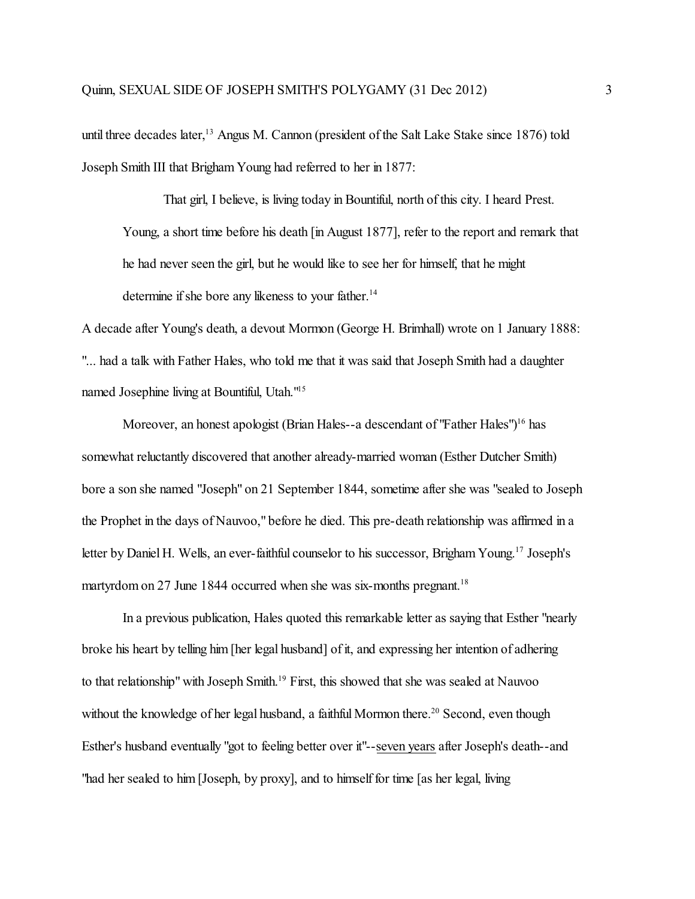until three decades later,[13] Angus M. Cannon (president of the Salt Lake Stake since 1876) told Joseph Smith III that Brigham Young had referred to her in 1877:

> That girl, I believe, is living today in Bountiful, north of this city. I heard Prest. Young, a short time before his death [in August 1877], refer to the report and remark that he had never seen the girl, but he would like to see her for himself, that he might determine if she bore any likeness to your father.[14]

A decade after Young's death, a devout Mormon (George H. Brimhall) wrote on 1 January 1888: "... had a talk with Father Hales, who told me that it was said that Joseph Smith had a daughter named Josephine living at Bountiful, Utah."[15]

Moreover, an honest apologist (Brian Hales--a descendant of "Father Hales")[16] has somewhat reluctantly discovered that another already-married woman (Esther Dutcher Smith) bore a son she named "Joseph" on 21 September 1844, sometime after she was "sealed to Joseph the Prophet in the days of Nauvoo," before he died. This pre-death relationship was affirmed in a letter by Daniel H. Wells, an ever-faithful counselor to his successor, Brigham Young.[17] Joseph's martyrdom on 27 June 1844 occurred when she was six-months pregnant.[18]

In a previous publication, Hales quoted this remarkable letter as saying that Esther "nearly broke his heart by telling him [her legal husband] of it, and expressing her intention of adhering to that relationship" with Joseph Smith.[19] First, this showed that she was sealed at Nauvoo without the knowledge of her legal husband, a faithful Mormon there.[20] Second, even though Esther's husband eventually "got to feeling better over it"--<u>seven years</u> after Joseph's death--and "had her sealed to him [Joseph, by proxy], and to himself for time [as her legal, living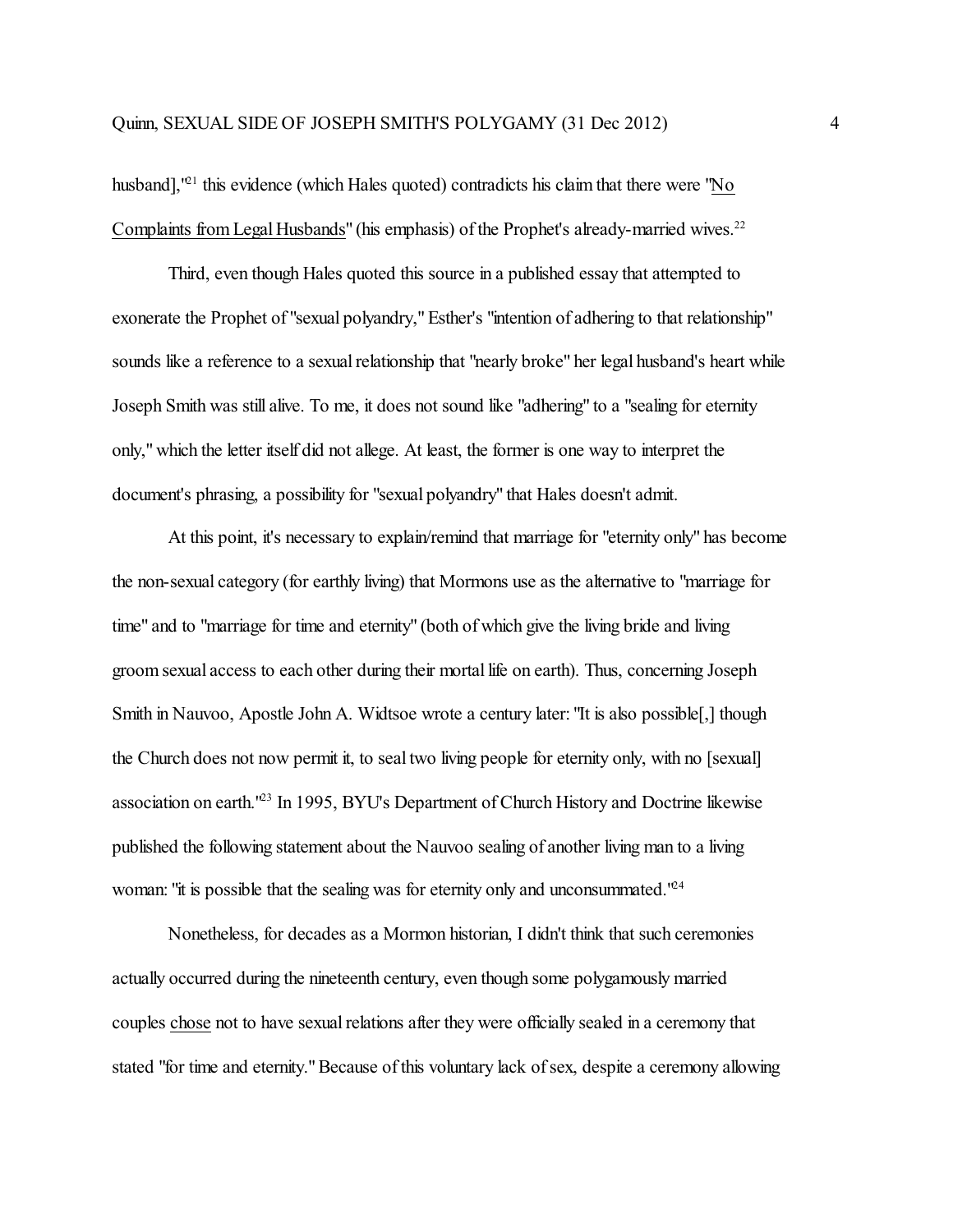husband],"[21] this evidence (which Hales quoted) contradicts his claim that there were "<u>No Complaints from Legal Husbands</u>" (his emphasis) of the Prophet's already-married wives.[22]

Third, even though Hales quoted this source in a published essay that attempted to exonerate the Prophet of "sexual polyandry," Esther's "intention of adhering to that relationship" sounds like a reference to a sexual relationship that "nearly broke" her legal husband's heart while Joseph Smith was still alive. To me, it does not sound like "adhering" to a "sealing for eternity only," which the letter itself did not allege. At least, the former is one way to interpret the document's phrasing, a possibility for "sexual polyandry" that Hales doesn't admit.

At this point, it's necessary to explain/remind that marriage for "eternity only" has become the non-sexual category (for earthly living) that Mormons use as the alternative to "marriage for time" and to "marriage for time and eternity" (both of which give the living bride and living groom sexual access to each other during their mortal life on earth). Thus, concerning Joseph Smith in Nauvoo, Apostle John A. Widtsoe wrote a century later: "It is also possible[,] though the Church does not now permit it, to seal two living people for eternity only, with no [sexual] association on earth."[23] In 1995, BYU's Department of Church History and Doctrine likewise published the following statement about the Nauvoo sealing of another living man to a living woman: "it is possible that the sealing was for eternity only and unconsummated."[24]

Nonetheless, for decades as a Mormon historian, I didn't think that such ceremonies actually occurred during the nineteenth century, even though some polygamously married couples <u>chose</u> not to have sexual relations after they were officially sealed in a ceremony that stated "for time and eternity." Because of this voluntary lack of sex, despite a ceremony allowing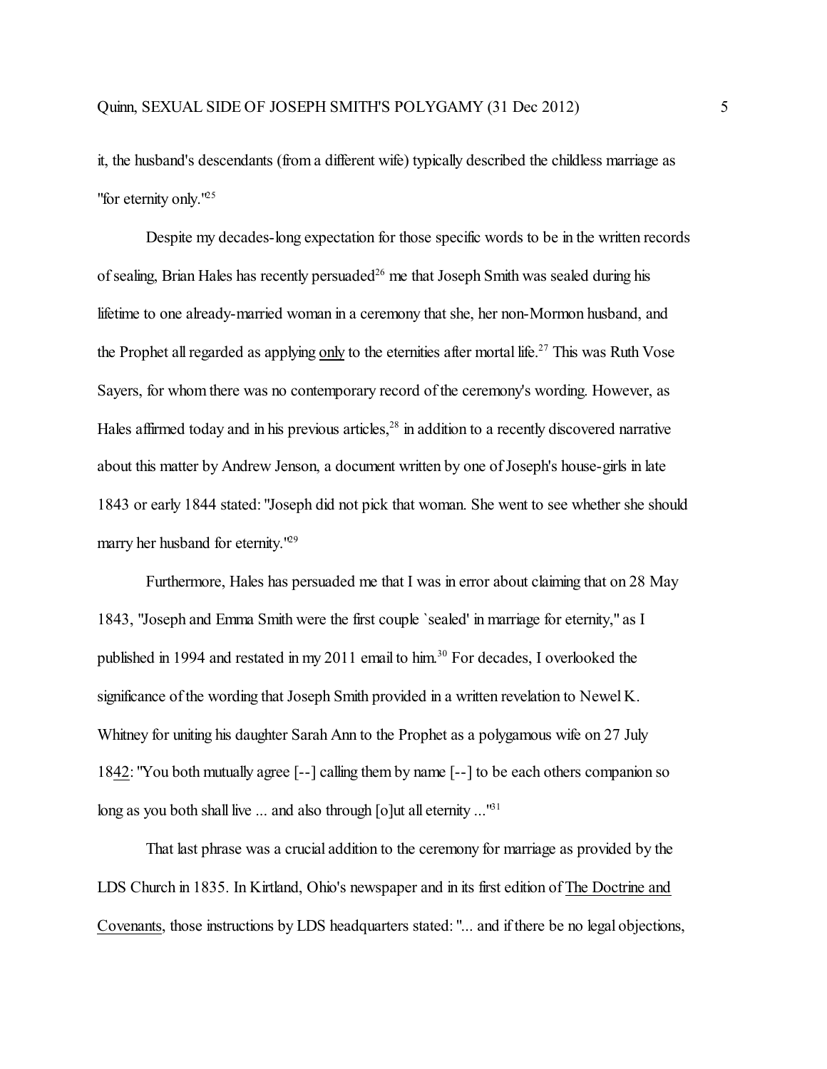it, the husband's descendants (from a different wife) typically described the childless marriage as "for eternity only."[25]

Despite my decades-long expectation for those specific words to be in the written records of sealing, Brian Hales has recently persuaded[26] me that Joseph Smith was sealed during his lifetime to one already-married woman in a ceremony that she, her non-Mormon husband, and the Prophet all regarded as applying <u>only</u> to the eternities after mortal life.[27] This was Ruth Vose Sayers, for whom there was no contemporary record of the ceremony's wording. However, as Hales affirmed today and in his previous articles,[28] in addition to a recently discovered narrative about this matter by Andrew Jenson, a document written by one of Joseph's house-girls in late 1843 or early 1844 stated: "Joseph did not pick that woman. She went to see whether she should marry her husband for eternity."[29]

Furthermore, Hales has persuaded me that I was in error about claiming that on 28 May 1843, "Joseph and Emma Smith were the first couple `sealed' in marriage for eternity," as I published in 1994 and restated in my 2011 email to him.[30] For decades, I overlooked the significance of the wording that Joseph Smith provided in a written revelation to Newel K. Whitney for uniting his daughter Sarah Ann to the Prophet as a polygamous wife on 27 July 18<u>42</u>: "You both mutually agree [--] calling them by name [--] to be each others companion so long as you both shall live ... and also through [o]ut all eternity ..."[31]

That last phrase was a crucial addition to the ceremony for marriage as provided by the LDS Church in 1835. In Kirtland, Ohio's newspaper and in its first edition of <u>The Doctrine and Covenants</u>, those instructions by LDS headquarters stated: "... and if there be no legal objections,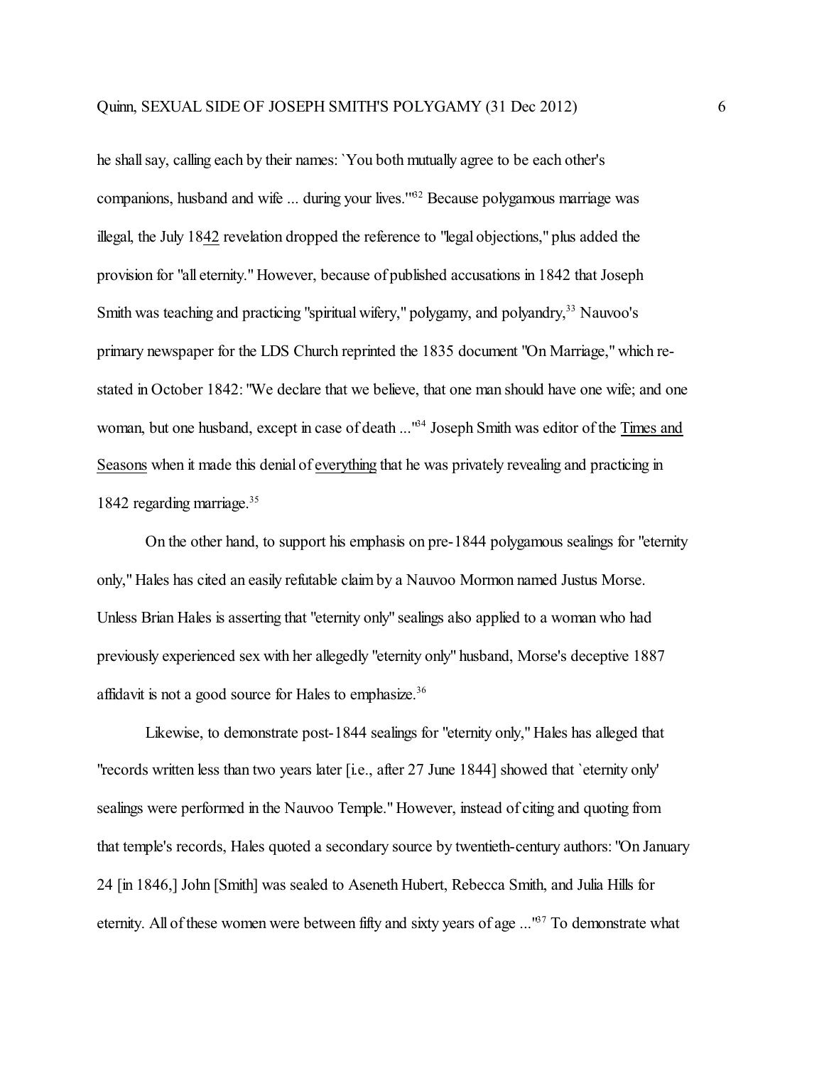he shall say, calling each by their names: `You both mutually agree to be each other's companions, husband and wife ... during your lives.'"[32] Because polygamous marriage was illegal, the July 18<u>42</u> revelation dropped the reference to "legal objections," plus added the provision for "all eternity." However, because of published accusations in 1842 that Joseph Smith was teaching and practicing "spiritual wifery," polygamy, and polyandry,[33] Nauvoo's primary newspaper for the LDS Church reprinted the 1835 document "On Marriage," which re-stated in October 1842: "We declare that we believe, that one man should have one wife; and one woman, but one husband, except in case of death ..."[34] Joseph Smith was editor of the <u>Times and Seasons</u> when it made this denial of <u>everything</u> that he was privately revealing and practicing in 1842 regarding marriage.[35]

On the other hand, to support his emphasis on pre-1844 polygamous sealings for "eternity only," Hales has cited an easily refutable claim by a Nauvoo Mormon named Justus Morse. Unless Brian Hales is asserting that "eternity only" sealings also applied to a woman who had previously experienced sex with her allegedly "eternity only" husband, Morse's deceptive 1887 affidavit is not a good source for Hales to emphasize.[36]

Likewise, to demonstrate post-1844 sealings for "eternity only," Hales has alleged that "records written less than two years later [i.e., after 27 June 1844] showed that `eternity only' sealings were performed in the Nauvoo Temple." However, instead of citing and quoting from that temple's records, Hales quoted a secondary source by twentieth-century authors: "On January 24 [in 1846,] John [Smith] was sealed to Aseneth Hubert, Rebecca Smith, and Julia Hills for eternity. All of these women were between fifty and sixty years of age ..."[37] To demonstrate what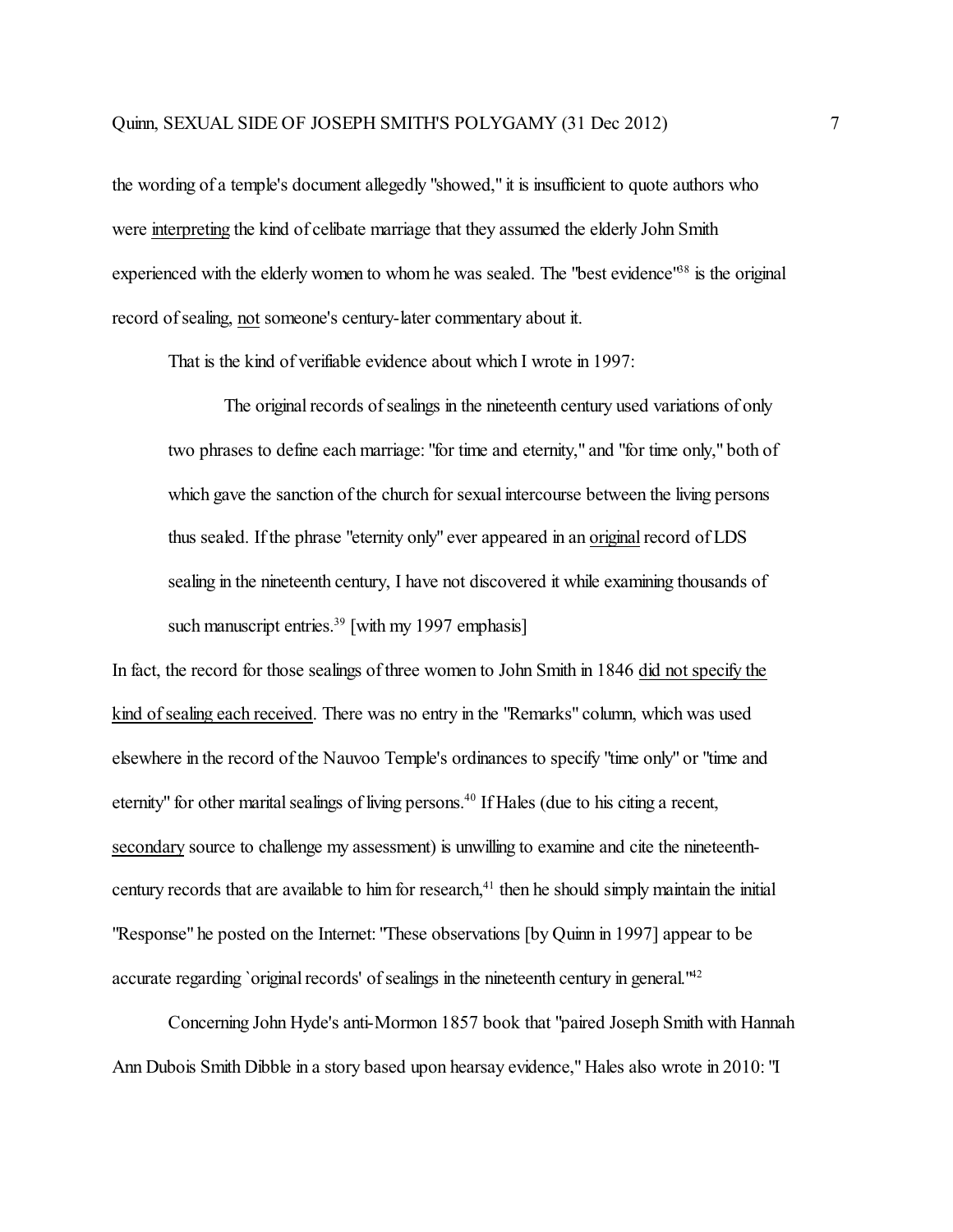the wording of a temple's document allegedly "showed," it is insufficient to quote authors who were <u>interpreting</u> the kind of celibate marriage that they assumed the elderly John Smith experienced with the elderly women to whom he was sealed. The "best evidence"[38] is the original record of sealing, <u>not</u> someone's century-later commentary about it.

That is the kind of verifiable evidence about which I wrote in 1997:

> The original records of sealings in the nineteenth century used variations of only two phrases to define each marriage: "for time and eternity," and "for time only," both of which gave the sanction of the church for sexual intercourse between the living persons thus sealed. If the phrase "eternity only" ever appeared in an <u>original</u> record of LDS sealing in the nineteenth century, I have not discovered it while examining thousands of such manuscript entries.[39] [with my 1997 emphasis]

In fact, the record for those sealings of three women to John Smith in 1846 <u>did not specify the kind of sealing each received</u>. There was no entry in the "Remarks" column, which was used elsewhere in the record of the Nauvoo Temple's ordinances to specify "time only" or "time and eternity" for other marital sealings of living persons.[40] If Hales (due to his citing a recent, <u>secondary</u> source to challenge my assessment) is unwilling to examine and cite the nineteenth-century records that are available to him for research,[41] then he should simply maintain the initial "Response" he posted on the Internet: "These observations [by Quinn in 1997] appear to be accurate regarding `original records' of sealings in the nineteenth century in general."[42]

Concerning John Hyde's anti-Mormon 1857 book that "paired Joseph Smith with Hannah Ann Dubois Smith Dibble in a story based upon hearsay evidence," Hales also wrote in 2010: "I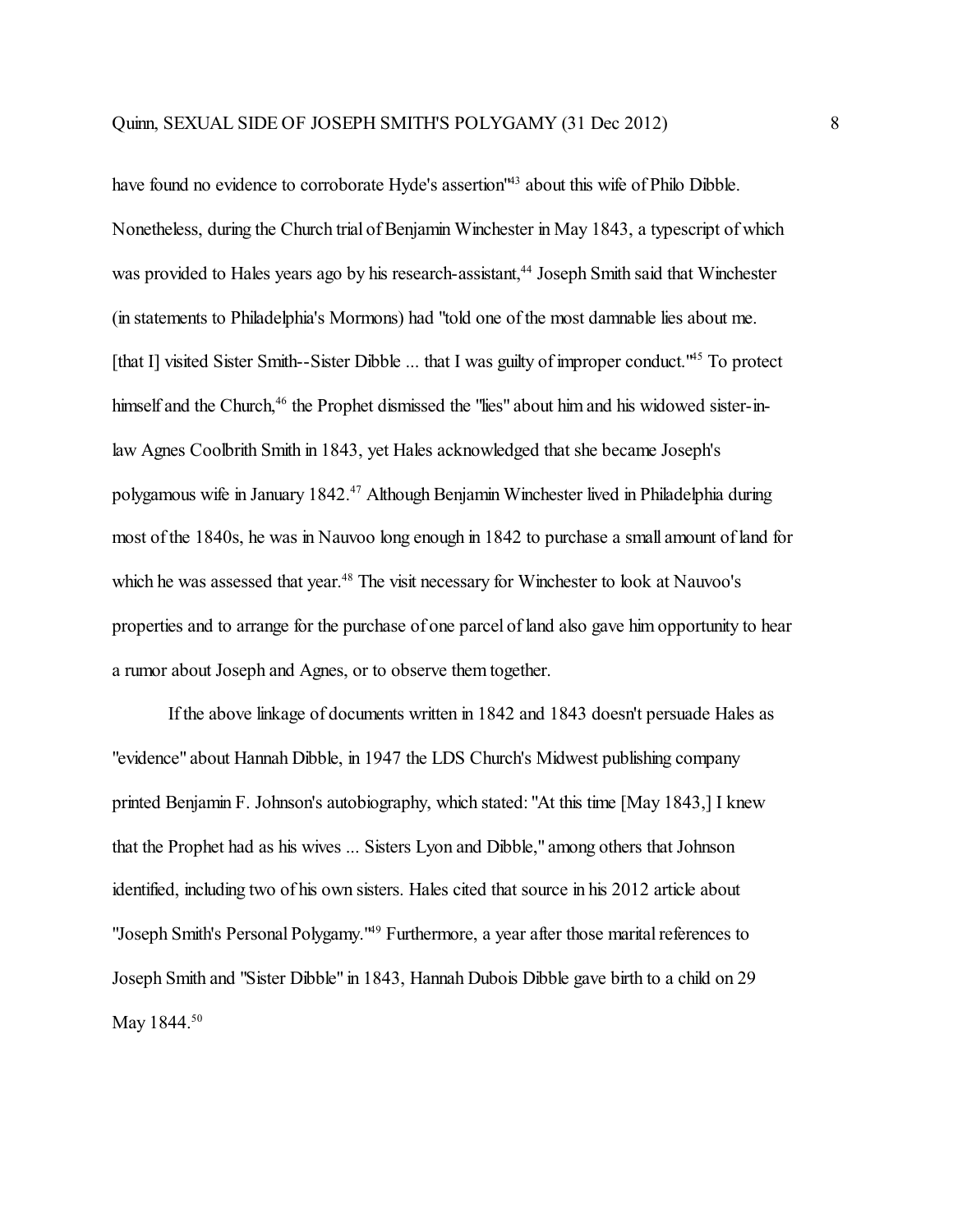have found no evidence to corroborate Hyde's assertion"[43] about this wife of Philo Dibble. Nonetheless, during the Church trial of Benjamin Winchester in May 1843, a typescript of which was provided to Hales years ago by his research-assistant,[44] Joseph Smith said that Winchester (in statements to Philadelphia's Mormons) had "told one of the most damnable lies about me. [that I] visited Sister Smith--Sister Dibble ... that I was guilty of improper conduct."[45] To protect himself and the Church,[46] the Prophet dismissed the "lies" about him and his widowed sister-in-law Agnes Coolbrith Smith in 1843, yet Hales acknowledged that she became Joseph's polygamous wife in January 1842.[47] Although Benjamin Winchester lived in Philadelphia during most of the 1840s, he was in Nauvoo long enough in 1842 to purchase a small amount of land for which he was assessed that year.[48] The visit necessary for Winchester to look at Nauvoo's properties and to arrange for the purchase of one parcel of land also gave him opportunity to hear a rumor about Joseph and Agnes, or to observe them together.

If the above linkage of documents written in 1842 and 1843 doesn't persuade Hales as "evidence" about Hannah Dibble, in 1947 the LDS Church's Midwest publishing company printed Benjamin F. Johnson's autobiography, which stated: "At this time [May 1843,] I knew that the Prophet had as his wives ... Sisters Lyon and Dibble," among others that Johnson identified, including two of his own sisters. Hales cited that source in his 2012 article about "Joseph Smith's Personal Polygamy."[49] Furthermore, a year after those marital references to Joseph Smith and "Sister Dibble" in 1843, Hannah Dubois Dibble gave birth to a child on 29 May 1844.[50]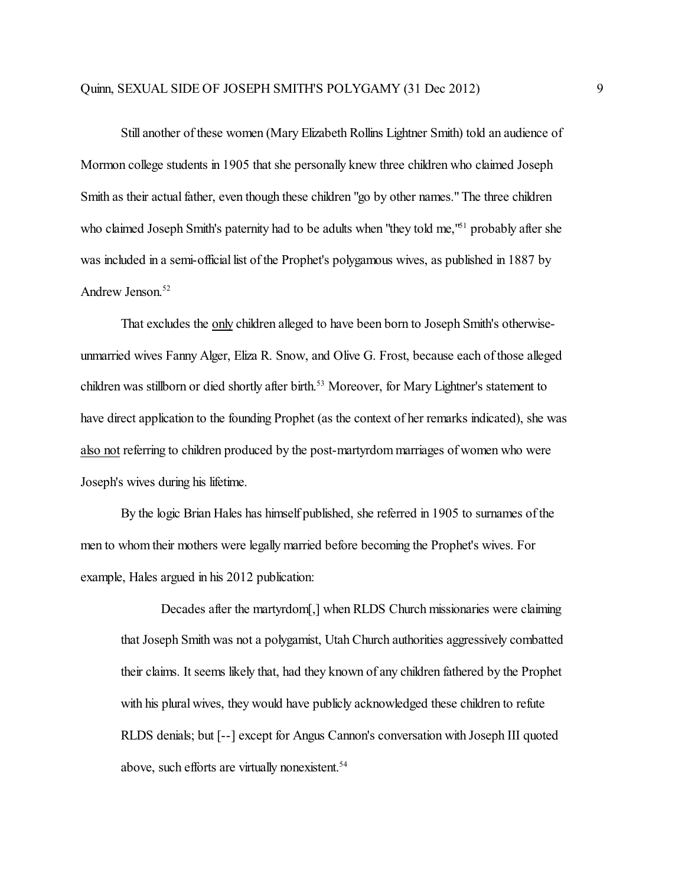Still another of these women (Mary Elizabeth Rollins Lightner Smith) told an audience of Mormon college students in 1905 that she personally knew three children who claimed Joseph Smith as their actual father, even though these children "go by other names." The three children who claimed Joseph Smith's paternity had to be adults when "they told me,"[51] probably after she was included in a semi-official list of the Prophet's polygamous wives, as published in 1887 by Andrew Jenson.[52]

That excludes the <u>only</u> children alleged to have been born to Joseph Smith's otherwise-unmarried wives Fanny Alger, Eliza R. Snow, and Olive G. Frost, because each of those alleged children was stillborn or died shortly after birth.[53] Moreover, for Mary Lightner's statement to have direct application to the founding Prophet (as the context of her remarks indicated), she was <u>also not</u> referring to children produced by the post-martyrdom marriages of women who were Joseph's wives during his lifetime.

By the logic Brian Hales has himself published, she referred in 1905 to surnames of the men to whom their mothers were legally married before becoming the Prophet's wives. For example, Hales argued in his 2012 publication:

> Decades after the martyrdom[,] when RLDS Church missionaries were claiming that Joseph Smith was not a polygamist, Utah Church authorities aggressively combatted their claims. It seems likely that, had they known of any children fathered by the Prophet with his plural wives, they would have publicly acknowledged these children to refute RLDS denials; but [--] except for Angus Cannon's conversation with Joseph III quoted above, such efforts are virtually nonexistent.[54]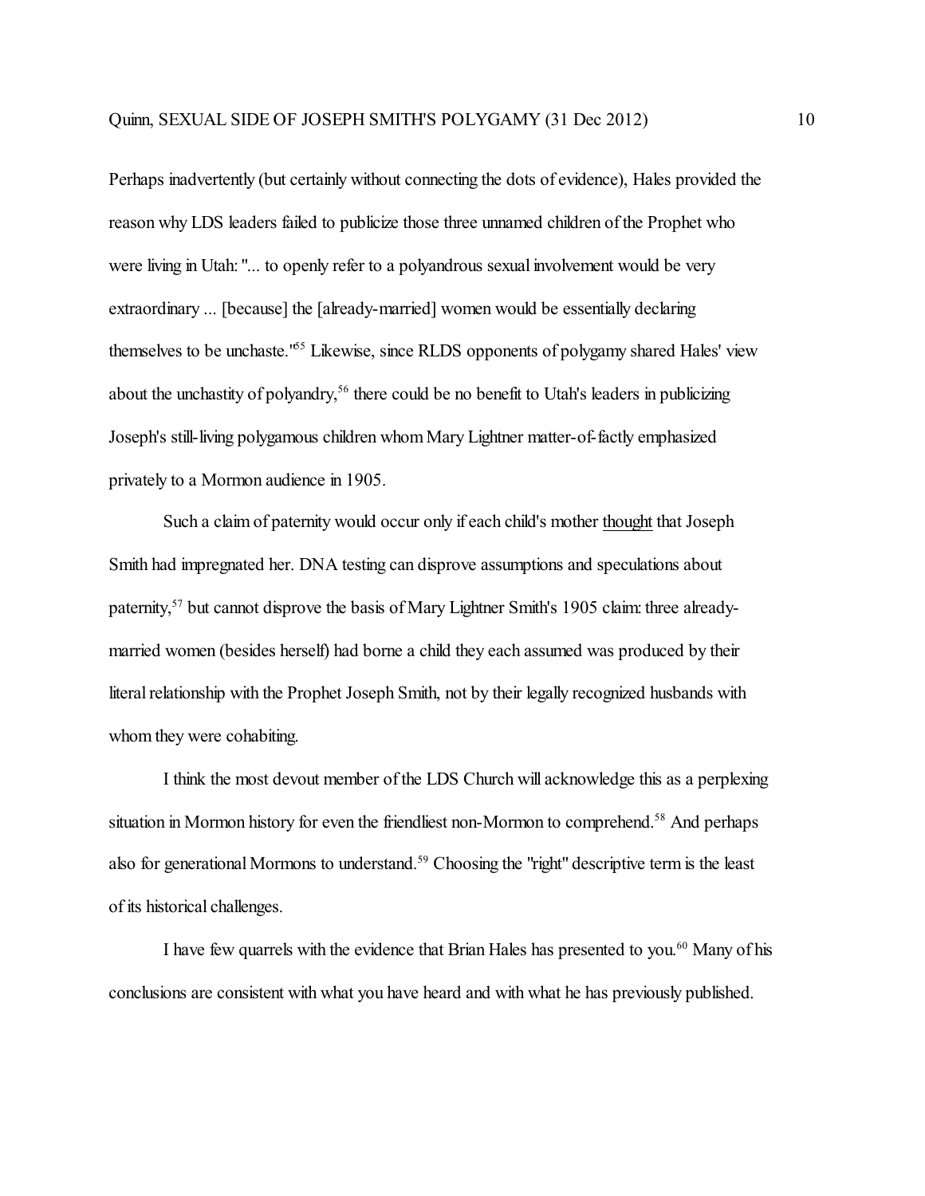Perhaps inadvertently (but certainly without connecting the dots of evidence), Hales provided the reason why LDS leaders failed to publicize those three unnamed children of the Prophet who were living in Utah: "... to openly refer to a polyandrous sexual involvement would be very extraordinary ... [because] the [already-married] women would be essentially declaring themselves to be unchaste."[55] Likewise, since RLDS opponents of polygamy shared Hales' view about the unchastity of polyandry,[56] there could be no benefit to Utah's leaders in publicizing Joseph's still-living polygamous children whom Mary Lightner matter-of-factly emphasized privately to a Mormon audience in 1905.

Such a claim of paternity would occur only if each child's mother <u>thought</u> that Joseph Smith had impregnated her. DNA testing can disprove assumptions and speculations about paternity,[57] but cannot disprove the basis of Mary Lightner Smith's 1905 claim: three already-married women (besides herself) had borne a child they each assumed was produced by their literal relationship with the Prophet Joseph Smith, not by their legally recognized husbands with whom they were cohabiting.

I think the most devout member of the LDS Church will acknowledge this as a perplexing situation in Mormon history for even the friendliest non-Mormon to comprehend.[58] And perhaps also for generational Mormons to understand.[59] Choosing the "right" descriptive term is the least of its historical challenges.

I have few quarrels with the evidence that Brian Hales has presented to you.[60] Many of his conclusions are consistent with what you have heard and with what he has previously published.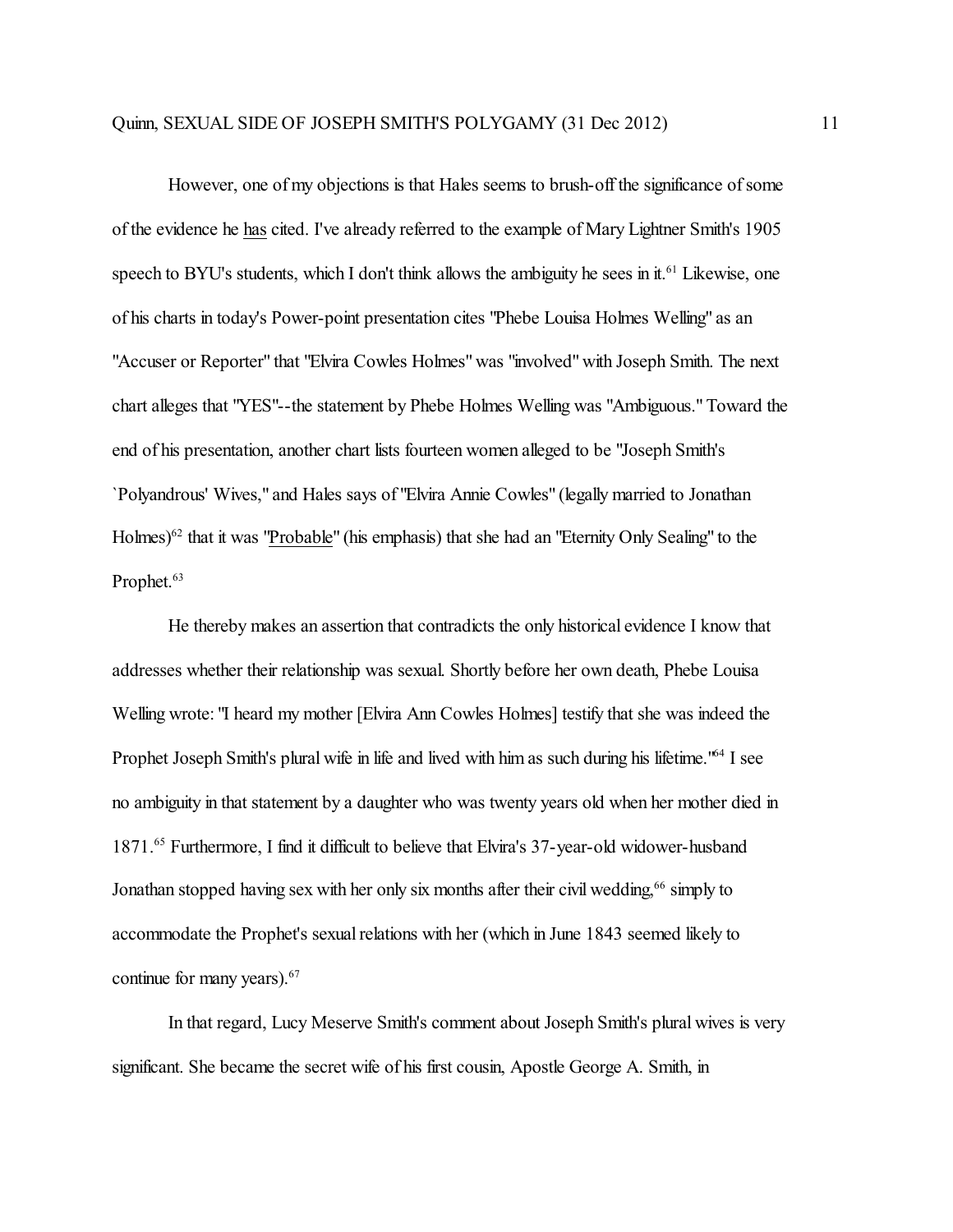However, one of my objections is that Hales seems to brush-off the significance of some of the evidence he has cited. I've already referred to the example of Mary Lightner Smith's 1905 speech to BYU's students, which I don't think allows the ambiguity he sees in it.[61] Likewise, one of his charts in today's Power-point presentation cites "Phebe Louisa Holmes Welling" as an "Accuser or Reporter" that "Elvira Cowles Holmes" was "involved" with Joseph Smith. The next chart alleges that "YES"--the statement by Phebe Holmes Welling was "Ambiguous." Toward the end of his presentation, another chart lists fourteen women alleged to be "Joseph Smith's `Polyandrous' Wives," and Hales says of "Elvira Annie Cowles" (legally married to Jonathan Holmes)[62] that it was "Probable" (his emphasis) that she had an "Eternity Only Sealing" to the Prophet.[63]

He thereby makes an assertion that contradicts the only historical evidence I know that addresses whether their relationship was sexual. Shortly before her own death, Phebe Louisa Welling wrote: "I heard my mother [Elvira Ann Cowles Holmes] testify that she was indeed the Prophet Joseph Smith's plural wife in life and lived with him as such during his lifetime."[64] I see no ambiguity in that statement by a daughter who was twenty years old when her mother died in 1871.[65] Furthermore, I find it difficult to believe that Elvira's 37-year-old widower-husband Jonathan stopped having sex with her only six months after their civil wedding,[66] simply to accommodate the Prophet's sexual relations with her (which in June 1843 seemed likely to continue for many years).[67]

In that regard, Lucy Meserve Smith's comment about Joseph Smith's plural wives is very significant. She became the secret wife of his first cousin, Apostle George A. Smith, in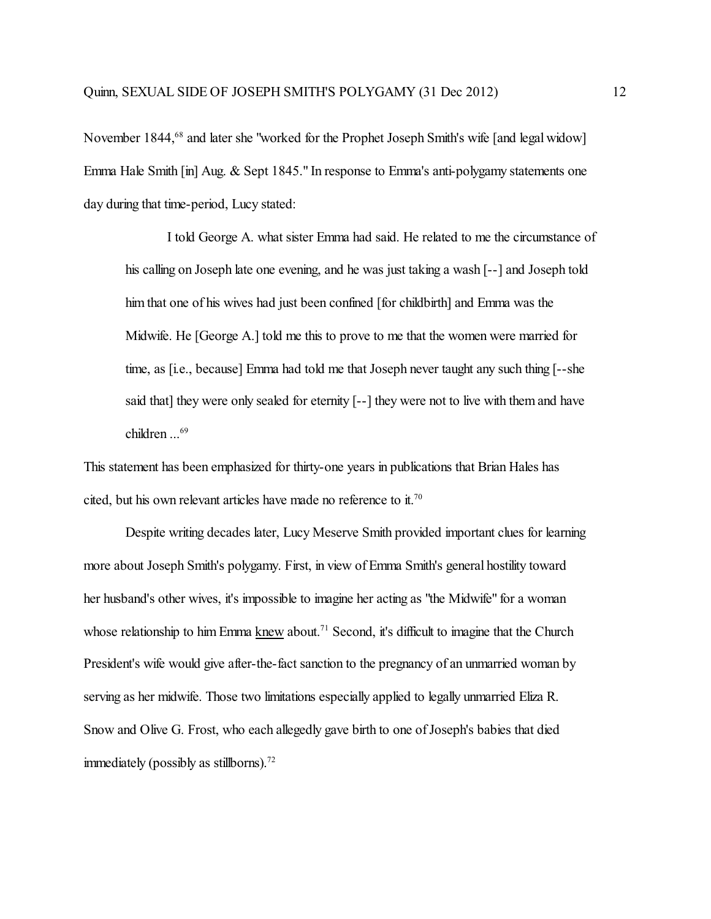November 1844,[68] and later she "worked for the Prophet Joseph Smith's wife [and legal widow] Emma Hale Smith [in] Aug. & Sept 1845." In response to Emma's anti-polygamy statements one day during that time-period, Lucy stated:

> I told George A. what sister Emma had said. He related to me the circumstance of his calling on Joseph late one evening, and he was just taking a wash [--] and Joseph told him that one of his wives had just been confined [for childbirth] and Emma was the Midwife. He [George A.] told me this to prove to me that the women were married for time, as [i.e., because] Emma had told me that Joseph never taught any such thing [--she said that] they were only sealed for eternity [--] they were not to live with them and have children ...[69]

This statement has been emphasized for thirty-one years in publications that Brian Hales has cited, but his own relevant articles have made no reference to it.[70]

Despite writing decades later, Lucy Meserve Smith provided important clues for learning more about Joseph Smith's polygamy. First, in view of Emma Smith's general hostility toward her husband's other wives, it's impossible to imagine her acting as "the Midwife" for a woman whose relationship to him Emma <u>knew</u> about.[71] Second, it's difficult to imagine that the Church President's wife would give after-the-fact sanction to the pregnancy of an unmarried woman by serving as her midwife. Those two limitations especially applied to legally unmarried Eliza R. Snow and Olive G. Frost, who each allegedly gave birth to one of Joseph's babies that died immediately (possibly as stillborns).[72]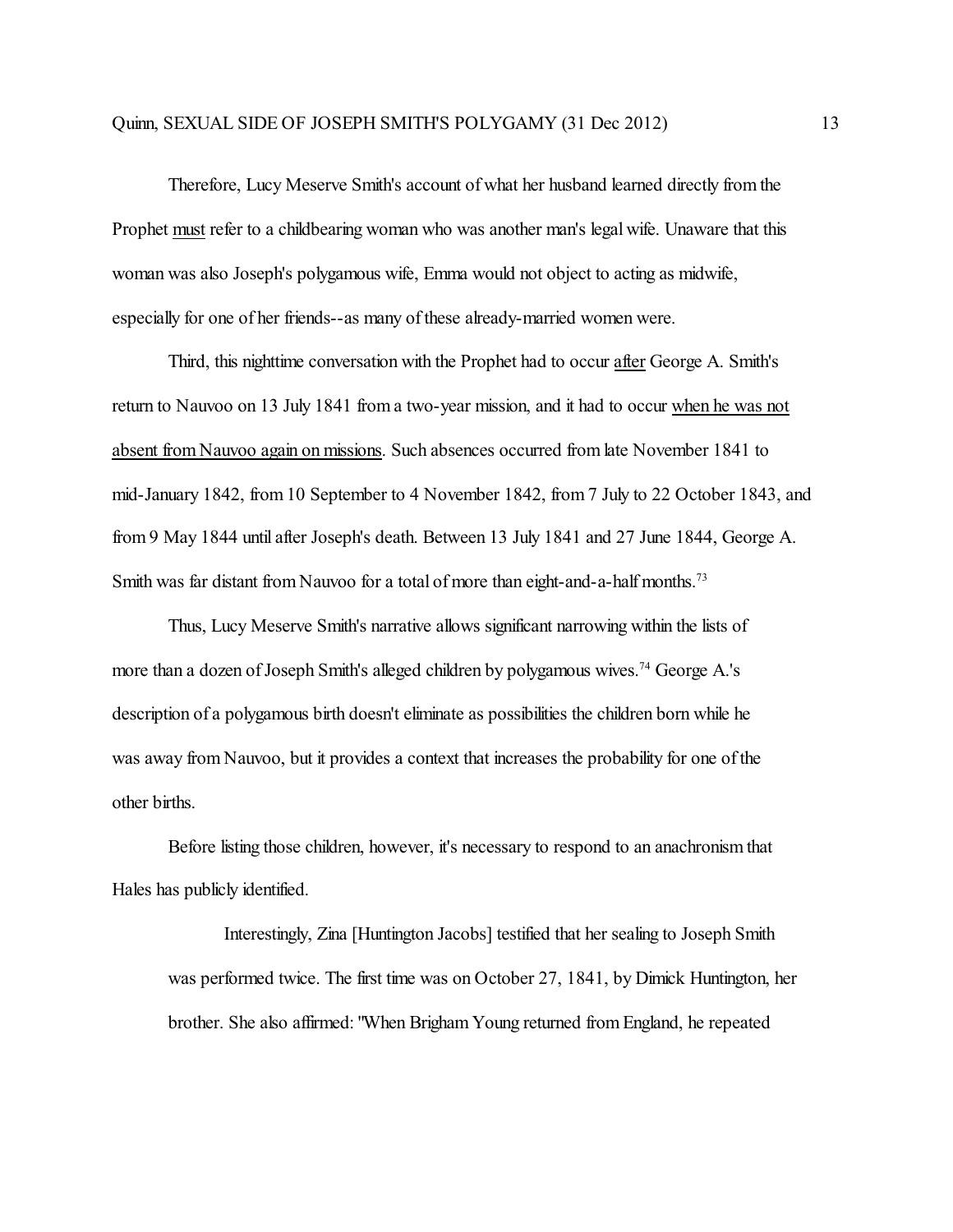Therefore, Lucy Meserve Smith's account of what her husband learned directly from the Prophet must refer to a childbearing woman who was another man's legal wife. Unaware that this woman was also Joseph's polygamous wife, Emma would not object to acting as midwife, especially for one of her friends--as many of these already-married women were.

Third, this nighttime conversation with the Prophet had to occur after George A. Smith's return to Nauvoo on 13 July 1841 from a two-year mission, and it had to occur when he was not absent from Nauvoo again on missions. Such absences occurred from late November 1841 to mid-January 1842, from 10 September to 4 November 1842, from 7 July to 22 October 1843, and from 9 May 1844 until after Joseph's death. Between 13 July 1841 and 27 June 1844, George A. Smith was far distant from Nauvoo for a total of more than eight-and-a-half months.[73]

Thus, Lucy Meserve Smith's narrative allows significant narrowing within the lists of more than a dozen of Joseph Smith's alleged children by polygamous wives.[74] George A.'s description of a polygamous birth doesn't eliminate as possibilities the children born while he was away from Nauvoo, but it provides a context that increases the probability for one of the other births.

Before listing those children, however, it's necessary to respond to an anachronism that Hales has publicly identified.

> Interestingly, Zina [Huntington Jacobs] testified that her sealing to Joseph Smith was performed twice. The first time was on October 27, 1841, by Dimick Huntington, her brother. She also affirmed: "When Brigham Young returned from England, he repeated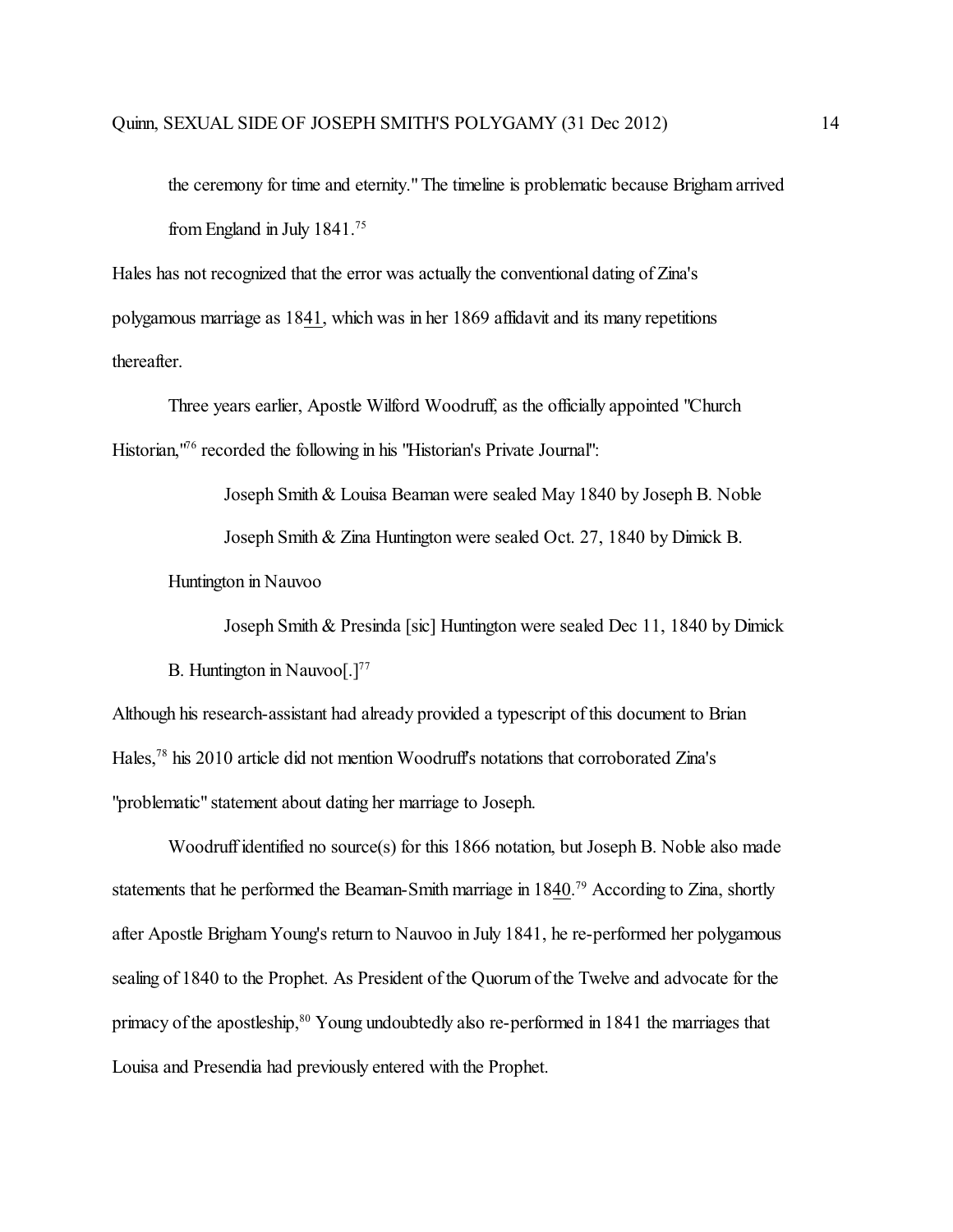> the ceremony for time and eternity." The timeline is problematic because Brigham arrived from England in July 1841.[75]

Hales has not recognized that the error was actually the conventional dating of Zina's polygamous marriage as 18<u>41</u>, which was in her 1869 affidavit and its many repetitions thereafter.

Three years earlier, Apostle Wilford Woodruff, as the officially appointed "Church Historian,"[76] recorded the following in his "Historian's Private Journal":

> Joseph Smith & Louisa Beaman were sealed May 1840 by Joseph B. Noble
>
> Joseph Smith & Zina Huntington were sealed Oct. 27, 1840 by Dimick B. Huntington in Nauvoo
>
> Joseph Smith & Presinda [sic] Huntington were sealed Dec 11, 1840 by Dimick B. Huntington in Nauvoo[.][77]

Although his research-assistant had already provided a typescript of this document to Brian Hales,[78] his 2010 article did not mention Woodruff's notations that corroborated Zina's "problematic" statement about dating her marriage to Joseph.

Woodruff identified no source(s) for this 1866 notation, but Joseph B. Noble also made statements that he performed the Beaman-Smith marriage in 18<u>40</u>.[79] According to Zina, shortly after Apostle Brigham Young's return to Nauvoo in July 1841, he re-performed her polygamous sealing of 1840 to the Prophet. As President of the Quorum of the Twelve and advocate for the primacy of the apostleship,[80] Young undoubtedly also re-performed in 1841 the marriages that Louisa and Presendia had previously entered with the Prophet.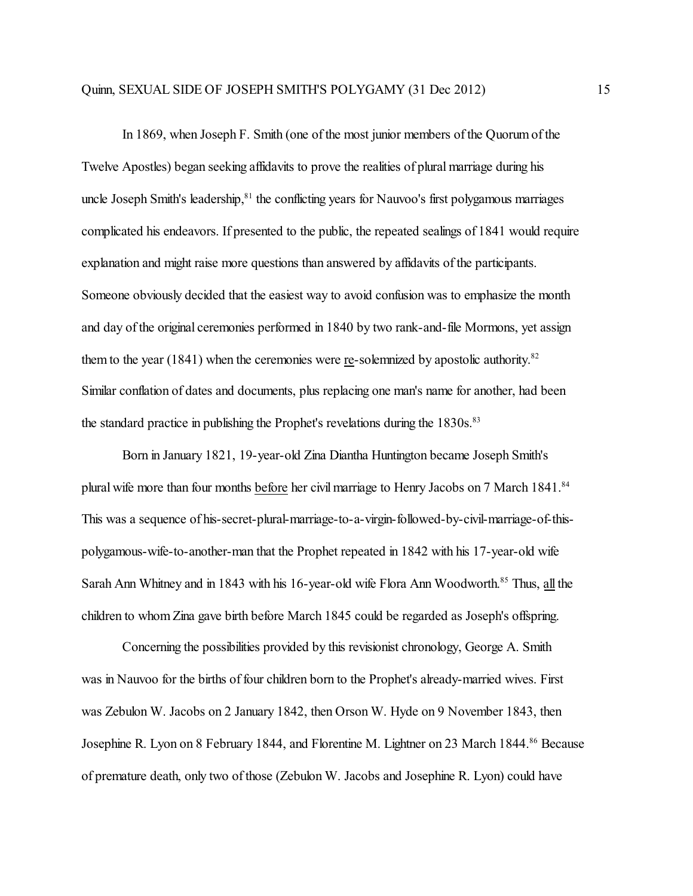In 1869, when Joseph F. Smith (one of the most junior members of the Quorum of the Twelve Apostles) began seeking affidavits to prove the realities of plural marriage during his uncle Joseph Smith's leadership,[81] the conflicting years for Nauvoo's first polygamous marriages complicated his endeavors. If presented to the public, the repeated sealings of 1841 would require explanation and might raise more questions than answered by affidavits of the participants. Someone obviously decided that the easiest way to avoid confusion was to emphasize the month and day of the original ceremonies performed in 1840 by two rank-and-file Mormons, yet assign them to the year (1841) when the ceremonies were <u>re</u>-solemnized by apostolic authority.[82] Similar conflation of dates and documents, plus replacing one man's name for another, had been the standard practice in publishing the Prophet's revelations during the 1830s.[83]

Born in January 1821, 19-year-old Zina Diantha Huntington became Joseph Smith's plural wife more than four months <u>before</u> her civil marriage to Henry Jacobs on 7 March 1841.[84] This was a sequence of his-secret-plural-marriage-to-a-virgin-followed-by-civil-marriage-of-this-polygamous-wife-to-another-man that the Prophet repeated in 1842 with his 17-year-old wife Sarah Ann Whitney and in 1843 with his 16-year-old wife Flora Ann Woodworth.[85] Thus, <u>all</u> the children to whom Zina gave birth before March 1845 could be regarded as Joseph's offspring.

Concerning the possibilities provided by this revisionist chronology, George A. Smith was in Nauvoo for the births of four children born to the Prophet's already-married wives. First was Zebulon W. Jacobs on 2 January 1842, then Orson W. Hyde on 9 November 1843, then Josephine R. Lyon on 8 February 1844, and Florentine M. Lightner on 23 March 1844.[86] Because of premature death, only two of those (Zebulon W. Jacobs and Josephine R. Lyon) could have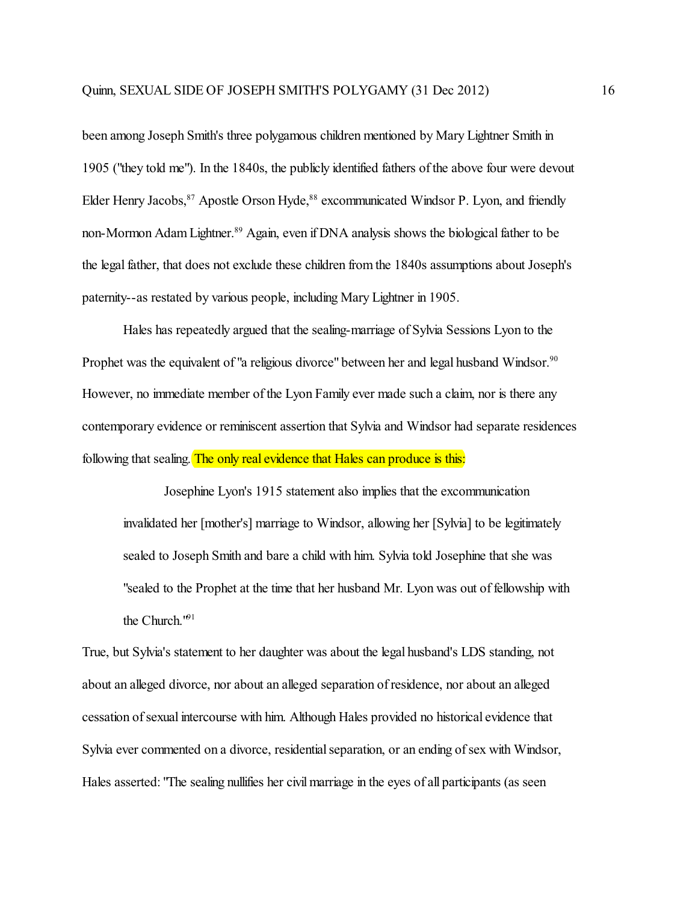been among Joseph Smith's three polygamous children mentioned by Mary Lightner Smith in 1905 ("they told me"). In the 1840s, the publicly identified fathers of the above four were devout Elder Henry Jacobs,[87] Apostle Orson Hyde,[88] excommunicated Windsor P. Lyon, and friendly non-Mormon Adam Lightner.[89] Again, even if DNA analysis shows the biological father to be the legal father, that does not exclude these children from the 1840s assumptions about Joseph's paternity--as restated by various people, including Mary Lightner in 1905.

Hales has repeatedly argued that the sealing-marriage of Sylvia Sessions Lyon to the Prophet was the equivalent of "a religious divorce" between her and legal husband Windsor.[90] However, no immediate member of the Lyon Family ever made such a claim, nor is there any contemporary evidence or reminiscent assertion that Sylvia and Windsor had separate residences following that sealing. The only real evidence that Hales can produce is this:

> Josephine Lyon's 1915 statement also implies that the excommunication invalidated her [mother's] marriage to Windsor, allowing her [Sylvia] to be legitimately sealed to Joseph Smith and bare a child with him. Sylvia told Josephine that she was "sealed to the Prophet at the time that her husband Mr. Lyon was out of fellowship with the Church."[91]

True, but Sylvia's statement to her daughter was about the legal husband's LDS standing, not about an alleged divorce, nor about an alleged separation of residence, nor about an alleged cessation of sexual intercourse with him. Although Hales provided no historical evidence that Sylvia ever commented on a divorce, residential separation, or an ending of sex with Windsor, Hales asserted: "The sealing nullifies her civil marriage in the eyes of all participants (as seen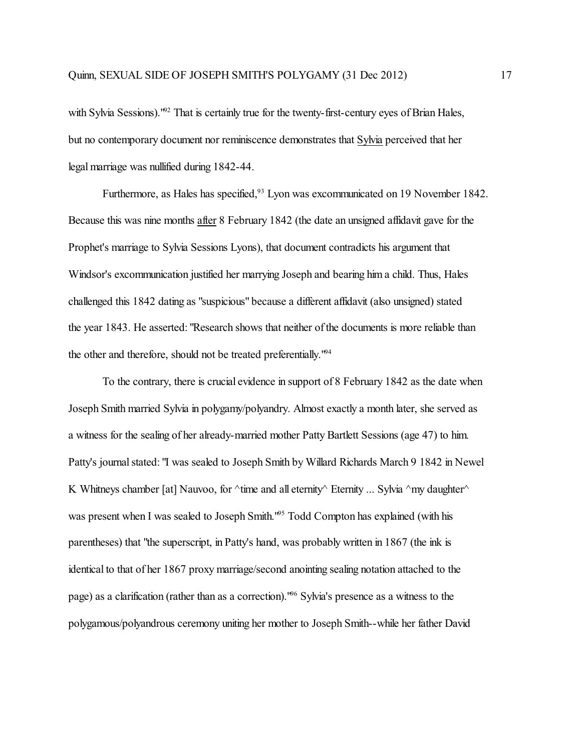with Sylvia Sessions)."[92] That is certainly true for the twenty-first-century eyes of Brian Hales, but no contemporary document nor reminiscence demonstrates that Sylvia perceived that her legal marriage was nullified during 1842-44.

Furthermore, as Hales has specified,[93] Lyon was excommunicated on 19 November 1842. Because this was nine months after 8 February 1842 (the date an unsigned affidavit gave for the Prophet's marriage to Sylvia Sessions Lyons), that document contradicts his argument that Windsor's excommunication justified her marrying Joseph and bearing him a child. Thus, Hales challenged this 1842 dating as "suspicious" because a different affidavit (also unsigned) stated the year 1843. He asserted: "Research shows that neither of the documents is more reliable than the other and therefore, should not be treated preferentially."[94]

To the contrary, there is crucial evidence in support of 8 February 1842 as the date when Joseph Smith married Sylvia in polygamy/polyandry. Almost exactly a month later, she served as a witness for the sealing of her already-married mother Patty Bartlett Sessions (age 47) to him. Patty's journal stated: "I was sealed to Joseph Smith by Willard Richards March 9 1842 in Newel K Whitneys chamber [at] Nauvoo, for ^time and all eternity^ Eternity ... Sylvia ^my daughter^ was present when I was sealed to Joseph Smith."[95] Todd Compton has explained (with his parentheses) that "the superscript, in Patty's hand, was probably written in 1867 (the ink is identical to that of her 1867 proxy marriage/second anointing sealing notation attached to the page) as a clarification (rather than as a correction)."[96] Sylvia's presence as a witness to the polygamous/polyandrous ceremony uniting her mother to Joseph Smith--while her father David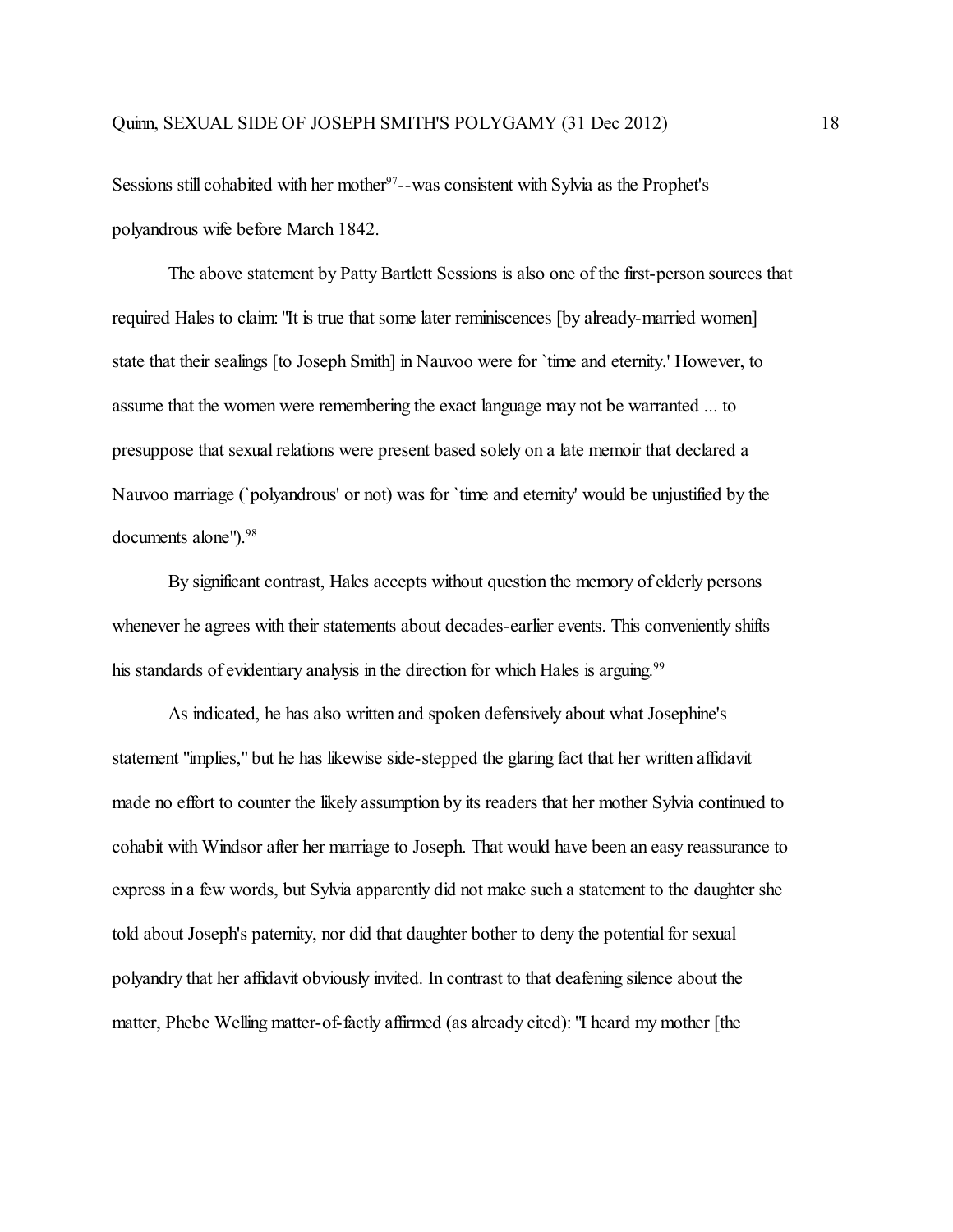Sessions still cohabited with her mother[97]--was consistent with Sylvia as the Prophet's polyandrous wife before March 1842.

The above statement by Patty Bartlett Sessions is also one of the first-person sources that required Hales to claim: "It is true that some later reminiscences [by already-married women] state that their sealings [to Joseph Smith] in Nauvoo were for `time and eternity.' However, to assume that the women were remembering the exact language may not be warranted ... to presuppose that sexual relations were present based solely on a late memoir that declared a Nauvoo marriage (`polyandrous' or not) was for `time and eternity' would be unjustified by the documents alone").[98]

By significant contrast, Hales accepts without question the memory of elderly persons whenever he agrees with their statements about decades-earlier events. This conveniently shifts his standards of evidentiary analysis in the direction for which Hales is arguing.[99]

As indicated, he has also written and spoken defensively about what Josephine's statement "implies," but he has likewise side-stepped the glaring fact that her written affidavit made no effort to counter the likely assumption by its readers that her mother Sylvia continued to cohabit with Windsor after her marriage to Joseph. That would have been an easy reassurance to express in a few words, but Sylvia apparently did not make such a statement to the daughter she told about Joseph's paternity, nor did that daughter bother to deny the potential for sexual polyandry that her affidavit obviously invited. In contrast to that deafening silence about the matter, Phebe Welling matter-of-factly affirmed (as already cited): "I heard my mother [the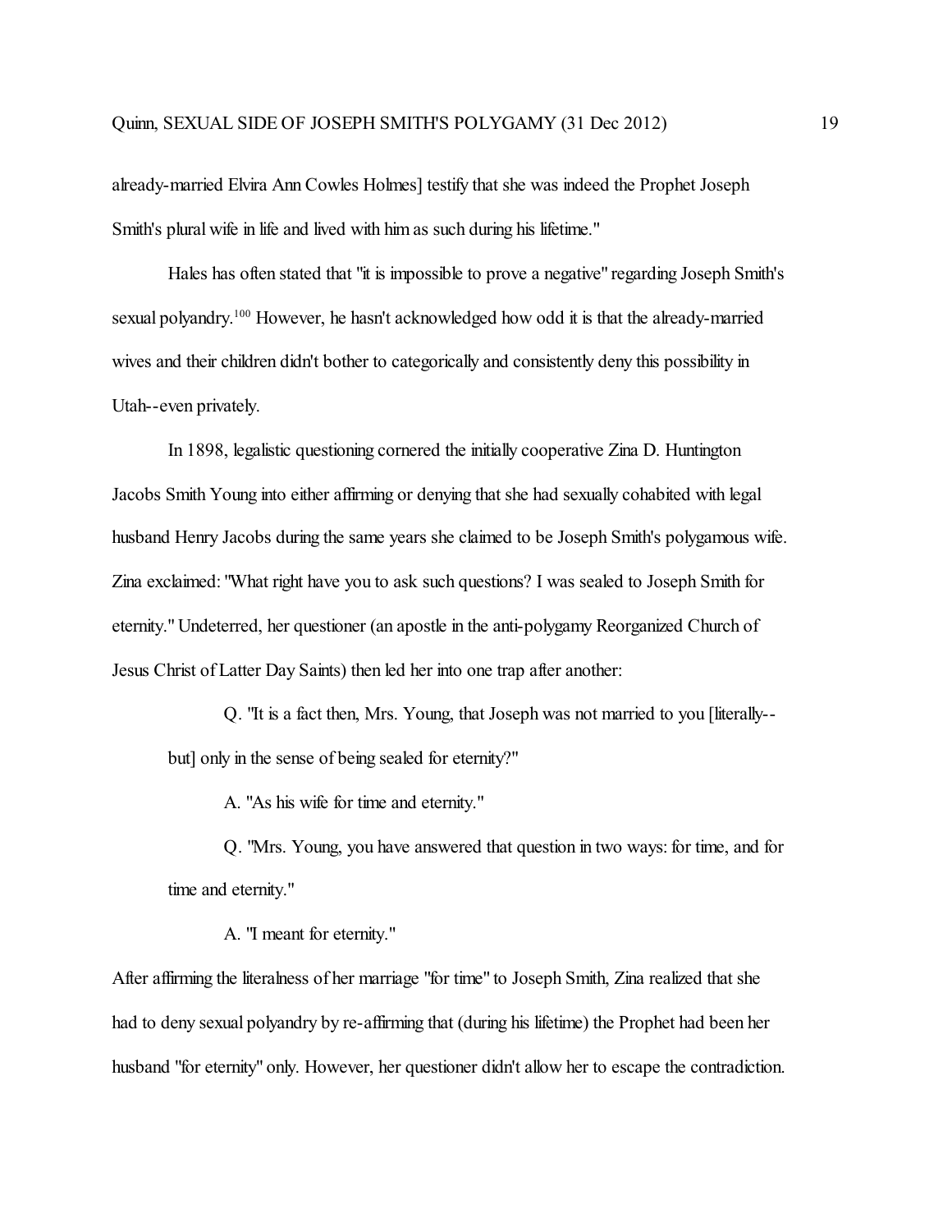already-married Elvira Ann Cowles Holmes] testify that she was indeed the Prophet Joseph Smith's plural wife in life and lived with him as such during his lifetime."

Hales has often stated that "it is impossible to prove a negative" regarding Joseph Smith's sexual polyandry.[100] However, he hasn't acknowledged how odd it is that the already-married wives and their children didn't bother to categorically and consistently deny this possibility in Utah--even privately.

In 1898, legalistic questioning cornered the initially cooperative Zina D. Huntington Jacobs Smith Young into either affirming or denying that she had sexually cohabited with legal husband Henry Jacobs during the same years she claimed to be Joseph Smith's polygamous wife. Zina exclaimed: "What right have you to ask such questions? I was sealed to Joseph Smith for eternity." Undeterred, her questioner (an apostle in the anti-polygamy Reorganized Church of Jesus Christ of Latter Day Saints) then led her into one trap after another:

> Q. "It is a fact then, Mrs. Young, that Joseph was not married to you [literally--but] only in the sense of being sealed for eternity?"
>
> A. "As his wife for time and eternity."
>
> Q. "Mrs. Young, you have answered that question in two ways: for time, and for time and eternity."
>
> A. "I meant for eternity."

After affirming the literalness of her marriage "for time" to Joseph Smith, Zina realized that she had to deny sexual polyandry by re-affirming that (during his lifetime) the Prophet had been her husband "for eternity" only. However, her questioner didn't allow her to escape the contradiction.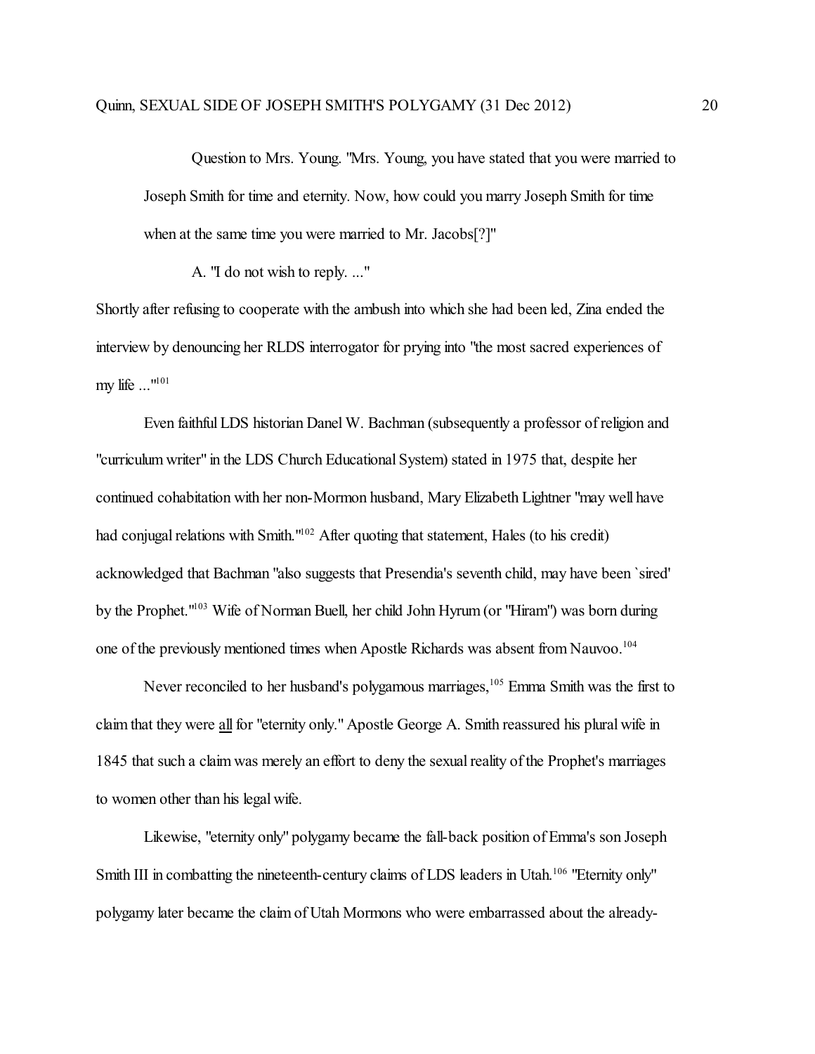Question to Mrs. Young. "Mrs. Young, you have stated that you were married to Joseph Smith for time and eternity. Now, how could you marry Joseph Smith for time when at the same time you were married to Mr. Jacobs[?]"

A. "I do not wish to reply. ..."

Shortly after refusing to cooperate with the ambush into which she had been led, Zina ended the interview by denouncing her RLDS interrogator for prying into "the most sacred experiences of my life ..."[101]

Even faithful LDS historian Danel W. Bachman (subsequently a professor of religion and "curriculum writer" in the LDS Church Educational System) stated in 1975 that, despite her continued cohabitation with her non-Mormon husband, Mary Elizabeth Lightner "may well have had conjugal relations with Smith."[102] After quoting that statement, Hales (to his credit) acknowledged that Bachman "also suggests that Presendia's seventh child, may have been `sired' by the Prophet."[103] Wife of Norman Buell, her child John Hyrum (or "Hiram") was born during one of the previously mentioned times when Apostle Richards was absent from Nauvoo.[104]

Never reconciled to her husband's polygamous marriages,[105] Emma Smith was the first to claim that they were <u>all</u> for "eternity only." Apostle George A. Smith reassured his plural wife in 1845 that such a claim was merely an effort to deny the sexual reality of the Prophet's marriages to women other than his legal wife.

Likewise, "eternity only" polygamy became the fall-back position of Emma's son Joseph Smith III in combatting the nineteenth-century claims of LDS leaders in Utah.[106] "Eternity only" polygamy later became the claim of Utah Mormons who were embarrassed about the already-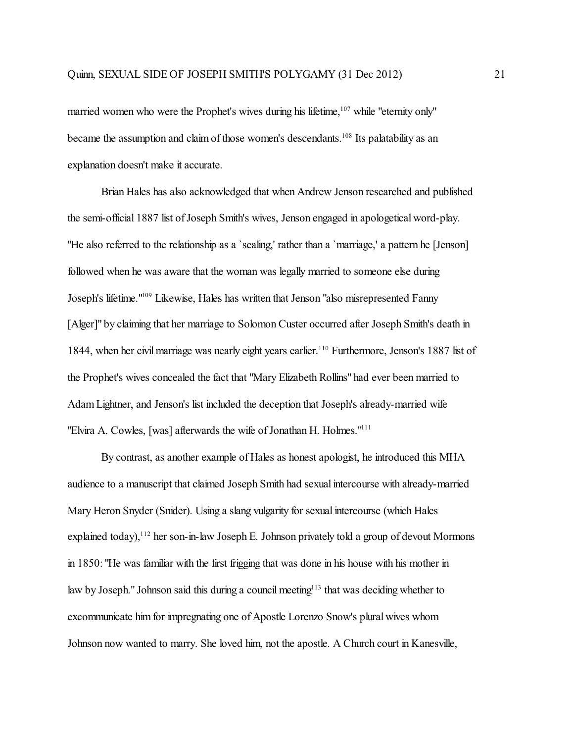married women who were the Prophet's wives during his lifetime,[107] while "eternity only" became the assumption and claim of those women's descendants.[108] Its palatability as an explanation doesn't make it accurate.

Brian Hales has also acknowledged that when Andrew Jenson researched and published the semi-official 1887 list of Joseph Smith's wives, Jenson engaged in apologetical word-play. "He also referred to the relationship as a `sealing,' rather than a `marriage,' a pattern he [Jenson] followed when he was aware that the woman was legally married to someone else during Joseph's lifetime."[109] Likewise, Hales has written that Jenson "also misrepresented Fanny [Alger]" by claiming that her marriage to Solomon Custer occurred after Joseph Smith's death in 1844, when her civil marriage was nearly eight years earlier.[110] Furthermore, Jenson's 1887 list of the Prophet's wives concealed the fact that "Mary Elizabeth Rollins" had ever been married to Adam Lightner, and Jenson's list included the deception that Joseph's already-married wife "Elvira A. Cowles, [was] afterwards the wife of Jonathan H. Holmes."[111]

By contrast, as another example of Hales as honest apologist, he introduced this MHA audience to a manuscript that claimed Joseph Smith had sexual intercourse with already-married Mary Heron Snyder (Snider). Using a slang vulgarity for sexual intercourse (which Hales explained today),[112] her son-in-law Joseph E. Johnson privately told a group of devout Mormons in 1850: "He was familiar with the first frigging that was done in his house with his mother in law by Joseph." Johnson said this during a council meeting[113] that was deciding whether to excommunicate him for impregnating one of Apostle Lorenzo Snow's plural wives whom Johnson now wanted to marry. She loved him, not the apostle. A Church court in Kanesville,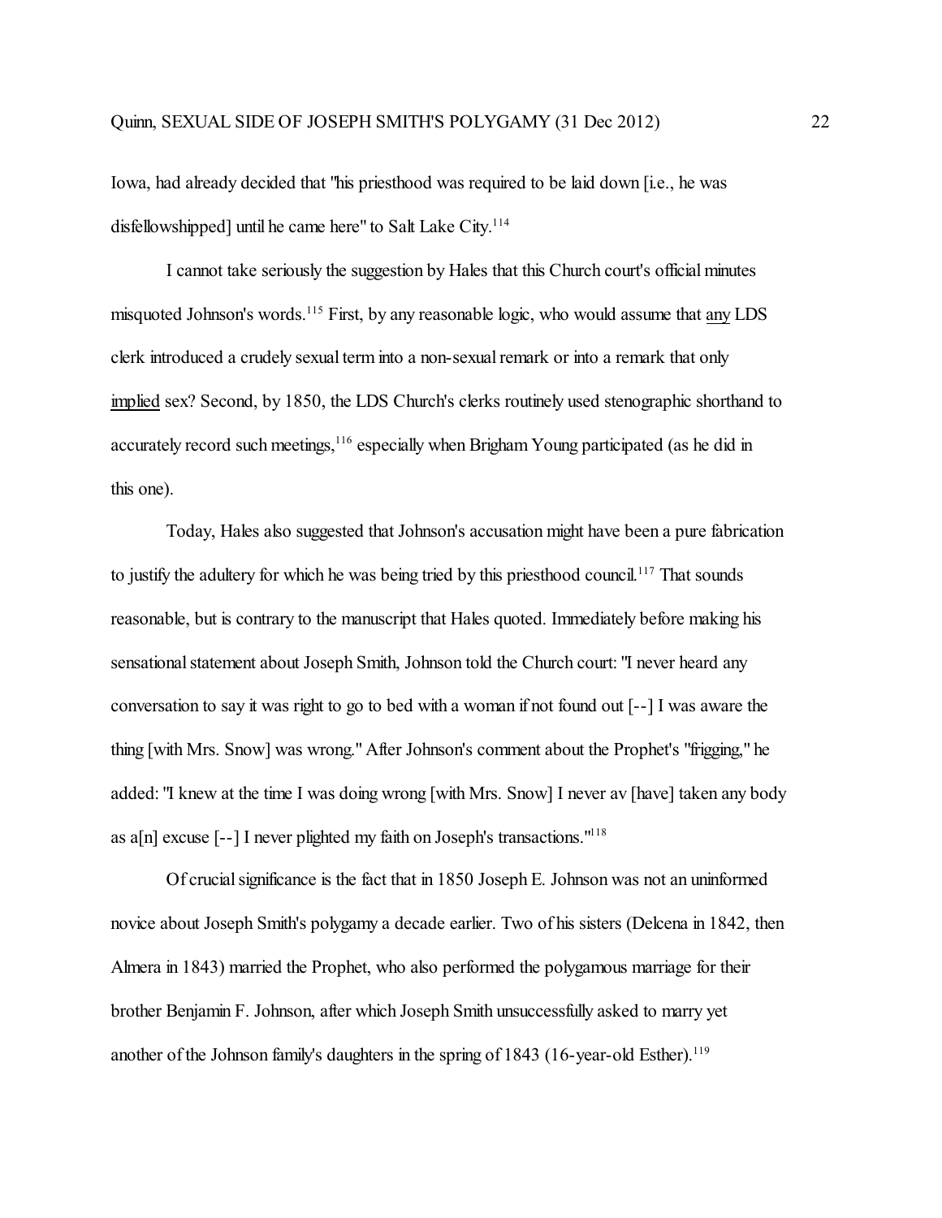Iowa, had already decided that "his priesthood was required to be laid down [i.e., he was disfellowshipped] until he came here" to Salt Lake City.[114]

I cannot take seriously the suggestion by Hales that this Church court's official minutes misquoted Johnson's words.[115] First, by any reasonable logic, who would assume that <u>any</u> LDS clerk introduced a crudely sexual term into a non-sexual remark or into a remark that only <u>implied</u> sex? Second, by 1850, the LDS Church's clerks routinely used stenographic shorthand to accurately record such meetings,[116] especially when Brigham Young participated (as he did in this one).

Today, Hales also suggested that Johnson's accusation might have been a pure fabrication to justify the adultery for which he was being tried by this priesthood council.[117] That sounds reasonable, but is contrary to the manuscript that Hales quoted. Immediately before making his sensational statement about Joseph Smith, Johnson told the Church court: "I never heard any conversation to say it was right to go to bed with a woman if not found out [--] I was aware the thing [with Mrs. Snow] was wrong." After Johnson's comment about the Prophet's "frigging," he added: "I knew at the time I was doing wrong [with Mrs. Snow] I never av [have] taken any body as a[n] excuse [--] I never plighted my faith on Joseph's transactions."[118]

Of crucial significance is the fact that in 1850 Joseph E. Johnson was not an uninformed novice about Joseph Smith's polygamy a decade earlier. Two of his sisters (Delcena in 1842, then Almera in 1843) married the Prophet, who also performed the polygamous marriage for their brother Benjamin F. Johnson, after which Joseph Smith unsuccessfully asked to marry yet another of the Johnson family's daughters in the spring of 1843 (16-year-old Esther).[119]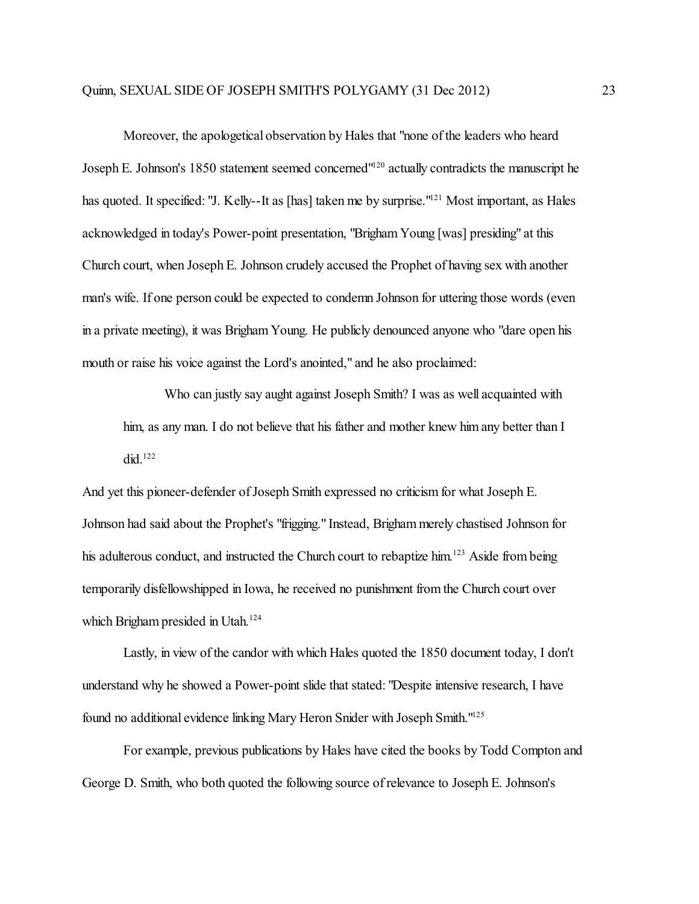Moreover, the apologetical observation by Hales that "none of the leaders who heard Joseph E. Johnson's 1850 statement seemed concerned"[120] actually contradicts the manuscript he has quoted. It specified: "J. Kelly--It as [has] taken me by surprise."[121] Most important, as Hales acknowledged in today's Power-point presentation, "Brigham Young [was] presiding" at this Church court, when Joseph E. Johnson crudely accused the Prophet of having sex with another man's wife. If one person could be expected to condemn Johnson for uttering those words (even in a private meeting), it was Brigham Young. He publicly denounced anyone who "dare open his mouth or raise his voice against the Lord's anointed," and he also proclaimed:

> Who can justly say aught against Joseph Smith? I was as well acquainted with him, as any man. I do not believe that his father and mother knew him any better than I did.[122]

And yet this pioneer-defender of Joseph Smith expressed no criticism for what Joseph E. Johnson had said about the Prophet's "frigging." Instead, Brigham merely chastised Johnson for his adulterous conduct, and instructed the Church court to rebaptize him.[123] Aside from being temporarily disfellowshipped in Iowa, he received no punishment from the Church court over which Brigham presided in Utah.[124]

Lastly, in view of the candor with which Hales quoted the 1850 document today, I don't understand why he showed a Power-point slide that stated: "Despite intensive research, I have found no additional evidence linking Mary Heron Snider with Joseph Smith."[125]

For example, previous publications by Hales have cited the books by Todd Compton and George D. Smith, who both quoted the following source of relevance to Joseph E. Johnson's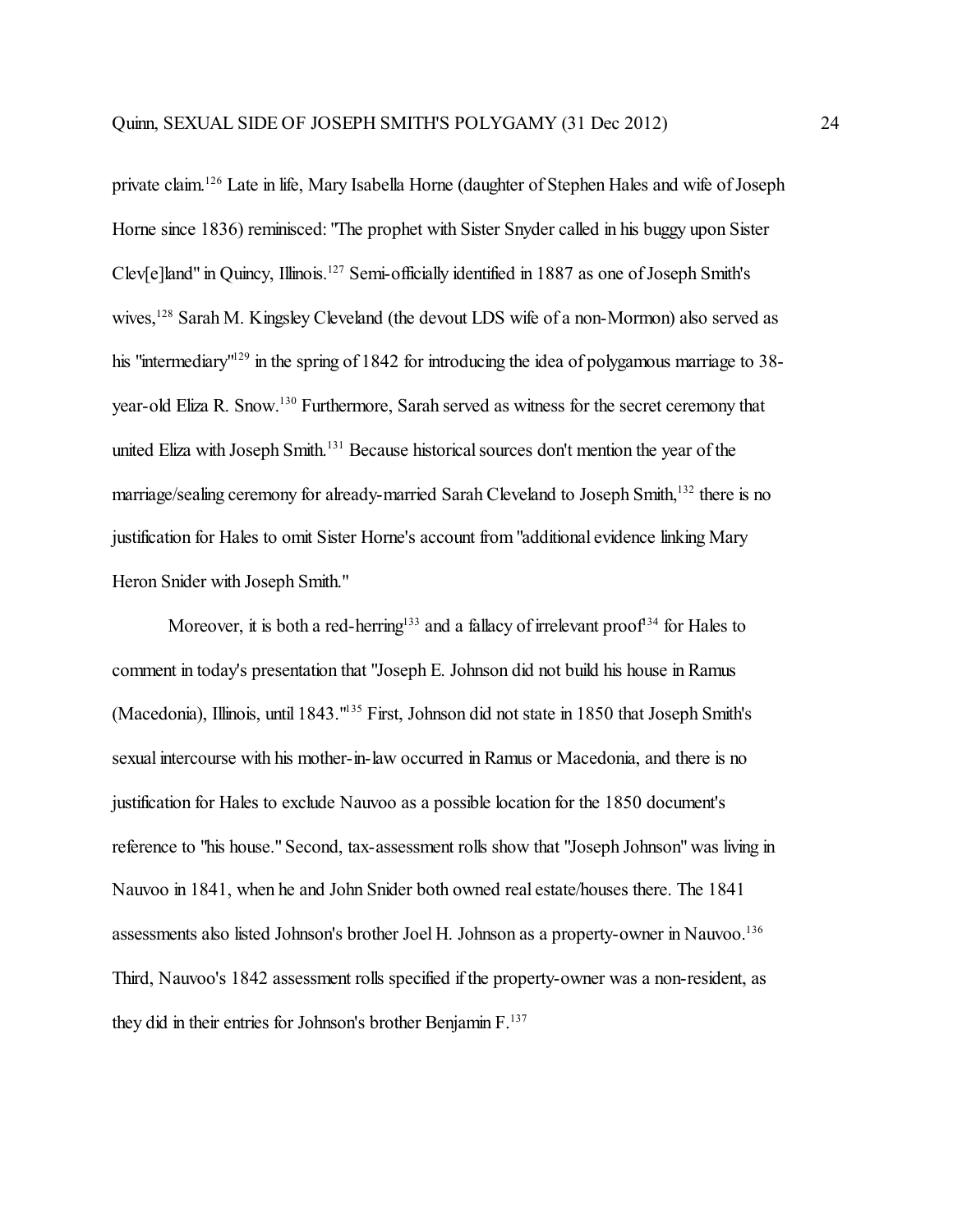private claim.[126] Late in life, Mary Isabella Horne (daughter of Stephen Hales and wife of Joseph Horne since 1836) reminisced: "The prophet with Sister Snyder called in his buggy upon Sister Clev[e]land" in Quincy, Illinois.[127] Semi-officially identified in 1887 as one of Joseph Smith's wives,[128] Sarah M. Kingsley Cleveland (the devout LDS wife of a non-Mormon) also served as his "intermediary"[129] in the spring of 1842 for introducing the idea of polygamous marriage to 38-year-old Eliza R. Snow.[130] Furthermore, Sarah served as witness for the secret ceremony that united Eliza with Joseph Smith.[131] Because historical sources don't mention the year of the marriage/sealing ceremony for already-married Sarah Cleveland to Joseph Smith,[132] there is no justification for Hales to omit Sister Horne's account from "additional evidence linking Mary Heron Snider with Joseph Smith."

Moreover, it is both a red-herring[133] and a fallacy of irrelevant proof[134] for Hales to comment in today's presentation that "Joseph E. Johnson did not build his house in Ramus (Macedonia), Illinois, until 1843."[135] First, Johnson did not state in 1850 that Joseph Smith's sexual intercourse with his mother-in-law occurred in Ramus or Macedonia, and there is no justification for Hales to exclude Nauvoo as a possible location for the 1850 document's reference to "his house." Second, tax-assessment rolls show that "Joseph Johnson" was living in Nauvoo in 1841, when he and John Snider both owned real estate/houses there. The 1841 assessments also listed Johnson's brother Joel H. Johnson as a property-owner in Nauvoo.[136] Third, Nauvoo's 1842 assessment rolls specified if the property-owner was a non-resident, as they did in their entries for Johnson's brother Benjamin F.[137]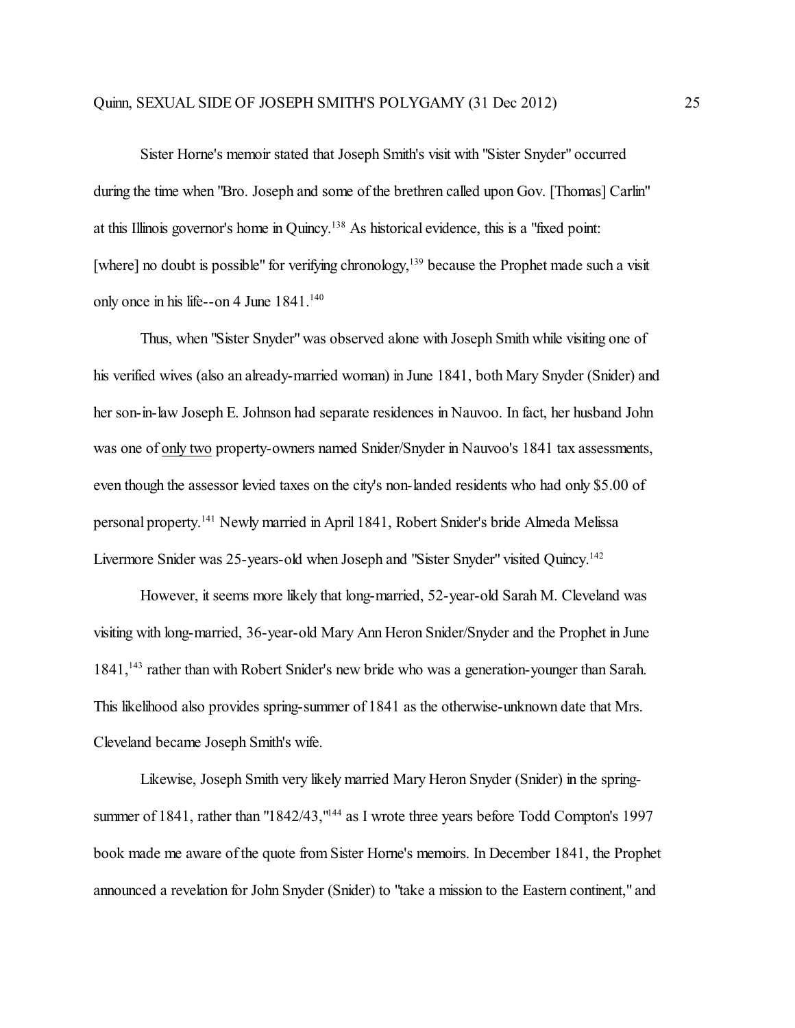Sister Horne's memoir stated that Joseph Smith's visit with "Sister Snyder" occurred during the time when "Bro. Joseph and some of the brethren called upon Gov. [Thomas] Carlin" at this Illinois governor's home in Quincy.[138] As historical evidence, this is a "fixed point: [where] no doubt is possible" for verifying chronology,[139] because the Prophet made such a visit only once in his life--on 4 June 1841.[140]

Thus, when "Sister Snyder" was observed alone with Joseph Smith while visiting one of his verified wives (also an already-married woman) in June 1841, both Mary Snyder (Snider) and her son-in-law Joseph E. Johnson had separate residences in Nauvoo. In fact, her husband John was one of <u>only two</u> property-owners named Snider/Snyder in Nauvoo's 1841 tax assessments, even though the assessor levied taxes on the city's non-landed residents who had only $5.00 of personal property.[141] Newly married in April 1841, Robert Snider's bride Almeda Melissa Livermore Snider was 25-years-old when Joseph and "Sister Snyder" visited Quincy.[142]

However, it seems more likely that long-married, 52-year-old Sarah M. Cleveland was visiting with long-married, 36-year-old Mary Ann Heron Snider/Snyder and the Prophet in June 1841,[143] rather than with Robert Snider's new bride who was a generation-younger than Sarah. This likelihood also provides spring-summer of 1841 as the otherwise-unknown date that Mrs. Cleveland became Joseph Smith's wife.

Likewise, Joseph Smith very likely married Mary Heron Snyder (Snider) in the spring-summer of 1841, rather than "1842/43,"[144] as I wrote three years before Todd Compton's 1997 book made me aware of the quote from Sister Horne's memoirs. In December 1841, the Prophet announced a revelation for John Snyder (Snider) to "take a mission to the Eastern continent," and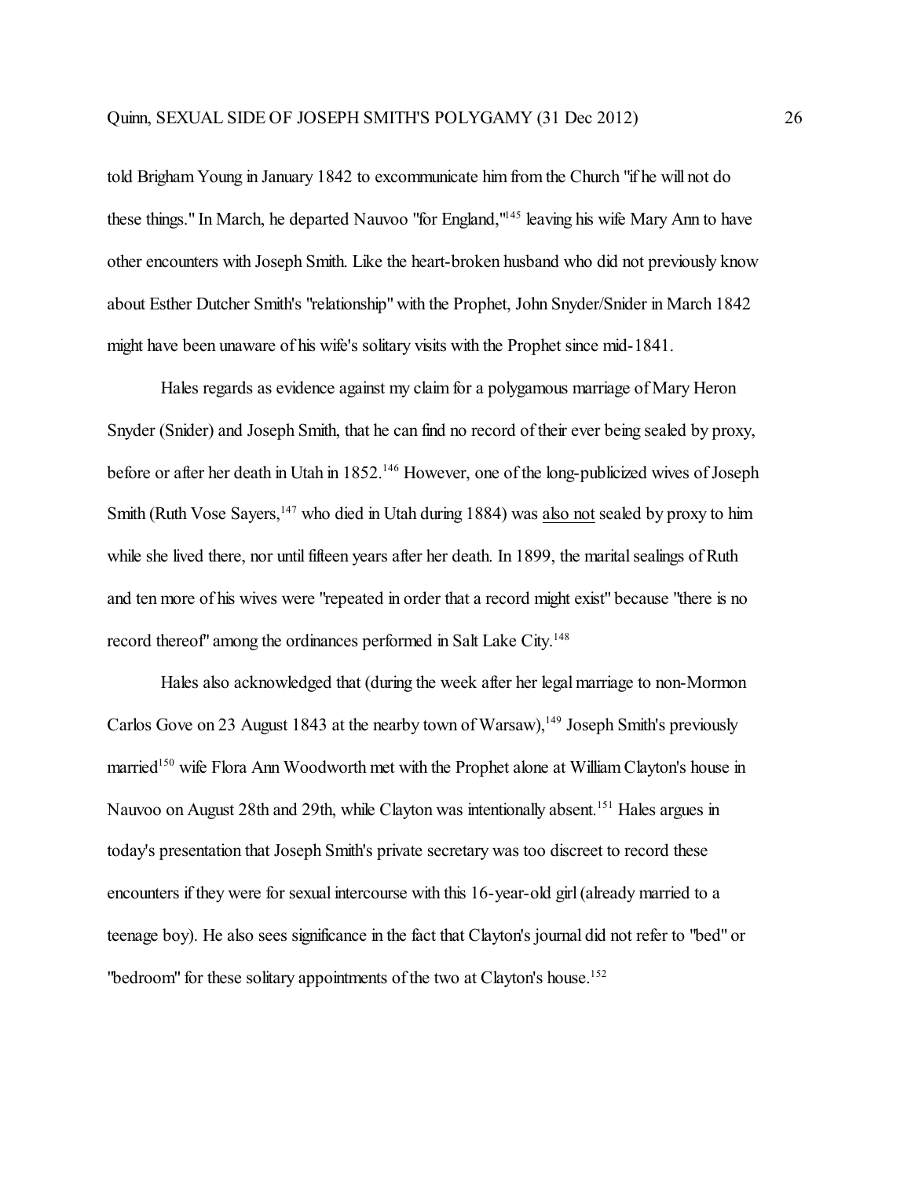told Brigham Young in January 1842 to excommunicate him from the Church "if he will not do these things." In March, he departed Nauvoo "for England,'"[145] leaving his wife Mary Ann to have other encounters with Joseph Smith. Like the heart-broken husband who did not previously know about Esther Dutcher Smith's "relationship" with the Prophet, John Snyder/Snider in March 1842 might have been unaware of his wife's solitary visits with the Prophet since mid-1841.

Hales regards as evidence against my claim for a polygamous marriage of Mary Heron Snyder (Snider) and Joseph Smith, that he can find no record of their ever being sealed by proxy, before or after her death in Utah in 1852.[146] However, one of the long-publicized wives of Joseph Smith (Ruth Vose Sayers,[147] who died in Utah during 1884) was <u>also not</u> sealed by proxy to him while she lived there, nor until fifteen years after her death. In 1899, the marital sealings of Ruth and ten more of his wives were "repeated in order that a record might exist" because "there is no record thereof" among the ordinances performed in Salt Lake City.[148]

Hales also acknowledged that (during the week after her legal marriage to non-Mormon Carlos Gove on 23 August 1843 at the nearby town of Warsaw),[149] Joseph Smith's previously married[150] wife Flora Ann Woodworth met with the Prophet alone at William Clayton's house in Nauvoo on August 28th and 29th, while Clayton was intentionally absent.[151] Hales argues in today's presentation that Joseph Smith's private secretary was too discreet to record these encounters if they were for sexual intercourse with this 16-year-old girl (already married to a teenage boy). He also sees significance in the fact that Clayton's journal did not refer to "bed" or "bedroom" for these solitary appointments of the two at Clayton's house.[152]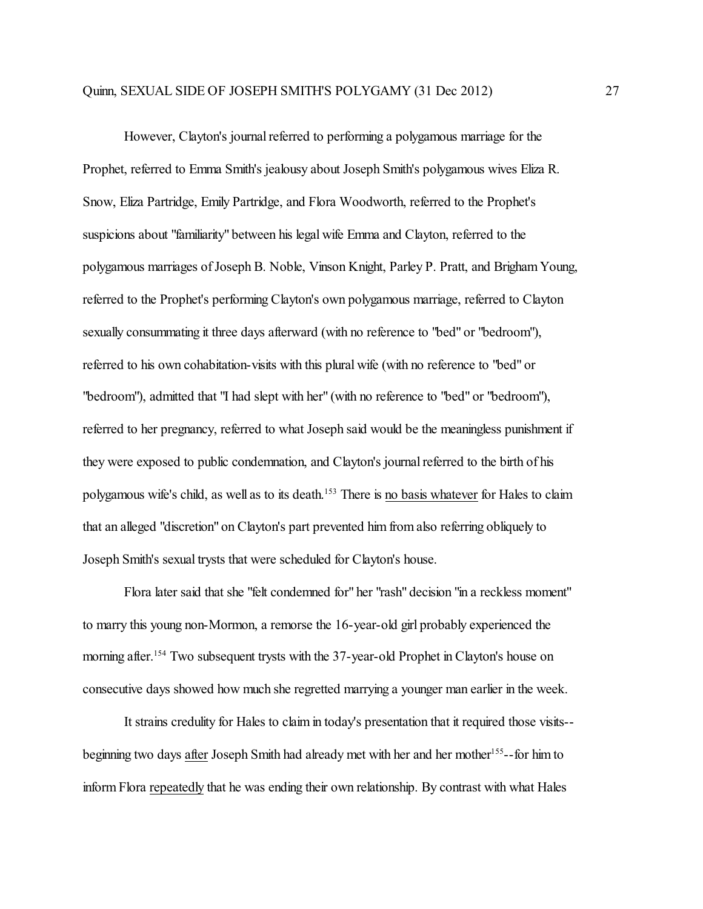However, Clayton's journal referred to performing a polygamous marriage for the Prophet, referred to Emma Smith's jealousy about Joseph Smith's polygamous wives Eliza R. Snow, Eliza Partridge, Emily Partridge, and Flora Woodworth, referred to the Prophet's suspicions about "familiarity" between his legal wife Emma and Clayton, referred to the polygamous marriages of Joseph B. Noble, Vinson Knight, Parley P. Pratt, and Brigham Young, referred to the Prophet's performing Clayton's own polygamous marriage, referred to Clayton sexually consummating it three days afterward (with no reference to "bed" or "bedroom"), referred to his own cohabitation-visits with this plural wife (with no reference to "bed" or "bedroom"), admitted that "I had slept with her" (with no reference to "bed" or "bedroom"), referred to her pregnancy, referred to what Joseph said would be the meaningless punishment if they were exposed to public condemnation, and Clayton's journal referred to the birth of his polygamous wife's child, as well as to its death.[153] There is <u>no basis whatever</u> for Hales to claim that an alleged "discretion" on Clayton's part prevented him from also referring obliquely to Joseph Smith's sexual trysts that were scheduled for Clayton's house.

Flora later said that she "felt condemned for" her "rash" decision "in a reckless moment" to marry this young non-Mormon, a remorse the 16-year-old girl probably experienced the morning after.[154] Two subsequent trysts with the 37-year-old Prophet in Clayton's house on consecutive days showed how much she regretted marrying a younger man earlier in the week.

It strains credulity for Hales to claim in today's presentation that it required those visits--beginning two days <u>after</u> Joseph Smith had already met with her and her mother[155]--for him to inform Flora <u>repeatedly</u> that he was ending their own relationship. By contrast with what Hales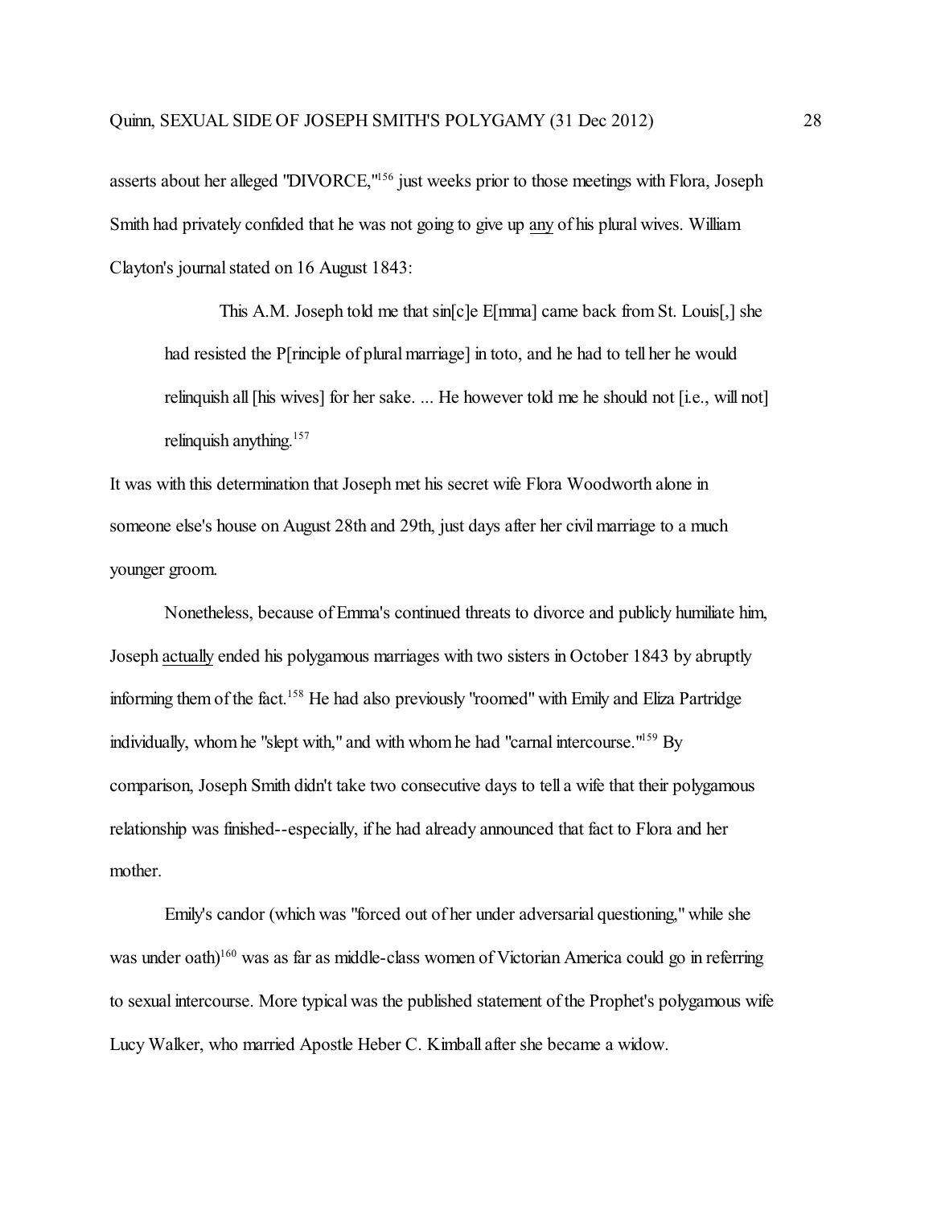asserts about her alleged "DIVORCE,"[156] just weeks prior to those meetings with Flora, Joseph Smith had privately confided that he was not going to give up <u>any</u> of his plural wives. William Clayton's journal stated on 16 August 1843:

> This A.M. Joseph told me that sin[c]e E[mma] came back from St. Louis[,] she had resisted the P[rinciple of plural marriage] in toto, and he had to tell her he would relinquish all [his wives] for her sake. ... He however told me he should not [i.e., will not] relinquish anything.[157]

It was with this determination that Joseph met his secret wife Flora Woodworth alone in someone else's house on August 28th and 29th, just days after her civil marriage to a much younger groom.

Nonetheless, because of Emma's continued threats to divorce and publicly humiliate him, Joseph <u>actually</u> ended his polygamous marriages with two sisters in October 1843 by abruptly informing them of the fact.[158] He had also previously "roomed" with Emily and Eliza Partridge individually, whom he "slept with," and with whom he had "carnal intercourse."[159] By comparison, Joseph Smith didn't take two consecutive days to tell a wife that their polygamous relationship was finished--especially, if he had already announced that fact to Flora and her mother.

Emily's candor (which was "forced out of her under adversarial questioning," while she was under oath)[160] was as far as middle-class women of Victorian America could go in referring to sexual intercourse. More typical was the published statement of the Prophet's polygamous wife Lucy Walker, who married Apostle Heber C. Kimball after she became a widow.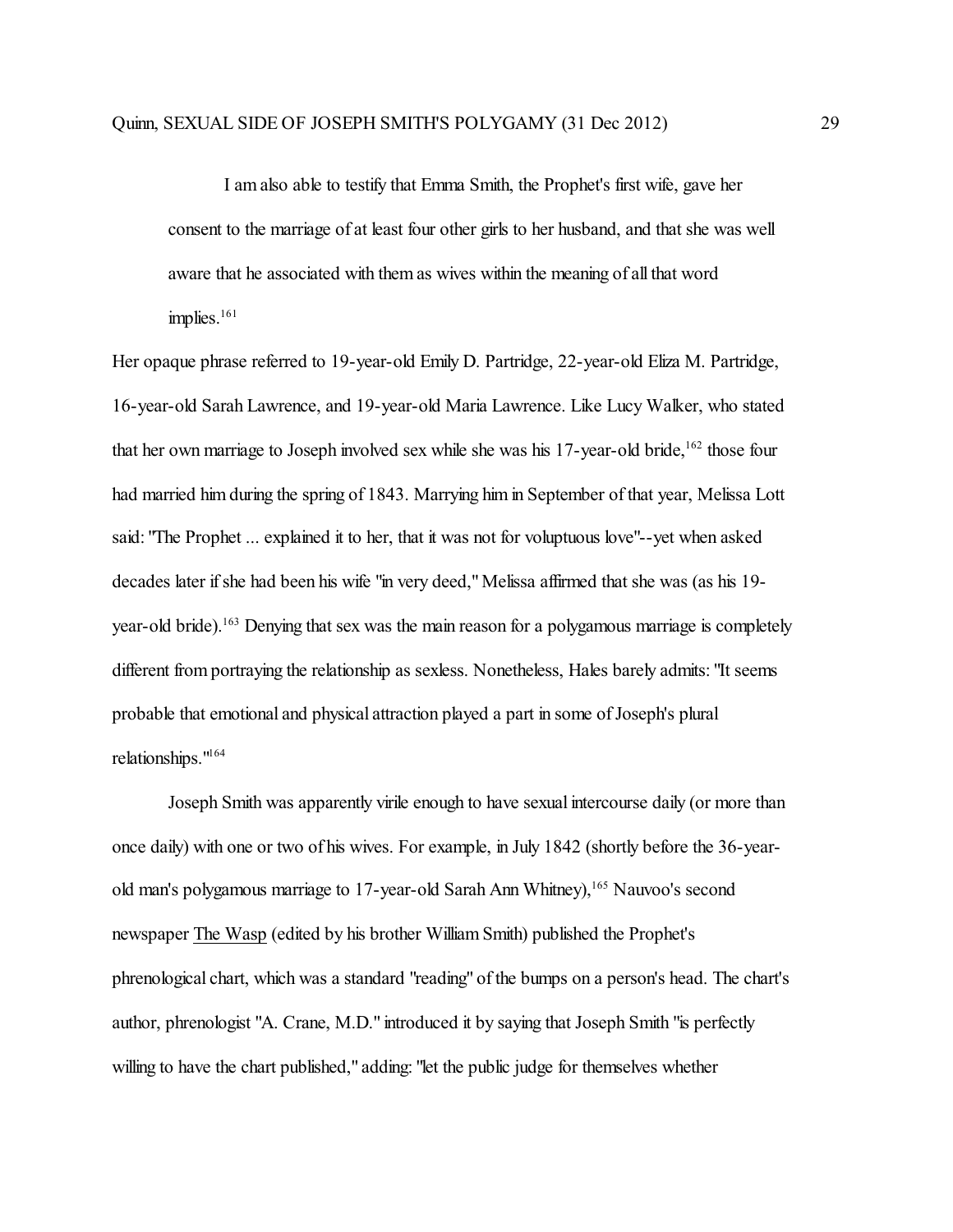> I am also able to testify that Emma Smith, the Prophet's first wife, gave her consent to the marriage of at least four other girls to her husband, and that she was well aware that he associated with them as wives within the meaning of all that word implies.[161]

Her opaque phrase referred to 19-year-old Emily D. Partridge, 22-year-old Eliza M. Partridge, 16-year-old Sarah Lawrence, and 19-year-old Maria Lawrence. Like Lucy Walker, who stated that her own marriage to Joseph involved sex while she was his 17-year-old bride,[162] those four had married him during the spring of 1843. Marrying him in September of that year, Melissa Lott said: "The Prophet ... explained it to her, that it was not for voluptuous love"--yet when asked decades later if she had been his wife "in very deed," Melissa affirmed that she was (as his 19-year-old bride).[163] Denying that sex was the main reason for a polygamous marriage is completely different from portraying the relationship as sexless. Nonetheless, Hales barely admits: "It seems probable that emotional and physical attraction played a part in some of Joseph's plural relationships."[164]

Joseph Smith was apparently virile enough to have sexual intercourse daily (or more than once daily) with one or two of his wives. For example, in July 1842 (shortly before the 36-year-old man's polygamous marriage to 17-year-old Sarah Ann Whitney),[165] Nauvoo's second newspaper The Wasp (edited by his brother William Smith) published the Prophet's phrenological chart, which was a standard "reading" of the bumps on a person's head. The chart's author, phrenologist "A. Crane, M.D." introduced it by saying that Joseph Smith "is perfectly willing to have the chart published," adding: "let the public judge for themselves whether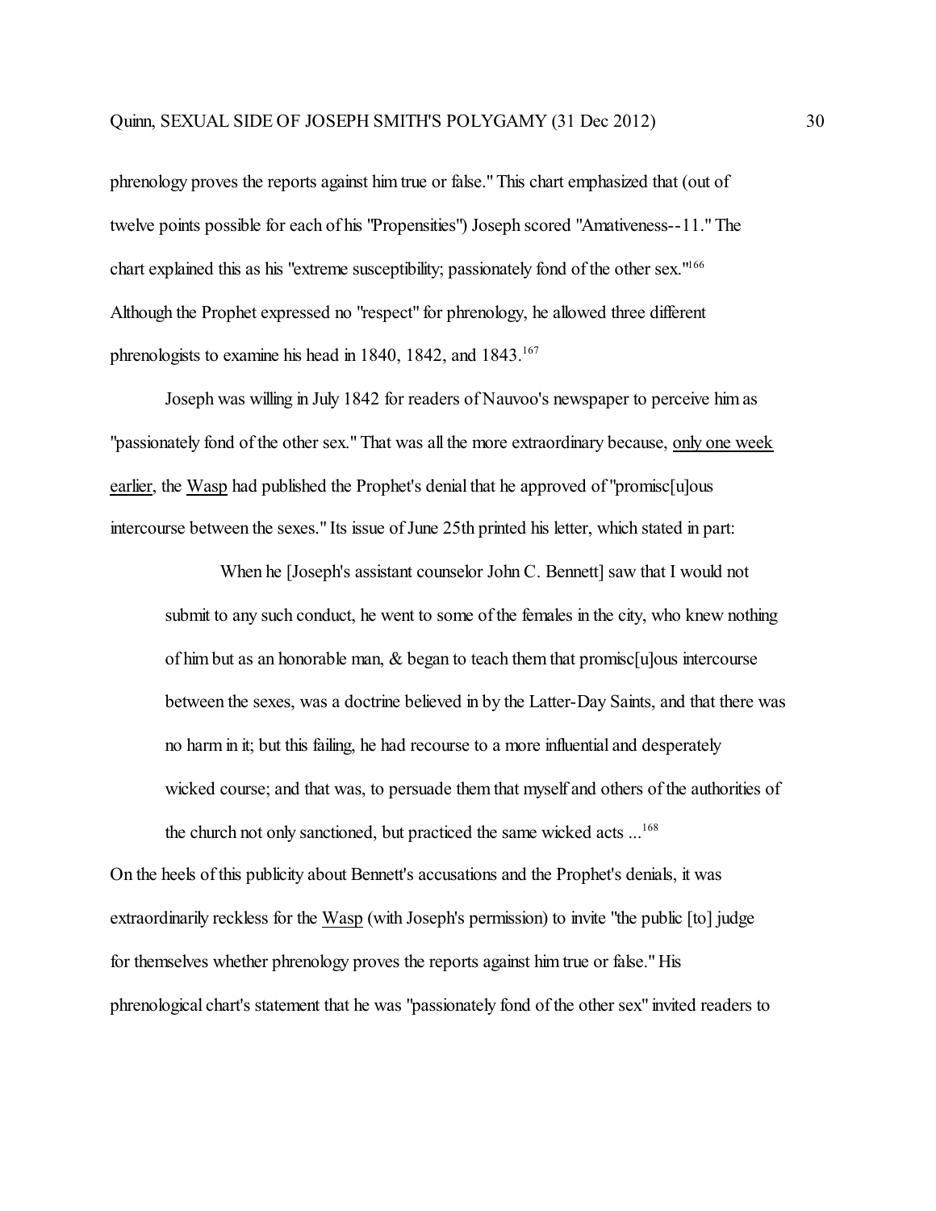phrenology proves the reports against him true or false." This chart emphasized that (out of twelve points possible for each of his "Propensities") Joseph scored "Amativeness--11." The chart explained this as his "extreme susceptibility; passionately fond of the other sex."[166] Although the Prophet expressed no "respect" for phrenology, he allowed three different phrenologists to examine his head in 1840, 1842, and 1843.[167]

Joseph was willing in July 1842 for readers of Nauvoo's newspaper to perceive him as "passionately fond of the other sex." That was all the more extraordinary because, <u>only one week earlier</u>, the <u>Wasp</u> had published the Prophet's denial that he approved of "promisc[u]ous intercourse between the sexes." Its issue of June 25th printed his letter, which stated in part:

> When he [Joseph's assistant counselor John C. Bennett] saw that I would not submit to any such conduct, he went to some of the females in the city, who knew nothing of him but as an honorable man, & began to teach them that promisc[u]ous intercourse between the sexes, was a doctrine believed in by the Latter-Day Saints, and that there was no harm in it; but this failing, he had recourse to a more influential and desperately wicked course; and that was, to persuade them that myself and others of the authorities of the church not only sanctioned, but practiced the same wicked acts ...[168]

On the heels of this publicity about Bennett's accusations and the Prophet's denials, it was extraordinarily reckless for the <u>Wasp</u> (with Joseph's permission) to invite "the public [to] judge for themselves whether phrenology proves the reports against him true or false." His phrenological chart's statement that he was "passionately fond of the other sex" invited readers to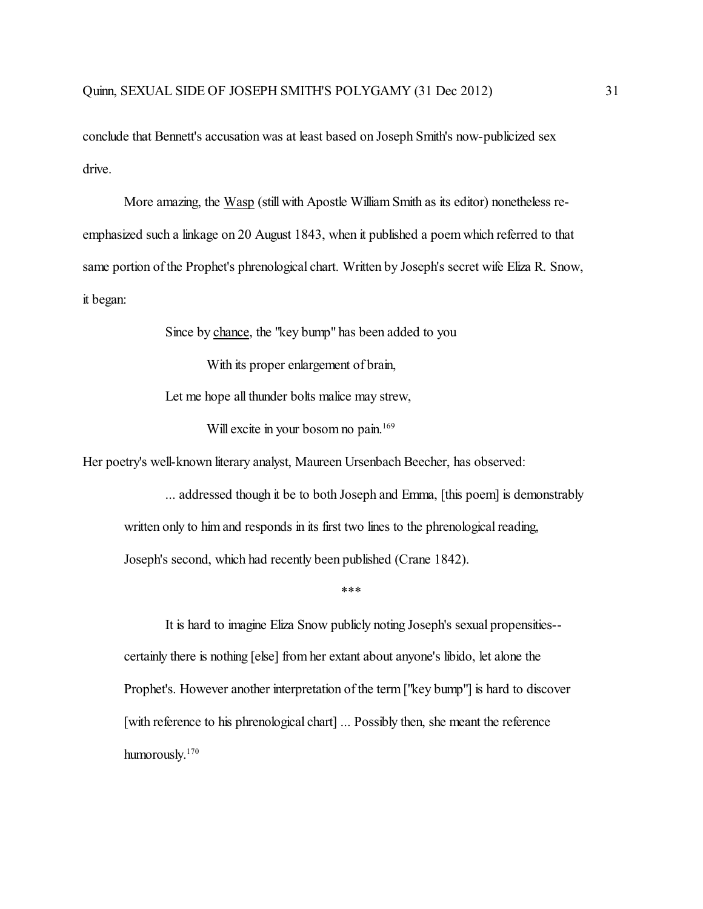conclude that Bennett's accusation was at least based on Joseph Smith's now-publicized sex drive.

More amazing, the Wasp (still with Apostle William Smith as its editor) nonetheless re-emphasized such a linkage on 20 August 1843, when it published a poem which referred to that same portion of the Prophet's phrenological chart. Written by Joseph's secret wife Eliza R. Snow, it began:

> Since by chance, the "key bump" has been added to you
>
> With its proper enlargement of brain,
>
> Let me hope all thunder bolts malice may strew,
>
> Will excite in your bosom no pain.[169]

Her poetry's well-known literary analyst, Maureen Ursenbach Beecher, has observed:

> ... addressed though it be to both Joseph and Emma, [this poem] is demonstrably written only to him and responds in its first two lines to the phrenological reading, Joseph's second, which had recently been published (Crane 1842).
>
> ***
>
> It is hard to imagine Eliza Snow publicly noting Joseph's sexual propensities--certainly there is nothing [else] from her extant about anyone's libido, let alone the Prophet's. However another interpretation of the term ["key bump"] is hard to discover [with reference to his phrenological chart] ... Possibly then, she meant the reference humorously.[170]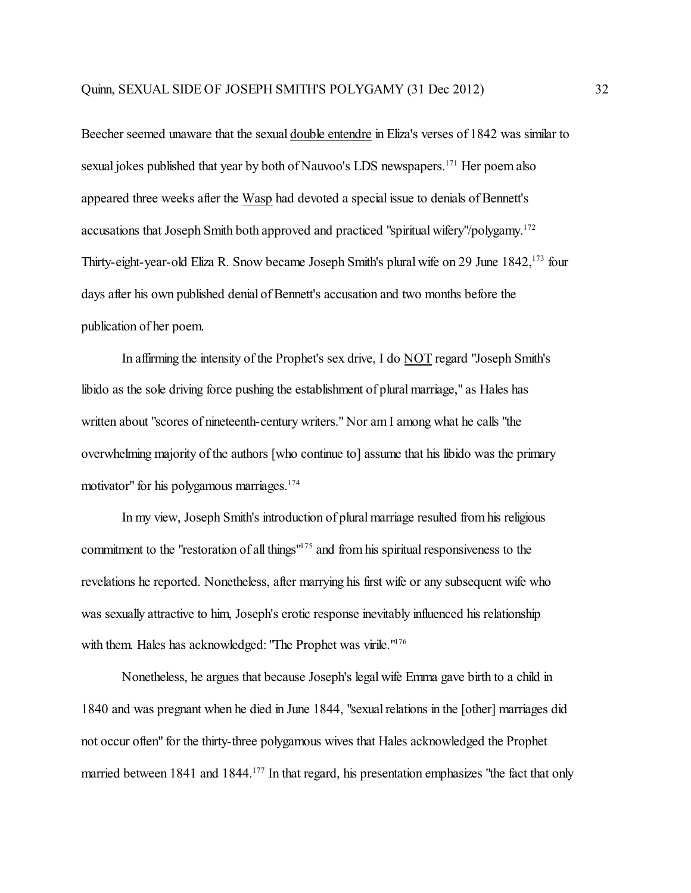Beecher seemed unaware that the sexual double entendre in Eliza's verses of 1842 was similar to sexual jokes published that year by both of Nauvoo's LDS newspapers.[171] Her poem also appeared three weeks after the Wasp had devoted a special issue to denials of Bennett's accusations that Joseph Smith both approved and practiced "spiritual wifery"/polygamy.[172] Thirty-eight-year-old Eliza R. Snow became Joseph Smith's plural wife on 29 June 1842,[173] four days after his own published denial of Bennett's accusation and two months before the publication of her poem.

In affirming the intensity of the Prophet's sex drive, I do NOT regard "Joseph Smith's libido as the sole driving force pushing the establishment of plural marriage," as Hales has written about "scores of nineteenth-century writers." Nor am I among what he calls "the overwhelming majority of the authors [who continue to] assume that his libido was the primary motivator" for his polygamous marriages.[174]

In my view, Joseph Smith's introduction of plural marriage resulted from his religious commitment to the "restoration of all things"[175] and from his spiritual responsiveness to the revelations he reported. Nonetheless, after marrying his first wife or any subsequent wife who was sexually attractive to him, Joseph's erotic response inevitably influenced his relationship with them. Hales has acknowledged: "The Prophet was virile."[176]

Nonetheless, he argues that because Joseph's legal wife Emma gave birth to a child in 1840 and was pregnant when he died in June 1844, "sexual relations in the [other] marriages did not occur often" for the thirty-three polygamous wives that Hales acknowledged the Prophet married between 1841 and 1844.[177] In that regard, his presentation emphasizes "the fact that only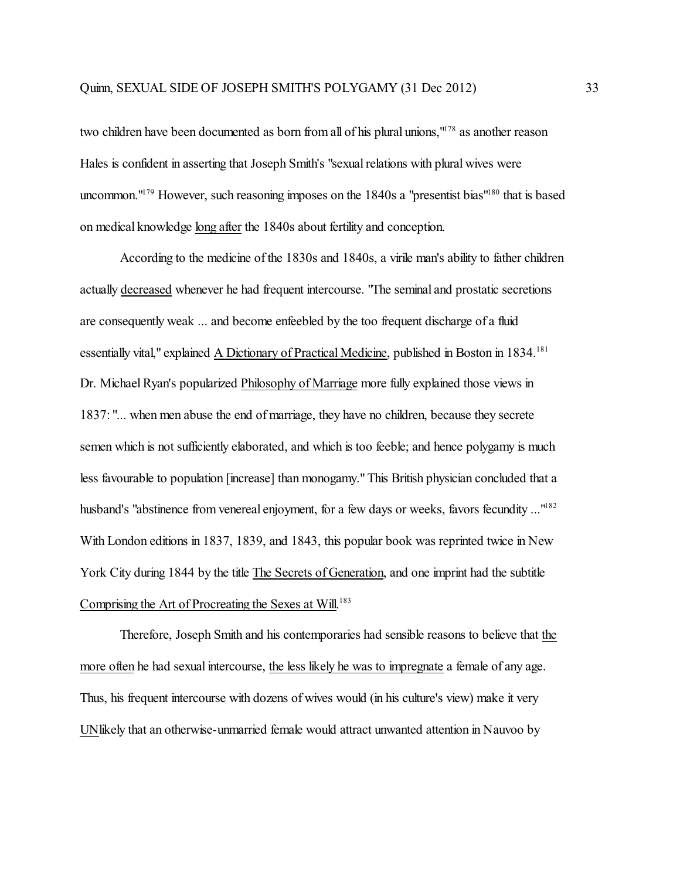two children have been documented as born from all of his plural unions,"[178] as another reason Hales is confident in asserting that Joseph Smith's "sexual relations with plural wives were uncommon."[179] However, such reasoning imposes on the 1840s a "presentist bias"[180] that is based on medical knowledge <u>long after</u> the 1840s about fertility and conception.

According to the medicine of the 1830s and 1840s, a virile man's ability to father children actually <u>decreased</u> whenever he had frequent intercourse. "The seminal and prostatic secretions are consequently weak ... and become enfeebled by the too frequent discharge of a fluid essentially vital," explained <u>A Dictionary of Practical Medicine</u>, published in Boston in 1834.[181] Dr. Michael Ryan's popularized <u>Philosophy of Marriage</u> more fully explained those views in 1837: "... when men abuse the end of marriage, they have no children, because they secrete semen which is not sufficiently elaborated, and which is too feeble; and hence polygamy is much less favourable to population [increase] than monogamy." This British physician concluded that a husband's "abstinence from venereal enjoyment, for a few days or weeks, favors fecundity ..."[182] With London editions in 1837, 1839, and 1843, this popular book was reprinted twice in New York City during 1844 by the title <u>The Secrets of Generation</u>, and one imprint had the subtitle <u>Comprising the Art of Procreating the Sexes at Will</u>.[183]

Therefore, Joseph Smith and his contemporaries had sensible reasons to believe that <u>the more often</u> he had sexual intercourse, <u>the less likely he was to impregnate</u> a female of any age. Thus, his frequent intercourse with dozens of wives would (in his culture's view) make it very <u>UN</u>likely that an otherwise-unmarried female would attract unwanted attention in Nauvoo by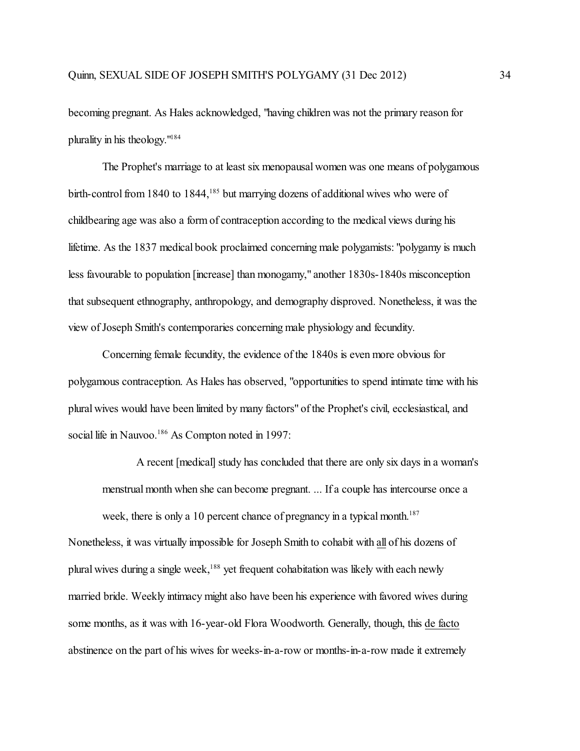becoming pregnant. As Hales acknowledged, "having children was not the primary reason for plurality in his theology."[184]

The Prophet's marriage to at least six menopausal women was one means of polygamous birth-control from 1840 to 1844,[185] but marrying dozens of additional wives who were of childbearing age was also a form of contraception according to the medical views during his lifetime. As the 1837 medical book proclaimed concerning male polygamists: "polygamy is much less favourable to population [increase] than monogamy," another 1830s-1840s misconception that subsequent ethnography, anthropology, and demography disproved. Nonetheless, it was the view of Joseph Smith's contemporaries concerning male physiology and fecundity.

Concerning female fecundity, the evidence of the 1840s is even more obvious for polygamous contraception. As Hales has observed, "opportunities to spend intimate time with his plural wives would have been limited by many factors" of the Prophet's civil, ecclesiastical, and social life in Nauvoo.[186] As Compton noted in 1997:

> A recent [medical] study has concluded that there are only six days in a woman's menstrual month when she can become pregnant. ... If a couple has intercourse once a week, there is only a 10 percent chance of pregnancy in a typical month.[187]

Nonetheless, it was virtually impossible for Joseph Smith to cohabit with <u>all</u> of his dozens of plural wives during a single week,[188] yet frequent cohabitation was likely with each newly married bride. Weekly intimacy might also have been his experience with favored wives during some months, as it was with 16-year-old Flora Woodworth. Generally, though, this <u>de facto</u> abstinence on the part of his wives for weeks-in-a-row or months-in-a-row made it extremely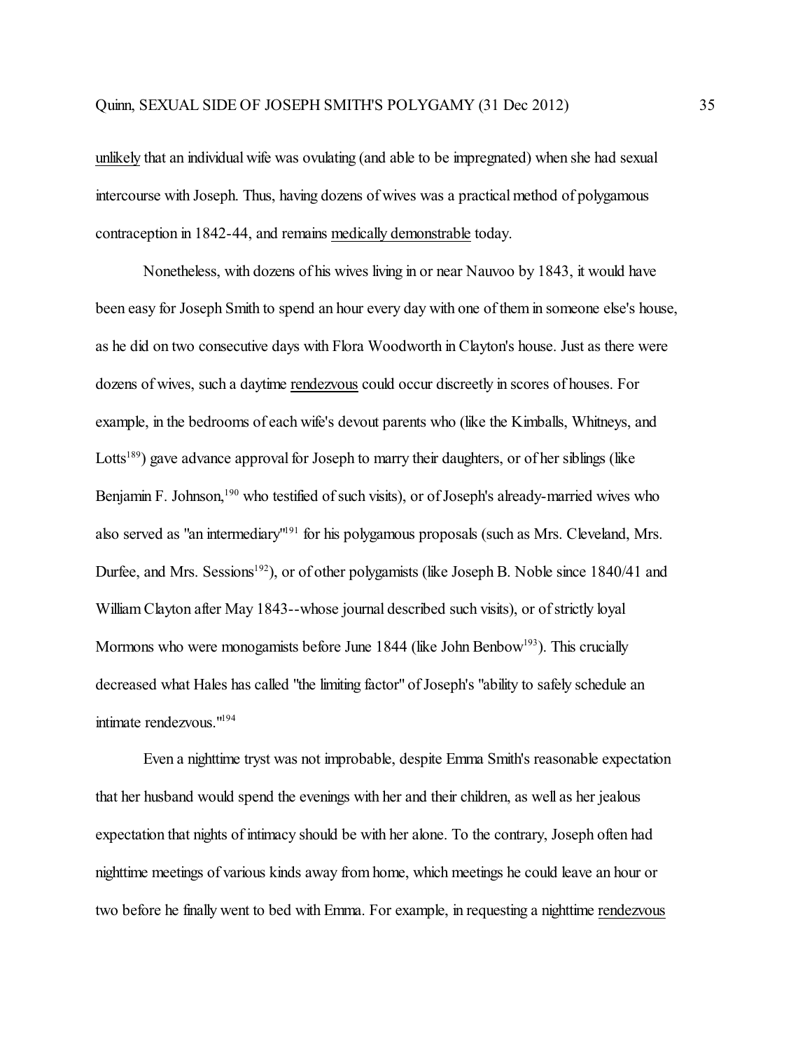unlikely that an individual wife was ovulating (and able to be impregnated) when she had sexual intercourse with Joseph. Thus, having dozens of wives was a practical method of polygamous contraception in 1842-44, and remains medically demonstrable today.

Nonetheless, with dozens of his wives living in or near Nauvoo by 1843, it would have been easy for Joseph Smith to spend an hour every day with one of them in someone else's house, as he did on two consecutive days with Flora Woodworth in Clayton's house. Just as there were dozens of wives, such a daytime rendezvous could occur discreetly in scores of houses. For example, in the bedrooms of each wife's devout parents who (like the Kimballs, Whitneys, and Lotts[189]) gave advance approval for Joseph to marry their daughters, or of her siblings (like Benjamin F. Johnson,[190] who testified of such visits), or of Joseph's already-married wives who also served as "an intermediary"[191] for his polygamous proposals (such as Mrs. Cleveland, Mrs. Durfee, and Mrs. Sessions[192]), or of other polygamists (like Joseph B. Noble since 1840/41 and William Clayton after May 1843--whose journal described such visits), or of strictly loyal Mormons who were monogamists before June 1844 (like John Benbow[193]). This crucially decreased what Hales has called "the limiting factor" of Joseph's "ability to safely schedule an intimate rendezvous."[194]

Even a nighttime tryst was not improbable, despite Emma Smith's reasonable expectation that her husband would spend the evenings with her and their children, as well as her jealous expectation that nights of intimacy should be with her alone. To the contrary, Joseph often had nighttime meetings of various kinds away from home, which meetings he could leave an hour or two before he finally went to bed with Emma. For example, in requesting a nighttime rendezvous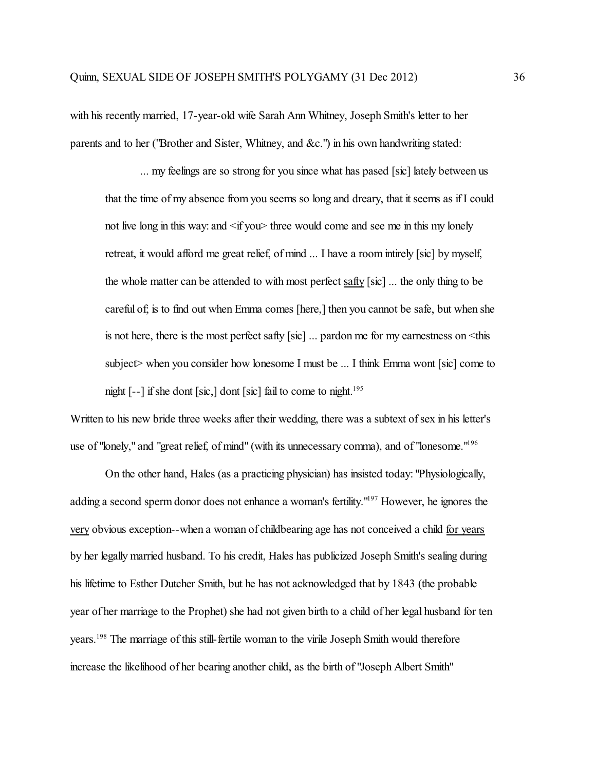with his recently married, 17-year-old wife Sarah Ann Whitney, Joseph Smith's letter to her parents and to her ("Brother and Sister, Whitney, and &c.") in his own handwriting stated:

> ... my feelings are so strong for you since what has pased [sic] lately between us that the time of my absence from you seems so long and dreary, that it seems as if I could not live long in this way: and <if you> three would come and see me in this my lonely retreat, it would afford me great relief, of mind ... I have a room intirely [sic] by myself, the whole matter can be attended to with most perfect <u>safty</u> [sic] ... the only thing to be careful of; is to find out when Emma comes [here,] then you cannot be safe, but when she is not here, there is the most perfect safty [sic] ... pardon me for my earnestness on <this subject> when you consider how lonesome I must be ... I think Emma wont [sic] come to night [--] if she dont [sic,] dont [sic] fail to come to night.[195]

Written to his new bride three weeks after their wedding, there was a subtext of sex in his letter's use of "lonely," and "great relief, of mind" (with its unnecessary comma), and of "lonesome."[196]

On the other hand, Hales (as a practicing physician) has insisted today: "Physiologically, adding a second sperm donor does not enhance a woman's fertility."[197] However, he ignores the <u>very</u> obvious exception--when a woman of childbearing age has not conceived a child <u>for years</u> by her legally married husband. To his credit, Hales has publicized Joseph Smith's sealing during his lifetime to Esther Dutcher Smith, but he has not acknowledged that by 1843 (the probable year of her marriage to the Prophet) she had not given birth to a child of her legal husband for ten years.[198] The marriage of this still-fertile woman to the virile Joseph Smith would therefore increase the likelihood of her bearing another child, as the birth of "Joseph Albert Smith"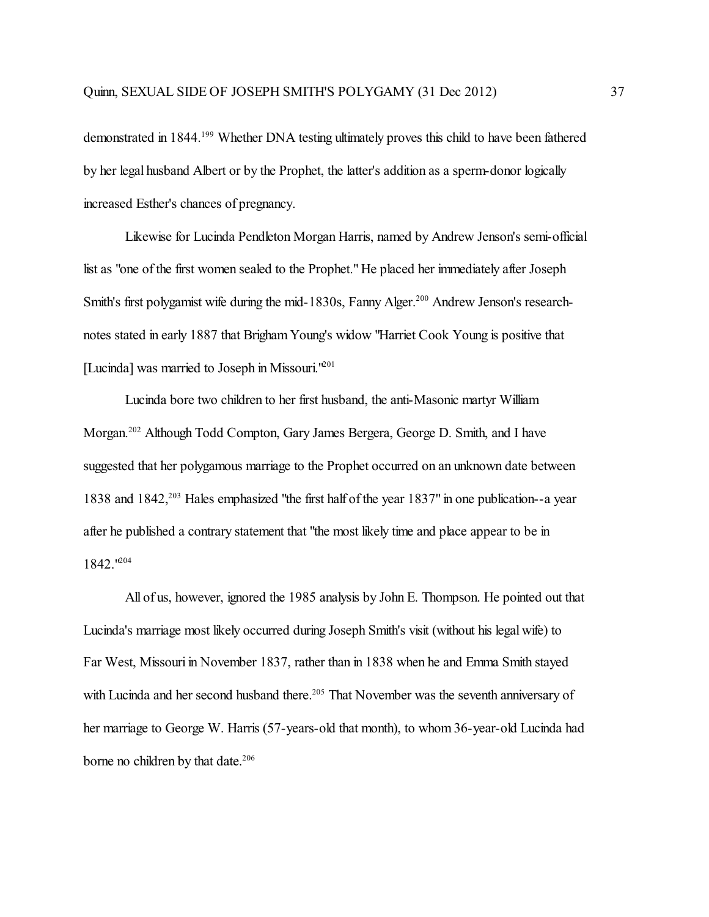demonstrated in 1844.[199] Whether DNA testing ultimately proves this child to have been fathered by her legal husband Albert or by the Prophet, the latter's addition as a sperm-donor logically increased Esther's chances of pregnancy.

Likewise for Lucinda Pendleton Morgan Harris, named by Andrew Jenson's semi-official list as "one of the first women sealed to the Prophet." He placed her immediately after Joseph Smith's first polygamist wife during the mid-1830s, Fanny Alger.[200] Andrew Jenson's research-notes stated in early 1887 that Brigham Young's widow "Harriet Cook Young is positive that [Lucinda] was married to Joseph in Missouri."[201]

Lucinda bore two children to her first husband, the anti-Masonic martyr William Morgan.[202] Although Todd Compton, Gary James Bergera, George D. Smith, and I have suggested that her polygamous marriage to the Prophet occurred on an unknown date between 1838 and 1842,[203] Hales emphasized "the first half of the year 1837" in one publication--a year after he published a contrary statement that "the most likely time and place appear to be in 1842."[204]

All of us, however, ignored the 1985 analysis by John E. Thompson. He pointed out that Lucinda's marriage most likely occurred during Joseph Smith's visit (without his legal wife) to Far West, Missouri in November 1837, rather than in 1838 when he and Emma Smith stayed with Lucinda and her second husband there.[205] That November was the seventh anniversary of her marriage to George W. Harris (57-years-old that month), to whom 36-year-old Lucinda had borne no children by that date.[206]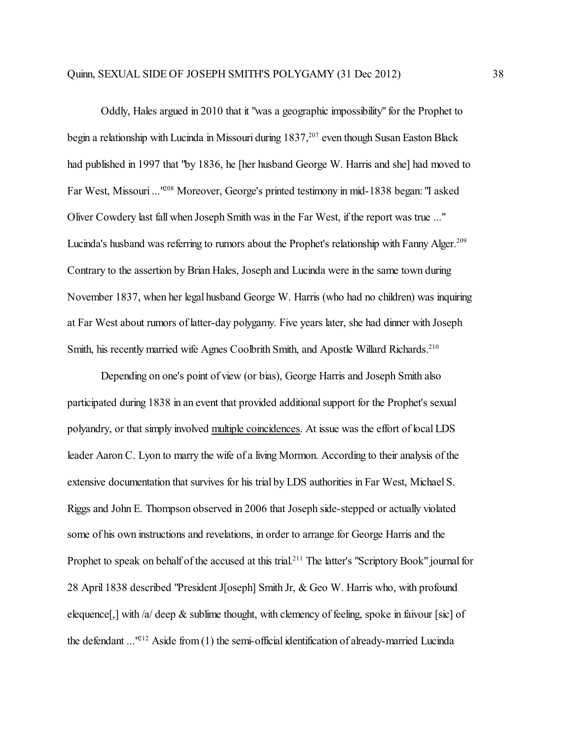Oddly, Hales argued in 2010 that it "was a geographic impossibility" for the Prophet to begin a relationship with Lucinda in Missouri during 1837,[207] even though Susan Easton Black had published in 1997 that "by 1836, he [her husband George W. Harris and she] had moved to Far West, Missouri ..."[208] Moreover, George's printed testimony in mid-1838 began: "I asked Oliver Cowdery last fall when Joseph Smith was in the Far West, if the report was true ..." Lucinda's husband was referring to rumors about the Prophet's relationship with Fanny Alger.[209] Contrary to the assertion by Brian Hales, Joseph and Lucinda were in the same town during November 1837, when her legal husband George W. Harris (who had no children) was inquiring at Far West about rumors of latter-day polygamy. Five years later, she had dinner with Joseph Smith, his recently married wife Agnes Coolbrith Smith, and Apostle Willard Richards.[210]

Depending on one's point of view (or bias), George Harris and Joseph Smith also participated during 1838 in an event that provided additional support for the Prophet's sexual polyandry, or that simply involved <u>multiple coincidences</u>. At issue was the effort of local LDS leader Aaron C. Lyon to marry the wife of a living Mormon. According to their analysis of the extensive documentation that survives for his trial by LDS authorities in Far West, Michael S. Riggs and John E. Thompson observed in 2006 that Joseph side-stepped or actually violated some of his own instructions and revelations, in order to arrange for George Harris and the Prophet to speak on behalf of the accused at this trial.[211] The latter's "Scriptory Book" journal for 28 April 1838 described "President J[oseph] Smith Jr, & Geo W. Harris who, with profound elequence[,] with /a/ deep & sublime thought, with clemency of feeling, spoke in faivour [sic] of the defendant ..."[212] Aside from (1) the semi-official identification of already-married Lucinda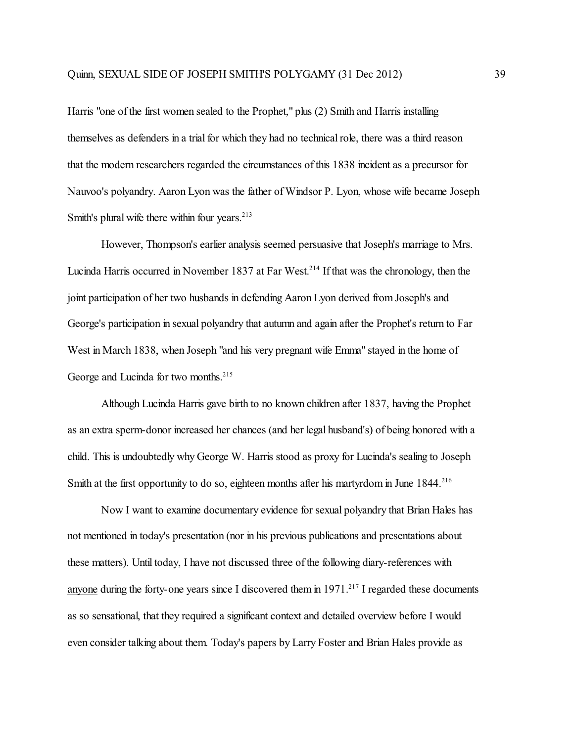Harris "one of the first women sealed to the Prophet," plus (2) Smith and Harris installing themselves as defenders in a trial for which they had no technical role, there was a third reason that the modern researchers regarded the circumstances of this 1838 incident as a precursor for Nauvoo's polyandry. Aaron Lyon was the father of Windsor P. Lyon, whose wife became Joseph Smith's plural wife there within four years.[213]

However, Thompson's earlier analysis seemed persuasive that Joseph's marriage to Mrs. Lucinda Harris occurred in November 1837 at Far West.[214] If that was the chronology, then the joint participation of her two husbands in defending Aaron Lyon derived from Joseph's and George's participation in sexual polyandry that autumn and again after the Prophet's return to Far West in March 1838, when Joseph "and his very pregnant wife Emma" stayed in the home of George and Lucinda for two months.[215]

Although Lucinda Harris gave birth to no known children after 1837, having the Prophet as an extra sperm-donor increased her chances (and her legal husband's) of being honored with a child. This is undoubtedly why George W. Harris stood as proxy for Lucinda's sealing to Joseph Smith at the first opportunity to do so, eighteen months after his martyrdom in June 1844.[216]

Now I want to examine documentary evidence for sexual polyandry that Brian Hales has not mentioned in today's presentation (nor in his previous publications and presentations about these matters). Until today, I have not discussed three of the following diary-references with <u>anyone</u> during the forty-one years since I discovered them in 1971.[217] I regarded these documents as so sensational, that they required a significant context and detailed overview before I would even consider talking about them. Today's papers by Larry Foster and Brian Hales provide as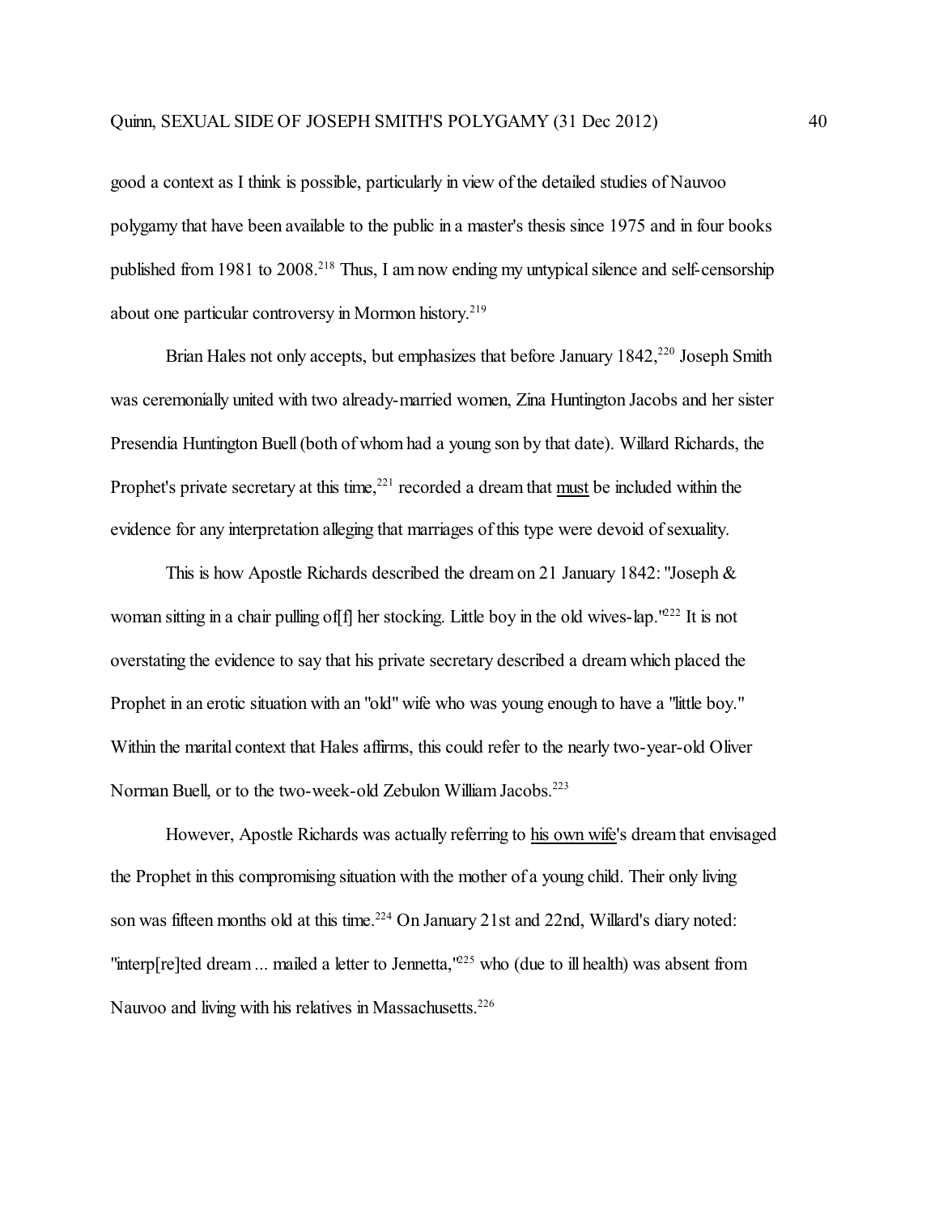good a context as I think is possible, particularly in view of the detailed studies of Nauvoo polygamy that have been available to the public in a master's thesis since 1975 and in four books published from 1981 to 2008.[218] Thus, I am now ending my untypical silence and self-censorship about one particular controversy in Mormon history.[219]

Brian Hales not only accepts, but emphasizes that before January 1842,[220] Joseph Smith was ceremonially united with two already-married women, Zina Huntington Jacobs and her sister Presendia Huntington Buell (both of whom had a young son by that date). Willard Richards, the Prophet's private secretary at this time,[221] recorded a dream that <u>must</u> be included within the evidence for any interpretation alleging that marriages of this type were devoid of sexuality.

This is how Apostle Richards described the dream on 21 January 1842: "Joseph & woman sitting in a chair pulling of[f] her stocking. Little boy in the old wives-lap."[222] It is not overstating the evidence to say that his private secretary described a dream which placed the Prophet in an erotic situation with an "old" wife who was young enough to have a "little boy." Within the marital context that Hales affirms, this could refer to the nearly two-year-old Oliver Norman Buell, or to the two-week-old Zebulon William Jacobs.[223]

However, Apostle Richards was actually referring to <u>his own wife</u>'s dream that envisaged the Prophet in this compromising situation with the mother of a young child. Their only living son was fifteen months old at this time.[224] On January 21st and 22nd, Willard's diary noted: "interp[re]ted dream ... mailed a letter to Jennetta,"[225] who (due to ill health) was absent from Nauvoo and living with his relatives in Massachusetts.[226]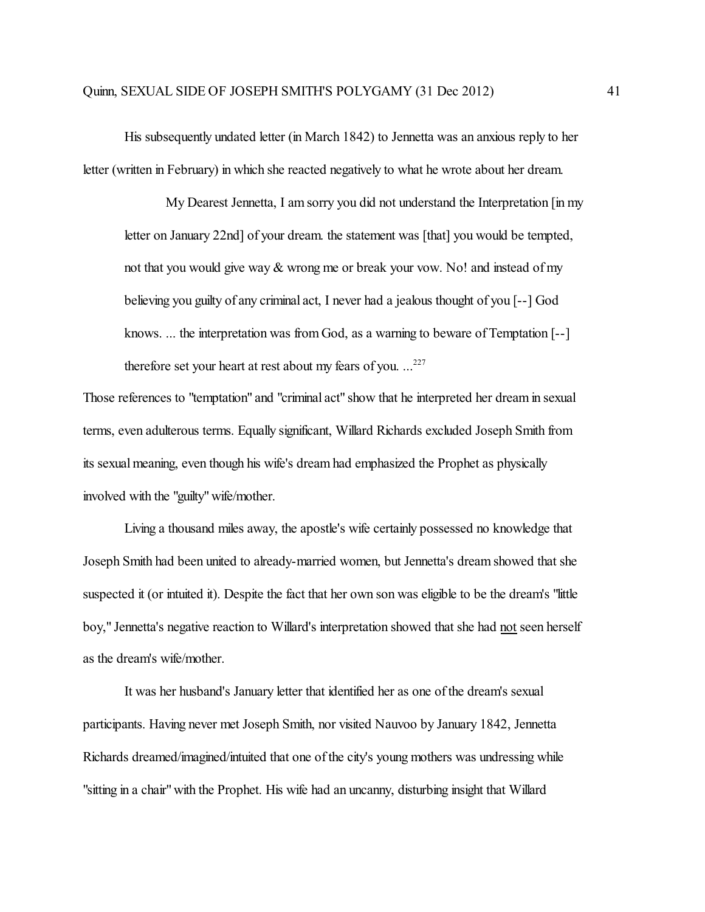His subsequently undated letter (in March 1842) to Jennetta was an anxious reply to her letter (written in February) in which she reacted negatively to what he wrote about her dream.

> My Dearest Jennetta, I am sorry you did not understand the Interpretation [in my letter on January 22nd] of your dream. the statement was [that] you would be tempted, not that you would give way & wrong me or break your vow. No! and instead of my believing you guilty of any criminal act, I never had a jealous thought of you [--] God knows. ... the interpretation was from God, as a warning to beware of Temptation [--] therefore set your heart at rest about my fears of you. ...[227]

Those references to "temptation" and "criminal act" show that he interpreted her dream in sexual terms, even adulterous terms. Equally significant, Willard Richards excluded Joseph Smith from its sexual meaning, even though his wife's dream had emphasized the Prophet as physically involved with the "guilty" wife/mother.

Living a thousand miles away, the apostle's wife certainly possessed no knowledge that Joseph Smith had been united to already-married women, but Jennetta's dream showed that she suspected it (or intuited it). Despite the fact that her own son was eligible to be the dream's "little boy," Jennetta's negative reaction to Willard's interpretation showed that she had <u>not</u> seen herself as the dream's wife/mother.

It was her husband's January letter that identified her as one of the dream's sexual participants. Having never met Joseph Smith, nor visited Nauvoo by January 1842, Jennetta Richards dreamed/imagined/intuited that one of the city's young mothers was undressing while "sitting in a chair" with the Prophet. His wife had an uncanny, disturbing insight that Willard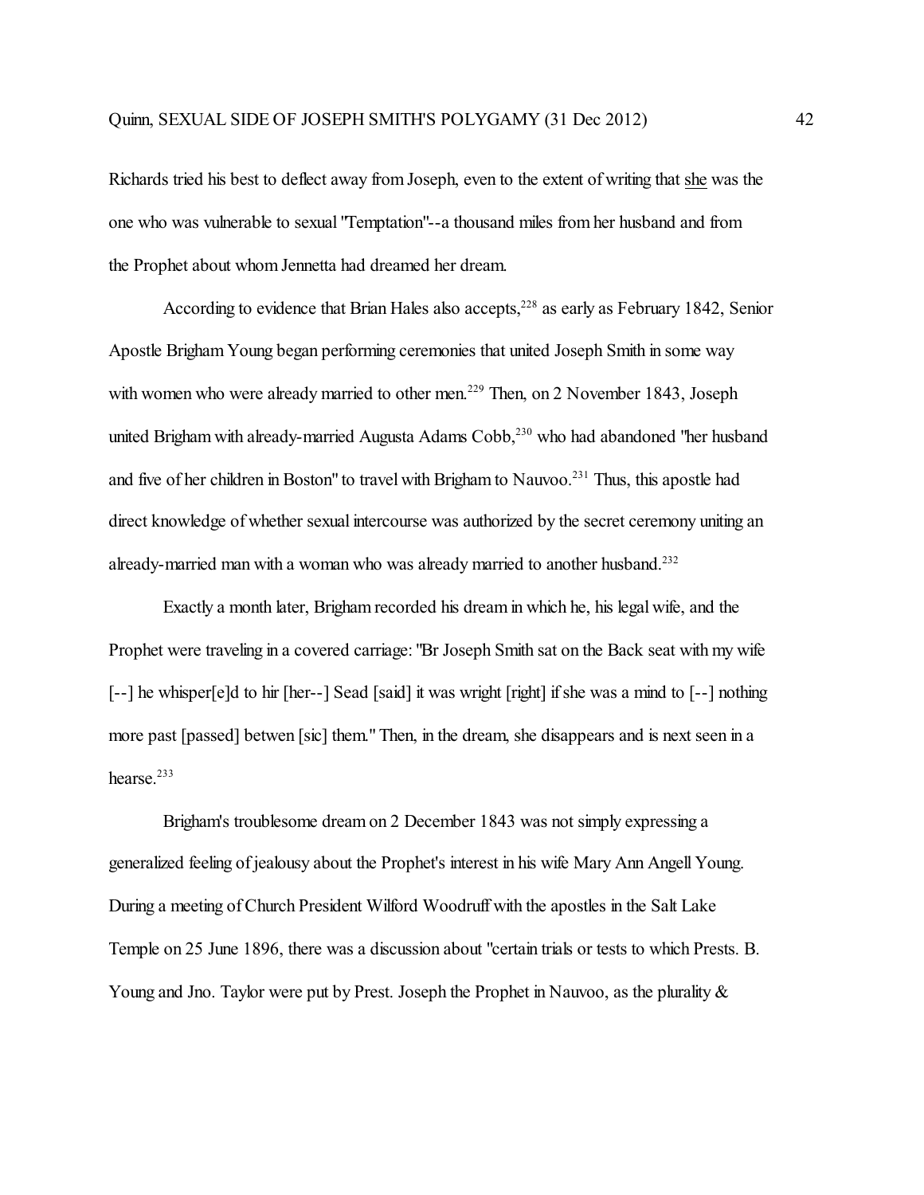Richards tried his best to deflect away from Joseph, even to the extent of writing that <u>she</u> was the one who was vulnerable to sexual "Temptation"--a thousand miles from her husband and from the Prophet about whom Jennetta had dreamed her dream.

According to evidence that Brian Hales also accepts,[228] as early as February 1842, Senior Apostle Brigham Young began performing ceremonies that united Joseph Smith in some way with women who were already married to other men.[229] Then, on 2 November 1843, Joseph united Brigham with already-married Augusta Adams Cobb,[230] who had abandoned "her husband and five of her children in Boston" to travel with Brigham to Nauvoo.[231] Thus, this apostle had direct knowledge of whether sexual intercourse was authorized by the secret ceremony uniting an already-married man with a woman who was already married to another husband.[232]

Exactly a month later, Brigham recorded his dream in which he, his legal wife, and the Prophet were traveling in a covered carriage: "Br Joseph Smith sat on the Back seat with my wife [--] he whisper[e]d to hir [her--] Sead [said] it was wright [right] if she was a mind to [--] nothing more past [passed] betwen [sic] them." Then, in the dream, she disappears and is next seen in a hearse.[233]

Brigham's troublesome dream on 2 December 1843 was not simply expressing a generalized feeling of jealousy about the Prophet's interest in his wife Mary Ann Angell Young. During a meeting of Church President Wilford Woodruff with the apostles in the Salt Lake Temple on 25 June 1896, there was a discussion about "certain trials or tests to which Prests. B. Young and Jno. Taylor were put by Prest. Joseph the Prophet in Nauvoo, as the plurality &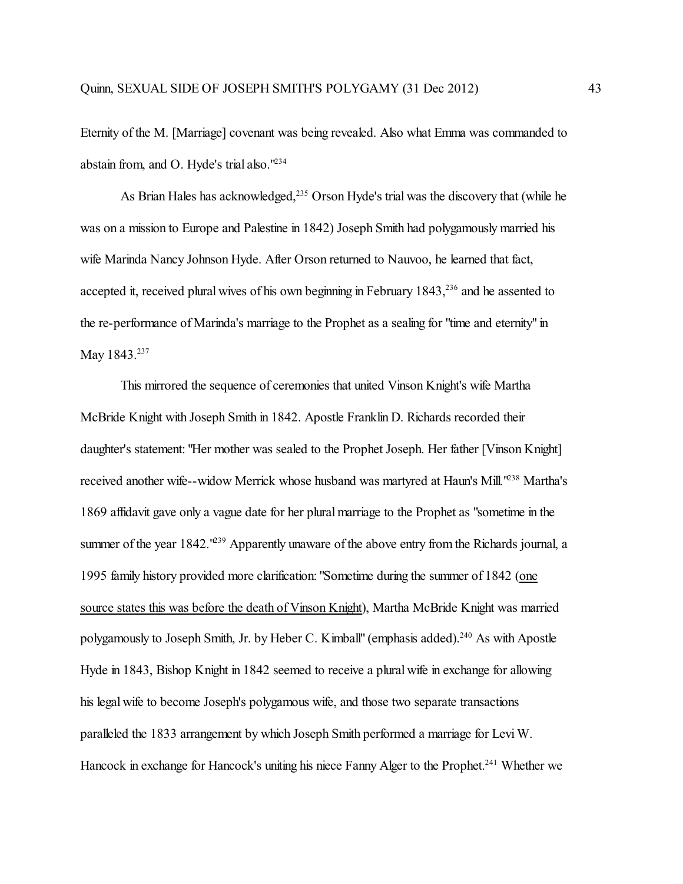Eternity of the M. [Marriage] covenant was being revealed. Also what Emma was commanded to abstain from, and O. Hyde's trial also."[234]

As Brian Hales has acknowledged,[235] Orson Hyde's trial was the discovery that (while he was on a mission to Europe and Palestine in 1842) Joseph Smith had polygamously married his wife Marinda Nancy Johnson Hyde. After Orson returned to Nauvoo, he learned that fact, accepted it, received plural wives of his own beginning in February 1843,[236] and he assented to the re-performance of Marinda's marriage to the Prophet as a sealing for "time and eternity" in May 1843.[237]

This mirrored the sequence of ceremonies that united Vinson Knight's wife Martha McBride Knight with Joseph Smith in 1842. Apostle Franklin D. Richards recorded their daughter's statement: "Her mother was sealed to the Prophet Joseph. Her father [Vinson Knight] received another wife--widow Merrick whose husband was martyred at Haun's Mill."[238] Martha's 1869 affidavit gave only a vague date for her plural marriage to the Prophet as "sometime in the summer of the year 1842."[239] Apparently unaware of the above entry from the Richards journal, a 1995 family history provided more clarification: "Sometime during the summer of 1842 (<u>one source states this was before the death of Vinson Knight</u>), Martha McBride Knight was married polygamously to Joseph Smith, Jr. by Heber C. Kimball" (emphasis added).[240] As with Apostle Hyde in 1843, Bishop Knight in 1842 seemed to receive a plural wife in exchange for allowing his legal wife to become Joseph's polygamous wife, and those two separate transactions paralleled the 1833 arrangement by which Joseph Smith performed a marriage for Levi W. Hancock in exchange for Hancock's uniting his niece Fanny Alger to the Prophet.[241] Whether we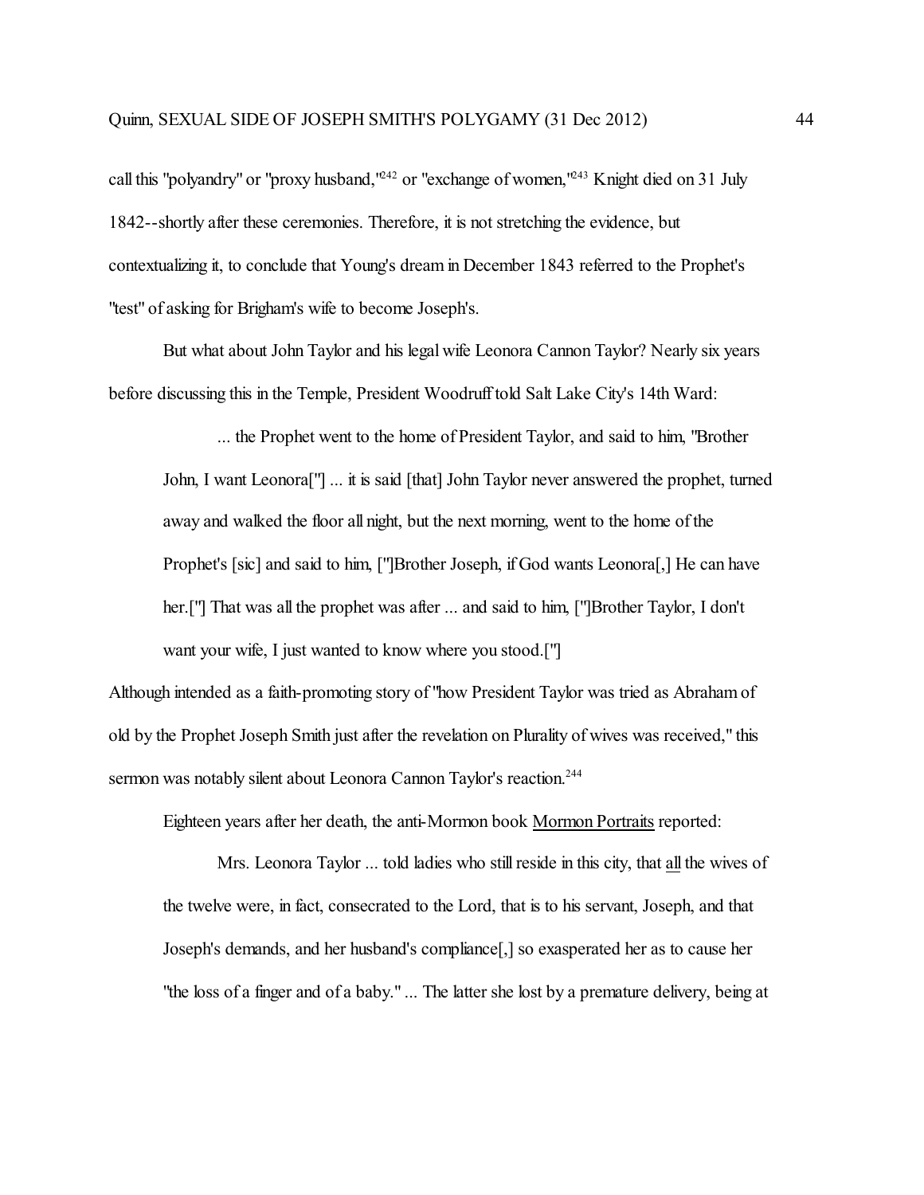call this "polyandry" or "proxy husband,"[242] or "exchange of women,"[243] Knight died on 31 July 1842--shortly after these ceremonies. Therefore, it is not stretching the evidence, but contextualizing it, to conclude that Young's dream in December 1843 referred to the Prophet's "test" of asking for Brigham's wife to become Joseph's.

But what about John Taylor and his legal wife Leonora Cannon Taylor? Nearly six years before discussing this in the Temple, President Woodruff told Salt Lake City's 14th Ward:

> ... the Prophet went to the home of President Taylor, and said to him, "Brother John, I want Leonora["] ... it is said [that] John Taylor never answered the prophet, turned away and walked the floor all night, but the next morning, went to the home of the Prophet's [sic] and said to him, ["]Brother Joseph, if God wants Leonora[,] He can have her.["] That was all the prophet was after ... and said to him, ["]Brother Taylor, I don't want your wife, I just wanted to know where you stood.["]

Although intended as a faith-promoting story of "how President Taylor was tried as Abraham of old by the Prophet Joseph Smith just after the revelation on Plurality of wives was received," this sermon was notably silent about Leonora Cannon Taylor's reaction.[244]

Eighteen years after her death, the anti-Mormon book <u>Mormon Portraits</u> reported:

> Mrs. Leonora Taylor ... told ladies who still reside in this city, that <u>all</u> the wives of the twelve were, in fact, consecrated to the Lord, that is to his servant, Joseph, and that Joseph's demands, and her husband's compliance[,] so exasperated her as to cause her "the loss of a finger and of a baby." ... The latter she lost by a premature delivery, being at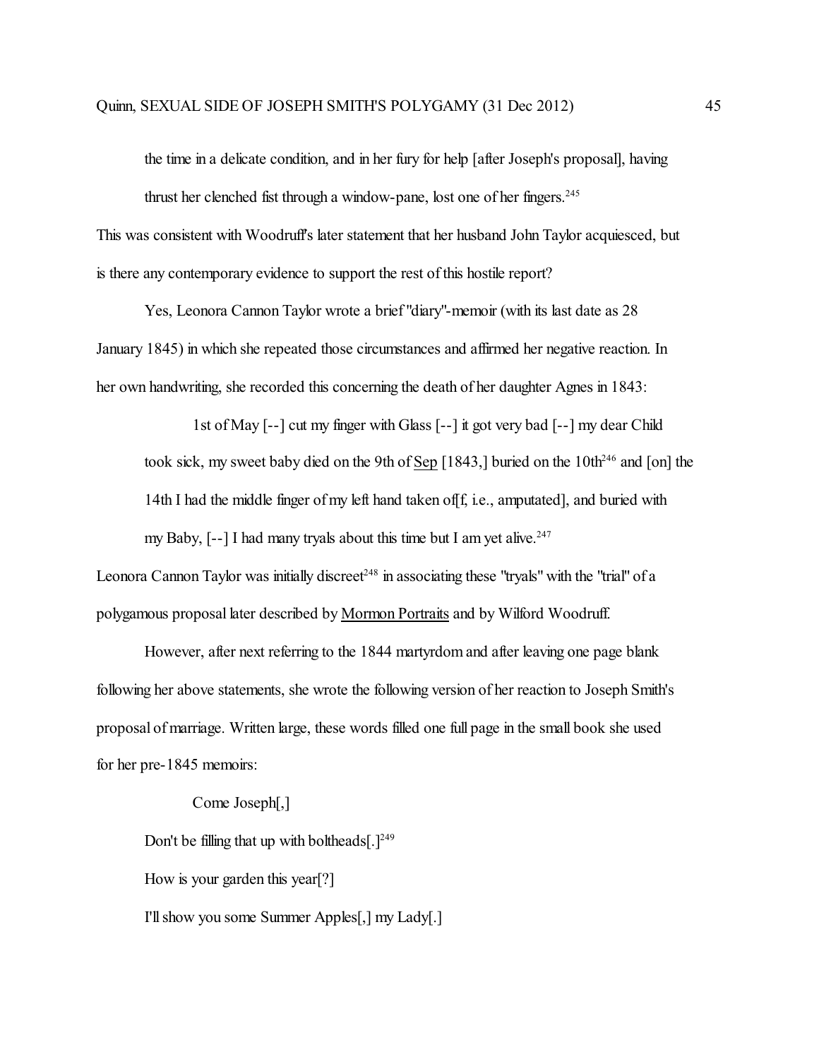the time in a delicate condition, and in her fury for help [after Joseph's proposal], having thrust her clenched fist through a window-pane, lost one of her fingers.[245]

This was consistent with Woodruff's later statement that her husband John Taylor acquiesced, but is there any contemporary evidence to support the rest of this hostile report?

Yes, Leonora Cannon Taylor wrote a brief "diary"-memoir (with its last date as 28 January 1845) in which she repeated those circumstances and affirmed her negative reaction. In her own handwriting, she recorded this concerning the death of her daughter Agnes in 1843:

> 1st of May [--] cut my finger with Glass [--] it got very bad [--] my dear Child took sick, my sweet baby died on the 9th of Sep [1843,] buried on the 10th[246] and [on] the 14th I had the middle finger of my left hand taken of[f, i.e., amputated], and buried with my Baby, [--] I had many tryals about this time but I am yet alive.[247]

Leonora Cannon Taylor was initially discreet[248] in associating these "tryals" with the "trial" of a polygamous proposal later described by Mormon Portraits and by Wilford Woodruff.

However, after next referring to the 1844 martyrdom and after leaving one page blank following her above statements, she wrote the following version of her reaction to Joseph Smith's proposal of marriage. Written large, these words filled one full page in the small book she used for her pre-1845 memoirs:

> Come Joseph[,]
>
> Don't be filling that up with boltheads[.][249]
>
> How is your garden this year[?]
>
> I'll show you some Summer Apples[,] my Lady[.]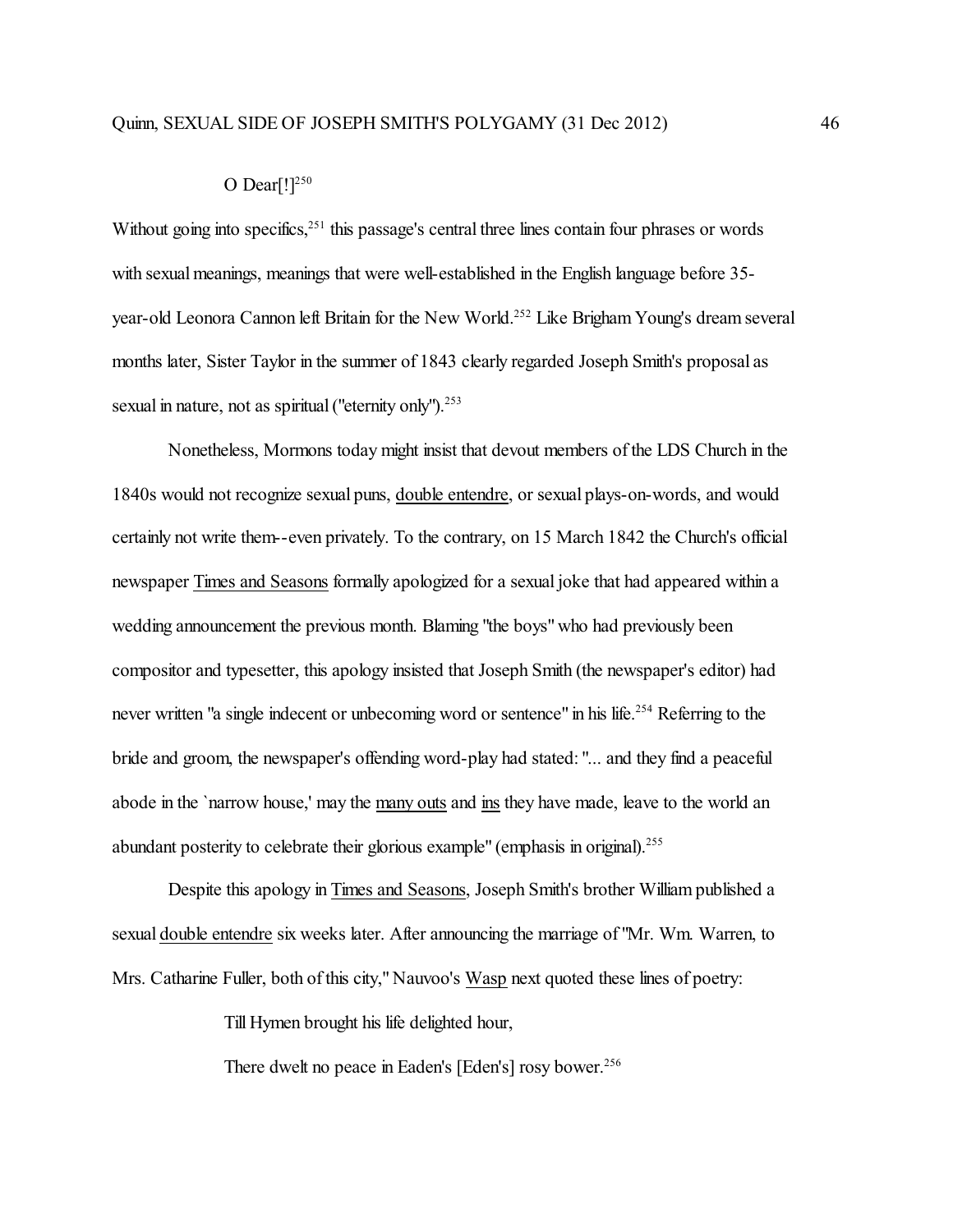O Dear[!][250]

Without going into specifics,[251] this passage's central three lines contain four phrases or words with sexual meanings, meanings that were well-established in the English language before 35-year-old Leonora Cannon left Britain for the New World.[252] Like Brigham Young's dream several months later, Sister Taylor in the summer of 1843 clearly regarded Joseph Smith's proposal as sexual in nature, not as spiritual ("eternity only").[253]

Nonetheless, Mormons today might insist that devout members of the LDS Church in the 1840s would not recognize sexual puns, double entendre, or sexual plays-on-words, and would certainly not write them--even privately. To the contrary, on 15 March 1842 the Church's official newspaper Times and Seasons formally apologized for a sexual joke that had appeared within a wedding announcement the previous month. Blaming "the boys" who had previously been compositor and typesetter, this apology insisted that Joseph Smith (the newspaper's editor) had never written "a single indecent or unbecoming word or sentence" in his life.[254] Referring to the bride and groom, the newspaper's offending word-play had stated: "... and they find a peaceful abode in the `narrow house,' may the many outs and ins they have made, leave to the world an abundant posterity to celebrate their glorious example" (emphasis in original).[255]

Despite this apology in Times and Seasons, Joseph Smith's brother William published a sexual double entendre six weeks later. After announcing the marriage of "Mr. Wm. Warren, to Mrs. Catharine Fuller, both of this city," Nauvoo's Wasp next quoted these lines of poetry:

> Till Hymen brought his life delighted hour,
>
> There dwelt no peace in Eaden's [Eden's] rosy bower.[256]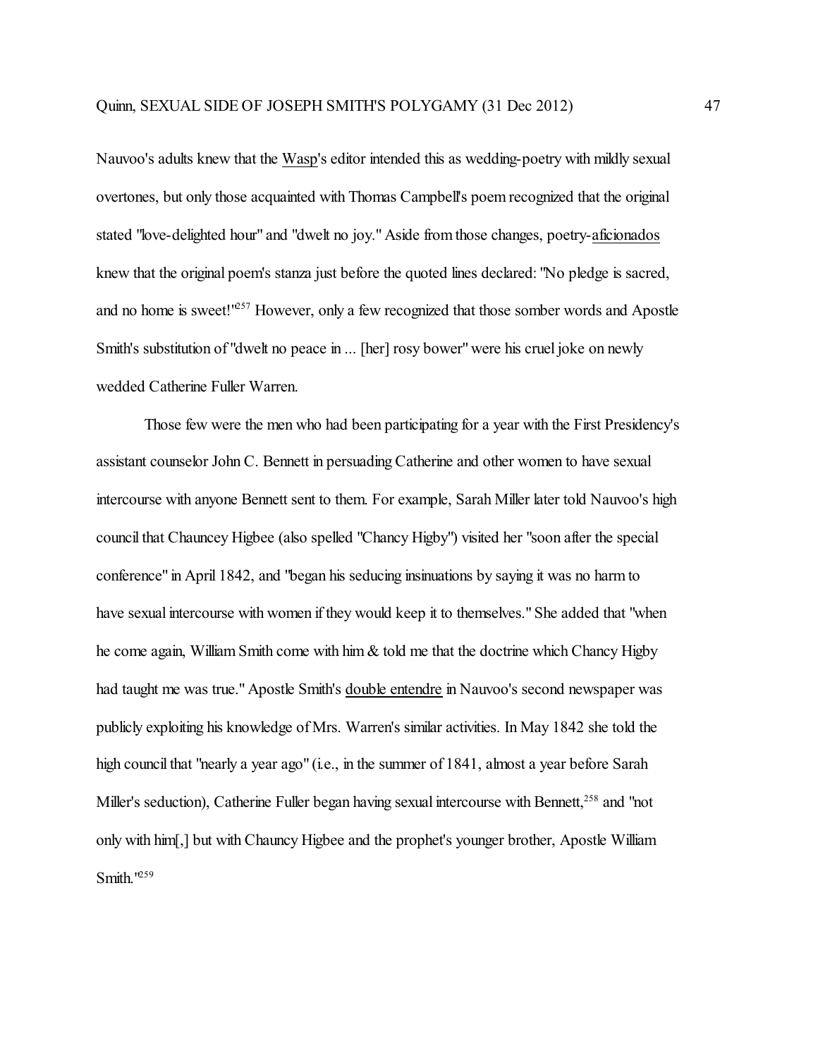Nauvoo's adults knew that the Wasp's editor intended this as wedding-poetry with mildly sexual overtones, but only those acquainted with Thomas Campbell's poem recognized that the original stated "love-delighted hour" and "dwelt no joy." Aside from those changes, poetry-aficionados knew that the original poem's stanza just before the quoted lines declared: "No pledge is sacred, and no home is sweet!"[257] However, only a few recognized that those somber words and Apostle Smith's substitution of "dwelt no peace in ... [her] rosy bower" were his cruel joke on newly wedded Catherine Fuller Warren.

Those few were the men who had been participating for a year with the First Presidency's assistant counselor John C. Bennett in persuading Catherine and other women to have sexual intercourse with anyone Bennett sent to them. For example, Sarah Miller later told Nauvoo's high council that Chauncey Higbee (also spelled "Chancy Higby") visited her "soon after the special conference" in April 1842, and "began his seducing insinuations by saying it was no harm to have sexual intercourse with women if they would keep it to themselves." She added that "when he come again, William Smith come with him & told me that the doctrine which Chancy Higby had taught me was true." Apostle Smith's double entendre in Nauvoo's second newspaper was publicly exploiting his knowledge of Mrs. Warren's similar activities. In May 1842 she told the high council that "nearly a year ago" (i.e., in the summer of 1841, almost a year before Sarah Miller's seduction), Catherine Fuller began having sexual intercourse with Bennett,[258] and "not only with him[,] but with Chauncy Higbee and the prophet's younger brother, Apostle William Smith."[259]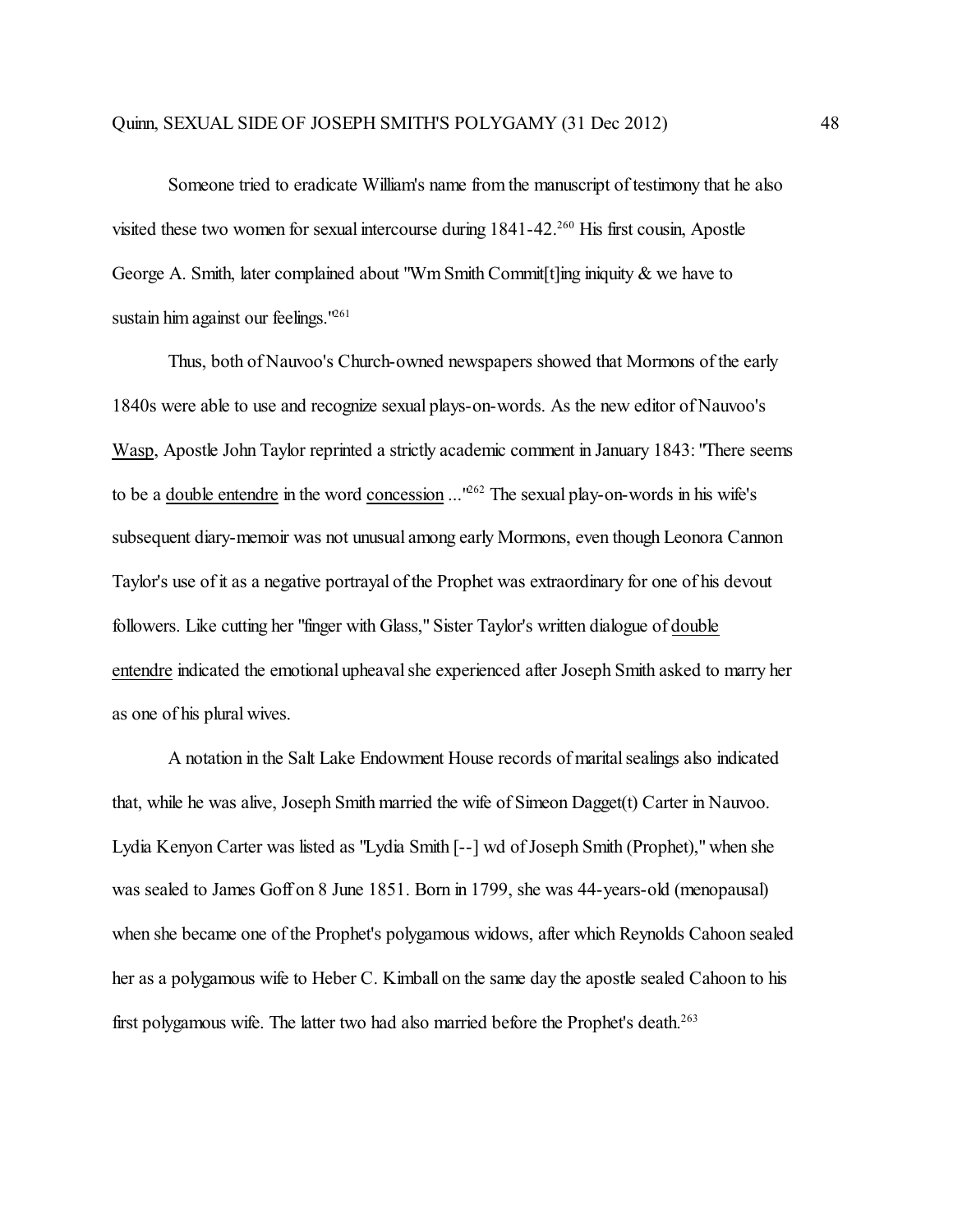Someone tried to eradicate William's name from the manuscript of testimony that he also visited these two women for sexual intercourse during 1841-42.[260] His first cousin, Apostle George A. Smith, later complained about "Wm Smith Commit[t]ing iniquity & we have to sustain him against our feelings."[261]

Thus, both of Nauvoo's Church-owned newspapers showed that Mormons of the early 1840s were able to use and recognize sexual plays-on-words. As the new editor of Nauvoo's Wasp, Apostle John Taylor reprinted a strictly academic comment in January 1843: "There seems to be a double entendre in the word concession ..."[262] The sexual play-on-words in his wife's subsequent diary-memoir was not unusual among early Mormons, even though Leonora Cannon Taylor's use of it as a negative portrayal of the Prophet was extraordinary for one of his devout followers. Like cutting her "finger with Glass," Sister Taylor's written dialogue of double entendre indicated the emotional upheaval she experienced after Joseph Smith asked to marry her as one of his plural wives.

A notation in the Salt Lake Endowment House records of marital sealings also indicated that, while he was alive, Joseph Smith married the wife of Simeon Dagget(t) Carter in Nauvoo. Lydia Kenyon Carter was listed as "Lydia Smith [--] wd of Joseph Smith (Prophet)," when she was sealed to James Goff on 8 June 1851. Born in 1799, she was 44-years-old (menopausal) when she became one of the Prophet's polygamous widows, after which Reynolds Cahoon sealed her as a polygamous wife to Heber C. Kimball on the same day the apostle sealed Cahoon to his first polygamous wife. The latter two had also married before the Prophet's death.[263]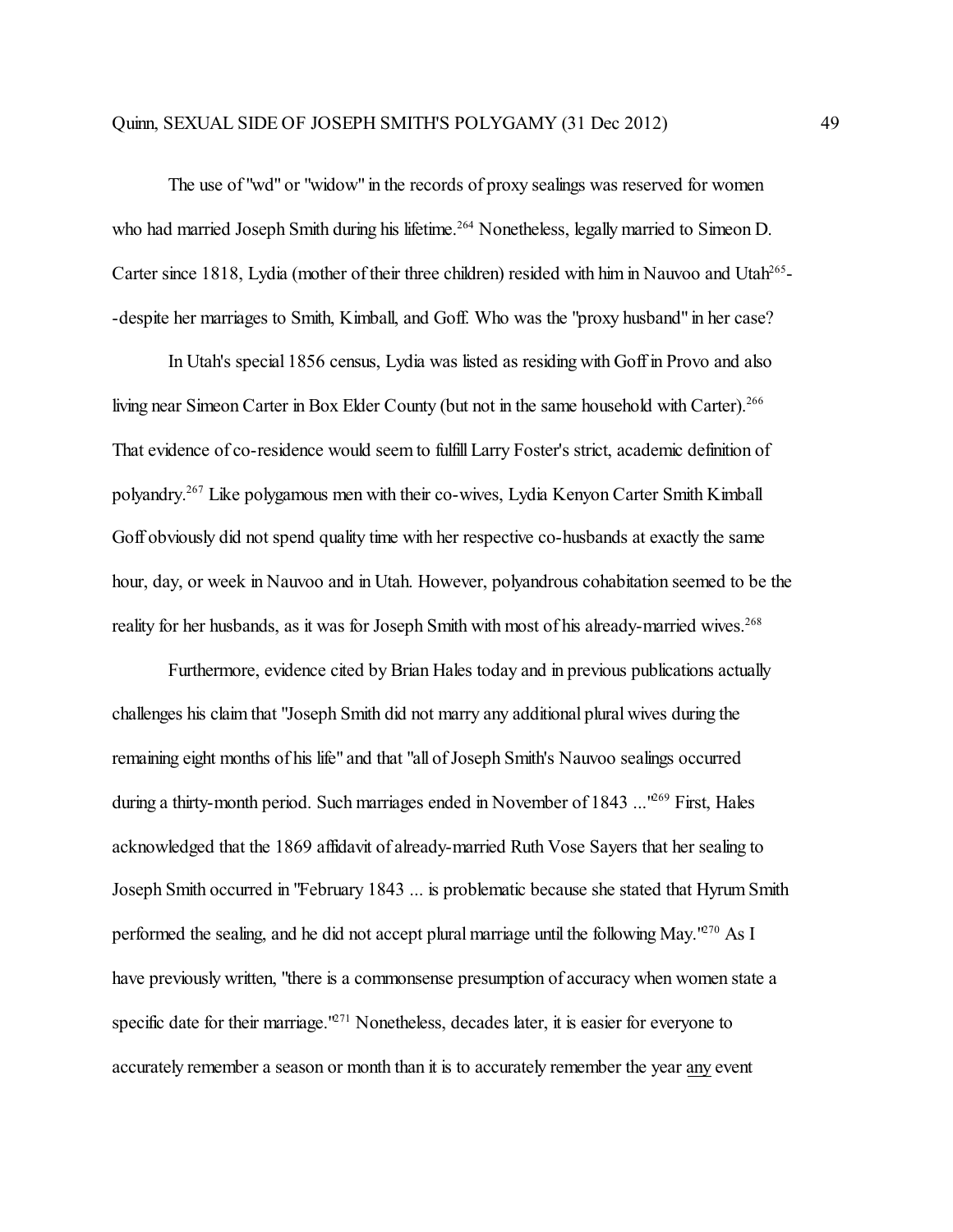The use of "wd" or "widow" in the records of proxy sealings was reserved for women who had married Joseph Smith during his lifetime.[264] Nonetheless, legally married to Simeon D. Carter since 1818, Lydia (mother of their three children) resided with him in Nauvoo and Utah[265]--despite her marriages to Smith, Kimball, and Goff. Who was the "proxy husband" in her case?

In Utah's special 1856 census, Lydia was listed as residing with Goff in Provo and also living near Simeon Carter in Box Elder County (but not in the same household with Carter).[266] That evidence of co-residence would seem to fulfill Larry Foster's strict, academic definition of polyandry.[267] Like polygamous men with their co-wives, Lydia Kenyon Carter Smith Kimball Goff obviously did not spend quality time with her respective co-husbands at exactly the same hour, day, or week in Nauvoo and in Utah. However, polyandrous cohabitation seemed to be the reality for her husbands, as it was for Joseph Smith with most of his already-married wives.[268]

Furthermore, evidence cited by Brian Hales today and in previous publications actually challenges his claim that "Joseph Smith did not marry any additional plural wives during the remaining eight months of his life" and that "all of Joseph Smith's Nauvoo sealings occurred during a thirty-month period. Such marriages ended in November of 1843 ..."[269] First, Hales acknowledged that the 1869 affidavit of already-married Ruth Vose Sayers that her sealing to Joseph Smith occurred in "February 1843 ... is problematic because she stated that Hyrum Smith performed the sealing, and he did not accept plural marriage until the following May."[270] As I have previously written, "there is a commonsense presumption of accuracy when women state a specific date for their marriage."[271] Nonetheless, decades later, it is easier for everyone to accurately remember a season or month than it is to accurately remember the year <u>any</u> event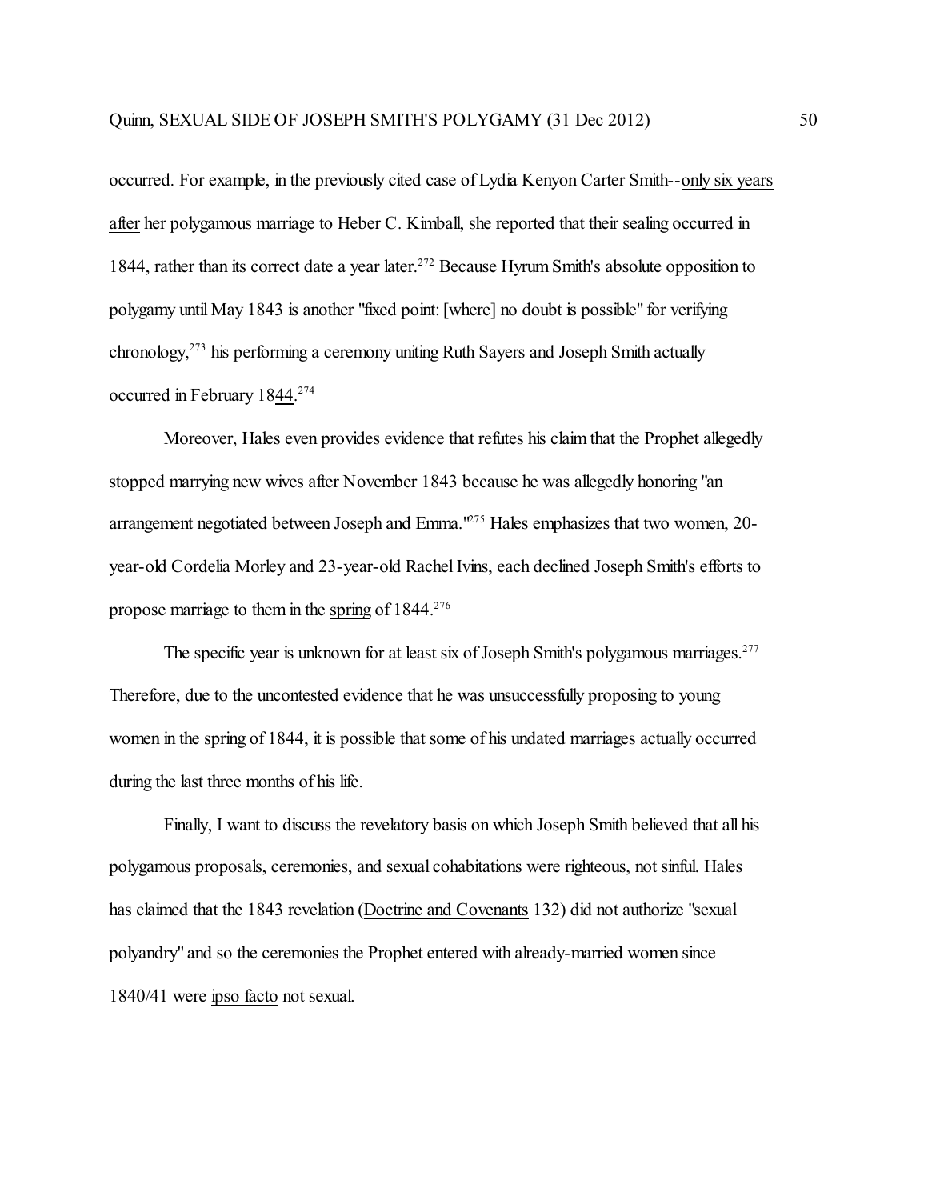occurred. For example, in the previously cited case of Lydia Kenyon Carter Smith--<u>only six years after</u> her polygamous marriage to Heber C. Kimball, she reported that their sealing occurred in 1844, rather than its correct date a year later.[272] Because Hyrum Smith's absolute opposition to polygamy until May 1843 is another "fixed point: [where] no doubt is possible" for verifying chronology,[273] his performing a ceremony uniting Ruth Sayers and Joseph Smith actually occurred in February 18<u>44</u>.[274]

Moreover, Hales even provides evidence that refutes his claim that the Prophet allegedly stopped marrying new wives after November 1843 because he was allegedly honoring "an arrangement negotiated between Joseph and Emma."[275] Hales emphasizes that two women, 20-year-old Cordelia Morley and 23-year-old Rachel Ivins, each declined Joseph Smith's efforts to propose marriage to them in the <u>spring</u> of 1844.[276]

The specific year is unknown for at least six of Joseph Smith's polygamous marriages.[277] Therefore, due to the uncontested evidence that he was unsuccessfully proposing to young women in the spring of 1844, it is possible that some of his undated marriages actually occurred during the last three months of his life.

Finally, I want to discuss the revelatory basis on which Joseph Smith believed that all his polygamous proposals, ceremonies, and sexual cohabitations were righteous, not sinful. Hales has claimed that the 1843 revelation (<u>Doctrine and Covenants</u> 132) did not authorize "sexual polyandry" and so the ceremonies the Prophet entered with already-married women since 1840/41 were <u>ipso facto</u> not sexual.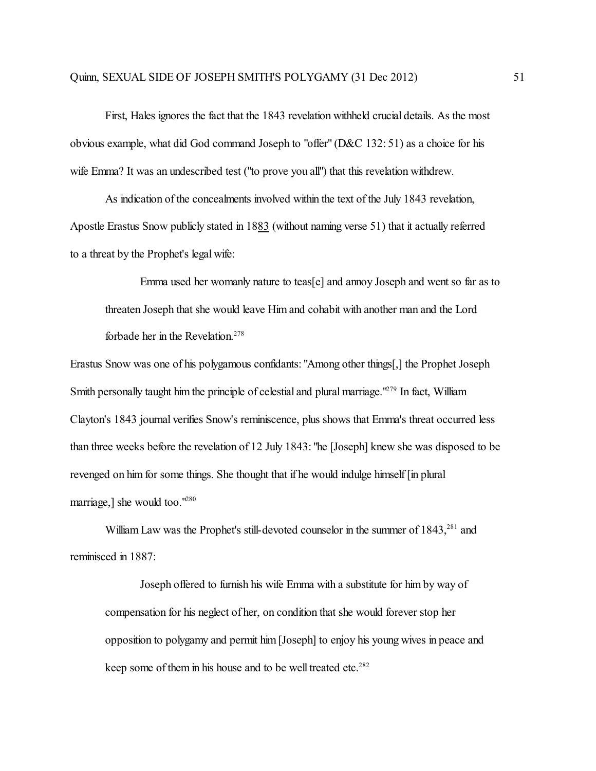First, Hales ignores the fact that the 1843 revelation withheld crucial details. As the most obvious example, what did God command Joseph to "offer" (D&C 132: 51) as a choice for his wife Emma? It was an undescribed test ("to prove you all") that this revelation withdrew.

As indication of the concealments involved within the text of the July 1843 revelation, Apostle Erastus Snow publicly stated in 1883 (without naming verse 51) that it actually referred to a threat by the Prophet's legal wife:

> Emma used her womanly nature to teas[e] and annoy Joseph and went so far as to threaten Joseph that she would leave Him and cohabit with another man and the Lord forbade her in the Revelation.[278]

Erastus Snow was one of his polygamous confidants: "Among other things[,] the Prophet Joseph Smith personally taught him the principle of celestial and plural marriage."[279] In fact, William Clayton's 1843 journal verifies Snow's reminiscence, plus shows that Emma's threat occurred less than three weeks before the revelation of 12 July 1843: "he [Joseph] knew she was disposed to be revenged on him for some things. She thought that if he would indulge himself [in plural marriage,] she would too."[280]

William Law was the Prophet's still-devoted counselor in the summer of 1843,[281] and reminisced in 1887:

> Joseph offered to furnish his wife Emma with a substitute for him by way of compensation for his neglect of her, on condition that she would forever stop her opposition to polygamy and permit him [Joseph] to enjoy his young wives in peace and keep some of them in his house and to be well treated etc.[282]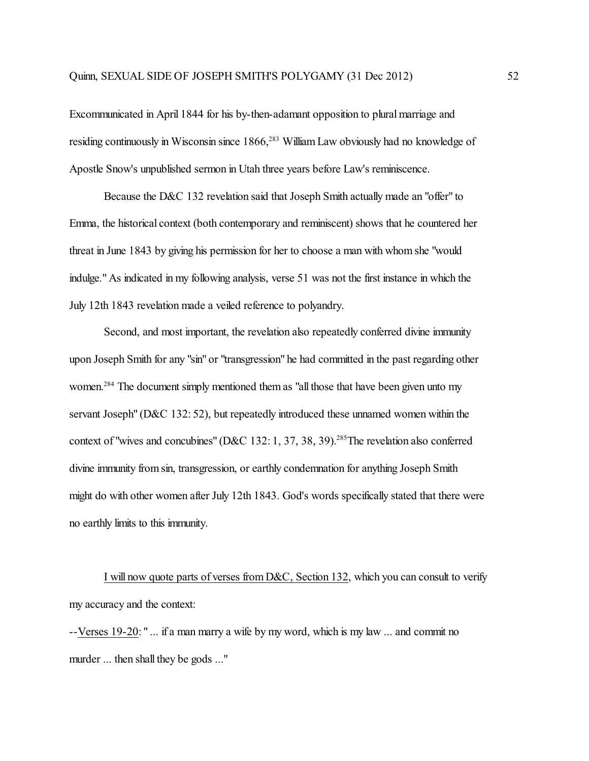Excommunicated in April 1844 for his by-then-adamant opposition to plural marriage and residing continuously in Wisconsin since 1866,[283] William Law obviously had no knowledge of Apostle Snow's unpublished sermon in Utah three years before Law's reminiscence.

Because the D&C 132 revelation said that Joseph Smith actually made an "offer" to Emma, the historical context (both contemporary and reminiscent) shows that he countered her threat in June 1843 by giving his permission for her to choose a man with whom she "would indulge." As indicated in my following analysis, verse 51 was not the first instance in which the July 12th 1843 revelation made a veiled reference to polyandry.

Second, and most important, the revelation also repeatedly conferred divine immunity upon Joseph Smith for any "sin" or "transgression" he had committed in the past regarding other women.[284] The document simply mentioned them as "all those that have been given unto my servant Joseph" (D&C 132: 52), but repeatedly introduced these unnamed women within the context of "wives and concubines" (D&C 132: 1, 37, 38, 39).[285]The revelation also conferred divine immunity from sin, transgression, or earthly condemnation for anything Joseph Smith might do with other women after July 12th 1843. God's words specifically stated that there were no earthly limits to this immunity.

<u>I will now quote parts of verses from D&C, Section 132</u>, which you can consult to verify my accuracy and the context:

--<u>Verses 19-20</u>: " ... if a man marry a wife by my word, which is my law ... and commit no murder ... then shall they be gods ..."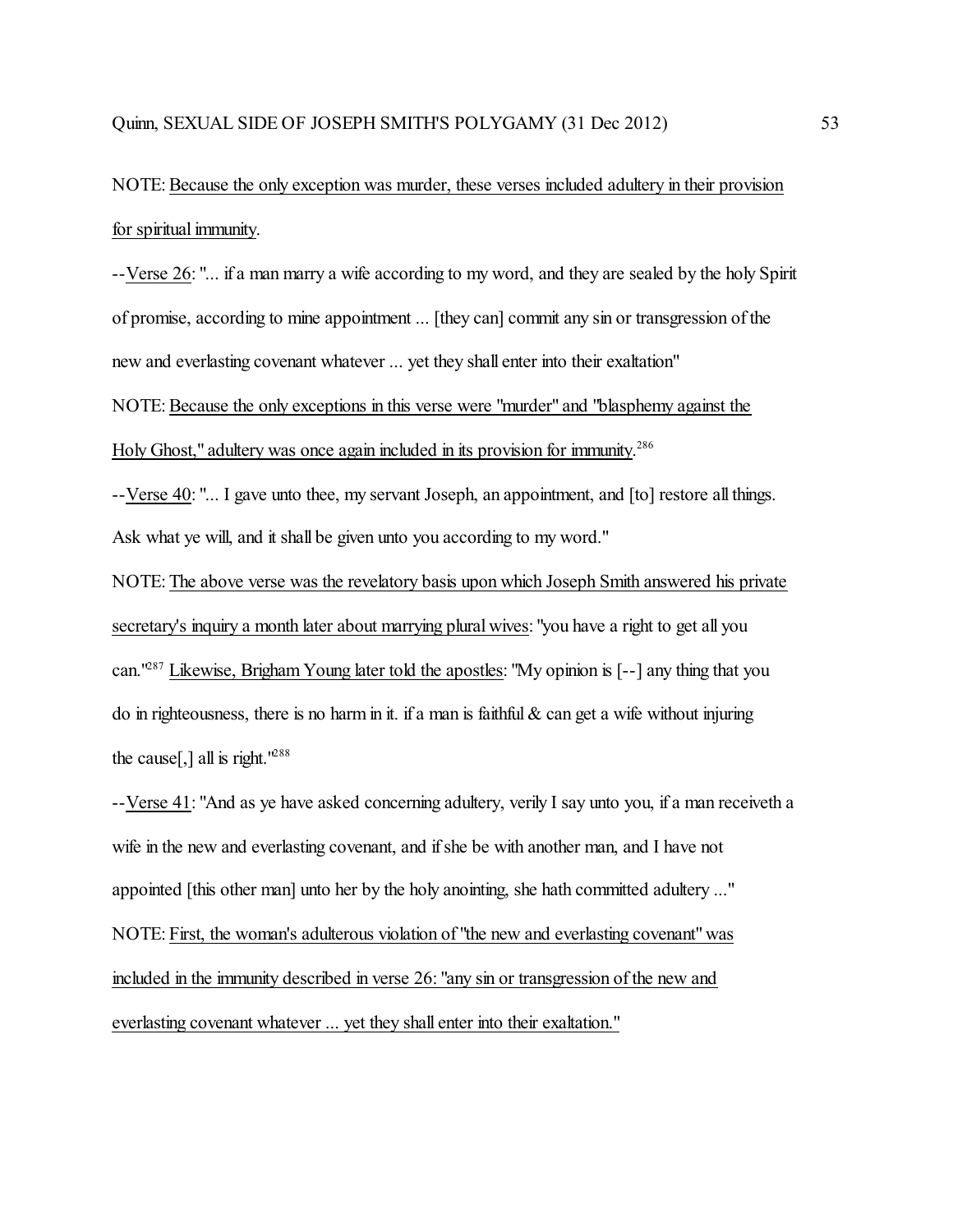NOTE: Because the only exception was murder, these verses included adultery in their provision for spiritual immunity.

--Verse 26: "... if a man marry a wife according to my word, and they are sealed by the holy Spirit of promise, according to mine appointment ... [they can] commit any sin or transgression of the new and everlasting covenant whatever ... yet they shall enter into their exaltation"

NOTE: Because the only exceptions in this verse were "murder" and "blasphemy against the Holy Ghost," adultery was once again included in its provision for immunity.[286]

--Verse 40: "... I gave unto thee, my servant Joseph, an appointment, and [to] restore all things. Ask what ye will, and it shall be given unto you according to my word."

NOTE: The above verse was the revelatory basis upon which Joseph Smith answered his private secretary's inquiry a month later about marrying plural wives: "you have a right to get all you can."[287] Likewise, Brigham Young later told the apostles: "My opinion is [--] any thing that you do in righteousness, there is no harm in it. if a man is faithful & can get a wife without injuring the cause[,] all is right."[288]

--Verse 41: "And as ye have asked concerning adultery, verily I say unto you, if a man receiveth a wife in the new and everlasting covenant, and if she be with another man, and I have not appointed [this other man] unto her by the holy anointing, she hath committed adultery ..."

NOTE: First, the woman's adulterous violation of "the new and everlasting covenant" was included in the immunity described in verse 26: "any sin or transgression of the new and everlasting covenant whatever ... yet they shall enter into their exaltation."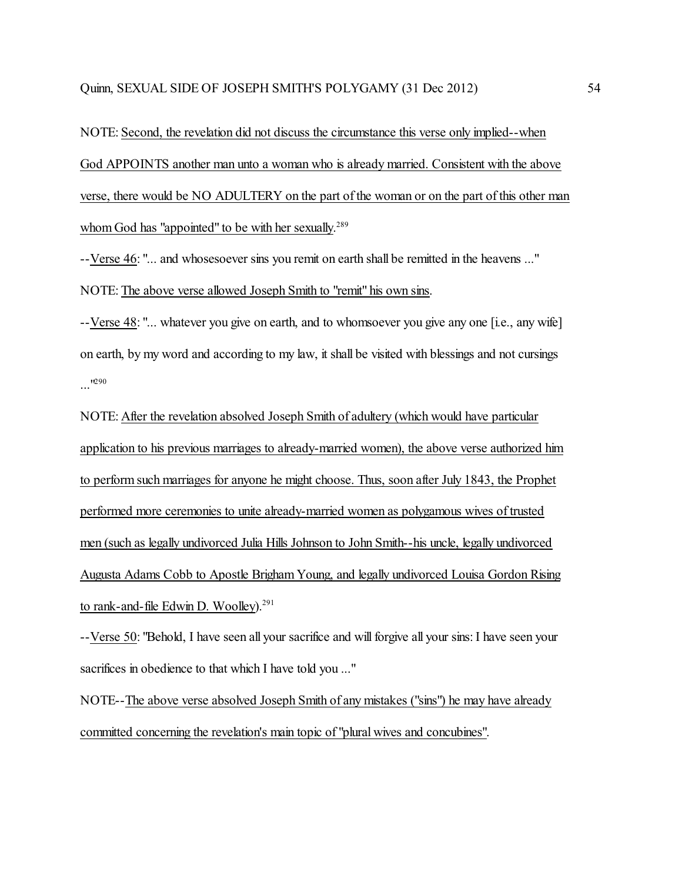NOTE: Second, the revelation did not discuss the circumstance this verse only implied--when God APPOINTS another man unto a woman who is already married. Consistent with the above verse, there would be NO ADULTERY on the part of the woman or on the part of this other man whom God has "appointed" to be with her sexually.[289]

--Verse 46: "... and whosesoever sins you remit on earth shall be remitted in the heavens ..."

NOTE: The above verse allowed Joseph Smith to "remit" his own sins.

--Verse 48: "... whatever you give on earth, and to whomsoever you give any one [i.e., any wife] on earth, by my word and according to my law, it shall be visited with blessings and not cursings ..."[290]

NOTE: After the revelation absolved Joseph Smith of adultery (which would have particular application to his previous marriages to already-married women), the above verse authorized him to perform such marriages for anyone he might choose. Thus, soon after July 1843, the Prophet performed more ceremonies to unite already-married women as polygamous wives of trusted men (such as legally undivorced Julia Hills Johnson to John Smith--his uncle, legally undivorced Augusta Adams Cobb to Apostle Brigham Young, and legally undivorced Louisa Gordon Rising to rank-and-file Edwin D. Woolley).[291]

--Verse 50: "Behold, I have seen all your sacrifice and will forgive all your sins: I have seen your sacrifices in obedience to that which I have told you ..."

NOTE--The above verse absolved Joseph Smith of any mistakes ("sins") he may have already committed concerning the revelation's main topic of "plural wives and concubines".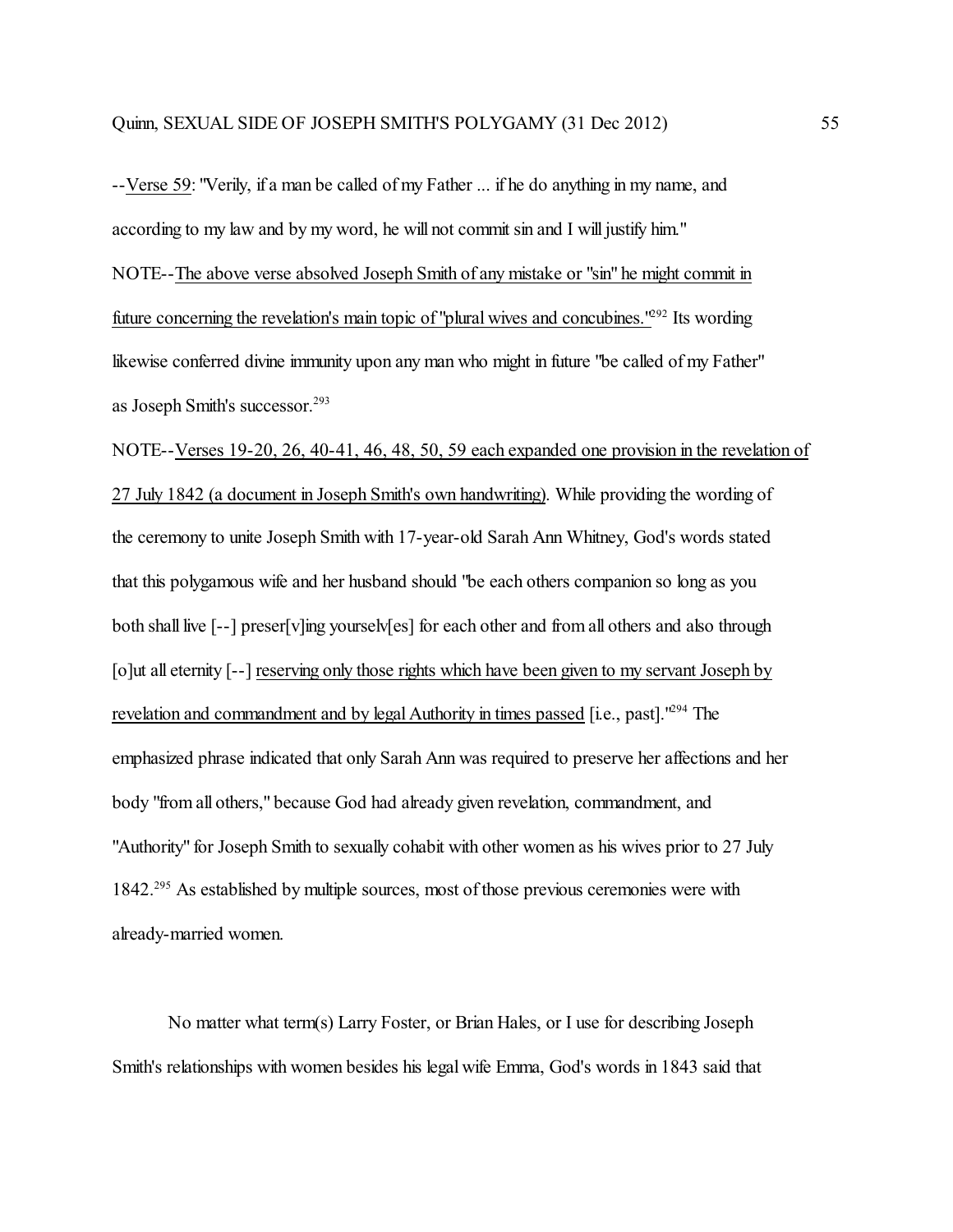--Verse 59: "Verily, if a man be called of my Father ... if he do anything in my name, and according to my law and by my word, he will not commit sin and I will justify him."

NOTE--The above verse absolved Joseph Smith of any mistake or "sin" he might commit in future concerning the revelation's main topic of "plural wives and concubines."[292] Its wording likewise conferred divine immunity upon any man who might in future "be called of my Father" as Joseph Smith's successor.[293]

NOTE--Verses 19-20, 26, 40-41, 46, 48, 50, 59 each expanded one provision in the revelation of 27 July 1842 (a document in Joseph Smith's own handwriting). While providing the wording of the ceremony to unite Joseph Smith with 17-year-old Sarah Ann Whitney, God's words stated that this polygamous wife and her husband should "be each others companion so long as you both shall live [--] preser[v]ing yourselv[es] for each other and from all others and also through [o]ut all eternity [--] reserving only those rights which have been given to my servant Joseph by revelation and commandment and by legal Authority in times passed [i.e., past]."[294] The emphasized phrase indicated that only Sarah Ann was required to preserve her affections and her body "from all others," because God had already given revelation, commandment, and "Authority" for Joseph Smith to sexually cohabit with other women as his wives prior to 27 July 1842.[295] As established by multiple sources, most of those previous ceremonies were with already-married women.

No matter what term(s) Larry Foster, or Brian Hales, or I use for describing Joseph Smith's relationships with women besides his legal wife Emma, God's words in 1843 said that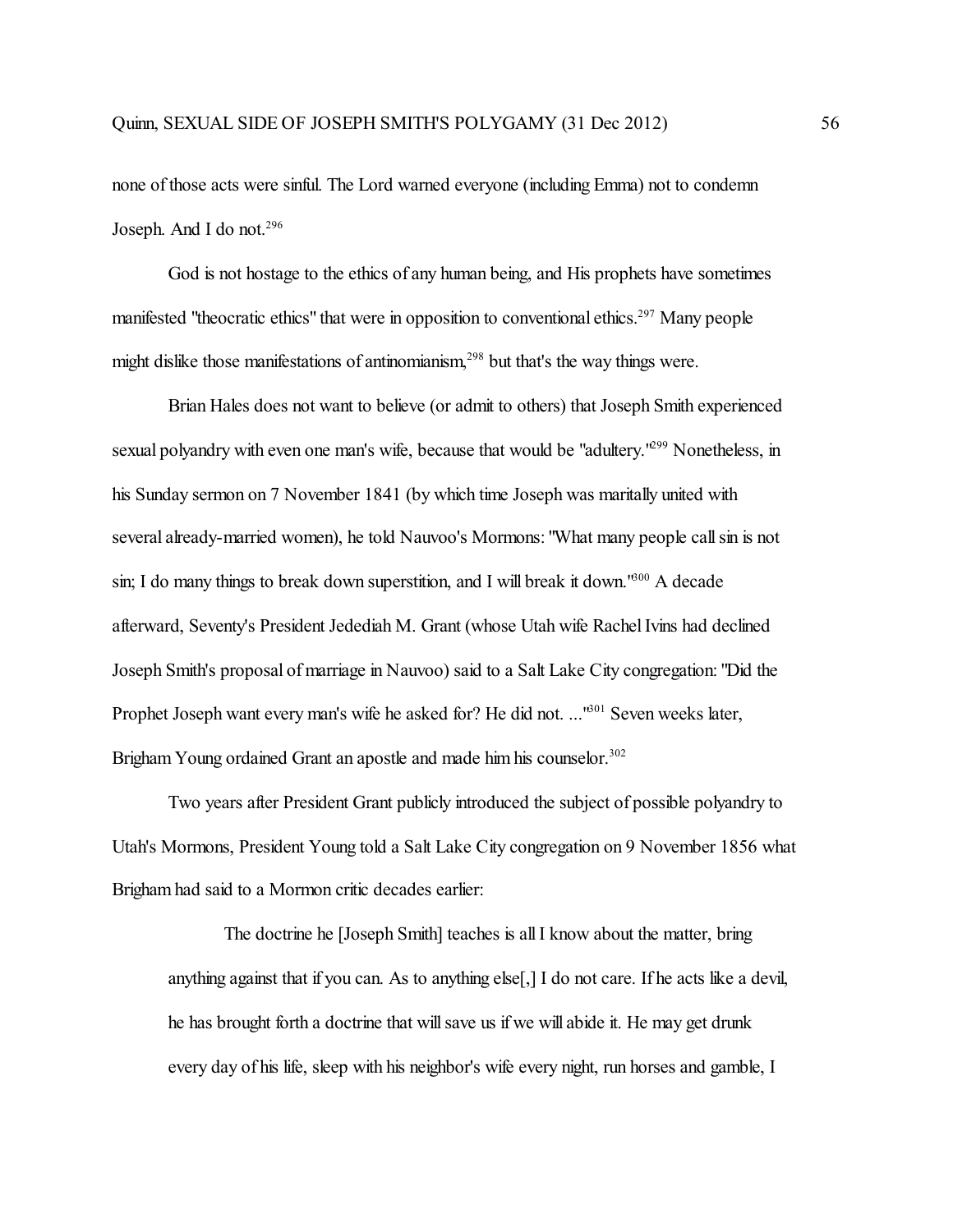none of those acts were sinful. The Lord warned everyone (including Emma) not to condemn Joseph. And I do not.[296]

God is not hostage to the ethics of any human being, and His prophets have sometimes manifested "theocratic ethics" that were in opposition to conventional ethics.[297] Many people might dislike those manifestations of antinomianism,[298] but that's the way things were.

Brian Hales does not want to believe (or admit to others) that Joseph Smith experienced sexual polyandry with even one man's wife, because that would be "adultery."[299] Nonetheless, in his Sunday sermon on 7 November 1841 (by which time Joseph was maritally united with several already-married women), he told Nauvoo's Mormons: "What many people call sin is not sin; I do many things to break down superstition, and I will break it down."[300] A decade afterward, Seventy's President Jedediah M. Grant (whose Utah wife Rachel Ivins had declined Joseph Smith's proposal of marriage in Nauvoo) said to a Salt Lake City congregation: "Did the Prophet Joseph want every man's wife he asked for? He did not. ..."[301] Seven weeks later, Brigham Young ordained Grant an apostle and made him his counselor.[302]

Two years after President Grant publicly introduced the subject of possible polyandry to Utah's Mormons, President Young told a Salt Lake City congregation on 9 November 1856 what Brigham had said to a Mormon critic decades earlier:

> The doctrine he [Joseph Smith] teaches is all I know about the matter, bring anything against that if you can. As to anything else[,] I do not care. If he acts like a devil, he has brought forth a doctrine that will save us if we will abide it. He may get drunk every day of his life, sleep with his neighbor's wife every night, run horses and gamble, I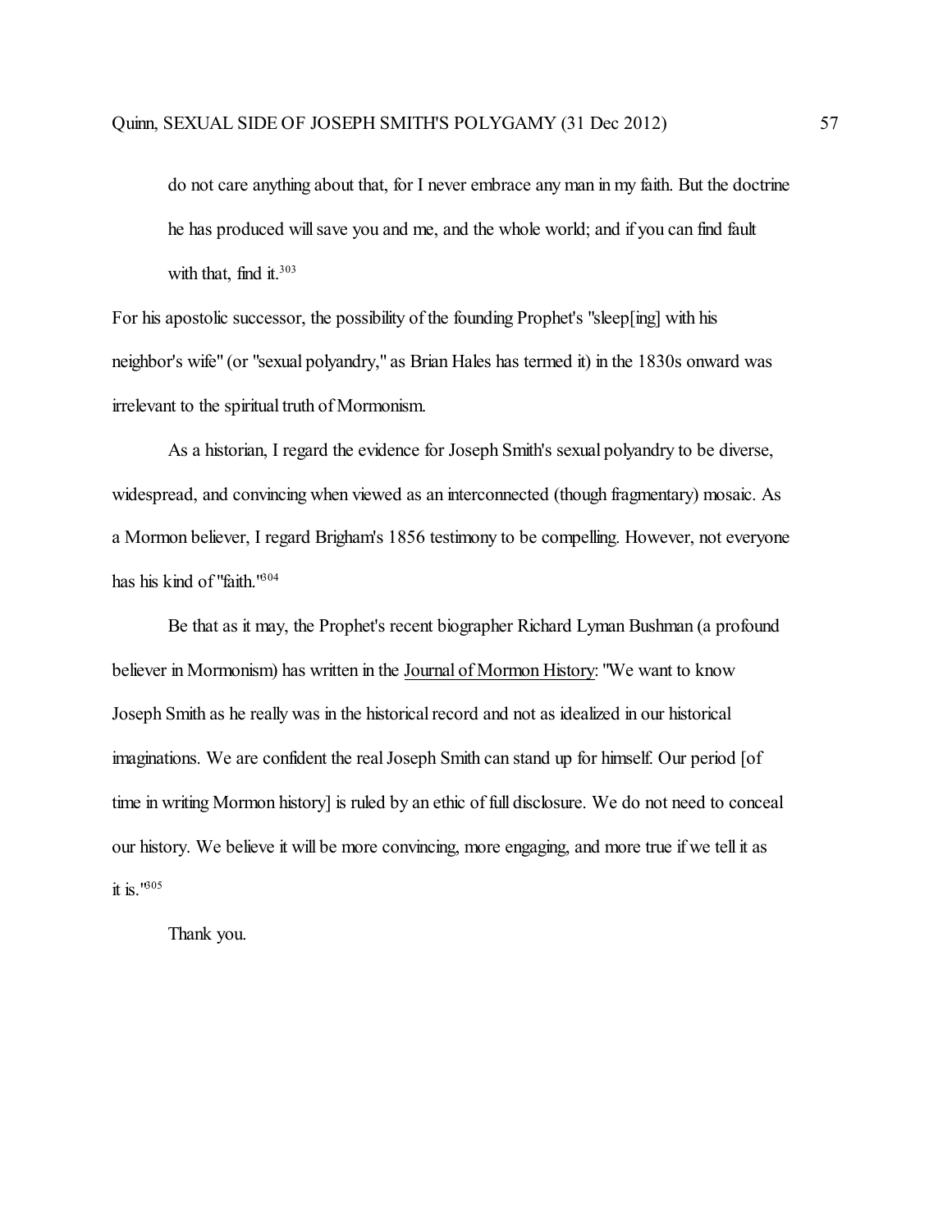> do not care anything about that, for I never embrace any man in my faith. But the doctrine he has produced will save you and me, and the whole world; and if you can find fault with that, find it.[303]

For his apostolic successor, the possibility of the founding Prophet's "sleep[ing] with his neighbor's wife" (or "sexual polyandry," as Brian Hales has termed it) in the 1830s onward was irrelevant to the spiritual truth of Mormonism.

As a historian, I regard the evidence for Joseph Smith's sexual polyandry to be diverse, widespread, and convincing when viewed as an interconnected (though fragmentary) mosaic. As a Mormon believer, I regard Brigham's 1856 testimony to be compelling. However, not everyone has his kind of "faith."[304]

Be that as it may, the Prophet's recent biographer Richard Lyman Bushman (a profound believer in Mormonism) has written in the Journal of Mormon History: "We want to know Joseph Smith as he really was in the historical record and not as idealized in our historical imaginations. We are confident the real Joseph Smith can stand up for himself. Our period [of time in writing Mormon history] is ruled by an ethic of full disclosure. We do not need to conceal our history. We believe it will be more convincing, more engaging, and more true if we tell it as it is."[305]

Thank you.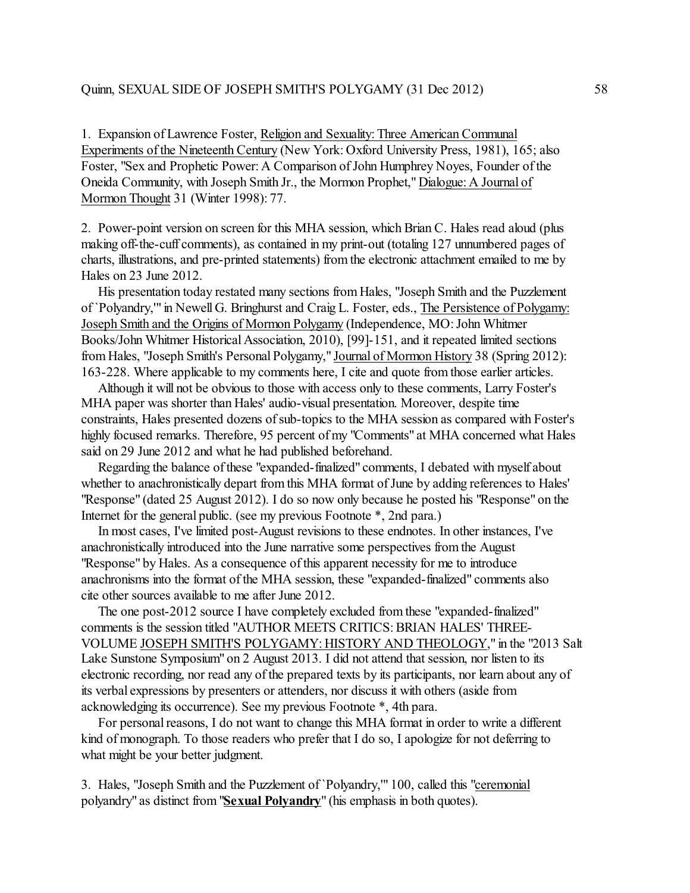1. Expansion of Lawrence Foster, Religion and Sexuality: Three American Communal Experiments of the Nineteenth Century (New York: Oxford University Press, 1981), 165; also Foster, "Sex and Prophetic Power: A Comparison of John Humphrey Noyes, Founder of the Oneida Community, with Joseph Smith Jr., the Mormon Prophet," Dialogue: A Journal of Mormon Thought 31 (Winter 1998): 77.

2. Power-point version on screen for this MHA session, which Brian C. Hales read aloud (plus making off-the-cuff comments), as contained in my print-out (totaling 127 unnumbered pages of charts, illustrations, and pre-printed statements) from the electronic attachment emailed to me by Hales on 23 June 2012.

His presentation today restated many sections from Hales, "Joseph Smith and the Puzzlement of `Polyandry,'" in Newell G. Bringhurst and Craig L. Foster, eds., The Persistence of Polygamy: Joseph Smith and the Origins of Mormon Polygamy (Independence, MO: John Whitmer Books/John Whitmer Historical Association, 2010), [99]-151, and it repeated limited sections from Hales, "Joseph Smith's Personal Polygamy," Journal of Mormon History 38 (Spring 2012): 163-228. Where applicable to my comments here, I cite and quote from those earlier articles.

Although it will not be obvious to those with access only to these comments, Larry Foster's MHA paper was shorter than Hales' audio-visual presentation. Moreover, despite time constraints, Hales presented dozens of sub-topics to the MHA session as compared with Foster's highly focused remarks. Therefore, 95 percent of my "Comments" at MHA concerned what Hales said on 29 June 2012 and what he had published beforehand.

Regarding the balance of these "expanded-finalized" comments, I debated with myself about whether to anachronistically depart from this MHA format of June by adding references to Hales' "Response" (dated 25 August 2012). I do so now only because he posted his "Response" on the Internet for the general public. (see my previous Footnote *, 2nd para.)

In most cases, I've limited post-August revisions to these endnotes. In other instances, I've anachronistically introduced into the June narrative some perspectives from the August "Response" by Hales. As a consequence of this apparent necessity for me to introduce anachronisms into the format of the MHA session, these "expanded-finalized" comments also cite other sources available to me after June 2012.

The one post-2012 source I have completely excluded from these "expanded-finalized" comments is the session titled "AUTHOR MEETS CRITICS: BRIAN HALES' THREE-VOLUME JOSEPH SMITH'S POLYGAMY: HISTORY AND THEOLOGY," in the "2013 Salt Lake Sunstone Symposium" on 2 August 2013. I did not attend that session, nor listen to its electronic recording, nor read any of the prepared texts by its participants, nor learn about any of its verbal expressions by presenters or attenders, nor discuss it with others (aside from acknowledging its occurrence). See my previous Footnote *, 4th para.

For personal reasons, I do not want to change this MHA format in order to write a different kind of monograph. To those readers who prefer that I do so, I apologize for not deferring to what might be your better judgment.

3. Hales, "Joseph Smith and the Puzzlement of `Polyandry,'" 100, called this "ceremonial polyandry" as distinct from "**Sexual Polyandry**" (his emphasis in both quotes).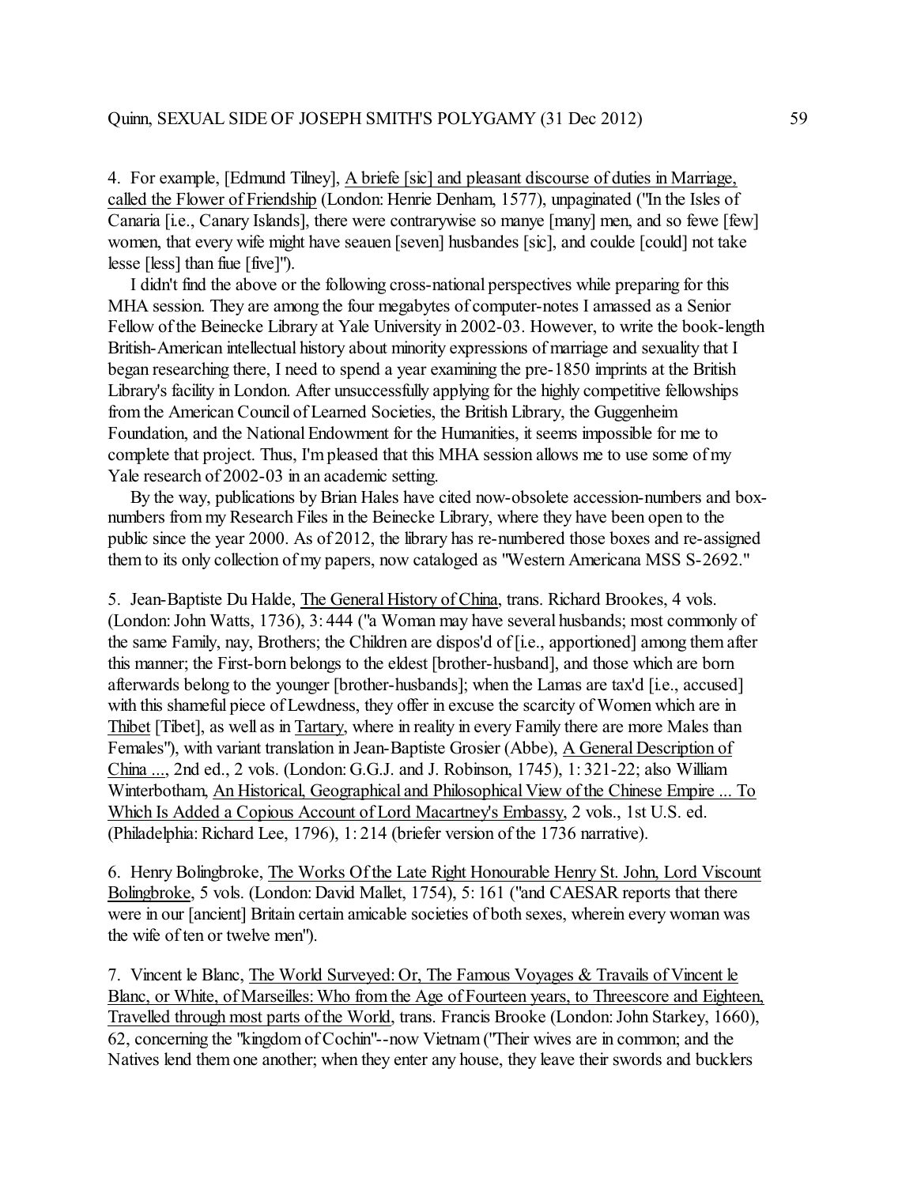4. For example, [Edmund Tilney], <u>A briefe [sic] and pleasant discourse of duties in Marriage, called the Flower of Friendship</u> (London: Henrie Denham, 1577), unpaginated ("In the Isles of Canaria [i.e., Canary Islands], there were contrarywise so manye [many] men, and so fewe [few] women, that every wife might have seauen [seven] husbandes [sic], and coulde [could] not take lesse [less] than fiue [five]").

I didn't find the above or the following cross-national perspectives while preparing for this MHA session. They are among the four megabytes of computer-notes I amassed as a Senior Fellow of the Beinecke Library at Yale University in 2002-03. However, to write the book-length British-American intellectual history about minority expressions of marriage and sexuality that I began researching there, I need to spend a year examining the pre-1850 imprints at the British Library's facility in London. After unsuccessfully applying for the highly competitive fellowships from the American Council of Learned Societies, the British Library, the Guggenheim Foundation, and the National Endowment for the Humanities, it seems impossible for me to complete that project. Thus, I'm pleased that this MHA session allows me to use some of my Yale research of 2002-03 in an academic setting.

By the way, publications by Brian Hales have cited now-obsolete accession-numbers and box-numbers from my Research Files in the Beinecke Library, where they have been open to the public since the year 2000. As of 2012, the library has re-numbered those boxes and re-assigned them to its only collection of my papers, now cataloged as "Western Americana MSS S-2692."

5. Jean-Baptiste Du Halde, <u>The General History of China</u>, trans. Richard Brookes, 4 vols. (London: John Watts, 1736), 3: 444 ("a Woman may have several husbands; most commonly of the same Family, nay, Brothers; the Children are dispos'd of [i.e., apportioned] among them after this manner; the First-born belongs to the eldest [brother-husband], and those which are born afterwards belong to the younger [brother-husbands]; when the Lamas are tax'd [i.e., accused] with this shameful piece of Lewdness, they offer in excuse the scarcity of Women which are in <u>Thibet</u> [Tibet], as well as in <u>Tartary</u>, where in reality in every Family there are more Males than Females"), with variant translation in Jean-Baptiste Grosier (Abbe), <u>A General Description of China ...</u>, 2nd ed., 2 vols. (London: G.G.J. and J. Robinson, 1745), 1: 321-22; also William Winterbotham, <u>An Historical, Geographical and Philosophical View of the Chinese Empire ... To Which Is Added a Copious Account of Lord Macartney's Embassy</u>, 2 vols., 1st U.S. ed. (Philadelphia: Richard Lee, 1796), 1: 214 (briefer version of the 1736 narrative).

6. Henry Bolingbroke, <u>The Works Of the Late Right Honourable Henry St. John, Lord Viscount Bolingbroke</u>, 5 vols. (London: David Mallet, 1754), 5: 161 ("and CAESAR reports that there were in our [ancient] Britain certain amicable societies of both sexes, wherein every woman was the wife of ten or twelve men").

7. Vincent le Blanc, <u>The World Surveyed: Or, The Famous Voyages & Travails of Vincent le Blanc, or White, of Marseilles: Who from the Age of Fourteen years, to Threescore and Eighteen, Travelled through most parts of the World</u>, trans. Francis Brooke (London: John Starkey, 1660), 62, concerning the "kingdom of Cochin"--now Vietnam ("Their wives are in common; and the Natives lend them one another; when they enter any house, they leave their swords and bucklers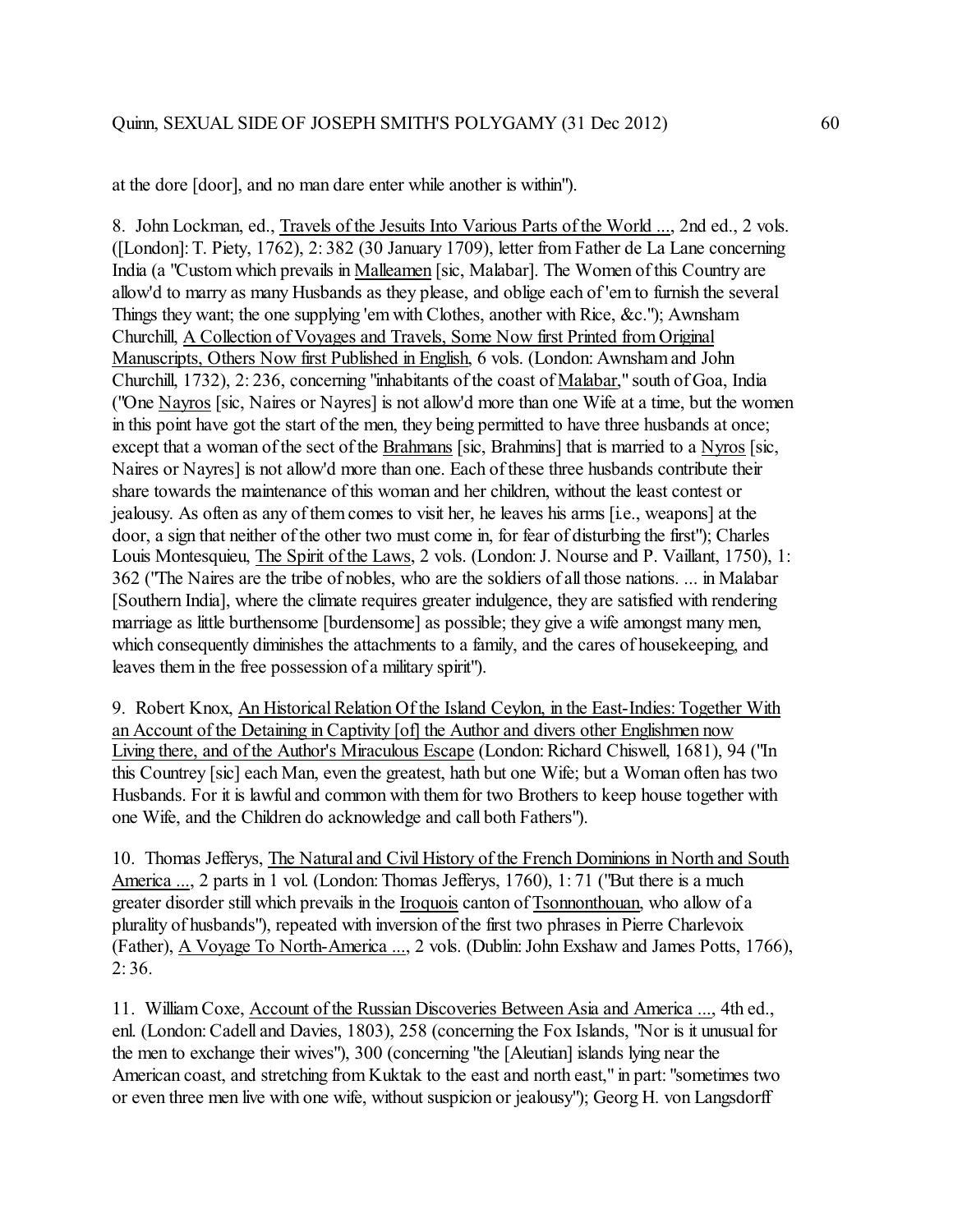at the dore [door], and no man dare enter while another is within").

8. John Lockman, ed., Travels of the Jesuits Into Various Parts of the World ..., 2nd ed., 2 vols. ([London]: T. Piety, 1762), 2: 382 (30 January 1709), letter from Father de La Lane concerning India (a "Custom which prevails in Malleamen [sic, Malabar]. The Women of this Country are allow'd to marry as many Husbands as they please, and oblige each of 'em to furnish the several Things they want; the one supplying 'em with Clothes, another with Rice, &c."); Awnsham Churchill, A Collection of Voyages and Travels, Some Now first Printed from Original Manuscripts, Others Now first Published in English, 6 vols. (London: Awnsham and John Churchill, 1732), 2: 236, concerning "inhabitants of the coast of Malabar," south of Goa, India ("One Nayros [sic, Naires or Nayres] is not allow'd more than one Wife at a time, but the women in this point have got the start of the men, they being permitted to have three husbands at once; except that a woman of the sect of the Brahmans [sic, Brahmins] that is married to a Nyros [sic, Naires or Nayres] is not allow'd more than one. Each of these three husbands contribute their share towards the maintenance of this woman and her children, without the least contest or jealousy. As often as any of them comes to visit her, he leaves his arms [i.e., weapons] at the door, a sign that neither of the other two must come in, for fear of disturbing the first"); Charles Louis Montesquieu, The Spirit of the Laws, 2 vols. (London: J. Nourse and P. Vaillant, 1750), 1: 362 ("The Naires are the tribe of nobles, who are the soldiers of all those nations. ... in Malabar [Southern India], where the climate requires greater indulgence, they are satisfied with rendering marriage as little burthensome [burdensome] as possible; they give a wife amongst many men, which consequently diminishes the attachments to a family, and the cares of housekeeping, and leaves them in the free possession of a military spirit").

9. Robert Knox, An Historical Relation Of the Island Ceylon, in the East-Indies: Together With an Account of the Detaining in Captivity [of] the Author and divers other Englishmen now Living there, and of the Author's Miraculous Escape (London: Richard Chiswell, 1681), 94 ("In this Countrey [sic] each Man, even the greatest, hath but one Wife; but a Woman often has two Husbands. For it is lawful and common with them for two Brothers to keep house together with one Wife, and the Children do acknowledge and call both Fathers").

10. Thomas Jefferys, The Natural and Civil History of the French Dominions in North and South America ..., 2 parts in 1 vol. (London: Thomas Jefferys, 1760), 1: 71 ("But there is a much greater disorder still which prevails in the Iroquois canton of Tsonnonthouan, who allow of a plurality of husbands"), repeated with inversion of the first two phrases in Pierre Charlevoix (Father), A Voyage To North-America ..., 2 vols. (Dublin: John Exshaw and James Potts, 1766), 2: 36.

11. William Coxe, Account of the Russian Discoveries Between Asia and America ..., 4th ed., enl. (London: Cadell and Davies, 1803), 258 (concerning the Fox Islands, "Nor is it unusual for the men to exchange their wives"), 300 (concerning "the [Aleutian] islands lying near the American coast, and stretching from Kuktak to the east and north east," in part: "sometimes two or even three men live with one wife, without suspicion or jealousy"); Georg H. von Langsdorff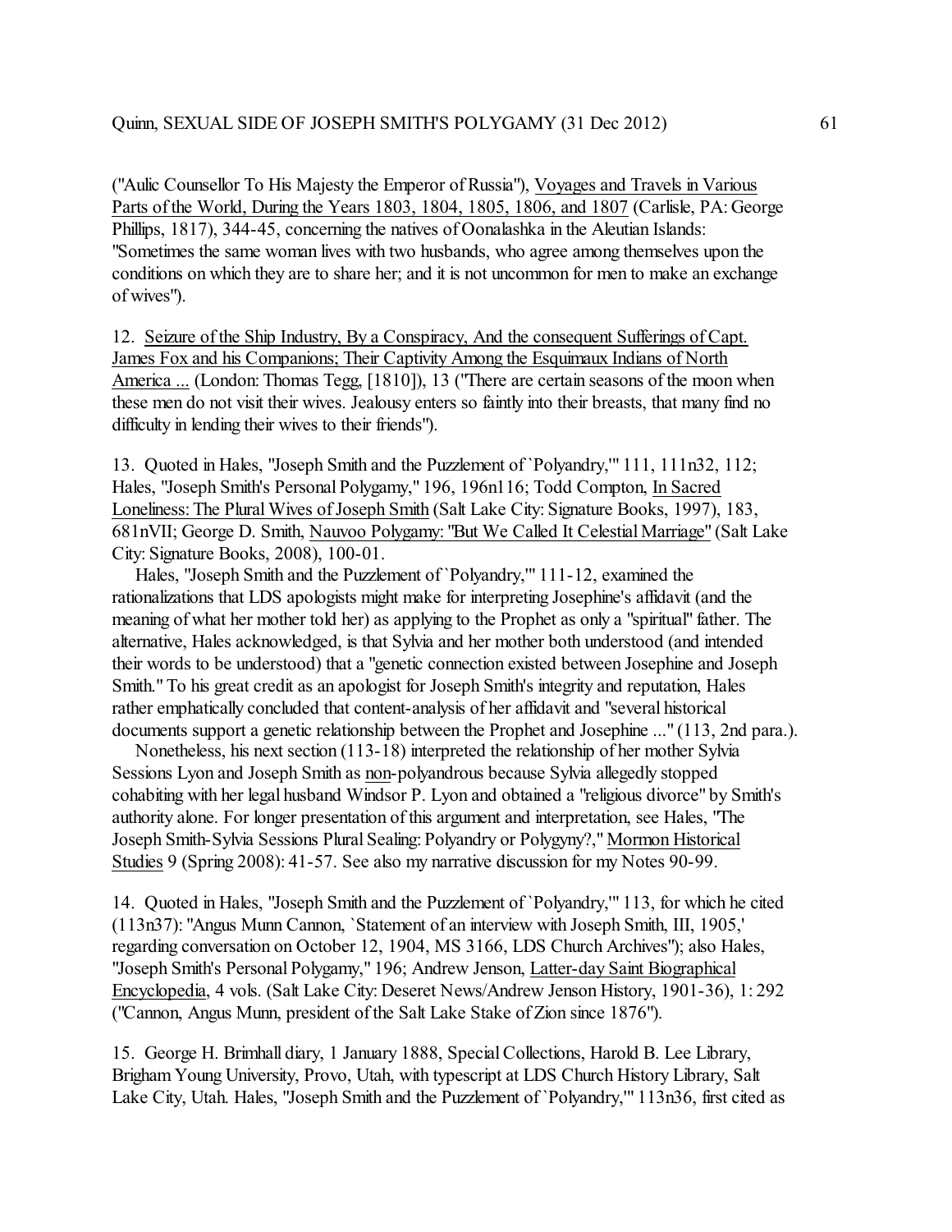("Aulic Counsellor To His Majesty the Emperor of Russia"), Voyages and Travels in Various Parts of the World, During the Years 1803, 1804, 1805, 1806, and 1807 (Carlisle, PA: George Phillips, 1817), 344-45, concerning the natives of Oonalashka in the Aleutian Islands: "Sometimes the same woman lives with two husbands, who agree among themselves upon the conditions on which they are to share her; and it is not uncommon for men to make an exchange of wives").

12. Seizure of the Ship Industry, By a Conspiracy, And the consequent Sufferings of Capt. James Fox and his Companions; Their Captivity Among the Esquimaux Indians of North America ... (London: Thomas Tegg, [1810]), 13 ("There are certain seasons of the moon when these men do not visit their wives. Jealousy enters so faintly into their breasts, that many find no difficulty in lending their wives to their friends").

13. Quoted in Hales, "Joseph Smith and the Puzzlement of `Polyandry,'" 111, 111n32, 112; Hales, "Joseph Smith's Personal Polygamy," 196, 196n116; Todd Compton, In Sacred Loneliness: The Plural Wives of Joseph Smith (Salt Lake City: Signature Books, 1997), 183, 681nVII; George D. Smith, Nauvoo Polygamy: "But We Called It Celestial Marriage" (Salt Lake City: Signature Books, 2008), 100-01.

Hales, "Joseph Smith and the Puzzlement of `Polyandry,'" 111-12, examined the rationalizations that LDS apologists might make for interpreting Josephine's affidavit (and the meaning of what her mother told her) as applying to the Prophet as only a "spiritual" father. The alternative, Hales acknowledged, is that Sylvia and her mother both understood (and intended their words to be understood) that a "genetic connection existed between Josephine and Joseph Smith." To his great credit as an apologist for Joseph Smith's integrity and reputation, Hales rather emphatically concluded that content-analysis of her affidavit and "several historical documents support a genetic relationship between the Prophet and Josephine ..." (113, 2nd para.).

Nonetheless, his next section (113-18) interpreted the relationship of her mother Sylvia Sessions Lyon and Joseph Smith as non-polyandrous because Sylvia allegedly stopped cohabiting with her legal husband Windsor P. Lyon and obtained a "religious divorce" by Smith's authority alone. For longer presentation of this argument and interpretation, see Hales, "The Joseph Smith-Sylvia Sessions Plural Sealing: Polyandry or Polygyny?," Mormon Historical Studies 9 (Spring 2008): 41-57. See also my narrative discussion for my Notes 90-99.

14. Quoted in Hales, "Joseph Smith and the Puzzlement of `Polyandry,'" 113, for which he cited (113n37): "Angus Munn Cannon, `Statement of an interview with Joseph Smith, III, 1905,' regarding conversation on October 12, 1904, MS 3166, LDS Church Archives"); also Hales, "Joseph Smith's Personal Polygamy," 196; Andrew Jenson, Latter-day Saint Biographical Encyclopedia, 4 vols. (Salt Lake City: Deseret News/Andrew Jenson History, 1901-36), 1: 292 ("Cannon, Angus Munn, president of the Salt Lake Stake of Zion since 1876").

15. George H. Brimhall diary, 1 January 1888, Special Collections, Harold B. Lee Library, Brigham Young University, Provo, Utah, with typescript at LDS Church History Library, Salt Lake City, Utah. Hales, "Joseph Smith and the Puzzlement of `Polyandry,'" 113n36, first cited as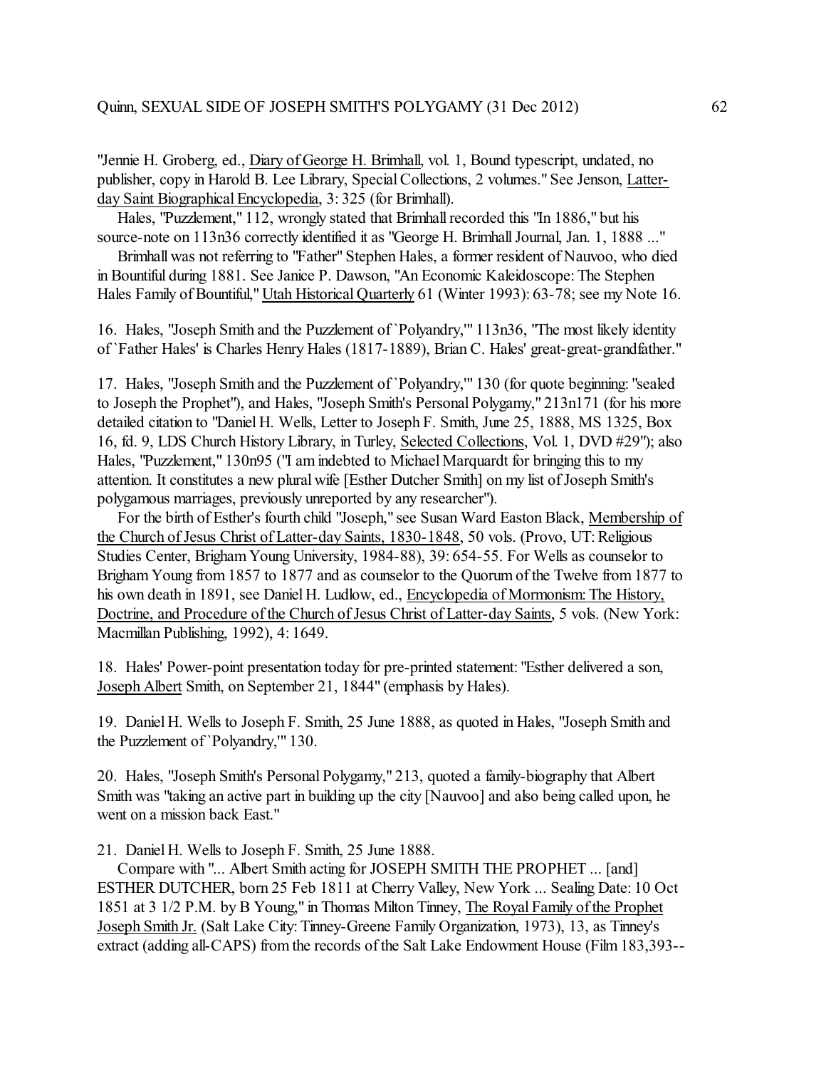"Jennie H. Groberg, ed., Diary of George H. Brimhall, vol. 1, Bound typescript, undated, no publisher, copy in Harold B. Lee Library, Special Collections, 2 volumes." See Jenson, Latter-day Saint Biographical Encyclopedia, 3: 325 (for Brimhall).

Hales, "Puzzlement," 112, wrongly stated that Brimhall recorded this "In 1886," but his source-note on 113n36 correctly identified it as "George H. Brimhall Journal, Jan. 1, 1888 ..."

Brimhall was not referring to "Father" Stephen Hales, a former resident of Nauvoo, who died in Bountiful during 1881. See Janice P. Dawson, "An Economic Kaleidoscope: The Stephen Hales Family of Bountiful," Utah Historical Quarterly 61 (Winter 1993): 63-78; see my Note 16.

16. Hales, "Joseph Smith and the Puzzlement of `Polyandry,'" 113n36, "The most likely identity of `Father Hales' is Charles Henry Hales (1817-1889), Brian C. Hales' great-great-grandfather."

17. Hales, "Joseph Smith and the Puzzlement of `Polyandry,'" 130 (for quote beginning: "sealed to Joseph the Prophet"), and Hales, "Joseph Smith's Personal Polygamy," 213n171 (for his more detailed citation to "Daniel H. Wells, Letter to Joseph F. Smith, June 25, 1888, MS 1325, Box 16, fd. 9, LDS Church History Library, in Turley, Selected Collections, Vol. 1, DVD #29"); also Hales, "Puzzlement," 130n95 ("I am indebted to Michael Marquardt for bringing this to my attention. It constitutes a new plural wife [Esther Dutcher Smith] on my list of Joseph Smith's polygamous marriages, previously unreported by any researcher").

For the birth of Esther's fourth child "Joseph," see Susan Ward Easton Black, Membership of the Church of Jesus Christ of Latter-day Saints, 1830-1848, 50 vols. (Provo, UT: Religious Studies Center, Brigham Young University, 1984-88), 39: 654-55. For Wells as counselor to Brigham Young from 1857 to 1877 and as counselor to the Quorum of the Twelve from 1877 to his own death in 1891, see Daniel H. Ludlow, ed., Encyclopedia of Mormonism: The History, Doctrine, and Procedure of the Church of Jesus Christ of Latter-day Saints, 5 vols. (New York: Macmillan Publishing, 1992), 4: 1649.

18. Hales' Power-point presentation today for pre-printed statement: "Esther delivered a son, Joseph Albert Smith, on September 21, 1844" (emphasis by Hales).

19. Daniel H. Wells to Joseph F. Smith, 25 June 1888, as quoted in Hales, "Joseph Smith and the Puzzlement of `Polyandry,'" 130.

20. Hales, "Joseph Smith's Personal Polygamy," 213, quoted a family-biography that Albert Smith was "taking an active part in building up the city [Nauvoo] and also being called upon, he went on a mission back East."

21. Daniel H. Wells to Joseph F. Smith, 25 June 1888.

Compare with "... Albert Smith acting for JOSEPH SMITH THE PROPHET ... [and] ESTHER DUTCHER, born 25 Feb 1811 at Cherry Valley, New York ... Sealing Date: 10 Oct 1851 at 3 1/2 P.M. by B Young," in Thomas Milton Tinney, The Royal Family of the Prophet Joseph Smith Jr. (Salt Lake City: Tinney-Greene Family Organization, 1973), 13, as Tinney's extract (adding all-CAPS) from the records of the Salt Lake Endowment House (Film 183,393--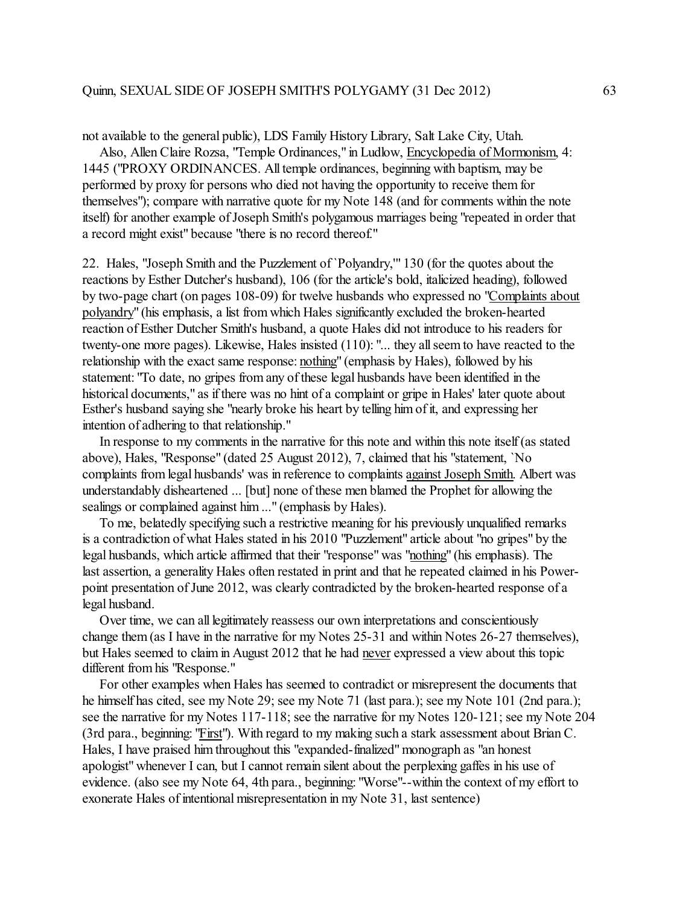not available to the general public), LDS Family History Library, Salt Lake City, Utah.

Also, Allen Claire Rozsa, "Temple Ordinances," in Ludlow, Encyclopedia of Mormonism, 4: 1445 ("PROXY ORDINANCES. All temple ordinances, beginning with baptism, may be performed by proxy for persons who died not having the opportunity to receive them for themselves"); compare with narrative quote for my Note 148 (and for comments within the note itself) for another example of Joseph Smith's polygamous marriages being "repeated in order that a record might exist" because "there is no record thereof."

22. Hales, "Joseph Smith and the Puzzlement of `Polyandry,'" 130 (for the quotes about the reactions by Esther Dutcher's husband), 106 (for the article's bold, italicized heading), followed by two-page chart (on pages 108-09) for twelve husbands who expressed no "Complaints about polyandry" (his emphasis, a list from which Hales significantly excluded the broken-hearted reaction of Esther Dutcher Smith's husband, a quote Hales did not introduce to his readers for twenty-one more pages). Likewise, Hales insisted (110): "... they all seem to have reacted to the relationship with the exact same response: nothing" (emphasis by Hales), followed by his statement: "To date, no gripes from any of these legal husbands have been identified in the historical documents," as if there was no hint of a complaint or gripe in Hales' later quote about Esther's husband saying she "nearly broke his heart by telling him of it, and expressing her intention of adhering to that relationship."

In response to my comments in the narrative for this note and within this note itself (as stated above), Hales, "Response" (dated 25 August 2012), 7, claimed that his "statement, `No complaints from legal husbands' was in reference to complaints against Joseph Smith. Albert was understandably disheartened ... [but] none of these men blamed the Prophet for allowing the sealings or complained against him ..." (emphasis by Hales).

To me, belatedly specifying such a restrictive meaning for his previously unqualified remarks is a contradiction of what Hales stated in his 2010 "Puzzlement" article about "no gripes" by the legal husbands, which article affirmed that their "response" was "nothing" (his emphasis). The last assertion, a generality Hales often restated in print and that he repeated claimed in his Power-point presentation of June 2012, was clearly contradicted by the broken-hearted response of a legal husband.

Over time, we can all legitimately reassess our own interpretations and conscientiously change them (as I have in the narrative for my Notes 25-31 and within Notes 26-27 themselves), but Hales seemed to claim in August 2012 that he had never expressed a view about this topic different from his "Response."

For other examples when Hales has seemed to contradict or misrepresent the documents that he himself has cited, see my Note 29; see my Note 71 (last para.); see my Note 101 (2nd para.); see the narrative for my Notes 117-118; see the narrative for my Notes 120-121; see my Note 204 (3rd para., beginning: "First"). With regard to my making such a stark assessment about Brian C. Hales, I have praised him throughout this "expanded-finalized" monograph as "an honest apologist" whenever I can, but I cannot remain silent about the perplexing gaffes in his use of evidence. (also see my Note 64, 4th para., beginning: "Worse"--within the context of my effort to exonerate Hales of intentional misrepresentation in my Note 31, last sentence)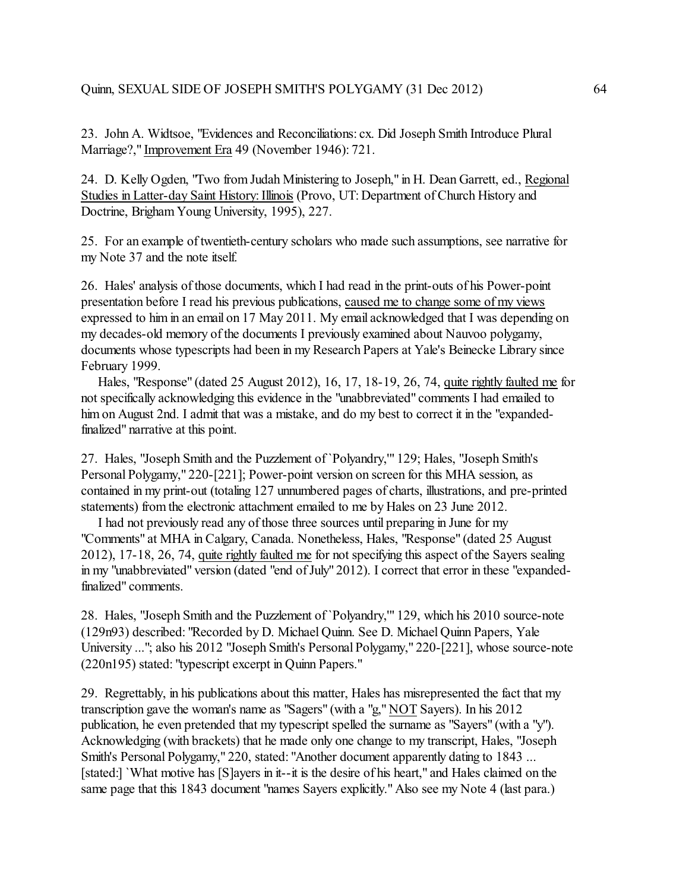23. John A. Widtsoe, "Evidences and Reconciliations: cx. Did Joseph Smith Introduce Plural Marriage?," Improvement Era 49 (November 1946): 721.

24. D. Kelly Ogden, "Two from Judah Ministering to Joseph," in H. Dean Garrett, ed., Regional Studies in Latter-day Saint History: Illinois (Provo, UT: Department of Church History and Doctrine, Brigham Young University, 1995), 227.

25. For an example of twentieth-century scholars who made such assumptions, see narrative for my Note 37 and the note itself.

26. Hales' analysis of those documents, which I had read in the print-outs of his Power-point presentation before I read his previous publications, caused me to change some of my views expressed to him in an email on 17 May 2011. My email acknowledged that I was depending on my decades-old memory of the documents I previously examined about Nauvoo polygamy, documents whose typescripts had been in my Research Papers at Yale's Beinecke Library since February 1999.

Hales, "Response" (dated 25 August 2012), 16, 17, 18-19, 26, 74, quite rightly faulted me for not specifically acknowledging this evidence in the "unabbreviated" comments I had emailed to him on August 2nd. I admit that was a mistake, and do my best to correct it in the "expanded-finalized" narrative at this point.

27. Hales, "Joseph Smith and the Puzzlement of `Polyandry,'" 129; Hales, "Joseph Smith's Personal Polygamy," 220-[221]; Power-point version on screen for this MHA session, as contained in my print-out (totaling 127 unnumbered pages of charts, illustrations, and pre-printed statements) from the electronic attachment emailed to me by Hales on 23 June 2012.

I had not previously read any of those three sources until preparing in June for my "Comments" at MHA in Calgary, Canada. Nonetheless, Hales, "Response" (dated 25 August 2012), 17-18, 26, 74, quite rightly faulted me for not specifying this aspect of the Sayers sealing in my "unabbreviated" version (dated "end of July" 2012). I correct that error in these "expanded-finalized" comments.

28. Hales, "Joseph Smith and the Puzzlement of `Polyandry,'" 129, which his 2010 source-note (129n93) described: "Recorded by D. Michael Quinn. See D. Michael Quinn Papers, Yale University ..."; also his 2012 "Joseph Smith's Personal Polygamy," 220-[221], whose source-note (220n195) stated: "typescript excerpt in Quinn Papers."

29. Regrettably, in his publications about this matter, Hales has misrepresented the fact that my transcription gave the woman's name as "Sagers" (with a "g," NOT Sayers). In his 2012 publication, he even pretended that my typescript spelled the surname as "Sayers" (with a "y"). Acknowledging (with brackets) that he made only one change to my transcript, Hales, "Joseph Smith's Personal Polygamy," 220, stated: "Another document apparently dating to 1843 ... [stated:] `What motive has [S]ayers in it--it is the desire of his heart," and Hales claimed on the same page that this 1843 document "names Sayers explicitly." Also see my Note 4 (last para.)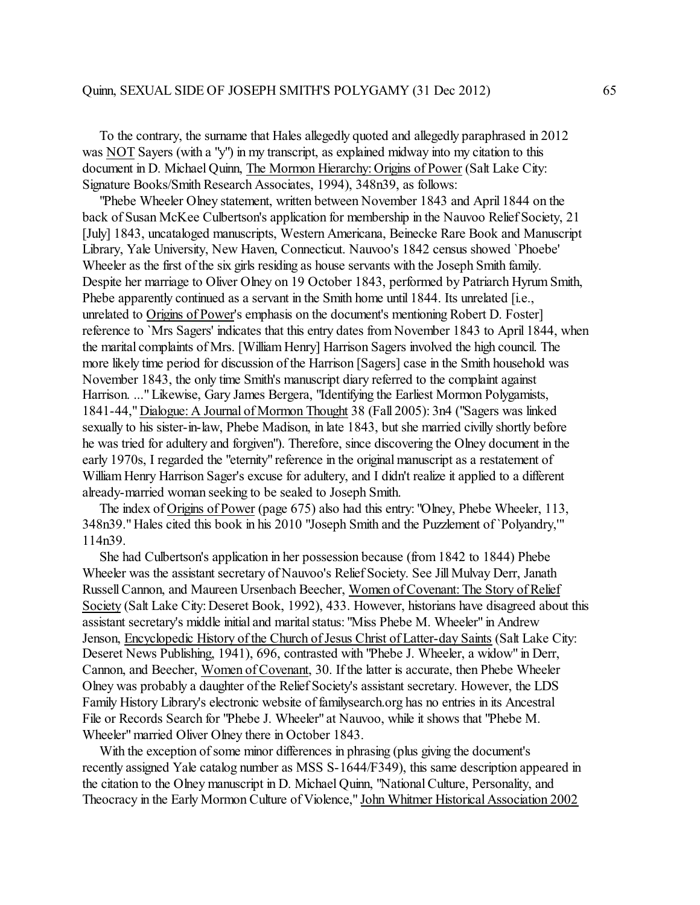To the contrary, the surname that Hales allegedly quoted and allegedly paraphrased in 2012 was <u>NOT</u> Sayers (with a "y") in my transcript, as explained midway into my citation to this document in D. Michael Quinn, <u>The Mormon Hierarchy: Origins of Power</u> (Salt Lake City: Signature Books/Smith Research Associates, 1994), 348n39, as follows:

"Phebe Wheeler Olney statement, written between November 1843 and April 1844 on the back of Susan McKee Culbertson's application for membership in the Nauvoo Relief Society, 21 [July] 1843, uncataloged manuscripts, Western Americana, Beinecke Rare Book and Manuscript Library, Yale University, New Haven, Connecticut. Nauvoo's 1842 census showed `Phoebe' Wheeler as the first of the six girls residing as house servants with the Joseph Smith family. Despite her marriage to Oliver Olney on 19 October 1843, performed by Patriarch Hyrum Smith, Phebe apparently continued as a servant in the Smith home until 1844. Its unrelated [i.e., unrelated to <u>Origins of Power</u>'s emphasis on the document's mentioning Robert D. Foster] reference to `Mrs Sagers' indicates that this entry dates from November 1843 to April 1844, when the marital complaints of Mrs. [William Henry] Harrison Sagers involved the high council. The more likely time period for discussion of the Harrison [Sagers] case in the Smith household was November 1843, the only time Smith's manuscript diary referred to the complaint against Harrison. ..." Likewise, Gary James Bergera, "Identifying the Earliest Mormon Polygamists, 1841-44," <u>Dialogue: A Journal of Mormon Thought</u> 38 (Fall 2005): 3n4 ("Sagers was linked sexually to his sister-in-law, Phebe Madison, in late 1843, but she married civilly shortly before he was tried for adultery and forgiven"). Therefore, since discovering the Olney document in the early 1970s, I regarded the "eternity" reference in the original manuscript as a restatement of William Henry Harrison Sager's excuse for adultery, and I didn't realize it applied to a different already-married woman seeking to be sealed to Joseph Smith.

The index of <u>Origins of Power</u> (page 675) also had this entry: "Olney, Phebe Wheeler, 113, 348n39." Hales cited this book in his 2010 "Joseph Smith and the Puzzlement of `Polyandry,'" 114n39.

She had Culbertson's application in her possession because (from 1842 to 1844) Phebe Wheeler was the assistant secretary of Nauvoo's Relief Society. See Jill Mulvay Derr, Janath Russell Cannon, and Maureen Ursenbach Beecher, <u>Women of Covenant: The Story of Relief Society</u> (Salt Lake City: Deseret Book, 1992), 433. However, historians have disagreed about this assistant secretary's middle initial and marital status: "Miss Phebe M. Wheeler" in Andrew Jenson, <u>Encyclopedic History of the Church of Jesus Christ of Latter-day Saints</u> (Salt Lake City: Deseret News Publishing, 1941), 696, contrasted with "Phebe J. Wheeler, a widow" in Derr, Cannon, and Beecher, <u>Women of Covenant</u>, 30. If the latter is accurate, then Phebe Wheeler Olney was probably a daughter of the Relief Society's assistant secretary. However, the LDS Family History Library's electronic website of familysearch.org has no entries in its Ancestral File or Records Search for "Phebe J. Wheeler" at Nauvoo, while it shows that "Phebe M. Wheeler" married Oliver Olney there in October 1843.

With the exception of some minor differences in phrasing (plus giving the document's recently assigned Yale catalog number as MSS S-1644/F349), this same description appeared in the citation to the Olney manuscript in D. Michael Quinn, "National Culture, Personality, and Theocracy in the Early Mormon Culture of Violence," <u>John Whitmer Historical Association 2002</u>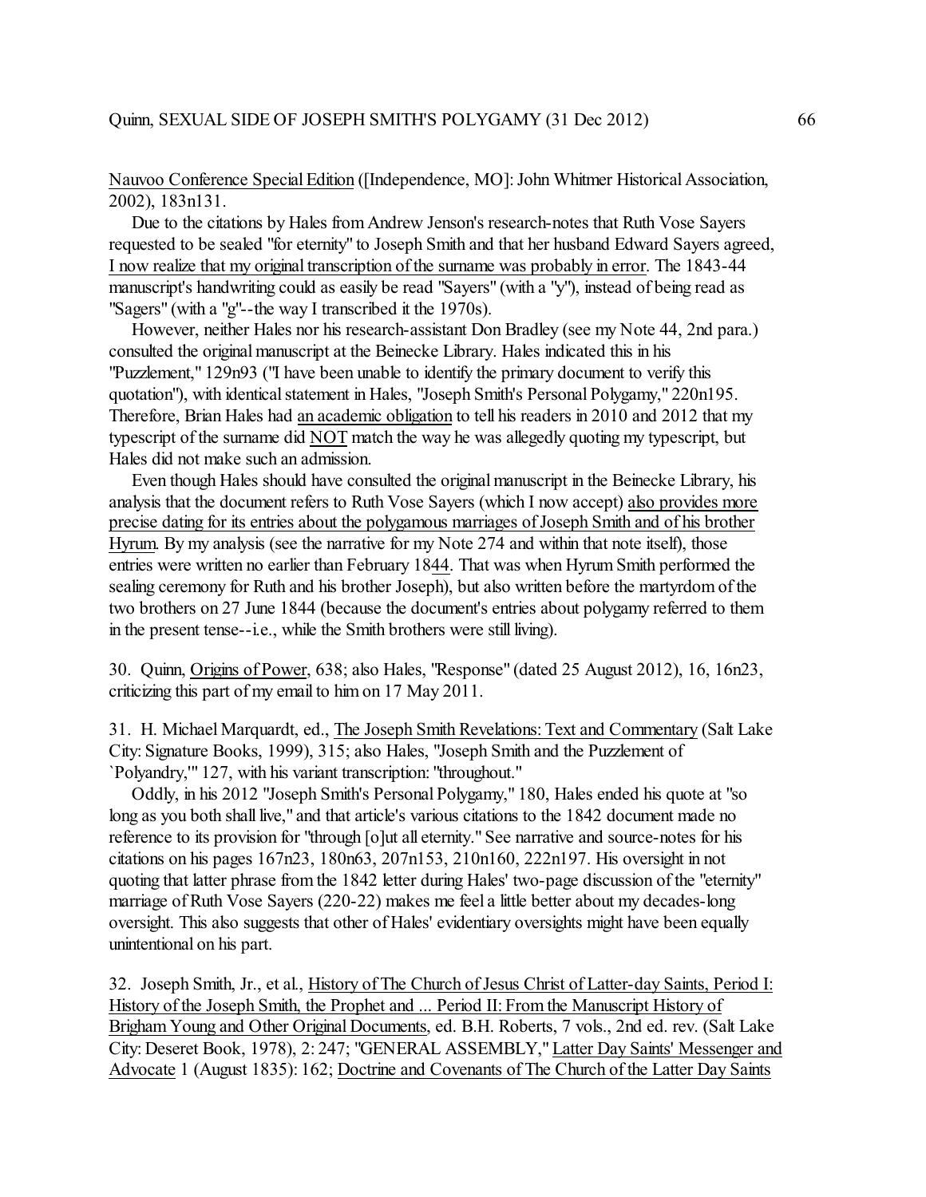Nauvoo Conference Special Edition ([Independence, MO]: John Whitmer Historical Association, 2002), 183n131.

Due to the citations by Hales from Andrew Jenson's research-notes that Ruth Vose Sayers requested to be sealed "for eternity" to Joseph Smith and that her husband Edward Sayers agreed, I now realize that my original transcription of the surname was probably in error. The 1843-44 manuscript's handwriting could as easily be read "Sayers" (with a "y"), instead of being read as "Sagers" (with a "g"--the way I transcribed it the 1970s).

However, neither Hales nor his research-assistant Don Bradley (see my Note 44, 2nd para.) consulted the original manuscript at the Beinecke Library. Hales indicated this in his "Puzzlement," 129n93 ("I have been unable to identify the primary document to verify this quotation"), with identical statement in Hales, "Joseph Smith's Personal Polygamy," 220n195. Therefore, Brian Hales had an academic obligation to tell his readers in 2010 and 2012 that my typescript of the surname did NOT match the way he was allegedly quoting my typescript, but Hales did not make such an admission.

Even though Hales should have consulted the original manuscript in the Beinecke Library, his analysis that the document refers to Ruth Vose Sayers (which I now accept) also provides more precise dating for its entries about the polygamous marriages of Joseph Smith and of his brother Hyrum. By my analysis (see the narrative for my Note 274 and within that note itself), those entries were written no earlier than February 1844. That was when Hyrum Smith performed the sealing ceremony for Ruth and his brother Joseph), but also written before the martyrdom of the two brothers on 27 June 1844 (because the document's entries about polygamy referred to them in the present tense--i.e., while the Smith brothers were still living).

30. Quinn, Origins of Power, 638; also Hales, "Response" (dated 25 August 2012), 16, 16n23, criticizing this part of my email to him on 17 May 2011.

31. H. Michael Marquardt, ed., The Joseph Smith Revelations: Text and Commentary (Salt Lake City: Signature Books, 1999), 315; also Hales, "Joseph Smith and the Puzzlement of `Polyandry,'" 127, with his variant transcription: "throughout."

Oddly, in his 2012 "Joseph Smith's Personal Polygamy," 180, Hales ended his quote at "so long as you both shall live," and that article's various citations to the 1842 document made no reference to its provision for "through [o]ut all eternity." See narrative and source-notes for his citations on his pages 167n23, 180n63, 207n153, 210n160, 222n197. His oversight in not quoting that latter phrase from the 1842 letter during Hales' two-page discussion of the "eternity" marriage of Ruth Vose Sayers (220-22) makes me feel a little better about my decades-long oversight. This also suggests that other of Hales' evidentiary oversights might have been equally unintentional on his part.

32. Joseph Smith, Jr., et al., History of The Church of Jesus Christ of Latter-day Saints, Period I: History of the Joseph Smith, the Prophet and ... Period II: From the Manuscript History of Brigham Young and Other Original Documents, ed. B.H. Roberts, 7 vols., 2nd ed. rev. (Salt Lake City: Deseret Book, 1978), 2: 247; "GENERAL ASSEMBLY," Latter Day Saints' Messenger and Advocate 1 (August 1835): 162; Doctrine and Covenants of The Church of the Latter Day Saints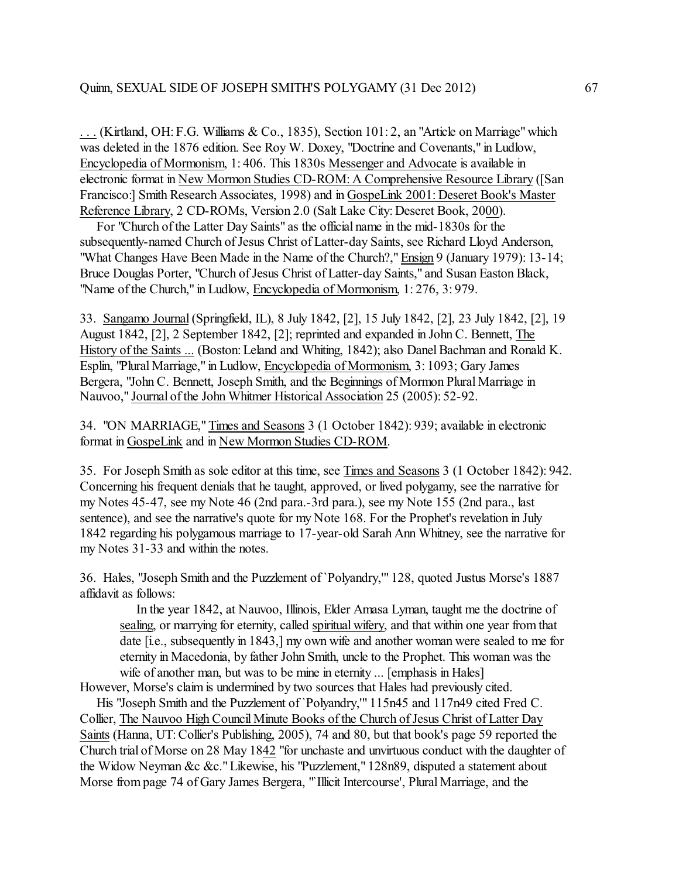. . . (Kirtland, OH: F.G. Williams & Co., 1835), Section 101: 2, an "Article on Marriage" which was deleted in the 1876 edition. See Roy W. Doxey, "Doctrine and Covenants," in Ludlow, Encyclopedia of Mormonism, 1: 406. This 1830s Messenger and Advocate is available in electronic format in New Mormon Studies CD-ROM: A Comprehensive Resource Library ([San Francisco:] Smith Research Associates, 1998) and in GospeLink 2001: Deseret Book's Master Reference Library, 2 CD-ROMs, Version 2.0 (Salt Lake City: Deseret Book, 2000).

For "Church of the Latter Day Saints" as the official name in the mid-1830s for the subsequently-named Church of Jesus Christ of Latter-day Saints, see Richard Lloyd Anderson, "What Changes Have Been Made in the Name of the Church?," Ensign 9 (January 1979): 13-14; Bruce Douglas Porter, "Church of Jesus Christ of Latter-day Saints," and Susan Easton Black, "Name of the Church," in Ludlow, Encyclopedia of Mormonism, 1: 276, 3: 979.

33. Sangamo Journal (Springfield, IL), 8 July 1842, [2], 15 July 1842, [2], 23 July 1842, [2], 19 August 1842, [2], 2 September 1842, [2]; reprinted and expanded in John C. Bennett, The History of the Saints ... (Boston: Leland and Whiting, 1842); also Danel Bachman and Ronald K. Esplin, "Plural Marriage," in Ludlow, Encyclopedia of Mormonism, 3: 1093; Gary James Bergera, "John C. Bennett, Joseph Smith, and the Beginnings of Mormon Plural Marriage in Nauvoo," Journal of the John Whitmer Historical Association 25 (2005): 52-92.

34. "ON MARRIAGE," Times and Seasons 3 (1 October 1842): 939; available in electronic format in GospeLink and in New Mormon Studies CD-ROM.

35. For Joseph Smith as sole editor at this time, see Times and Seasons 3 (1 October 1842): 942. Concerning his frequent denials that he taught, approved, or lived polygamy, see the narrative for my Notes 45-47, see my Note 46 (2nd para.-3rd para.), see my Note 155 (2nd para., last sentence), and see the narrative's quote for my Note 168. For the Prophet's revelation in July 1842 regarding his polygamous marriage to 17-year-old Sarah Ann Whitney, see the narrative for my Notes 31-33 and within the notes.

36. Hales, "Joseph Smith and the Puzzlement of `Polyandry,'" 128, quoted Justus Morse's 1887 affidavit as follows:

> In the year 1842, at Nauvoo, Illinois, Elder Amasa Lyman, taught me the doctrine of sealing, or marrying for eternity, called spiritual wifery, and that within one year from that date [i.e., subsequently in 1843,] my own wife and another woman were sealed to me for eternity in Macedonia, by father John Smith, uncle to the Prophet. This woman was the wife of another man, but was to be mine in eternity ... [emphasis in Hales]

However, Morse's claim is undermined by two sources that Hales had previously cited.

His "Joseph Smith and the Puzzlement of `Polyandry,'" 115n45 and 117n49 cited Fred C. Collier, The Nauvoo High Council Minute Books of the Church of Jesus Christ of Latter Day Saints (Hanna, UT: Collier's Publishing, 2005), 74 and 80, but that book's page 59 reported the Church trial of Morse on 28 May 1842 "for unchaste and unvirtuous conduct with the daughter of the Widow Neyman &c &c." Likewise, his "Puzzlement," 128n89, disputed a statement about Morse from page 74 of Gary James Bergera, "'Illicit Intercourse', Plural Marriage, and the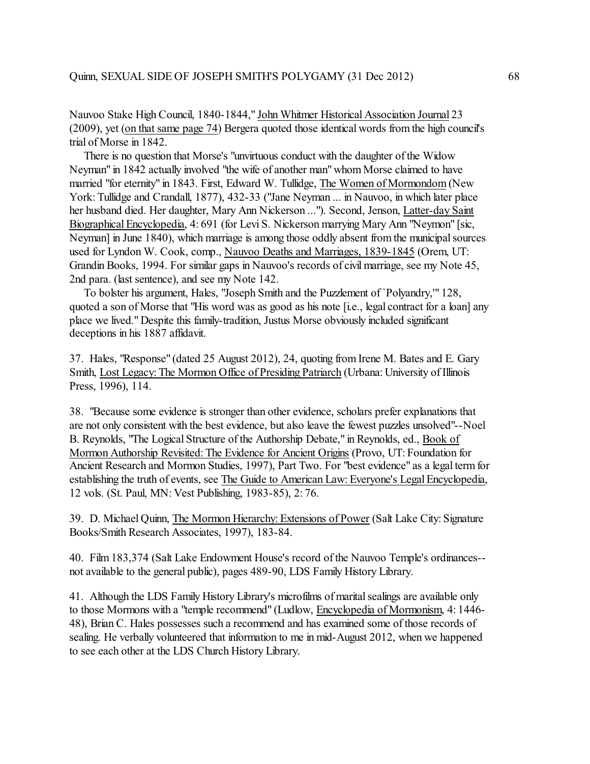Nauvoo Stake High Council, 1840-1844," John Whitmer Historical Association Journal 23 (2009), yet (on that same page 74) Bergera quoted those identical words from the high council's trial of Morse in 1842.

There is no question that Morse's "unvirtuous conduct with the daughter of the Widow Neyman" in 1842 actually involved "the wife of another man" whom Morse claimed to have married "for eternity" in 1843. First, Edward W. Tullidge, The Women of Mormondom (New York: Tullidge and Crandall, 1877), 432-33 ("Jane Neyman ... in Nauvoo, in which later place her husband died. Her daughter, Mary Ann Nickerson ..."). Second, Jenson, Latter-day Saint Biographical Encyclopedia, 4: 691 (for Levi S. Nickerson marrying Mary Ann "Neymon" [sic, Neyman] in June 1840), which marriage is among those oddly absent from the municipal sources used for Lyndon W. Cook, comp., Nauvoo Deaths and Marriages, 1839-1845 (Orem, UT: Grandin Books, 1994. For similar gaps in Nauvoo's records of civil marriage, see my Note 45, 2nd para. (last sentence), and see my Note 142.

To bolster his argument, Hales, "Joseph Smith and the Puzzlement of `Polyandry,'" 128, quoted a son of Morse that "His word was as good as his note [i.e., legal contract for a loan] any place we lived." Despite this family-tradition, Justus Morse obviously included significant deceptions in his 1887 affidavit.

37. Hales, "Response" (dated 25 August 2012), 24, quoting from Irene M. Bates and E. Gary Smith, Lost Legacy: The Mormon Office of Presiding Patriarch (Urbana: University of Illinois Press, 1996), 114.

38. "Because some evidence is stronger than other evidence, scholars prefer explanations that are not only consistent with the best evidence, but also leave the fewest puzzles unsolved"--Noel B. Reynolds, "The Logical Structure of the Authorship Debate," in Reynolds, ed., Book of Mormon Authorship Revisited: The Evidence for Ancient Origins (Provo, UT: Foundation for Ancient Research and Mormon Studies, 1997), Part Two. For "best evidence" as a legal term for establishing the truth of events, see The Guide to American Law: Everyone's Legal Encyclopedia, 12 vols. (St. Paul, MN: Vest Publishing, 1983-85), 2: 76.

39. D. Michael Quinn, The Mormon Hierarchy: Extensions of Power (Salt Lake City: Signature Books/Smith Research Associates, 1997), 183-84.

40. Film 183,374 (Salt Lake Endowment House's record of the Nauvoo Temple's ordinances--not available to the general public), pages 489-90, LDS Family History Library.

41. Although the LDS Family History Library's microfilms of marital sealings are available only to those Mormons with a "temple recommend" (Ludlow, Encyclopedia of Mormonism, 4: 1446-48), Brian C. Hales possesses such a recommend and has examined some of those records of sealing. He verbally volunteered that information to me in mid-August 2012, when we happened to see each other at the LDS Church History Library.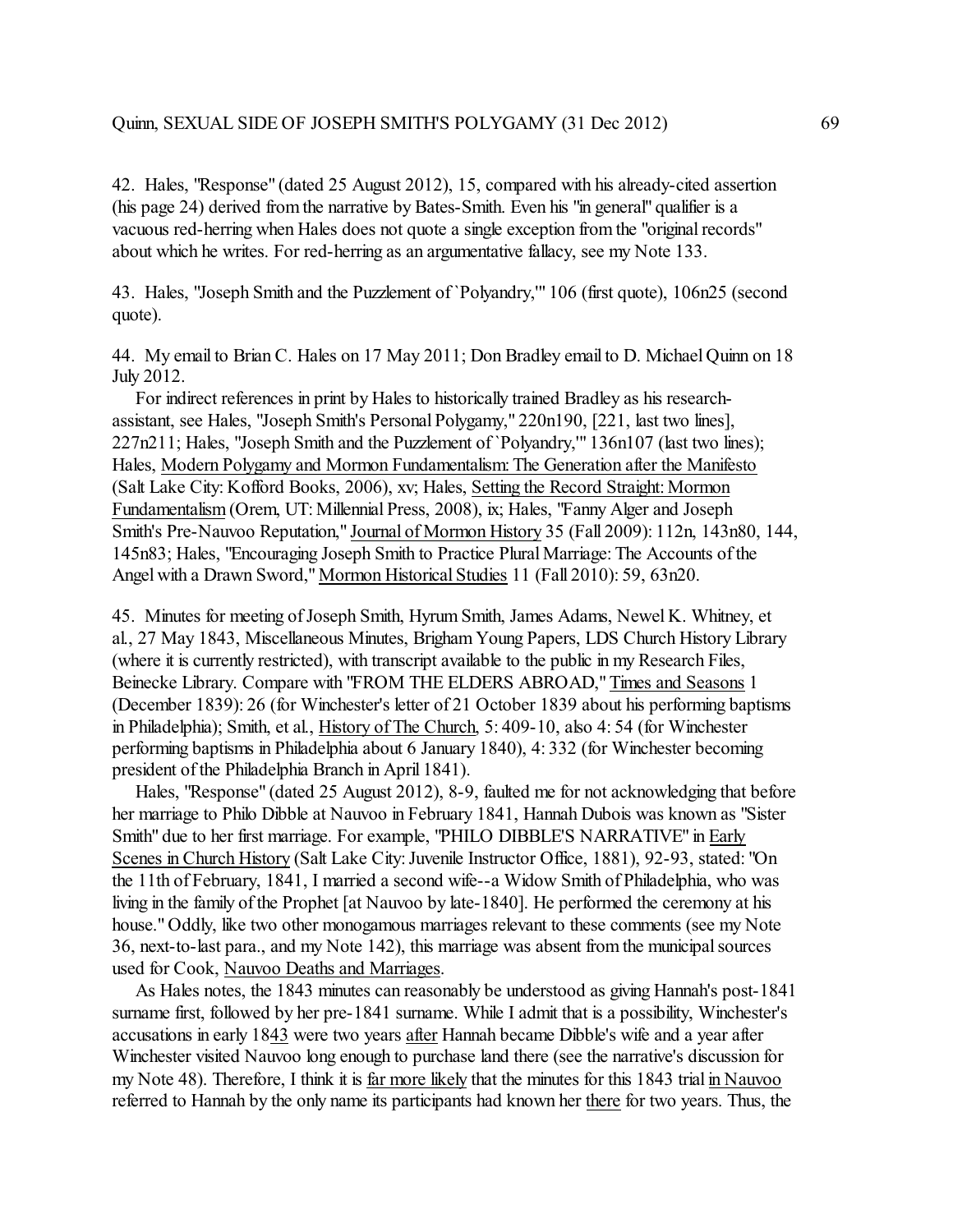42. Hales, "Response" (dated 25 August 2012), 15, compared with his already-cited assertion (his page 24) derived from the narrative by Bates-Smith. Even his "in general" qualifier is a vacuous red-herring when Hales does not quote a single exception from the "original records" about which he writes. For red-herring as an argumentative fallacy, see my Note 133.

43. Hales, "Joseph Smith and the Puzzlement of `Polyandry,'" 106 (first quote), 106n25 (second quote).

44. My email to Brian C. Hales on 17 May 2011; Don Bradley email to D. Michael Quinn on 18 July 2012.

For indirect references in print by Hales to historically trained Bradley as his research-assistant, see Hales, "Joseph Smith's Personal Polygamy," 220n190, [221, last two lines], 227n211; Hales, "Joseph Smith and the Puzzlement of `Polyandry,'" 136n107 (last two lines); Hales, <u>Modern Polygamy and Mormon Fundamentalism: The Generation after the Manifesto</u> (Salt Lake City: Kofford Books, 2006), xv; Hales, <u>Setting the Record Straight: Mormon Fundamentalism</u> (Orem, UT: Millennial Press, 2008), ix; Hales, "Fanny Alger and Joseph Smith's Pre-Nauvoo Reputation," <u>Journal of Mormon History</u> 35 (Fall 2009): 112n, 143n80, 144, 145n83; Hales, "Encouraging Joseph Smith to Practice Plural Marriage: The Accounts of the Angel with a Drawn Sword," <u>Mormon Historical Studies</u> 11 (Fall 2010): 59, 63n20.

45. Minutes for meeting of Joseph Smith, Hyrum Smith, James Adams, Newel K. Whitney, et al., 27 May 1843, Miscellaneous Minutes, Brigham Young Papers, LDS Church History Library (where it is currently restricted), with transcript available to the public in my Research Files, Beinecke Library. Compare with "FROM THE ELDERS ABROAD," <u>Times and Seasons</u> 1 (December 1839): 26 (for Winchester's letter of 21 October 1839 about his performing baptisms in Philadelphia); Smith, et al., <u>History of The Church</u>, 5: 409-10, also 4: 54 (for Winchester performing baptisms in Philadelphia about 6 January 1840), 4: 332 (for Winchester becoming president of the Philadelphia Branch in April 1841).

Hales, "Response" (dated 25 August 2012), 8-9, faulted me for not acknowledging that before her marriage to Philo Dibble at Nauvoo in February 1841, Hannah Dubois was known as "Sister Smith" due to her first marriage. For example, "PHILO DIBBLE'S NARRATIVE" in <u>Early Scenes in Church History</u> (Salt Lake City: Juvenile Instructor Office, 1881), 92-93, stated: "On the 11th of February, 1841, I married a second wife--a Widow Smith of Philadelphia, who was living in the family of the Prophet [at Nauvoo by late-1840]. He performed the ceremony at his house." Oddly, like two other monogamous marriages relevant to these comments (see my Note 36, next-to-last para., and my Note 142), this marriage was absent from the municipal sources used for Cook, <u>Nauvoo Deaths and Marriages</u>.

As Hales notes, the 1843 minutes can reasonably be understood as giving Hannah's post-1841 surname first, followed by her pre-1841 surname. While I admit that is a possibility, Winchester's accusations in early 18<u>43</u> were two years <u>after</u> Hannah became Dibble's wife and a year after Winchester visited Nauvoo long enough to purchase land there (see the narrative's discussion for my Note 48). Therefore, I think it is <u>far more likely</u> that the minutes for this 1843 trial <u>in Nauvoo</u> referred to Hannah by the only name its participants had known her <u>there</u> for two years. Thus, the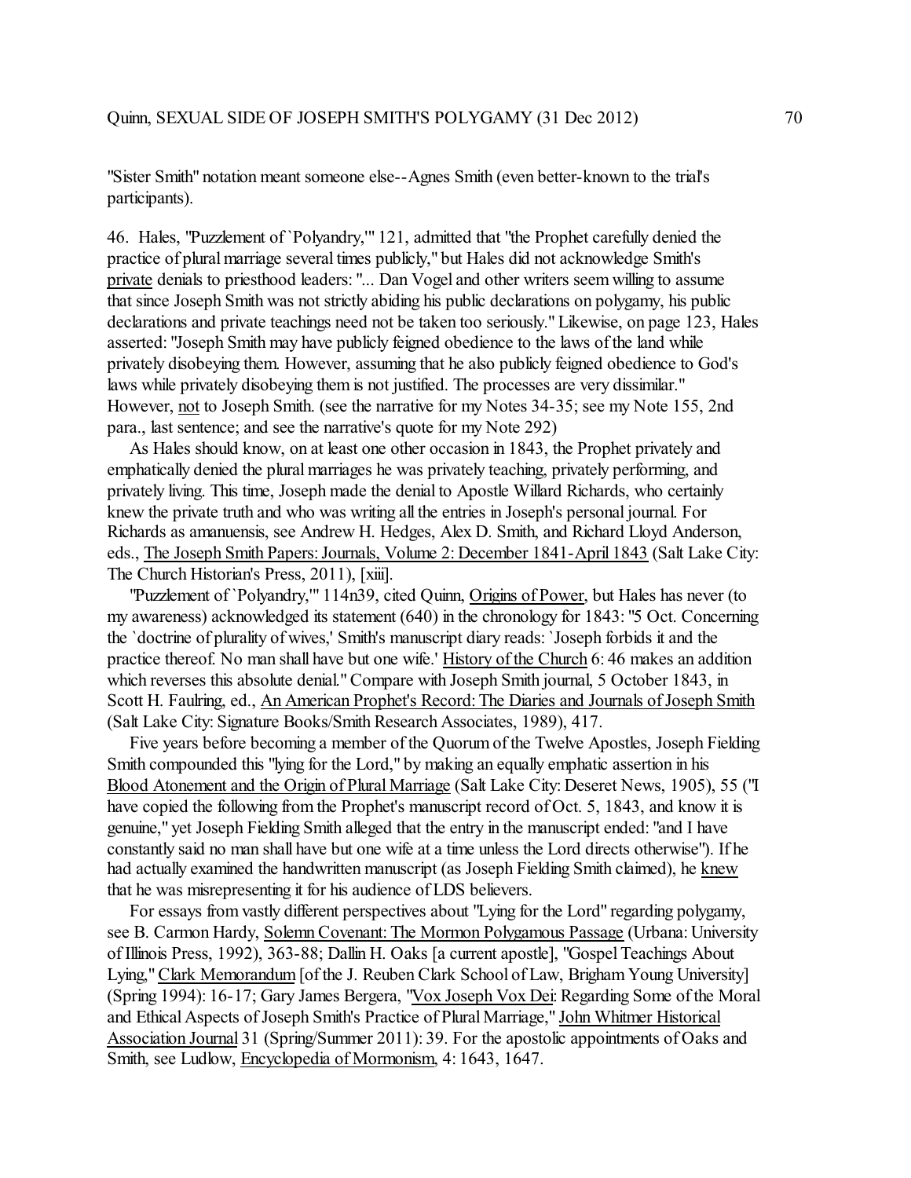"Sister Smith" notation meant someone else--Agnes Smith (even better-known to the trial's participants).

46. Hales, "Puzzlement of `Polyandry,'" 121, admitted that "the Prophet carefully denied the practice of plural marriage several times publicly," but Hales did not acknowledge Smith's private denials to priesthood leaders: "... Dan Vogel and other writers seem willing to assume that since Joseph Smith was not strictly abiding his public declarations on polygamy, his public declarations and private teachings need not be taken too seriously." Likewise, on page 123, Hales asserted: "Joseph Smith may have publicly feigned obedience to the laws of the land while privately disobeying them. However, assuming that he also publicly feigned obedience to God's laws while privately disobeying them is not justified. The processes are very dissimilar." However, not to Joseph Smith. (see the narrative for my Notes 34-35; see my Note 155, 2nd para., last sentence; and see the narrative's quote for my Note 292)

As Hales should know, on at least one other occasion in 1843, the Prophet privately and emphatically denied the plural marriages he was privately teaching, privately performing, and privately living. This time, Joseph made the denial to Apostle Willard Richards, who certainly knew the private truth and who was writing all the entries in Joseph's personal journal. For Richards as amanuensis, see Andrew H. Hedges, Alex D. Smith, and Richard Lloyd Anderson, eds., The Joseph Smith Papers: Journals, Volume 2: December 1841-April 1843 (Salt Lake City: The Church Historian's Press, 2011), [xiii].

"Puzzlement of `Polyandry,'" 114n39, cited Quinn, Origins of Power, but Hales has never (to my awareness) acknowledged its statement (640) in the chronology for 1843: "5 Oct. Concerning the `doctrine of plurality of wives,' Smith's manuscript diary reads: `Joseph forbids it and the practice thereof. No man shall have but one wife.' History of the Church 6: 46 makes an addition which reverses this absolute denial." Compare with Joseph Smith journal, 5 October 1843, in Scott H. Faulring, ed., An American Prophet's Record: The Diaries and Journals of Joseph Smith (Salt Lake City: Signature Books/Smith Research Associates, 1989), 417.

Five years before becoming a member of the Quorum of the Twelve Apostles, Joseph Fielding Smith compounded this "lying for the Lord," by making an equally emphatic assertion in his Blood Atonement and the Origin of Plural Marriage (Salt Lake City: Deseret News, 1905), 55 ("I have copied the following from the Prophet's manuscript record of Oct. 5, 1843, and know it is genuine," yet Joseph Fielding Smith alleged that the entry in the manuscript ended: "and I have constantly said no man shall have but one wife at a time unless the Lord directs otherwise"). If he had actually examined the handwritten manuscript (as Joseph Fielding Smith claimed), he knew that he was misrepresenting it for his audience of LDS believers.

For essays from vastly different perspectives about "Lying for the Lord" regarding polygamy, see B. Carmon Hardy, Solemn Covenant: The Mormon Polygamous Passage (Urbana: University of Illinois Press, 1992), 363-88; Dallin H. Oaks [a current apostle], "Gospel Teachings About Lying," Clark Memorandum [of the J. Reuben Clark School of Law, Brigham Young University] (Spring 1994): 16-17; Gary James Bergera, "Vox Joseph Vox Dei: Regarding Some of the Moral and Ethical Aspects of Joseph Smith's Practice of Plural Marriage," John Whitmer Historical Association Journal 31 (Spring/Summer 2011): 39. For the apostolic appointments of Oaks and Smith, see Ludlow, Encyclopedia of Mormonism, 4: 1643, 1647.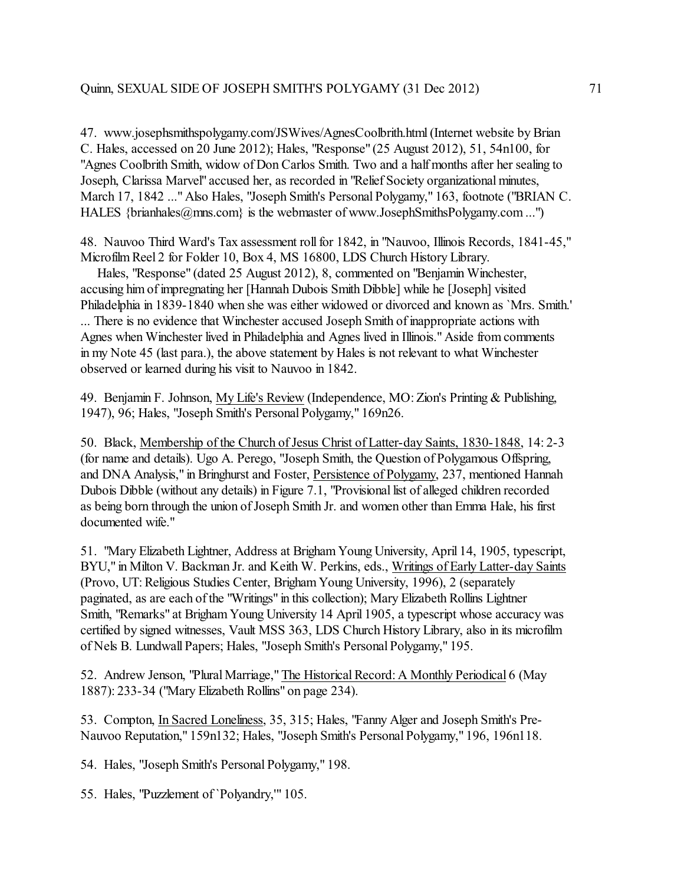47. www.josephsmithspolygamy.com/JSWives/AgnesCoolbrith.html (Internet website by Brian C. Hales, accessed on 20 June 2012); Hales, "Response" (25 August 2012), 51, 54n100, for "Agnes Coolbrith Smith, widow of Don Carlos Smith. Two and a half months after her sealing to Joseph, Clarissa Marvel" accused her, as recorded in "Relief Society organizational minutes, March 17, 1842 ..." Also Hales, "Joseph Smith's Personal Polygamy," 163, footnote ("BRIAN C. HALES {brianhales@mns.com} is the webmaster of www.JosephSmithsPolygamy.com ...")

48. Nauvoo Third Ward's Tax assessment roll for 1842, in "Nauvoo, Illinois Records, 1841-45," Microfilm Reel 2 for Folder 10, Box 4, MS 16800, LDS Church History Library.

Hales, "Response" (dated 25 August 2012), 8, commented on "Benjamin Winchester, accusing him of impregnating her [Hannah Dubois Smith Dibble] while he [Joseph] visited Philadelphia in 1839-1840 when she was either widowed or divorced and known as `Mrs. Smith.' ... There is no evidence that Winchester accused Joseph Smith of inappropriate actions with Agnes when Winchester lived in Philadelphia and Agnes lived in Illinois." Aside from comments in my Note 45 (last para.), the above statement by Hales is not relevant to what Winchester observed or learned during his visit to Nauvoo in 1842.

49. Benjamin F. Johnson, My Life's Review (Independence, MO: Zion's Printing & Publishing, 1947), 96; Hales, "Joseph Smith's Personal Polygamy," 169n26.

50. Black, Membership of the Church of Jesus Christ of Latter-day Saints, 1830-1848, 14: 2-3 (for name and details). Ugo A. Perego, "Joseph Smith, the Question of Polygamous Offspring, and DNA Analysis," in Bringhurst and Foster, Persistence of Polygamy, 237, mentioned Hannah Dubois Dibble (without any details) in Figure 7.1, "Provisional list of alleged children recorded as being born through the union of Joseph Smith Jr. and women other than Emma Hale, his first documented wife."

51. "Mary Elizabeth Lightner, Address at Brigham Young University, April 14, 1905, typescript, BYU," in Milton V. Backman Jr. and Keith W. Perkins, eds., Writings of Early Latter-day Saints (Provo, UT: Religious Studies Center, Brigham Young University, 1996), 2 (separately paginated, as are each of the "Writings" in this collection); Mary Elizabeth Rollins Lightner Smith, "Remarks" at Brigham Young University 14 April 1905, a typescript whose accuracy was certified by signed witnesses, Vault MSS 363, LDS Church History Library, also in its microfilm of Nels B. Lundwall Papers; Hales, "Joseph Smith's Personal Polygamy," 195.

52. Andrew Jenson, "Plural Marriage," The Historical Record: A Monthly Periodical 6 (May 1887): 233-34 ("Mary Elizabeth Rollins" on page 234).

53. Compton, In Sacred Loneliness, 35, 315; Hales, "Fanny Alger and Joseph Smith's Pre-Nauvoo Reputation," 159n132; Hales, "Joseph Smith's Personal Polygamy," 196, 196n118.

54. Hales, "Joseph Smith's Personal Polygamy," 198.

55. Hales, "Puzzlement of `Polyandry,'" 105.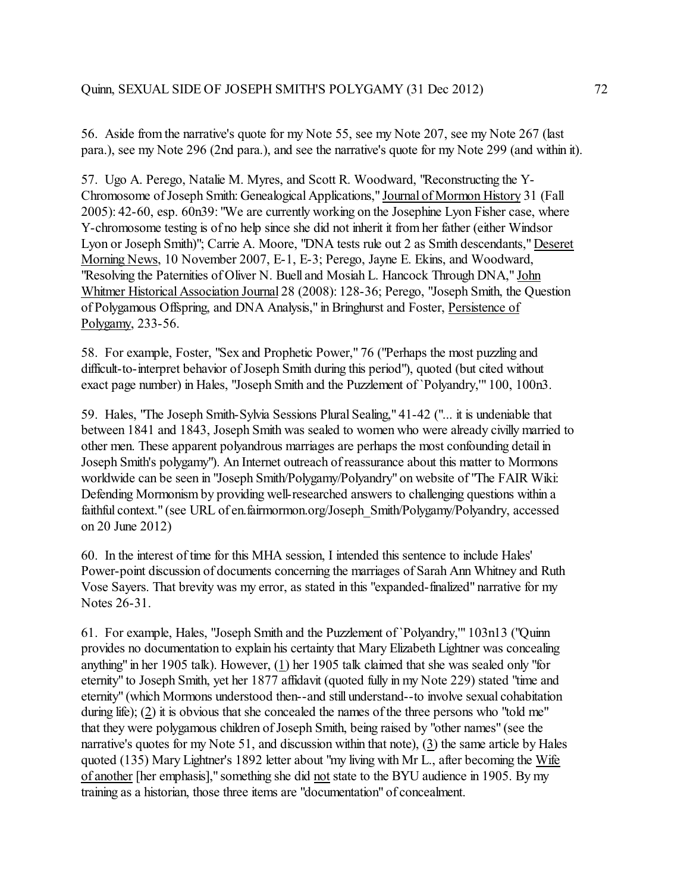56. Aside from the narrative's quote for my Note 55, see my Note 207, see my Note 267 (last para.), see my Note 296 (2nd para.), and see the narrative's quote for my Note 299 (and within it).

57. Ugo A. Perego, Natalie M. Myres, and Scott R. Woodward, "Reconstructing the Y-Chromosome of Joseph Smith: Genealogical Applications," Journal of Mormon History 31 (Fall 2005): 42-60, esp. 60n39: "We are currently working on the Josephine Lyon Fisher case, where Y-chromosome testing is of no help since she did not inherit it from her father (either Windsor Lyon or Joseph Smith)"; Carrie A. Moore, "DNA tests rule out 2 as Smith descendants," Deseret Morning News, 10 November 2007, E-1, E-3; Perego, Jayne E. Ekins, and Woodward, "Resolving the Paternities of Oliver N. Buell and Mosiah L. Hancock Through DNA," John Whitmer Historical Association Journal 28 (2008): 128-36; Perego, "Joseph Smith, the Question of Polygamous Offspring, and DNA Analysis," in Bringhurst and Foster, Persistence of Polygamy, 233-56.

58. For example, Foster, "Sex and Prophetic Power," 76 ("Perhaps the most puzzling and difficult-to-interpret behavior of Joseph Smith during this period"), quoted (but cited without exact page number) in Hales, "Joseph Smith and the Puzzlement of `Polyandry,'" 100, 100n3.

59. Hales, "The Joseph Smith-Sylvia Sessions Plural Sealing," 41-42 ("... it is undeniable that between 1841 and 1843, Joseph Smith was sealed to women who were already civilly married to other men. These apparent polyandrous marriages are perhaps the most confounding detail in Joseph Smith's polygamy"). An Internet outreach of reassurance about this matter to Mormons worldwide can be seen in "Joseph Smith/Polygamy/Polyandry" on website of "The FAIR Wiki: Defending Mormonism by providing well-researched answers to challenging questions within a faithful context." (see URL of en.fairmormon.org/Joseph_Smith/Polygamy/Polyandry, accessed on 20 June 2012)

60. In the interest of time for this MHA session, I intended this sentence to include Hales' Power-point discussion of documents concerning the marriages of Sarah Ann Whitney and Ruth Vose Sayers. That brevity was my error, as stated in this "expanded-finalized" narrative for my Notes 26-31.

61. For example, Hales, "Joseph Smith and the Puzzlement of `Polyandry,'" 103n13 ("Quinn provides no documentation to explain his certainty that Mary Elizabeth Lightner was concealing anything" in her 1905 talk). However, (1) her 1905 talk claimed that she was sealed only "for eternity" to Joseph Smith, yet her 1877 affidavit (quoted fully in my Note 229) stated "time and eternity" (which Mormons understood then--and still understand--to involve sexual cohabitation during life); (2) it is obvious that she concealed the names of the three persons who "told me" that they were polygamous children of Joseph Smith, being raised by "other names" (see the narrative's quotes for my Note 51, and discussion within that note), (3) the same article by Hales quoted (135) Mary Lightner's 1892 letter about "my living with Mr L., after becoming the Wife of another [her emphasis]," something she did not state to the BYU audience in 1905. By my training as a historian, those three items are "documentation" of concealment.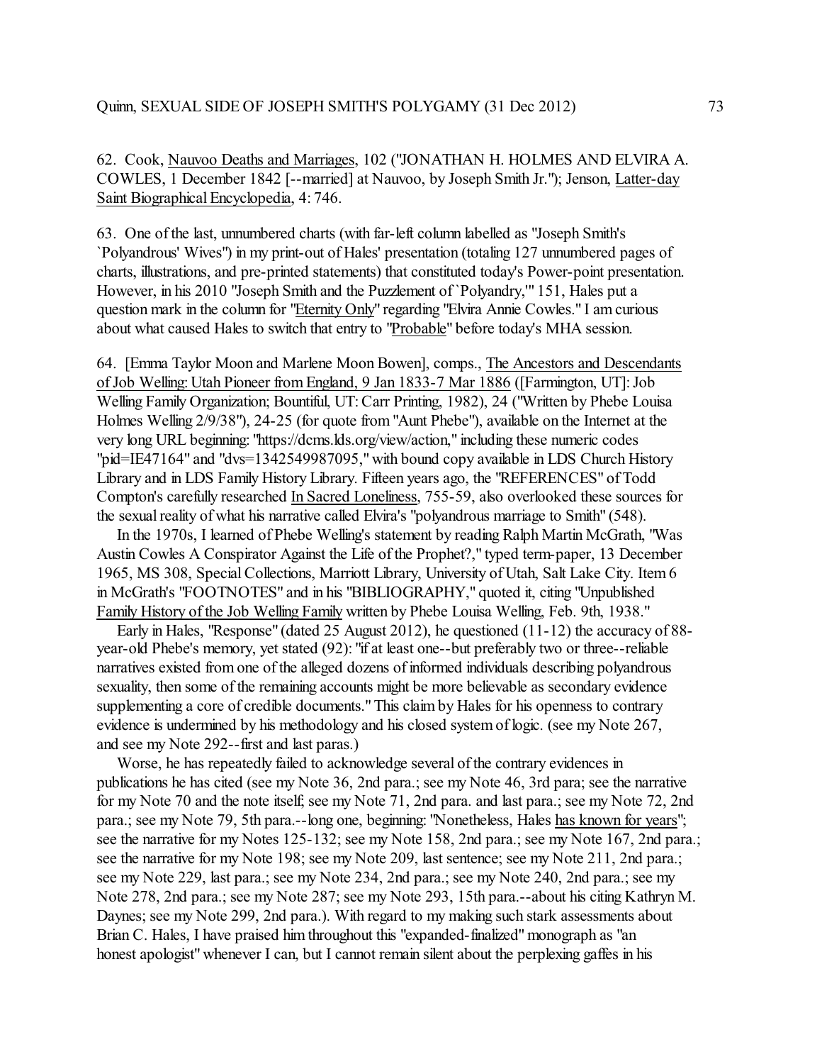62. Cook, Nauvoo Deaths and Marriages, 102 ("JONATHAN H. HOLMES AND ELVIRA A. COWLES, 1 December 1842 [--married] at Nauvoo, by Joseph Smith Jr."); Jenson, Latter-day Saint Biographical Encyclopedia, 4: 746.

63. One of the last, unnumbered charts (with far-left column labelled as "Joseph Smith's `Polyandrous' Wives") in my print-out of Hales' presentation (totaling 127 unnumbered pages of charts, illustrations, and pre-printed statements) that constituted today's Power-point presentation. However, in his 2010 "Joseph Smith and the Puzzlement of `Polyandry,'" 151, Hales put a question mark in the column for "Eternity Only" regarding "Elvira Annie Cowles." I am curious about what caused Hales to switch that entry to "Probable" before today's MHA session.

64. [Emma Taylor Moon and Marlene Moon Bowen], comps., The Ancestors and Descendants of Job Welling: Utah Pioneer from England, 9 Jan 1833-7 Mar 1886 ([Farmington, UT]: Job Welling Family Organization; Bountiful, UT: Carr Printing, 1982), 24 ("Written by Phebe Louisa Holmes Welling 2/9/38"), 24-25 (for quote from "Aunt Phebe"), available on the Internet at the very long URL beginning: "https://dcms.lds.org/view/action," including these numeric codes "pid=IE47164" and "dvs=1342549987095," with bound copy available in LDS Church History Library and in LDS Family History Library. Fifteen years ago, the "REFERENCES" of Todd Compton's carefully researched In Sacred Loneliness, 755-59, also overlooked these sources for the sexual reality of what his narrative called Elvira's "polyandrous marriage to Smith" (548).

In the 1970s, I learned of Phebe Welling's statement by reading Ralph Martin McGrath, "Was Austin Cowles A Conspirator Against the Life of the Prophet?," typed term-paper, 13 December 1965, MS 308, Special Collections, Marriott Library, University of Utah, Salt Lake City. Item 6 in McGrath's "FOOTNOTES" and in his "BIBLIOGRAPHY," quoted it, citing "Unpublished Family History of the Job Welling Family written by Phebe Louisa Welling, Feb. 9th, 1938."

Early in Hales, "Response" (dated 25 August 2012), he questioned (11-12) the accuracy of 88-year-old Phebe's memory, yet stated (92): "if at least one--but preferably two or three--reliable narratives existed from one of the alleged dozens of informed individuals describing polyandrous sexuality, then some of the remaining accounts might be more believable as secondary evidence supplementing a core of credible documents." This claim by Hales for his openness to contrary evidence is undermined by his methodology and his closed system of logic. (see my Note 267, and see my Note 292--first and last paras.)

Worse, he has repeatedly failed to acknowledge several of the contrary evidences in publications he has cited (see my Note 36, 2nd para.; see my Note 46, 3rd para; see the narrative for my Note 70 and the note itself; see my Note 71, 2nd para. and last para.; see my Note 72, 2nd para.; see my Note 79, 5th para.--long one, beginning: "Nonetheless, Hales has known for years"; see the narrative for my Notes 125-132; see my Note 158, 2nd para.; see my Note 167, 2nd para.; see the narrative for my Note 198; see my Note 209, last sentence; see my Note 211, 2nd para.; see my Note 229, last para.; see my Note 234, 2nd para.; see my Note 240, 2nd para.; see my Note 278, 2nd para.; see my Note 287; see my Note 293, 15th para.--about his citing Kathryn M. Daynes; see my Note 299, 2nd para.). With regard to my making such stark assessments about Brian C. Hales, I have praised him throughout this "expanded-finalized" monograph as "an honest apologist" whenever I can, but I cannot remain silent about the perplexing gaffes in his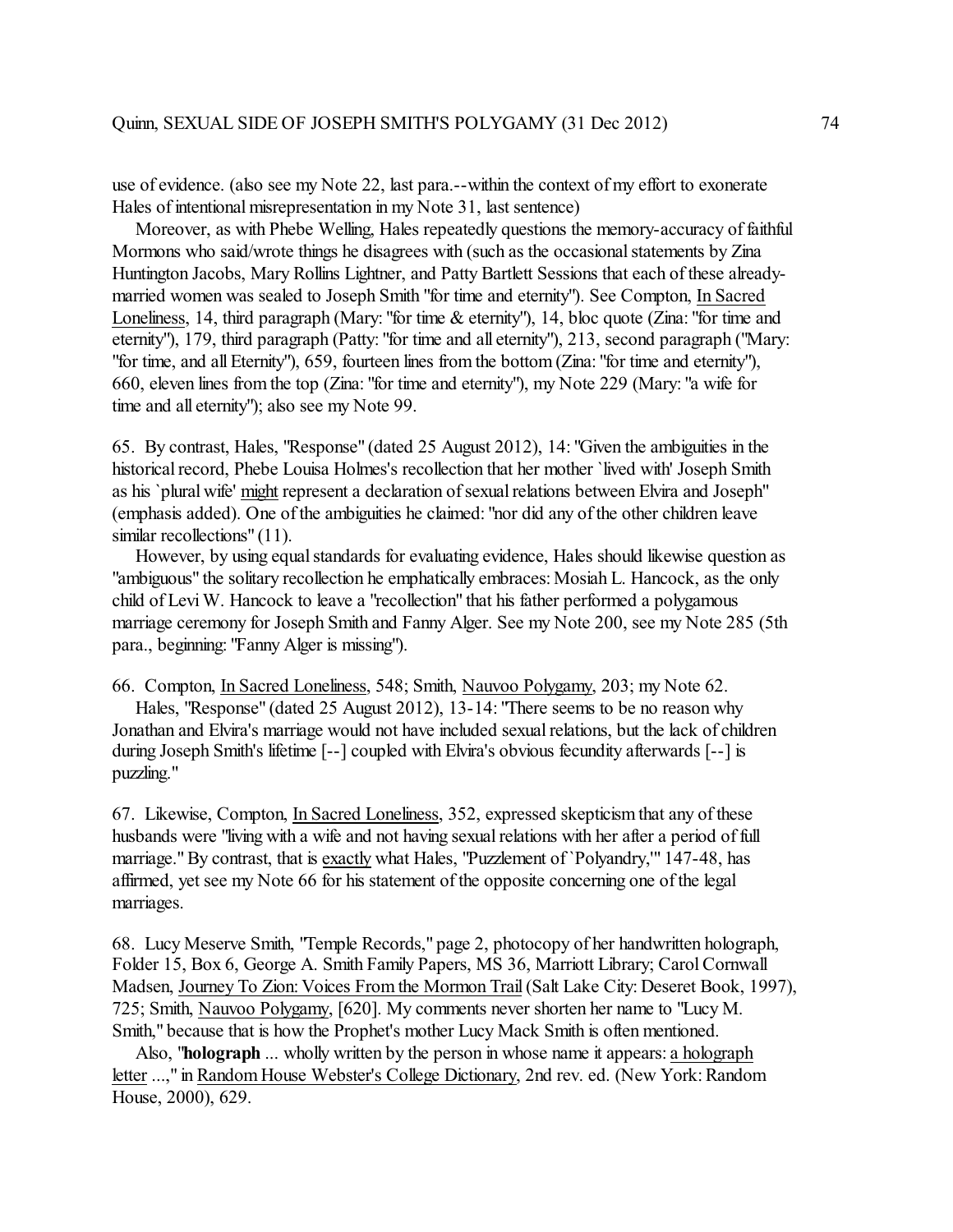use of evidence. (also see my Note 22, last para.--within the context of my effort to exonerate Hales of intentional misrepresentation in my Note 31, last sentence)

Moreover, as with Phebe Welling, Hales repeatedly questions the memory-accuracy of faithful Mormons who said/wrote things he disagrees with (such as the occasional statements by Zina Huntington Jacobs, Mary Rollins Lightner, and Patty Bartlett Sessions that each of these already-married women was sealed to Joseph Smith "for time and eternity"). See Compton, In Sacred Loneliness, 14, third paragraph (Mary: "for time & eternity"), 14, bloc quote (Zina: "for time and eternity"), 179, third paragraph (Patty: "for time and all eternity"), 213, second paragraph ("Mary: "for time, and all Eternity"), 659, fourteen lines from the bottom (Zina: "for time and eternity"), 660, eleven lines from the top (Zina: "for time and eternity"), my Note 229 (Mary: "a wife for time and all eternity"); also see my Note 99.

65. By contrast, Hales, "Response" (dated 25 August 2012), 14: "Given the ambiguities in the historical record, Phebe Louisa Holmes's recollection that her mother `lived with' Joseph Smith as his `plural wife' might represent a declaration of sexual relations between Elvira and Joseph" (emphasis added). One of the ambiguities he claimed: "nor did any of the other children leave similar recollections" (11).

However, by using equal standards for evaluating evidence, Hales should likewise question as "ambiguous" the solitary recollection he emphatically embraces: Mosiah L. Hancock, as the only child of Levi W. Hancock to leave a "recollection" that his father performed a polygamous marriage ceremony for Joseph Smith and Fanny Alger. See my Note 200, see my Note 285 (5th para., beginning: "Fanny Alger is missing").

66. Compton, In Sacred Loneliness, 548; Smith, Nauvoo Polygamy, 203; my Note 62.

Hales, "Response" (dated 25 August 2012), 13-14: "There seems to be no reason why Jonathan and Elvira's marriage would not have included sexual relations, but the lack of children during Joseph Smith's lifetime [--] coupled with Elvira's obvious fecundity afterwards [--] is puzzling."

67. Likewise, Compton, In Sacred Loneliness, 352, expressed skepticism that any of these husbands were "living with a wife and not having sexual relations with her after a period of full marriage." By contrast, that is exactly what Hales, "Puzzlement of `Polyandry,'" 147-48, has affirmed, yet see my Note 66 for his statement of the opposite concerning one of the legal marriages.

68. Lucy Meserve Smith, "Temple Records," page 2, photocopy of her handwritten holograph, Folder 15, Box 6, George A. Smith Family Papers, MS 36, Marriott Library; Carol Cornwall Madsen, Journey To Zion: Voices From the Mormon Trail (Salt Lake City: Deseret Book, 1997), 725; Smith, Nauvoo Polygamy, [620]. My comments never shorten her name to "Lucy M. Smith," because that is how the Prophet's mother Lucy Mack Smith is often mentioned.

Also, "**holograph** ... wholly written by the person in whose name it appears: a holograph letter ...," in Random House Webster's College Dictionary, 2nd rev. ed. (New York: Random House, 2000), 629.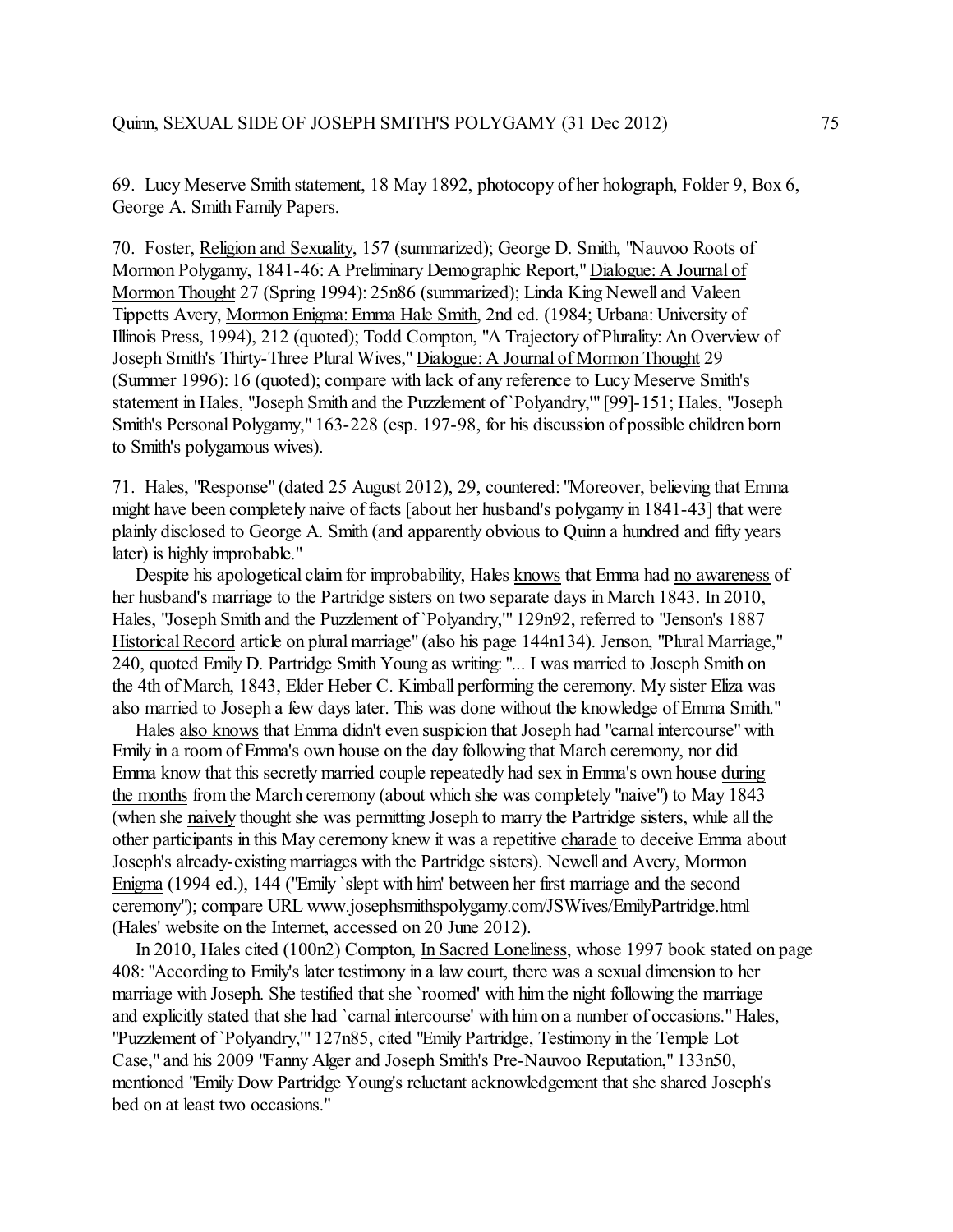69. Lucy Meserve Smith statement, 18 May 1892, photocopy of her holograph, Folder 9, Box 6, George A. Smith Family Papers.

70. Foster, Religion and Sexuality, 157 (summarized); George D. Smith, "Nauvoo Roots of Mormon Polygamy, 1841-46: A Preliminary Demographic Report," Dialogue: A Journal of Mormon Thought 27 (Spring 1994): 25n86 (summarized); Linda King Newell and Valeen Tippetts Avery, Mormon Enigma: Emma Hale Smith, 2nd ed. (1984; Urbana: University of Illinois Press, 1994), 212 (quoted); Todd Compton, "A Trajectory of Plurality: An Overview of Joseph Smith's Thirty-Three Plural Wives," Dialogue: A Journal of Mormon Thought 29 (Summer 1996): 16 (quoted); compare with lack of any reference to Lucy Meserve Smith's statement in Hales, "Joseph Smith and the Puzzlement of `Polyandry,'" [99]-151; Hales, "Joseph Smith's Personal Polygamy," 163-228 (esp. 197-98, for his discussion of possible children born to Smith's polygamous wives).

71. Hales, "Response" (dated 25 August 2012), 29, countered: "Moreover, believing that Emma might have been completely naive of facts [about her husband's polygamy in 1841-43] that were plainly disclosed to George A. Smith (and apparently obvious to Quinn a hundred and fifty years later) is highly improbable."

Despite his apologetical claim for improbability, Hales knows that Emma had no awareness of her husband's marriage to the Partridge sisters on two separate days in March 1843. In 2010, Hales, "Joseph Smith and the Puzzlement of `Polyandry,'" 129n92, referred to "Jenson's 1887 Historical Record article on plural marriage" (also his page 144n134). Jenson, "Plural Marriage," 240, quoted Emily D. Partridge Smith Young as writing: "... I was married to Joseph Smith on the 4th of March, 1843, Elder Heber C. Kimball performing the ceremony. My sister Eliza was also married to Joseph a few days later. This was done without the knowledge of Emma Smith."

Hales also knows that Emma didn't even suspicion that Joseph had "carnal intercourse" with Emily in a room of Emma's own house on the day following that March ceremony, nor did Emma know that this secretly married couple repeatedly had sex in Emma's own house during the months from the March ceremony (about which she was completely "naive") to May 1843 (when she naively thought she was permitting Joseph to marry the Partridge sisters, while all the other participants in this May ceremony knew it was a repetitive charade to deceive Emma about Joseph's already-existing marriages with the Partridge sisters). Newell and Avery, Mormon Enigma (1994 ed.), 144 ("Emily `slept with him' between her first marriage and the second ceremony"); compare URL www.josephsmithspolygamy.com/JSWives/EmilyPartridge.html (Hales' website on the Internet, accessed on 20 June 2012).

In 2010, Hales cited (100n2) Compton, In Sacred Loneliness, whose 1997 book stated on page 408: "According to Emily's later testimony in a law court, there was a sexual dimension to her marriage with Joseph. She testified that she `roomed' with him the night following the marriage and explicitly stated that she had `carnal intercourse' with him on a number of occasions." Hales, "Puzzlement of `Polyandry,'" 127n85, cited "Emily Partridge, Testimony in the Temple Lot Case," and his 2009 "Fanny Alger and Joseph Smith's Pre-Nauvoo Reputation," 133n50, mentioned "Emily Dow Partridge Young's reluctant acknowledgement that she shared Joseph's bed on at least two occasions."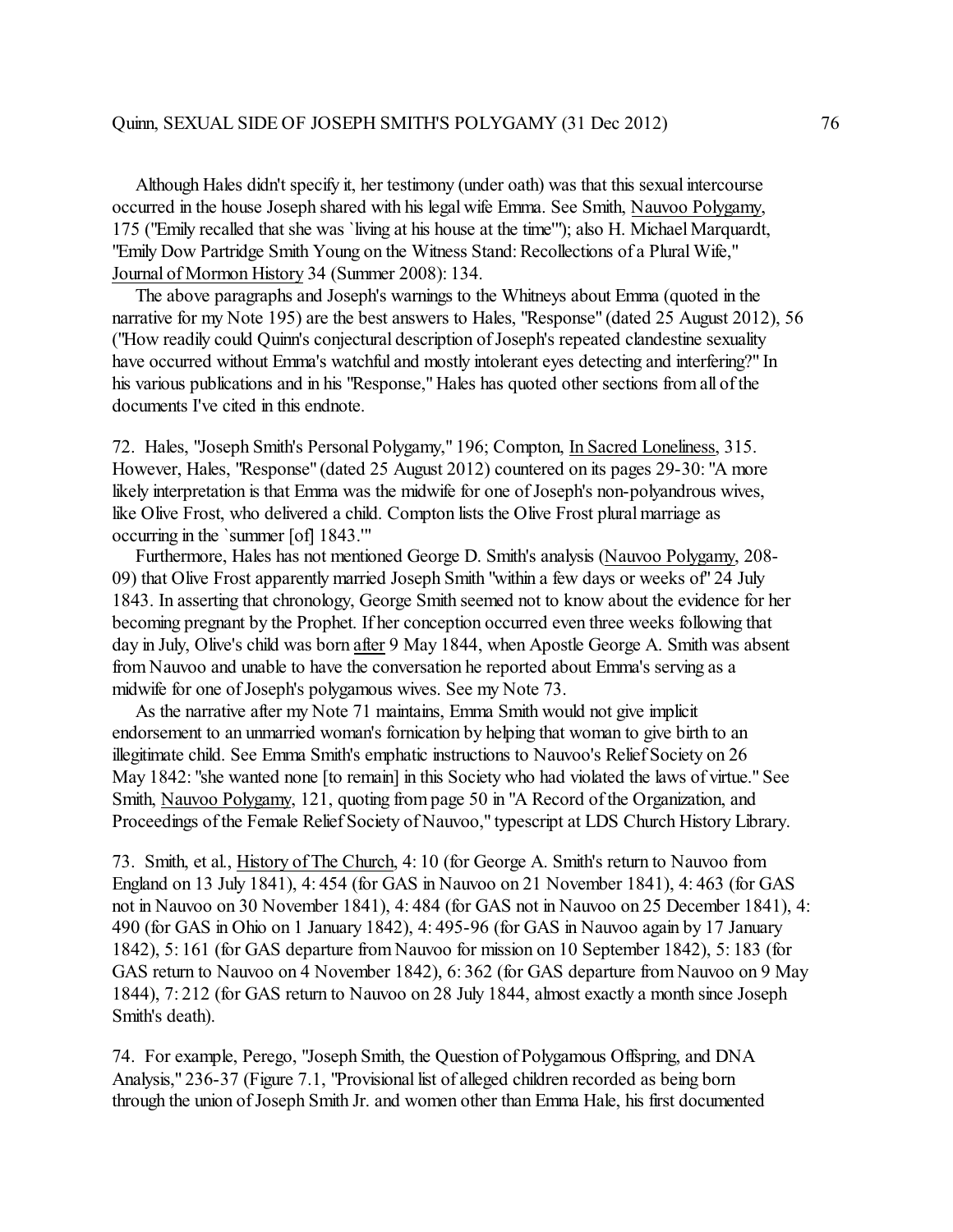Although Hales didn't specify it, her testimony (under oath) was that this sexual intercourse occurred in the house Joseph shared with his legal wife Emma. See Smith, Nauvoo Polygamy, 175 ("Emily recalled that she was `living at his house at the time'"); also H. Michael Marquardt, "Emily Dow Partridge Smith Young on the Witness Stand: Recollections of a Plural Wife," Journal of Mormon History 34 (Summer 2008): 134.

The above paragraphs and Joseph's warnings to the Whitneys about Emma (quoted in the narrative for my Note 195) are the best answers to Hales, "Response" (dated 25 August 2012), 56 ("How readily could Quinn's conjectural description of Joseph's repeated clandestine sexuality have occurred without Emma's watchful and mostly intolerant eyes detecting and interfering?" In his various publications and in his "Response," Hales has quoted other sections from all of the documents I've cited in this endnote.

72. Hales, "Joseph Smith's Personal Polygamy," 196; Compton, In Sacred Loneliness, 315. However, Hales, "Response" (dated 25 August 2012) countered on its pages 29-30: "A more likely interpretation is that Emma was the midwife for one of Joseph's non-polyandrous wives, like Olive Frost, who delivered a child. Compton lists the Olive Frost plural marriage as occurring in the `summer [of] 1843.'"

Furthermore, Hales has not mentioned George D. Smith's analysis (Nauvoo Polygamy, 208-09) that Olive Frost apparently married Joseph Smith "within a few days or weeks of" 24 July 1843. In asserting that chronology, George Smith seemed not to know about the evidence for her becoming pregnant by the Prophet. If her conception occurred even three weeks following that day in July, Olive's child was born after 9 May 1844, when Apostle George A. Smith was absent from Nauvoo and unable to have the conversation he reported about Emma's serving as a midwife for one of Joseph's polygamous wives. See my Note 73.

As the narrative after my Note 71 maintains, Emma Smith would not give implicit endorsement to an unmarried woman's fornication by helping that woman to give birth to an illegitimate child. See Emma Smith's emphatic instructions to Nauvoo's Relief Society on 26 May 1842: "she wanted none [to remain] in this Society who had violated the laws of virtue." See Smith, Nauvoo Polygamy, 121, quoting from page 50 in "A Record of the Organization, and Proceedings of the Female Relief Society of Nauvoo," typescript at LDS Church History Library.

73. Smith, et al., History of The Church, 4: 10 (for George A. Smith's return to Nauvoo from England on 13 July 1841), 4: 454 (for GAS in Nauvoo on 21 November 1841), 4: 463 (for GAS not in Nauvoo on 30 November 1841), 4: 484 (for GAS not in Nauvoo on 25 December 1841), 4: 490 (for GAS in Ohio on 1 January 1842), 4: 495-96 (for GAS in Nauvoo again by 17 January 1842), 5: 161 (for GAS departure from Nauvoo for mission on 10 September 1842), 5: 183 (for GAS return to Nauvoo on 4 November 1842), 6: 362 (for GAS departure from Nauvoo on 9 May 1844), 7: 212 (for GAS return to Nauvoo on 28 July 1844, almost exactly a month since Joseph Smith's death).

74. For example, Perego, "Joseph Smith, the Question of Polygamous Offspring, and DNA Analysis," 236-37 (Figure 7.1, "Provisional list of alleged children recorded as being born through the union of Joseph Smith Jr. and women other than Emma Hale, his first documented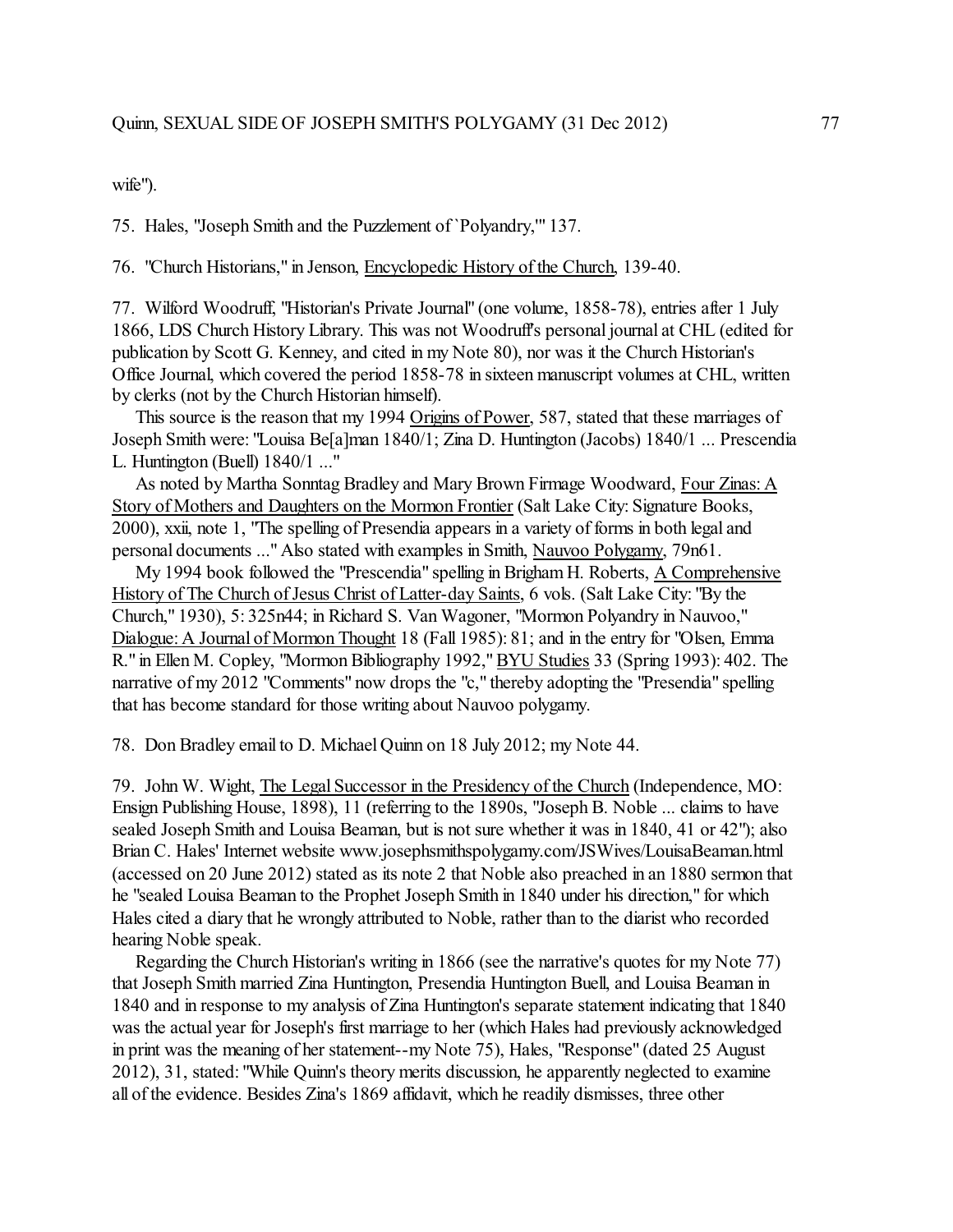wife").

75. Hales, "Joseph Smith and the Puzzlement of `Polyandry,'" 137.

76. "Church Historians," in Jenson, Encyclopedic History of the Church, 139-40.

77. Wilford Woodruff, "Historian's Private Journal" (one volume, 1858-78), entries after 1 July 1866, LDS Church History Library. This was not Woodruff's personal journal at CHL (edited for publication by Scott G. Kenney, and cited in my Note 80), nor was it the Church Historian's Office Journal, which covered the period 1858-78 in sixteen manuscript volumes at CHL, written by clerks (not by the Church Historian himself).

This source is the reason that my 1994 Origins of Power, 587, stated that these marriages of Joseph Smith were: "Louisa Be[a]man 1840/1; Zina D. Huntington (Jacobs) 1840/1 ... Prescendia L. Huntington (Buell) 1840/1 ..."

As noted by Martha Sonntag Bradley and Mary Brown Firmage Woodward, Four Zinas: A Story of Mothers and Daughters on the Mormon Frontier (Salt Lake City: Signature Books, 2000), xxii, note 1, "The spelling of Presendia appears in a variety of forms in both legal and personal documents ..." Also stated with examples in Smith, Nauvoo Polygamy, 79n61.

My 1994 book followed the "Prescendia" spelling in Brigham H. Roberts, A Comprehensive History of The Church of Jesus Christ of Latter-day Saints, 6 vols. (Salt Lake City: "By the Church," 1930), 5: 325n44; in Richard S. Van Wagoner, "Mormon Polyandry in Nauvoo," Dialogue: A Journal of Mormon Thought 18 (Fall 1985): 81; and in the entry for "Olsen, Emma R." in Ellen M. Copley, "Mormon Bibliography 1992," BYU Studies 33 (Spring 1993): 402. The narrative of my 2012 "Comments" now drops the "c," thereby adopting the "Presendia" spelling that has become standard for those writing about Nauvoo polygamy.

78. Don Bradley email to D. Michael Quinn on 18 July 2012; my Note 44.

79. John W. Wight, The Legal Successor in the Presidency of the Church (Independence, MO: Ensign Publishing House, 1898), 11 (referring to the 1890s, "Joseph B. Noble ... claims to have sealed Joseph Smith and Louisa Beaman, but is not sure whether it was in 1840, 41 or 42"); also Brian C. Hales' Internet website www.josephsmithspolygamy.com/JSWives/LouisaBeaman.html (accessed on 20 June 2012) stated as its note 2 that Noble also preached in an 1880 sermon that he "sealed Louisa Beaman to the Prophet Joseph Smith in 1840 under his direction," for which Hales cited a diary that he wrongly attributed to Noble, rather than to the diarist who recorded hearing Noble speak.

Regarding the Church Historian's writing in 1866 (see the narrative's quotes for my Note 77) that Joseph Smith married Zina Huntington, Presendia Huntington Buell, and Louisa Beaman in 1840 and in response to my analysis of Zina Huntington's separate statement indicating that 1840 was the actual year for Joseph's first marriage to her (which Hales had previously acknowledged in print was the meaning of her statement--my Note 75), Hales, "Response" (dated 25 August 2012), 31, stated: "While Quinn's theory merits discussion, he apparently neglected to examine all of the evidence. Besides Zina's 1869 affidavit, which he readily dismisses, three other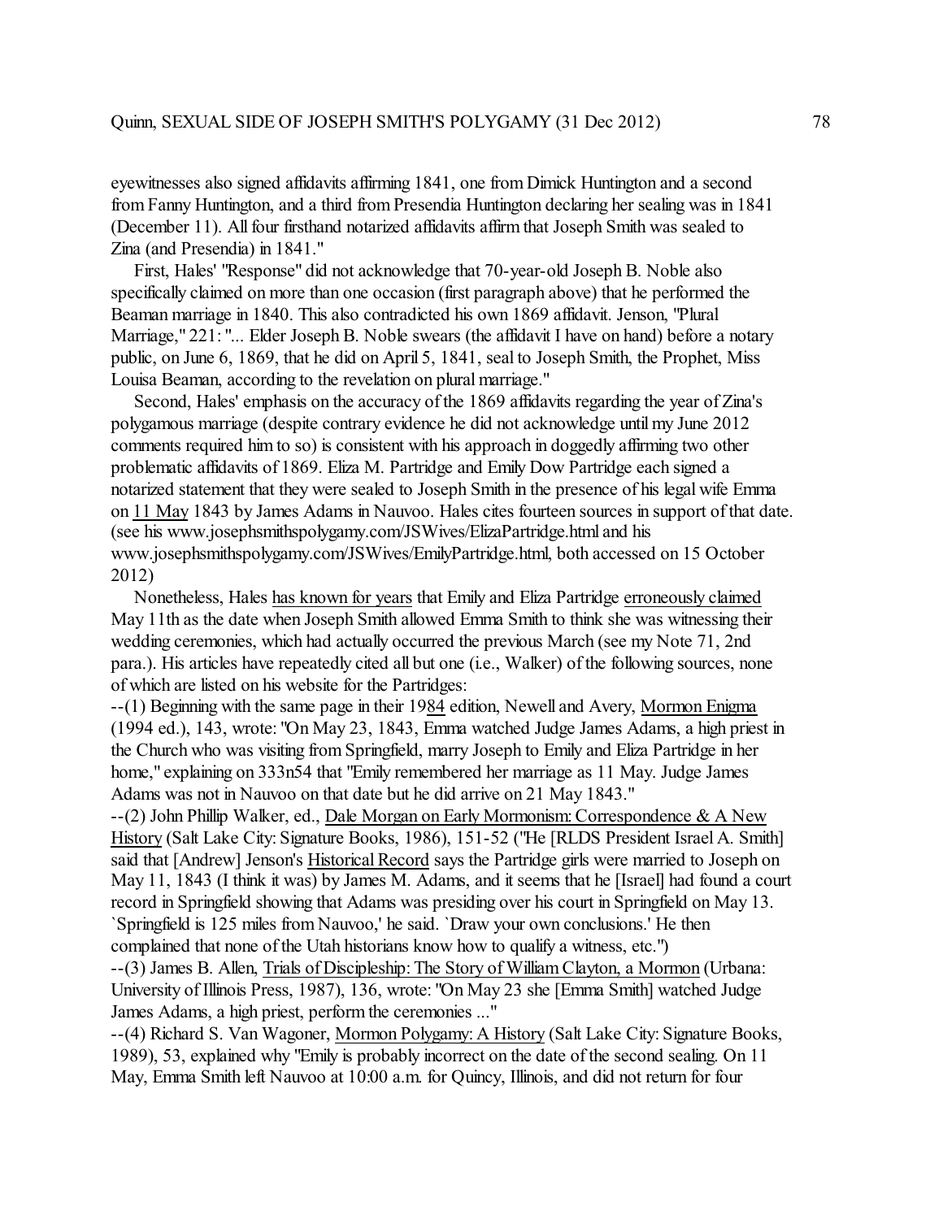eyewitnesses also signed affidavits affirming 1841, one from Dimick Huntington and a second from Fanny Huntington, and a third from Presendia Huntington declaring her sealing was in 1841 (December 11). All four firsthand notarized affidavits affirm that Joseph Smith was sealed to Zina (and Presendia) in 1841."

First, Hales' "Response" did not acknowledge that 70-year-old Joseph B. Noble also specifically claimed on more than one occasion (first paragraph above) that he performed the Beaman marriage in 1840. This also contradicted his own 1869 affidavit. Jenson, "Plural Marriage," 221: "... Elder Joseph B. Noble swears (the affidavit I have on hand) before a notary public, on June 6, 1869, that he did on April 5, 1841, seal to Joseph Smith, the Prophet, Miss Louisa Beaman, according to the revelation on plural marriage."

Second, Hales' emphasis on the accuracy of the 1869 affidavits regarding the year of Zina's polygamous marriage (despite contrary evidence he did not acknowledge until my June 2012 comments required him to so) is consistent with his approach in doggedly affirming two other problematic affidavits of 1869. Eliza M. Partridge and Emily Dow Partridge each signed a notarized statement that they were sealed to Joseph Smith in the presence of his legal wife Emma on <u>11 May</u> 1843 by James Adams in Nauvoo. Hales cites fourteen sources in support of that date. (see his www.josephsmithspolygamy.com/JSWives/ElizaPartridge.html and his www.josephsmithspolygamy.com/JSWives/EmilyPartridge.html, both accessed on 15 October 2012)

Nonetheless, Hales <u>has known for years</u> that Emily and Eliza Partridge <u>erroneously claimed</u> May 11th as the date when Joseph Smith allowed Emma Smith to think she was witnessing their wedding ceremonies, which had actually occurred the previous March (see my Note 71, 2nd para.). His articles have repeatedly cited all but one (i.e., Walker) of the following sources, none of which are listed on his website for the Partridges:

--(1) Beginning with the same page in their 19<u>84</u> edition, Newell and Avery, <u>Mormon Enigma</u> (1994 ed.), 143, wrote: "On May 23, 1843, Emma watched Judge James Adams, a high priest in the Church who was visiting from Springfield, marry Joseph to Emily and Eliza Partridge in her home," explaining on 333n54 that "Emily remembered her marriage as 11 May. Judge James Adams was not in Nauvoo on that date but he did arrive on 21 May 1843."

--(2) John Phillip Walker, ed., <u>Dale Morgan on Early Mormonism: Correspondence & A New History</u> (Salt Lake City: Signature Books, 1986), 151-52 ("He [RLDS President Israel A. Smith] said that [Andrew] Jenson's <u>Historical Record</u> says the Partridge girls were married to Joseph on May 11, 1843 (I think it was) by James M. Adams, and it seems that he [Israel] had found a court record in Springfield showing that Adams was presiding over his court in Springfield on May 13. `Springfield is 125 miles from Nauvoo,' he said. `Draw your own conclusions.' He then complained that none of the Utah historians know how to qualify a witness, etc.")

--(3) James B. Allen, <u>Trials of Discipleship: The Story of William Clayton, a Mormon</u> (Urbana: University of Illinois Press, 1987), 136, wrote: "On May 23 she [Emma Smith] watched Judge James Adams, a high priest, perform the ceremonies ..."

--(4) Richard S. Van Wagoner, <u>Mormon Polygamy: A History</u> (Salt Lake City: Signature Books, 1989), 53, explained why "Emily is probably incorrect on the date of the second sealing. On 11 May, Emma Smith left Nauvoo at 10:00 a.m. for Quincy, Illinois, and did not return for four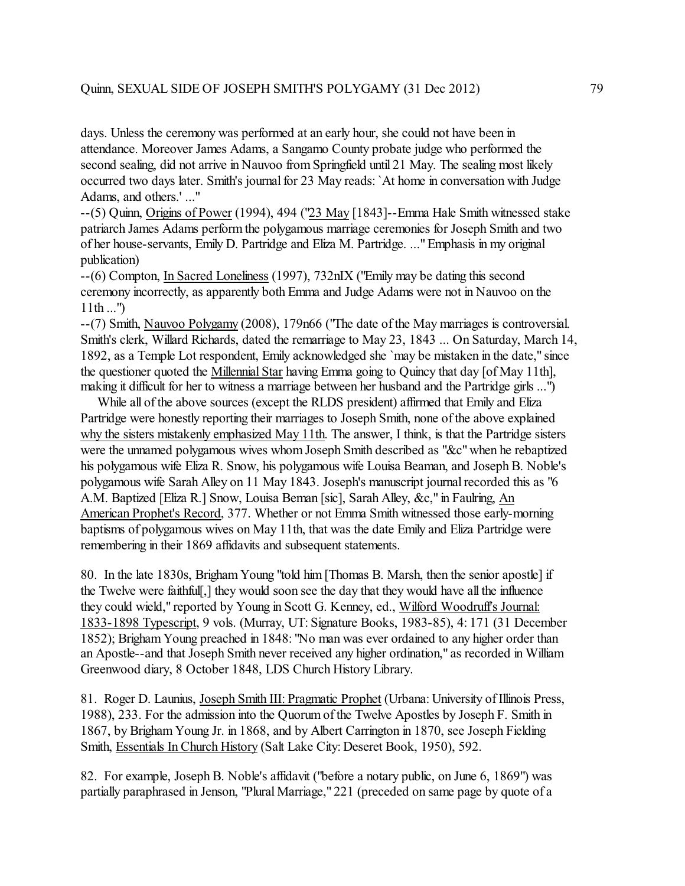days. Unless the ceremony was performed at an early hour, she could not have been in attendance. Moreover James Adams, a Sangamo County probate judge who performed the second sealing, did not arrive in Nauvoo from Springfield until 21 May. The sealing most likely occurred two days later. Smith's journal for 23 May reads: `At home in conversation with Judge Adams, and others.' ..."

--(5) Quinn, Origins of Power (1994), 494 ("23 May [1843]--Emma Hale Smith witnessed stake patriarch James Adams perform the polygamous marriage ceremonies for Joseph Smith and two of her house-servants, Emily D. Partridge and Eliza M. Partridge. ..." Emphasis in my original publication)

--(6) Compton, In Sacred Loneliness (1997), 732nIX ("Emily may be dating this second ceremony incorrectly, as apparently both Emma and Judge Adams were not in Nauvoo on the 11th ...")

--(7) Smith, Nauvoo Polygamy (2008), 179n66 ("The date of the May marriages is controversial. Smith's clerk, Willard Richards, dated the remarriage to May 23, 1843 ... On Saturday, March 14, 1892, as a Temple Lot respondent, Emily acknowledged she `may be mistaken in the date," since the questioner quoted the Millennial Star having Emma going to Quincy that day [of May 11th], making it difficult for her to witness a marriage between her husband and the Partridge girls ...")

While all of the above sources (except the RLDS president) affirmed that Emily and Eliza Partridge were honestly reporting their marriages to Joseph Smith, none of the above explained why the sisters mistakenly emphasized May 11th. The answer, I think, is that the Partridge sisters were the unnamed polygamous wives whom Joseph Smith described as "&c" when he rebaptized his polygamous wife Eliza R. Snow, his polygamous wife Louisa Beaman, and Joseph B. Noble's polygamous wife Sarah Alley on 11 May 1843. Joseph's manuscript journal recorded this as "6 A.M. Baptized [Eliza R.] Snow, Louisa Beman [sic], Sarah Alley, &c," in Faulring, An American Prophet's Record, 377. Whether or not Emma Smith witnessed those early-morning baptisms of polygamous wives on May 11th, that was the date Emily and Eliza Partridge were remembering in their 1869 affidavits and subsequent statements.

80. In the late 1830s, Brigham Young "told him [Thomas B. Marsh, then the senior apostle] if the Twelve were faithful[,] they would soon see the day that they would have all the influence they could wield," reported by Young in Scott G. Kenney, ed., Wilford Woodruff's Journal: 1833-1898 Typescript, 9 vols. (Murray, UT: Signature Books, 1983-85), 4: 171 (31 December 1852); Brigham Young preached in 1848: "No man was ever ordained to any higher order than an Apostle--and that Joseph Smith never received any higher ordination," as recorded in William Greenwood diary, 8 October 1848, LDS Church History Library.

81. Roger D. Launius, Joseph Smith III: Pragmatic Prophet (Urbana: University of Illinois Press, 1988), 233. For the admission into the Quorum of the Twelve Apostles by Joseph F. Smith in 1867, by Brigham Young Jr. in 1868, and by Albert Carrington in 1870, see Joseph Fielding Smith, Essentials In Church History (Salt Lake City: Deseret Book, 1950), 592.

82. For example, Joseph B. Noble's affidavit ("before a notary public, on June 6, 1869") was partially paraphrased in Jenson, "Plural Marriage," 221 (preceded on same page by quote of a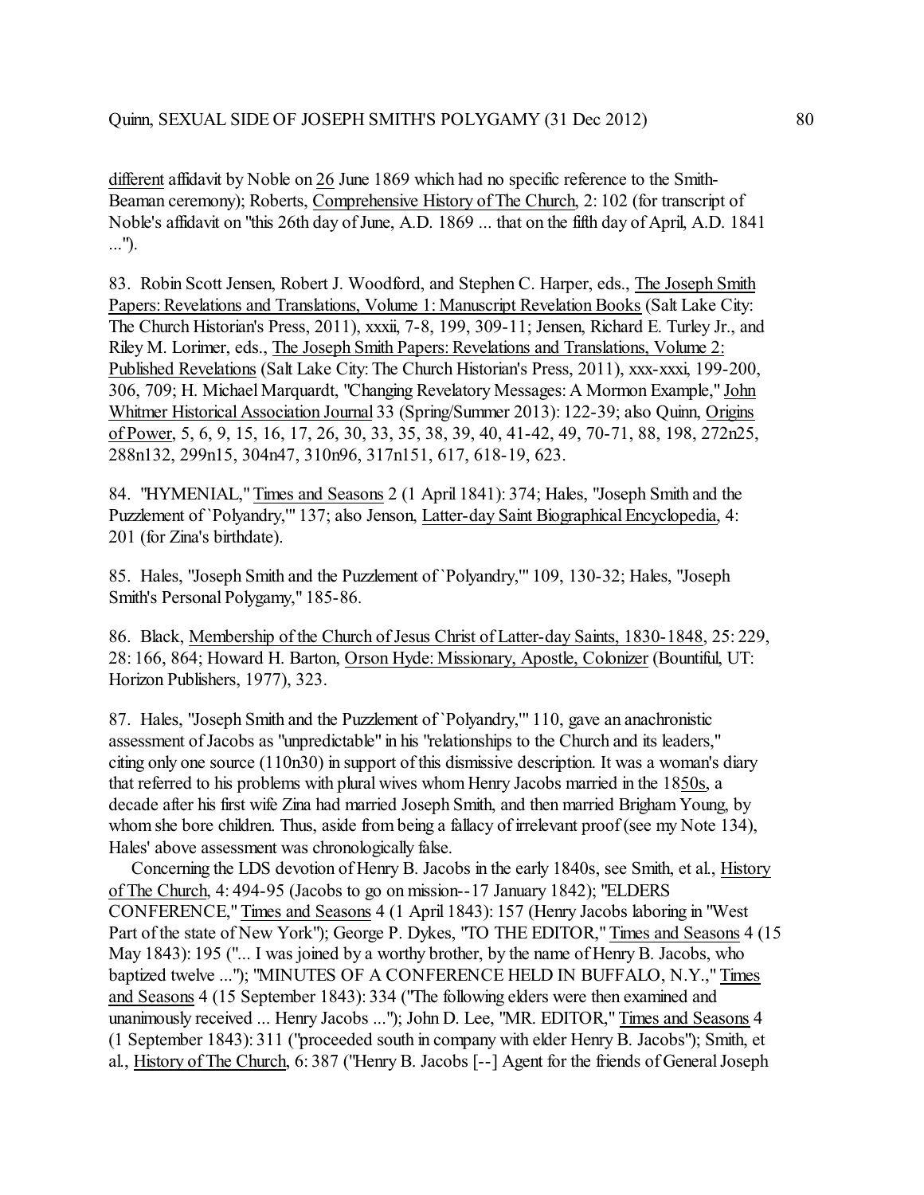different affidavit by Noble on 26 June 1869 which had no specific reference to the Smith-Beaman ceremony); Roberts, Comprehensive History of The Church, 2: 102 (for transcript of Noble's affidavit on "this 26th day of June, A.D. 1869 ... that on the fifth day of April, A.D. 1841 ...").

83. Robin Scott Jensen, Robert J. Woodford, and Stephen C. Harper, eds., The Joseph Smith Papers: Revelations and Translations, Volume 1: Manuscript Revelation Books (Salt Lake City: The Church Historian's Press, 2011), xxxii, 7-8, 199, 309-11; Jensen, Richard E. Turley Jr., and Riley M. Lorimer, eds., The Joseph Smith Papers: Revelations and Translations, Volume 2: Published Revelations (Salt Lake City: The Church Historian's Press, 2011), xxx-xxxi, 199-200, 306, 709; H. Michael Marquardt, "Changing Revelatory Messages: A Mormon Example," John Whitmer Historical Association Journal 33 (Spring/Summer 2013): 122-39; also Quinn, Origins of Power, 5, 6, 9, 15, 16, 17, 26, 30, 33, 35, 38, 39, 40, 41-42, 49, 70-71, 88, 198, 272n25, 288n132, 299n15, 304n47, 310n96, 317n151, 617, 618-19, 623.

84. "HYMENIAL," Times and Seasons 2 (1 April 1841): 374; Hales, "Joseph Smith and the Puzzlement of `Polyandry,'" 137; also Jenson, Latter-day Saint Biographical Encyclopedia, 4: 201 (for Zina's birthdate).

85. Hales, "Joseph Smith and the Puzzlement of `Polyandry,'" 109, 130-32; Hales, "Joseph Smith's Personal Polygamy," 185-86.

86. Black, Membership of the Church of Jesus Christ of Latter-day Saints, 1830-1848, 25: 229, 28: 166, 864; Howard H. Barton, Orson Hyde: Missionary, Apostle, Colonizer (Bountiful, UT: Horizon Publishers, 1977), 323.

87. Hales, "Joseph Smith and the Puzzlement of `Polyandry,'" 110, gave an anachronistic assessment of Jacobs as "unpredictable" in his "relationships to the Church and its leaders," citing only one source (110n30) in support of this dismissive description. It was a woman's diary that referred to his problems with plural wives whom Henry Jacobs married in the 1850s, a decade after his first wife Zina had married Joseph Smith, and then married Brigham Young, by whom she bore children. Thus, aside from being a fallacy of irrelevant proof (see my Note 134), Hales' above assessment was chronologically false.

Concerning the LDS devotion of Henry B. Jacobs in the early 1840s, see Smith, et al., History of The Church, 4: 494-95 (Jacobs to go on mission--17 January 1842); "ELDERS CONFERENCE," Times and Seasons 4 (1 April 1843): 157 (Henry Jacobs laboring in "West Part of the state of New York"); George P. Dykes, "TO THE EDITOR," Times and Seasons 4 (15 May 1843): 195 ("... I was joined by a worthy brother, by the name of Henry B. Jacobs, who baptized twelve ..."); "MINUTES OF A CONFERENCE HELD IN BUFFALO, N.Y.," Times and Seasons 4 (15 September 1843): 334 ("The following elders were then examined and unanimously received ... Henry Jacobs ..."); John D. Lee, "MR. EDITOR," Times and Seasons 4 (1 September 1843): 311 ("proceeded south in company with elder Henry B. Jacobs"); Smith, et al., History of The Church, 6: 387 ("Henry B. Jacobs [--] Agent for the friends of General Joseph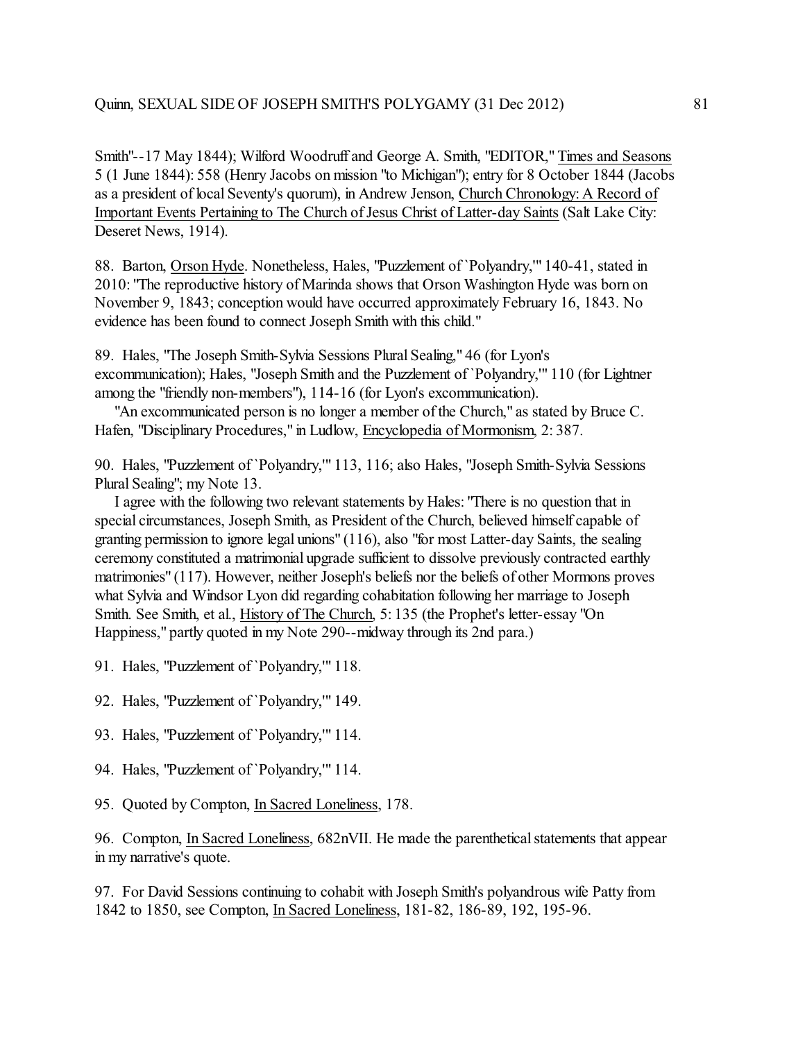Smith"--17 May 1844); Wilford Woodruff and George A. Smith, "EDITOR," Times and Seasons 5 (1 June 1844): 558 (Henry Jacobs on mission "to Michigan"); entry for 8 October 1844 (Jacobs as a president of local Seventy's quorum), in Andrew Jenson, Church Chronology: A Record of Important Events Pertaining to The Church of Jesus Christ of Latter-day Saints (Salt Lake City: Deseret News, 1914).

88. Barton, Orson Hyde. Nonetheless, Hales, "Puzzlement of `Polyandry,'" 140-41, stated in 2010: "The reproductive history of Marinda shows that Orson Washington Hyde was born on November 9, 1843; conception would have occurred approximately February 16, 1843. No evidence has been found to connect Joseph Smith with this child."

89. Hales, "The Joseph Smith-Sylvia Sessions Plural Sealing," 46 (for Lyon's excommunication); Hales, "Joseph Smith and the Puzzlement of `Polyandry,'" 110 (for Lightner among the "friendly non-members"), 114-16 (for Lyon's excommunication).

"An excommunicated person is no longer a member of the Church," as stated by Bruce C. Hafen, "Disciplinary Procedures," in Ludlow, Encyclopedia of Mormonism, 2: 387.

90. Hales, "Puzzlement of `Polyandry,'" 113, 116; also Hales, "Joseph Smith-Sylvia Sessions Plural Sealing"; my Note 13.

I agree with the following two relevant statements by Hales: "There is no question that in special circumstances, Joseph Smith, as President of the Church, believed himself capable of granting permission to ignore legal unions" (116), also "for most Latter-day Saints, the sealing ceremony constituted a matrimonial upgrade sufficient to dissolve previously contracted earthly matrimonies" (117). However, neither Joseph's beliefs nor the beliefs of other Mormons proves what Sylvia and Windsor Lyon did regarding cohabitation following her marriage to Joseph Smith. See Smith, et al., History of The Church, 5: 135 (the Prophet's letter-essay "On Happiness," partly quoted in my Note 290--midway through its 2nd para.)

91. Hales, "Puzzlement of `Polyandry,'" 118.

92. Hales, "Puzzlement of `Polyandry,'" 149.

93. Hales, "Puzzlement of `Polyandry,'" 114.

94. Hales, "Puzzlement of `Polyandry,'" 114.

95. Quoted by Compton, In Sacred Loneliness, 178.

96. Compton, In Sacred Loneliness, 682nVII. He made the parenthetical statements that appear in my narrative's quote.

97. For David Sessions continuing to cohabit with Joseph Smith's polyandrous wife Patty from 1842 to 1850, see Compton, In Sacred Loneliness, 181-82, 186-89, 192, 195-96.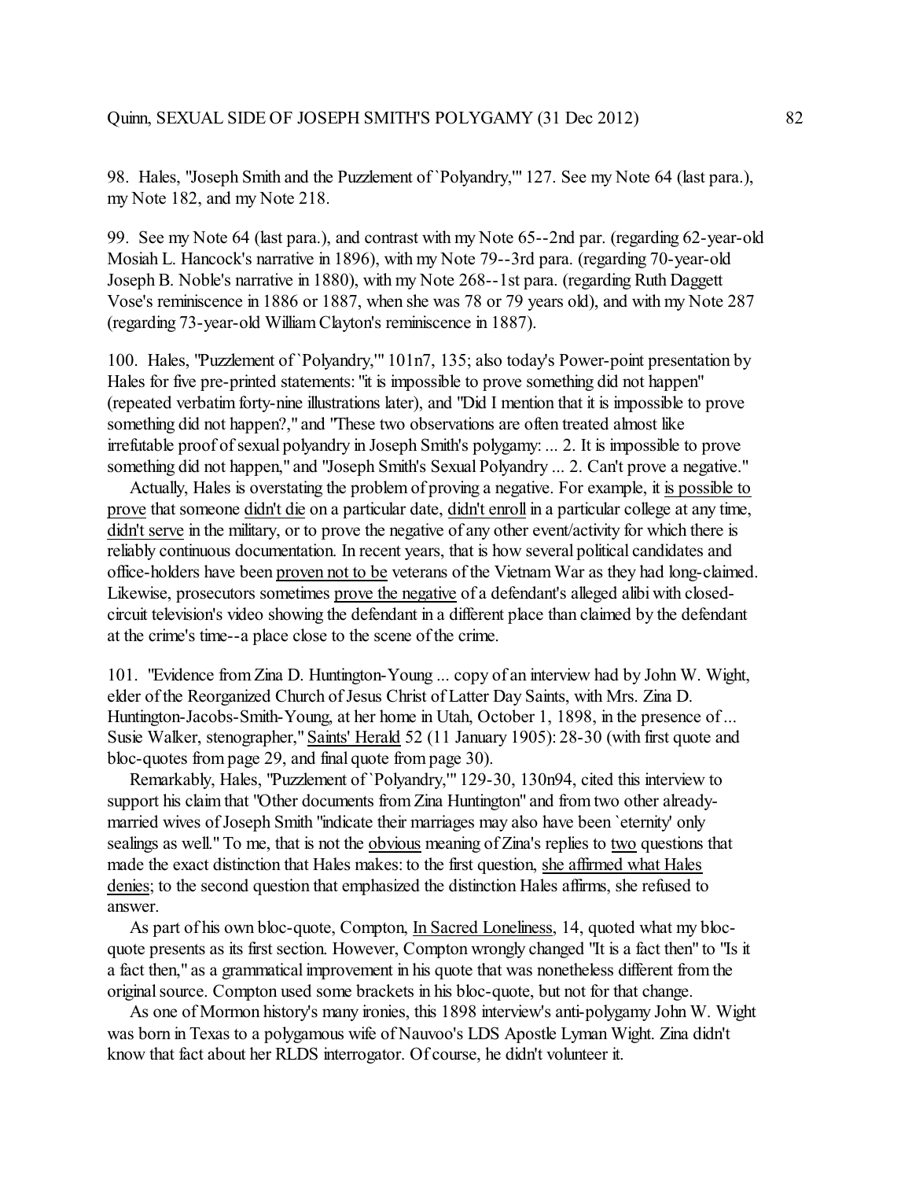98. Hales, "Joseph Smith and the Puzzlement of `Polyandry,'" 127. See my Note 64 (last para.), my Note 182, and my Note 218.

99. See my Note 64 (last para.), and contrast with my Note 65--2nd par. (regarding 62-year-old Mosiah L. Hancock's narrative in 1896), with my Note 79--3rd para. (regarding 70-year-old Joseph B. Noble's narrative in 1880), with my Note 268--1st para. (regarding Ruth Daggett Vose's reminiscence in 1886 or 1887, when she was 78 or 79 years old), and with my Note 287 (regarding 73-year-old William Clayton's reminiscence in 1887).

100. Hales, "Puzzlement of `Polyandry,'" 101n7, 135; also today's Power-point presentation by Hales for five pre-printed statements: "it is impossible to prove something did not happen" (repeated verbatim forty-nine illustrations later), and "Did I mention that it is impossible to prove something did not happen?," and "These two observations are often treated almost like irrefutable proof of sexual polyandry in Joseph Smith's polygamy: ... 2. It is impossible to prove something did not happen," and "Joseph Smith's Sexual Polyandry ... 2. Can't prove a negative."

Actually, Hales is overstating the problem of proving a negative. For example, it <u>is possible to prove</u> that someone <u>didn't die</u> on a particular date, <u>didn't enroll</u> in a particular college at any time, <u>didn't serve</u> in the military, or to prove the negative of any other event/activity for which there is reliably continuous documentation. In recent years, that is how several political candidates and office-holders have been <u>proven not to be</u> veterans of the Vietnam War as they had long-claimed. Likewise, prosecutors sometimes <u>prove the negative</u> of a defendant's alleged alibi with closed-circuit television's video showing the defendant in a different place than claimed by the defendant at the crime's time--a place close to the scene of the crime.

101. "Evidence from Zina D. Huntington-Young ... copy of an interview had by John W. Wight, elder of the Reorganized Church of Jesus Christ of Latter Day Saints, with Mrs. Zina D. Huntington-Jacobs-Smith-Young, at her home in Utah, October 1, 1898, in the presence of ... Susie Walker, stenographer," <u>Saints' Herald</u> 52 (11 January 1905): 28-30 (with first quote and bloc-quotes from page 29, and final quote from page 30).

Remarkably, Hales, "Puzzlement of `Polyandry,'" 129-30, 130n94, cited this interview to support his claim that "Other documents from Zina Huntington" and from two other already-married wives of Joseph Smith "indicate their marriages may also have been `eternity' only sealings as well." To me, that is not the <u>obvious</u> meaning of Zina's replies to <u>two</u> questions that made the exact distinction that Hales makes: to the first question, <u>she affirmed what Hales denies</u>; to the second question that emphasized the distinction Hales affirms, she refused to answer.

As part of his own bloc-quote, Compton, <u>In Sacred Loneliness</u>, 14, quoted what my bloc-quote presents as its first section. However, Compton wrongly changed "It is a fact then" to "Is it a fact then," as a grammatical improvement in his quote that was nonetheless different from the original source. Compton used some brackets in his bloc-quote, but not for that change.

As one of Mormon history's many ironies, this 1898 interview's anti-polygamy John W. Wight was born in Texas to a polygamous wife of Nauvoo's LDS Apostle Lyman Wight. Zina didn't know that fact about her RLDS interrogator. Of course, he didn't volunteer it.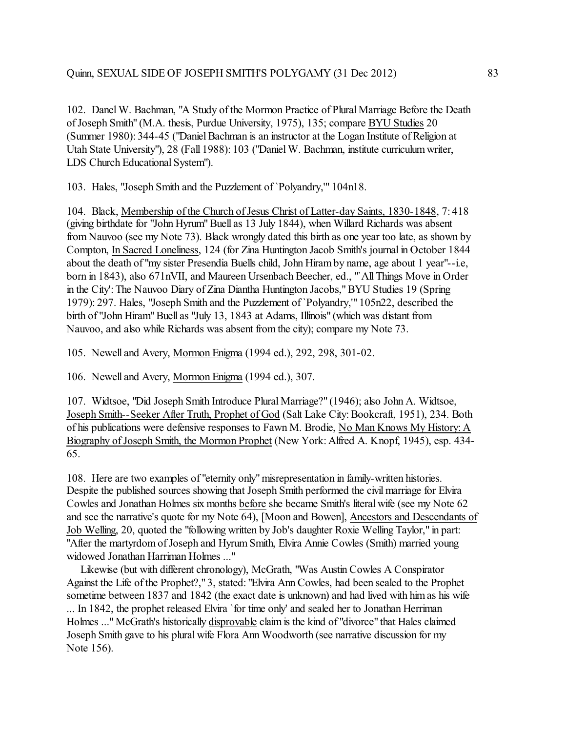102. Danel W. Bachman, "A Study of the Mormon Practice of Plural Marriage Before the Death of Joseph Smith" (M.A. thesis, Purdue University, 1975), 135; compare BYU Studies 20 (Summer 1980): 344-45 ("Daniel Bachman is an instructor at the Logan Institute of Religion at Utah State University"), 28 (Fall 1988): 103 ("Daniel W. Bachman, institute curriculum writer, LDS Church Educational System").

103. Hales, "Joseph Smith and the Puzzlement of `Polyandry,'" 104n18.

104. Black, Membership of the Church of Jesus Christ of Latter-day Saints, 1830-1848, 7: 418 (giving birthdate for "John Hyrum" Buell as 13 July 1844), when Willard Richards was absent from Nauvoo (see my Note 73). Black wrongly dated this birth as one year too late, as shown by Compton, In Sacred Loneliness, 124 (for Zina Huntington Jacob Smith's journal in October 1844 about the death of "my sister Presendia Buells child, John Hiram by name, age about 1 year"--i.e, born in 1843), also 671nVII, and Maureen Ursenbach Beecher, ed., "'All Things Move in Order in the City': The Nauvoo Diary of Zina Diantha Huntington Jacobs," BYU Studies 19 (Spring 1979): 297. Hales, "Joseph Smith and the Puzzlement of `Polyandry,'" 105n22, described the birth of "John Hiram" Buell as "July 13, 1843 at Adams, Illinois" (which was distant from Nauvoo, and also while Richards was absent from the city); compare my Note 73.

105. Newell and Avery, Mormon Enigma (1994 ed.), 292, 298, 301-02.

106. Newell and Avery, Mormon Enigma (1994 ed.), 307.

107. Widtsoe, "Did Joseph Smith Introduce Plural Marriage?" (1946); also John A. Widtsoe, Joseph Smith--Seeker After Truth, Prophet of God (Salt Lake City: Bookcraft, 1951), 234. Both of his publications were defensive responses to Fawn M. Brodie, No Man Knows My History: A Biography of Joseph Smith, the Mormon Prophet (New York: Alfred A. Knopf, 1945), esp. 434-65.

108. Here are two examples of "eternity only" misrepresentation in family-written histories. Despite the published sources showing that Joseph Smith performed the civil marriage for Elvira Cowles and Jonathan Holmes six months before she became Smith's literal wife (see my Note 62 and see the narrative's quote for my Note 64), [Moon and Bowen], Ancestors and Descendants of Job Welling, 20, quoted the "following written by Job's daughter Roxie Welling Taylor," in part: "After the martyrdom of Joseph and Hyrum Smith, Elvira Annie Cowles (Smith) married young widowed Jonathan Harriman Holmes ..."

Likewise (but with different chronology), McGrath, "Was Austin Cowles A Conspirator Against the Life of the Prophet?," 3, stated: "Elvira Ann Cowles, had been sealed to the Prophet sometime between 1837 and 1842 (the exact date is unknown) and had lived with him as his wife ... In 1842, the prophet released Elvira `for time only' and sealed her to Jonathan Herriman Holmes ..." McGrath's historically disprovable claim is the kind of "divorce" that Hales claimed Joseph Smith gave to his plural wife Flora Ann Woodworth (see narrative discussion for my Note 156).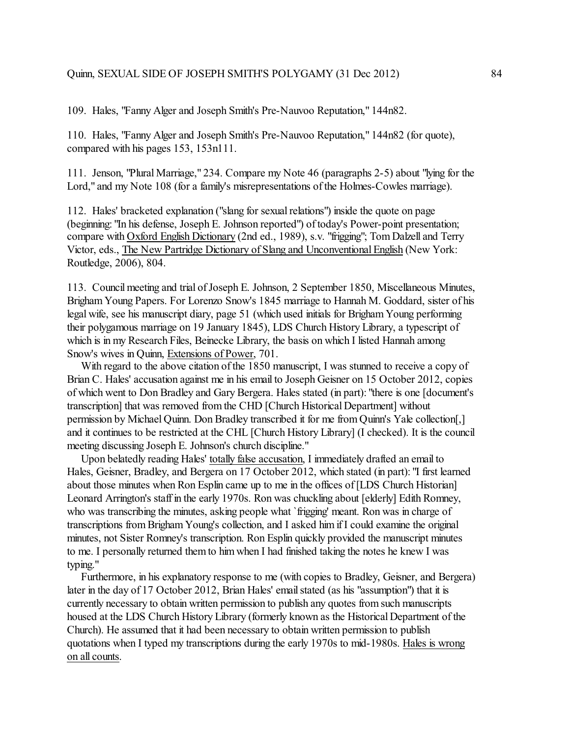109. Hales, "Fanny Alger and Joseph Smith's Pre-Nauvoo Reputation," 144n82.

110. Hales, "Fanny Alger and Joseph Smith's Pre-Nauvoo Reputation," 144n82 (for quote), compared with his pages 153, 153n111.

111. Jenson, "Plural Marriage," 234. Compare my Note 46 (paragraphs 2-5) about "lying for the Lord," and my Note 108 (for a family's misrepresentations of the Holmes-Cowles marriage).

112. Hales' bracketed explanation ("slang for sexual relations") inside the quote on page (beginning: "In his defense, Joseph E. Johnson reported") of today's Power-point presentation; compare with Oxford English Dictionary (2nd ed., 1989), s.v. "frigging"; Tom Dalzell and Terry Victor, eds., The New Partridge Dictionary of Slang and Unconventional English (New York: Routledge, 2006), 804.

113. Council meeting and trial of Joseph E. Johnson, 2 September 1850, Miscellaneous Minutes, Brigham Young Papers. For Lorenzo Snow's 1845 marriage to Hannah M. Goddard, sister of his legal wife, see his manuscript diary, page 51 (which used initials for Brigham Young performing their polygamous marriage on 19 January 1845), LDS Church History Library, a typescript of which is in my Research Files, Beinecke Library, the basis on which I listed Hannah among Snow's wives in Quinn, Extensions of Power, 701.

With regard to the above citation of the 1850 manuscript, I was stunned to receive a copy of Brian C. Hales' accusation against me in his email to Joseph Geisner on 15 October 2012, copies of which went to Don Bradley and Gary Bergera. Hales stated (in part): "there is one [document's transcription] that was removed from the CHD [Church Historical Department] without permission by Michael Quinn. Don Bradley transcribed it for me from Quinn's Yale collection[,] and it continues to be restricted at the CHL [Church History Library] (I checked). It is the council meeting discussing Joseph E. Johnson's church discipline."

Upon belatedly reading Hales' totally false accusation, I immediately drafted an email to Hales, Geisner, Bradley, and Bergera on 17 October 2012, which stated (in part): "I first learned about those minutes when Ron Esplin came up to me in the offices of [LDS Church Historian] Leonard Arrington's staff in the early 1970s. Ron was chuckling about [elderly] Edith Romney, who was transcribing the minutes, asking people what `frigging' meant. Ron was in charge of transcriptions from Brigham Young's collection, and I asked him if I could examine the original minutes, not Sister Romney's transcription. Ron Esplin quickly provided the manuscript minutes to me. I personally returned them to him when I had finished taking the notes he knew I was typing."

Furthermore, in his explanatory response to me (with copies to Bradley, Geisner, and Bergera) later in the day of 17 October 2012, Brian Hales' email stated (as his "assumption") that it is currently necessary to obtain written permission to publish any quotes from such manuscripts housed at the LDS Church History Library (formerly known as the Historical Department of the Church). He assumed that it had been necessary to obtain written permission to publish quotations when I typed my transcriptions during the early 1970s to mid-1980s. Hales is wrong on all counts.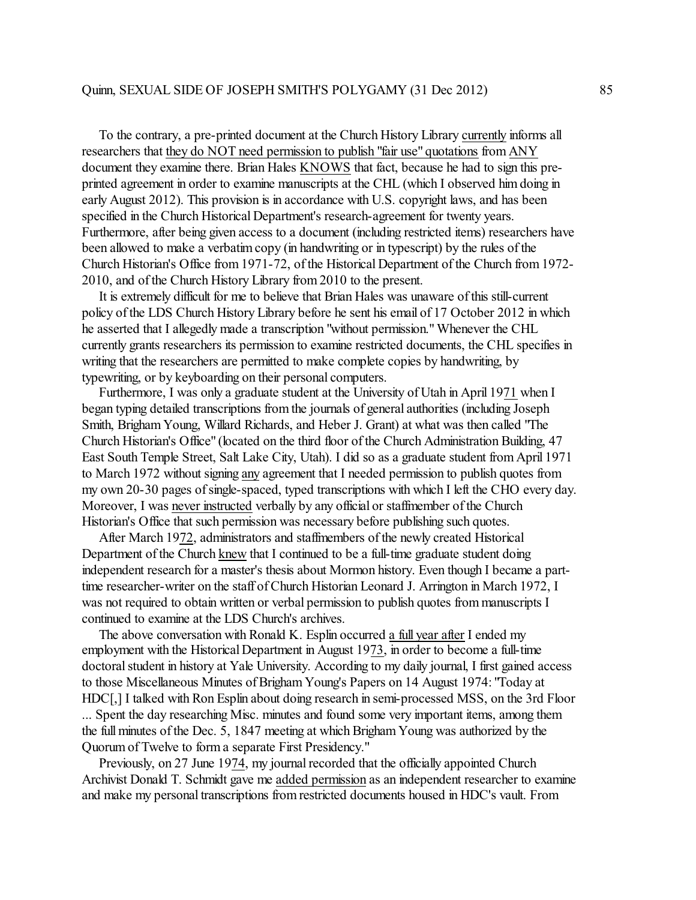To the contrary, a pre-printed document at the Church History Library <u>currently</u> informs all researchers that <u>they do NOT need permission to publish "fair use" quotations</u> from <u>ANY</u> document they examine there. Brian Hales <u>KNOWS</u> that fact, because he had to sign this pre-printed agreement in order to examine manuscripts at the CHL (which I observed him doing in early August 2012). This provision is in accordance with U.S. copyright laws, and has been specified in the Church Historical Department's research-agreement for twenty years. Furthermore, after being given access to a document (including restricted items) researchers have been allowed to make a verbatim copy (in handwriting or in typescript) by the rules of the Church Historian's Office from 1971-72, of the Historical Department of the Church from 1972-2010, and of the Church History Library from 2010 to the present.

It is extremely difficult for me to believe that Brian Hales was unaware of this still-current policy of the LDS Church History Library before he sent his email of 17 October 2012 in which he asserted that I allegedly made a transcription "without permission." Whenever the CHL currently grants researchers its permission to examine restricted documents, the CHL specifies in writing that the researchers are permitted to make complete copies by handwriting, by typewriting, or by keyboarding on their personal computers.

Furthermore, I was only a graduate student at the University of Utah in April 19<u>71</u> when I began typing detailed transcriptions from the journals of general authorities (including Joseph Smith, Brigham Young, Willard Richards, and Heber J. Grant) at what was then called "The Church Historian's Office" (located on the third floor of the Church Administration Building, 47 East South Temple Street, Salt Lake City, Utah). I did so as a graduate student from April 1971 to March 1972 without signing <u>any</u> agreement that I needed permission to publish quotes from my own 20-30 pages of single-spaced, typed transcriptions with which I left the CHO every day. Moreover, I was <u>never instructed</u> verbally by any official or staffmember of the Church Historian's Office that such permission was necessary before publishing such quotes.

After March 19<u>72</u>, administrators and staffmembers of the newly created Historical Department of the Church <u>knew</u> that I continued to be a full-time graduate student doing independent research for a master's thesis about Mormon history. Even though I became a part-time researcher-writer on the staff of Church Historian Leonard J. Arrington in March 1972, I was not required to obtain written or verbal permission to publish quotes from manuscripts I continued to examine at the LDS Church's archives.

The above conversation with Ronald K. Esplin occurred <u>a full year after</u> I ended my employment with the Historical Department in August 19<u>73</u>, in order to become a full-time doctoral student in history at Yale University. According to my daily journal, I first gained access to those Miscellaneous Minutes of Brigham Young's Papers on 14 August 1974: "Today at HDC[,] I talked with Ron Esplin about doing research in semi-processed MSS, on the 3rd Floor ... Spent the day researching Misc. minutes and found some very important items, among them the full minutes of the Dec. 5, 1847 meeting at which Brigham Young was authorized by the Quorum of Twelve to form a separate First Presidency."

Previously, on 27 June 19<u>74</u>, my journal recorded that the officially appointed Church Archivist Donald T. Schmidt gave me <u>added permission</u> as an independent researcher to examine and make my personal transcriptions from restricted documents housed in HDC's vault. From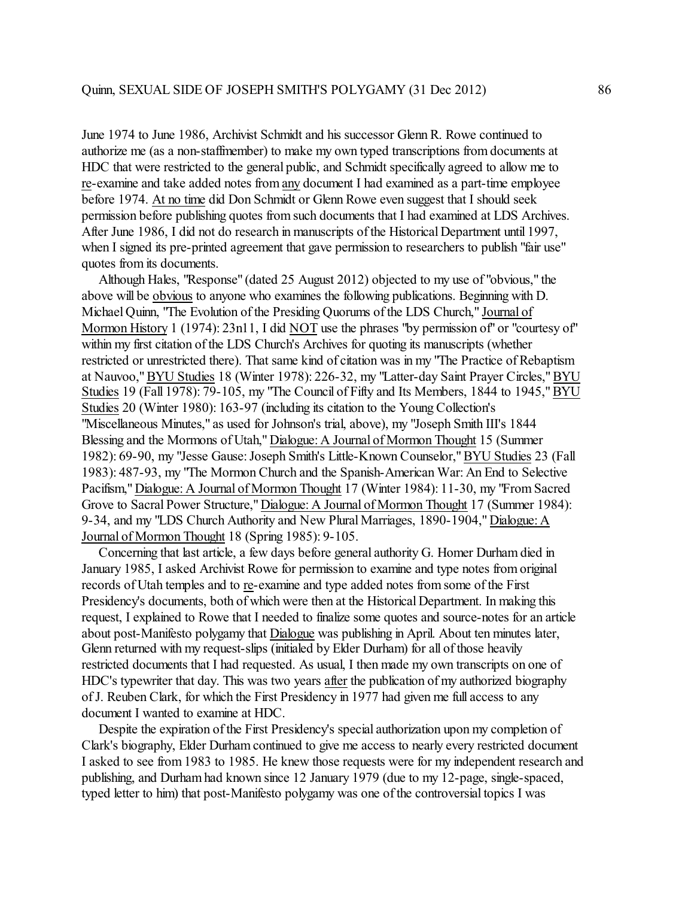June 1974 to June 1986, Archivist Schmidt and his successor Glenn R. Rowe continued to authorize me (as a non-staffmember) to make my own typed transcriptions from documents at HDC that were restricted to the general public, and Schmidt specifically agreed to allow me to <u>re</u>-examine and take added notes from <u>any</u> document I had examined as a part-time employee before 1974. <u>At no time</u> did Don Schmidt or Glenn Rowe even suggest that I should seek permission before publishing quotes from such documents that I had examined at LDS Archives. After June 1986, I did not do research in manuscripts of the Historical Department until 1997, when I signed its pre-printed agreement that gave permission to researchers to publish "fair use" quotes from its documents.

Although Hales, "Response" (dated 25 August 2012) objected to my use of "obvious," the above will be <u>obvious</u> to anyone who examines the following publications. Beginning with D. Michael Quinn, "The Evolution of the Presiding Quorums of the LDS Church," <u>Journal of Mormon History</u> 1 (1974): 23n11, I did <u>NOT</u> use the phrases "by permission of" or "courtesy of" within my first citation of the LDS Church's Archives for quoting its manuscripts (whether restricted or unrestricted there). That same kind of citation was in my "The Practice of Rebaptism at Nauvoo," <u>BYU Studies</u> 18 (Winter 1978): 226-32, my "Latter-day Saint Prayer Circles," <u>BYU Studies</u> 19 (Fall 1978): 79-105, my "The Council of Fifty and Its Members, 1844 to 1945," <u>BYU Studies</u> 20 (Winter 1980): 163-97 (including its citation to the Young Collection's "Miscellaneous Minutes," as used for Johnson's trial, above), my "Joseph Smith III's 1844 Blessing and the Mormons of Utah," <u>Dialogue: A Journal of Mormon Thought</u> 15 (Summer 1982): 69-90, my "Jesse Gause: Joseph Smith's Little-Known Counselor," <u>BYU Studies</u> 23 (Fall 1983): 487-93, my "The Mormon Church and the Spanish-American War: An End to Selective Pacifism," <u>Dialogue: A Journal of Mormon Thought</u> 17 (Winter 1984): 11-30, my "From Sacred Grove to Sacral Power Structure," <u>Dialogue: A Journal of Mormon Thought</u> 17 (Summer 1984): 9-34, and my "LDS Church Authority and New Plural Marriages, 1890-1904," <u>Dialogue: A Journal of Mormon Thought</u> 18 (Spring 1985): 9-105.

Concerning that last article, a few days before general authority G. Homer Durham died in January 1985, I asked Archivist Rowe for permission to examine and type notes from original records of Utah temples and to <u>re</u>-examine and type added notes from some of the First Presidency's documents, both of which were then at the Historical Department. In making this request, I explained to Rowe that I needed to finalize some quotes and source-notes for an article about post-Manifesto polygamy that <u>Dialogue</u> was publishing in April. About ten minutes later, Glenn returned with my request-slips (initialed by Elder Durham) for all of those heavily restricted documents that I had requested. As usual, I then made my own transcripts on one of HDC's typewriter that day. This was two years <u>after</u> the publication of my authorized biography of J. Reuben Clark, for which the First Presidency in 1977 had given me full access to any document I wanted to examine at HDC.

Despite the expiration of the First Presidency's special authorization upon my completion of Clark's biography, Elder Durham continued to give me access to nearly every restricted document I asked to see from 1983 to 1985. He knew those requests were for my independent research and publishing, and Durham had known since 12 January 1979 (due to my 12-page, single-spaced, typed letter to him) that post-Manifesto polygamy was one of the controversial topics I was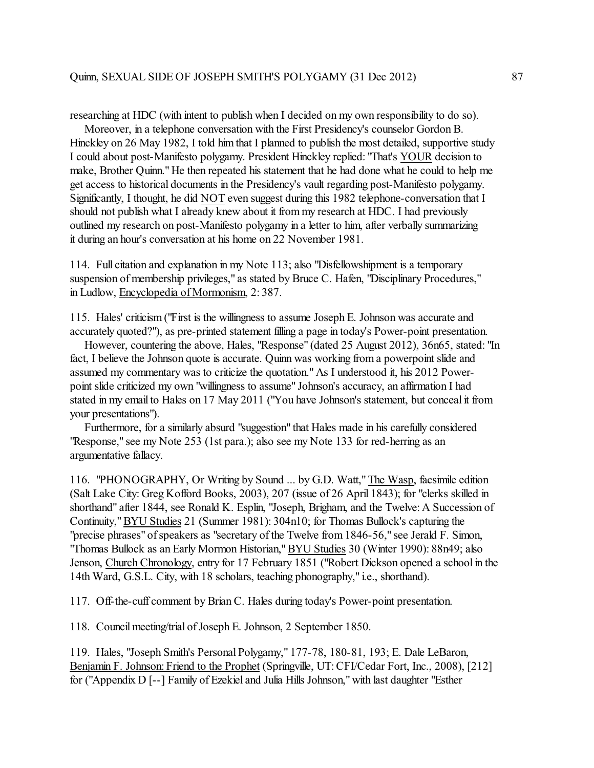researching at HDC (with intent to publish when I decided on my own responsibility to do so).

Moreover, in a telephone conversation with the First Presidency's counselor Gordon B. Hinckley on 26 May 1982, I told him that I planned to publish the most detailed, supportive study I could about post-Manifesto polygamy. President Hinckley replied: "That's YOUR decision to make, Brother Quinn." He then repeated his statement that he had done what he could to help me get access to historical documents in the Presidency's vault regarding post-Manifesto polygamy. Significantly, I thought, he did NOT even suggest during this 1982 telephone-conversation that I should not publish what I already knew about it from my research at HDC. I had previously outlined my research on post-Manifesto polygamy in a letter to him, after verbally summarizing it during an hour's conversation at his home on 22 November 1981.

114. Full citation and explanation in my Note 113; also "Disfellowshipment is a temporary suspension of membership privileges," as stated by Bruce C. Hafen, "Disciplinary Procedures," in Ludlow, Encyclopedia of Mormonism, 2: 387.

115. Hales' criticism ("First is the willingness to assume Joseph E. Johnson was accurate and accurately quoted?"), as pre-printed statement filling a page in today's Power-point presentation.

However, countering the above, Hales, "Response" (dated 25 August 2012), 36n65, stated: "In fact, I believe the Johnson quote is accurate. Quinn was working from a powerpoint slide and assumed my commentary was to criticize the quotation." As I understood it, his 2012 Power-point slide criticized my own "willingness to assume" Johnson's accuracy, an affirmation I had stated in my email to Hales on 17 May 2011 ("You have Johnson's statement, but conceal it from your presentations").

Furthermore, for a similarly absurd "suggestion" that Hales made in his carefully considered "Response," see my Note 253 (1st para.); also see my Note 133 for red-herring as an argumentative fallacy.

116. "PHONOGRAPHY, Or Writing by Sound ... by G.D. Watt," The Wasp, facsimile edition (Salt Lake City: Greg Kofford Books, 2003), 207 (issue of 26 April 1843); for "clerks skilled in shorthand" after 1844, see Ronald K. Esplin, "Joseph, Brigham, and the Twelve: A Succession of Continuity," BYU Studies 21 (Summer 1981): 304n10; for Thomas Bullock's capturing the "precise phrases" of speakers as "secretary of the Twelve from 1846-56," see Jerald F. Simon, "Thomas Bullock as an Early Mormon Historian," BYU Studies 30 (Winter 1990): 88n49; also Jenson, Church Chronology, entry for 17 February 1851 ("Robert Dickson opened a school in the 14th Ward, G.S.L. City, with 18 scholars, teaching phonography," i.e., shorthand).

117. Off-the-cuff comment by Brian C. Hales during today's Power-point presentation.

118. Council meeting/trial of Joseph E. Johnson, 2 September 1850.

119. Hales, "Joseph Smith's Personal Polygamy," 177-78, 180-81, 193; E. Dale LeBaron, Benjamin F. Johnson: Friend to the Prophet (Springville, UT: CFI/Cedar Fort, Inc., 2008), [212] for ("Appendix D [--] Family of Ezekiel and Julia Hills Johnson," with last daughter "Esther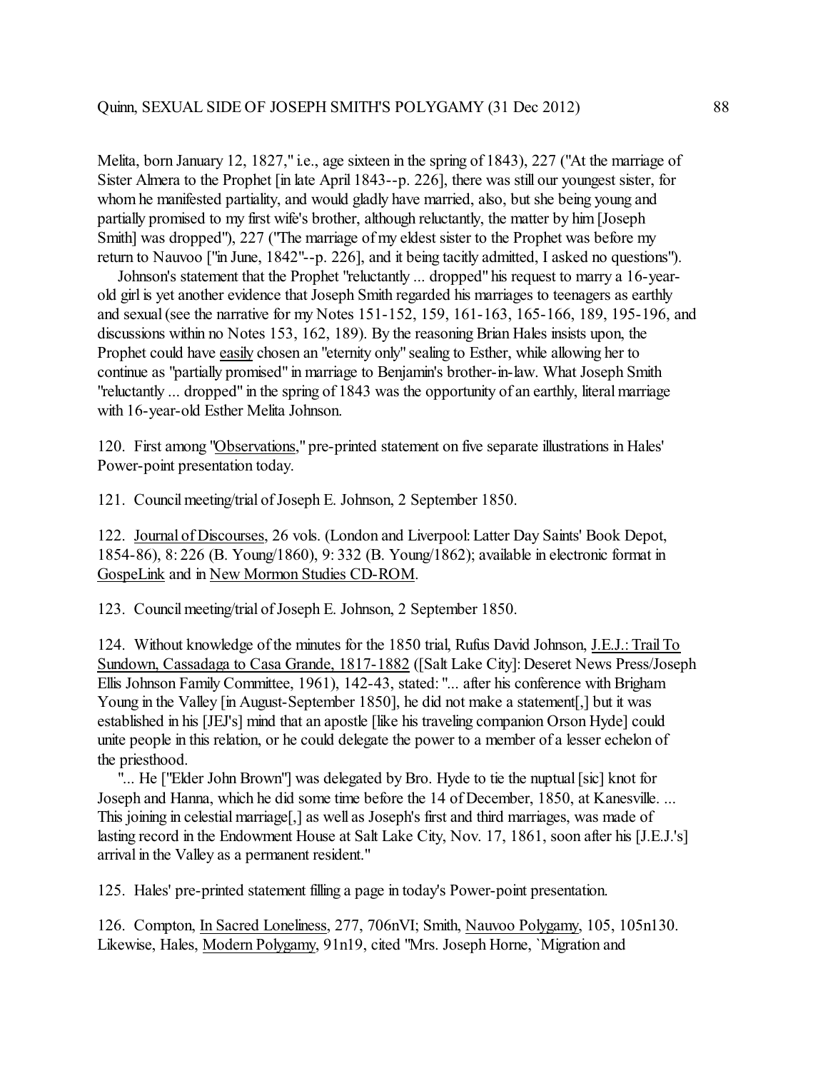Melita, born January 12, 1827," i.e., age sixteen in the spring of 1843), 227 ("At the marriage of Sister Almera to the Prophet [in late April 1843--p. 226], there was still our youngest sister, for whom he manifested partiality, and would gladly have married, also, but she being young and partially promised to my first wife's brother, although reluctantly, the matter by him [Joseph Smith] was dropped"), 227 ("The marriage of my eldest sister to the Prophet was before my return to Nauvoo ["in June, 1842"--p. 226], and it being tacitly admitted, I asked no questions").

Johnson's statement that the Prophet "reluctantly ... dropped" his request to marry a 16-year-old girl is yet another evidence that Joseph Smith regarded his marriages to teenagers as earthly and sexual (see the narrative for my Notes 151-152, 159, 161-163, 165-166, 189, 195-196, and discussions within no Notes 153, 162, 189). By the reasoning Brian Hales insists upon, the Prophet could have easily chosen an "eternity only" sealing to Esther, while allowing her to continue as "partially promised" in marriage to Benjamin's brother-in-law. What Joseph Smith "reluctantly ... dropped" in the spring of 1843 was the opportunity of an earthly, literal marriage with 16-year-old Esther Melita Johnson.

120. First among "Observations," pre-printed statement on five separate illustrations in Hales' Power-point presentation today.

121. Council meeting/trial of Joseph E. Johnson, 2 September 1850.

122. Journal of Discourses, 26 vols. (London and Liverpool: Latter Day Saints' Book Depot, 1854-86), 8: 226 (B. Young/1860), 9: 332 (B. Young/1862); available in electronic format in GospeLink and in New Mormon Studies CD-ROM.

123. Council meeting/trial of Joseph E. Johnson, 2 September 1850.

124. Without knowledge of the minutes for the 1850 trial, Rufus David Johnson, J.E.J.: Trail To Sundown, Cassadaga to Casa Grande, 1817-1882 ([Salt Lake City]: Deseret News Press/Joseph Ellis Johnson Family Committee, 1961), 142-43, stated: "... after his conference with Brigham Young in the Valley [in August-September 1850], he did not make a statement[,] but it was established in his [JEJ's] mind that an apostle [like his traveling companion Orson Hyde] could unite people in this relation, or he could delegate the power to a member of a lesser echelon of the priesthood.

"... He ["Elder John Brown"] was delegated by Bro. Hyde to tie the nuptual [sic] knot for Joseph and Hanna, which he did some time before the 14 of December, 1850, at Kanesville. ... This joining in celestial marriage[,] as well as Joseph's first and third marriages, was made of lasting record in the Endowment House at Salt Lake City, Nov. 17, 1861, soon after his [J.E.J.'s] arrival in the Valley as a permanent resident."

125. Hales' pre-printed statement filling a page in today's Power-point presentation.

126. Compton, In Sacred Loneliness, 277, 706nVI; Smith, Nauvoo Polygamy, 105, 105n130. Likewise, Hales, Modern Polygamy, 91n19, cited "Mrs. Joseph Horne, `Migration and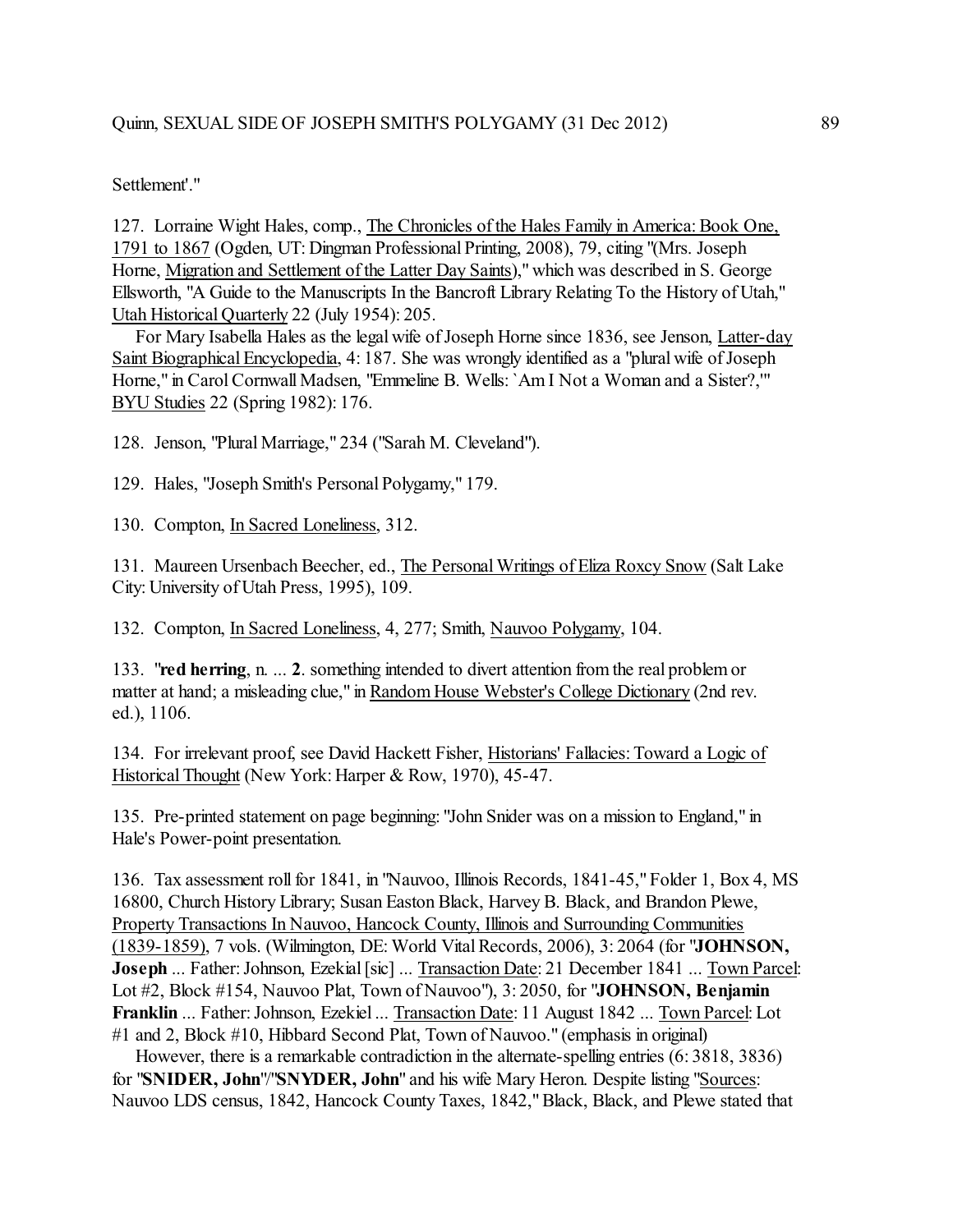Settlement'."

127. Lorraine Wight Hales, comp., The Chronicles of the Hales Family in America: Book One, 1791 to 1867 (Ogden, UT: Dingman Professional Printing, 2008), 79, citing "(Mrs. Joseph Horne, Migration and Settlement of the Latter Day Saints)," which was described in S. George Ellsworth, "A Guide to the Manuscripts In the Bancroft Library Relating To the History of Utah," Utah Historical Quarterly 22 (July 1954): 205.

For Mary Isabella Hales as the legal wife of Joseph Horne since 1836, see Jenson, Latter-day Saint Biographical Encyclopedia, 4: 187. She was wrongly identified as a "plural wife of Joseph Horne," in Carol Cornwall Madsen, "Emmeline B. Wells: `Am I Not a Woman and a Sister?,'" BYU Studies 22 (Spring 1982): 176.

128. Jenson, "Plural Marriage," 234 ("Sarah M. Cleveland").

129. Hales, "Joseph Smith's Personal Polygamy," 179.

130. Compton, In Sacred Loneliness, 312.

131. Maureen Ursenbach Beecher, ed., The Personal Writings of Eliza Roxcy Snow (Salt Lake City: University of Utah Press, 1995), 109.

132. Compton, In Sacred Loneliness, 4, 277; Smith, Nauvoo Polygamy, 104.

133. "**red herring**, n. ... **2**. something intended to divert attention from the real problem or matter at hand; a misleading clue," in Random House Webster's College Dictionary (2nd rev. ed.), 1106.

134. For irrelevant proof, see David Hackett Fisher, Historians' Fallacies: Toward a Logic of Historical Thought (New York: Harper & Row, 1970), 45-47.

135. Pre-printed statement on page beginning: "John Snider was on a mission to England," in Hale's Power-point presentation.

136. Tax assessment roll for 1841, in "Nauvoo, Illinois Records, 1841-45," Folder 1, Box 4, MS 16800, Church History Library; Susan Easton Black, Harvey B. Black, and Brandon Plewe, Property Transactions In Nauvoo, Hancock County, Illinois and Surrounding Communities (1839-1859), 7 vols. (Wilmington, DE: World Vital Records, 2006), 3: 2064 (for "**JOHNSON, Joseph** ... Father: Johnson, Ezekial [sic] ... Transaction Date: 21 December 1841 ... Town Parcel: Lot #2, Block #154, Nauvoo Plat, Town of Nauvoo"), 3: 2050, for "**JOHNSON, Benjamin Franklin** ... Father: Johnson, Ezekiel ... Transaction Date: 11 August 1842 ... Town Parcel: Lot #1 and 2, Block #10, Hibbard Second Plat, Town of Nauvoo." (emphasis in original)

However, there is a remarkable contradiction in the alternate-spelling entries (6: 3818, 3836) for "**SNIDER, John**"/"**SNYDER, John**" and his wife Mary Heron. Despite listing "Sources: Nauvoo LDS census, 1842, Hancock County Taxes, 1842," Black, Black, and Plewe stated that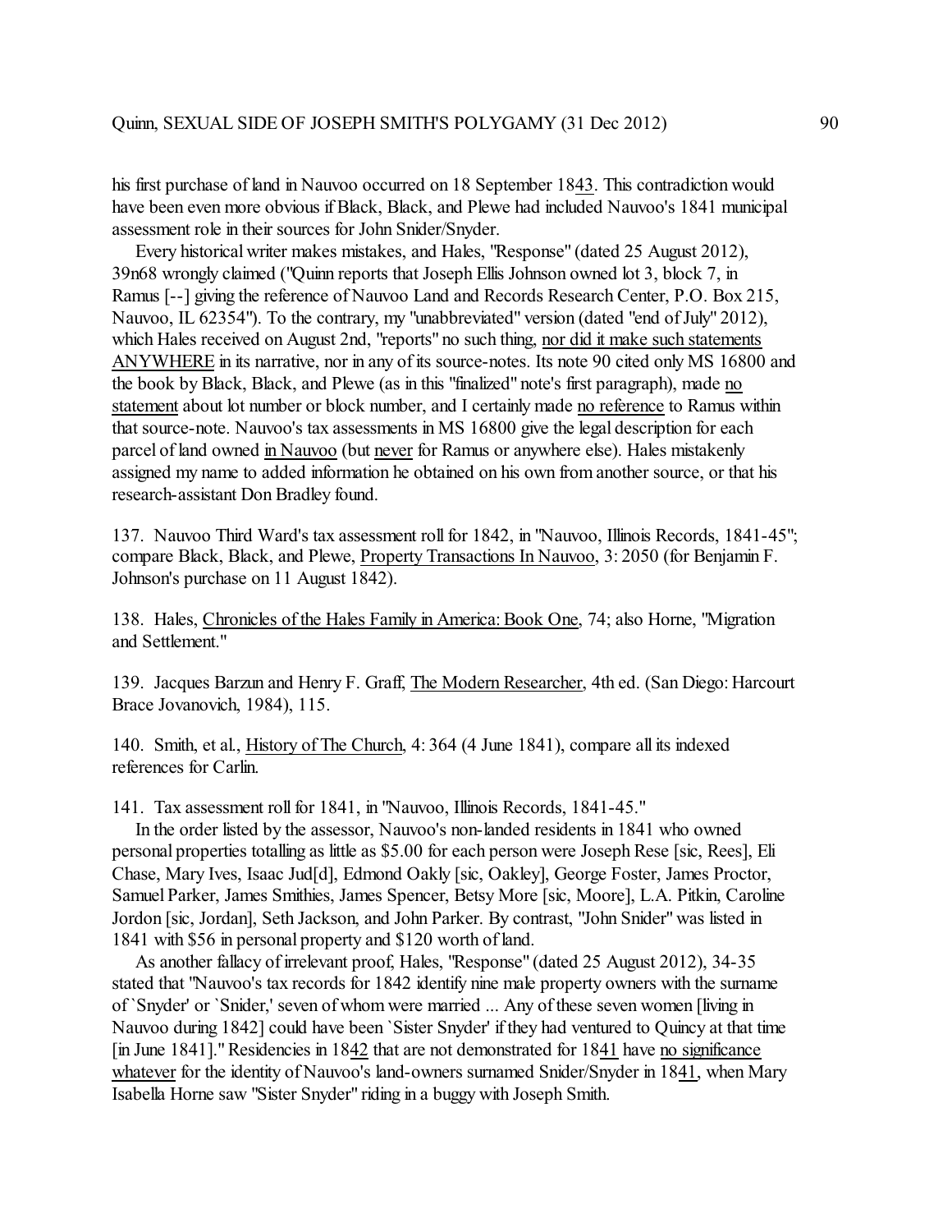his first purchase of land in Nauvoo occurred on 18 September 18<u>43</u>. This contradiction would have been even more obvious if Black, Black, and Plewe had included Nauvoo's 1841 municipal assessment role in their sources for John Snider/Snyder.

Every historical writer makes mistakes, and Hales, "Response" (dated 25 August 2012), 39n68 wrongly claimed ("Quinn reports that Joseph Ellis Johnson owned lot 3, block 7, in Ramus [--] giving the reference of Nauvoo Land and Records Research Center, P.O. Box 215, Nauvoo, IL 62354"). To the contrary, my "unabbreviated" version (dated "end of July" 2012), which Hales received on August 2nd, "reports" no such thing, <u>nor did it make such statements ANYWHERE</u> in its narrative, nor in any of its source-notes. Its note 90 cited only MS 16800 and the book by Black, Black, and Plewe (as in this "finalized" note's first paragraph), made <u>no statement</u> about lot number or block number, and I certainly made <u>no reference</u> to Ramus within that source-note. Nauvoo's tax assessments in MS 16800 give the legal description for each parcel of land owned <u>in Nauvoo</u> (but <u>never</u> for Ramus or anywhere else). Hales mistakenly assigned my name to added information he obtained on his own from another source, or that his research-assistant Don Bradley found.

137. Nauvoo Third Ward's tax assessment roll for 1842, in "Nauvoo, Illinois Records, 1841-45"; compare Black, Black, and Plewe, <u>Property Transactions In Nauvoo</u>, 3: 2050 (for Benjamin F. Johnson's purchase on 11 August 1842).

138. Hales, <u>Chronicles of the Hales Family in America: Book One</u>, 74; also Horne, "Migration and Settlement."

139. Jacques Barzun and Henry F. Graff, <u>The Modern Researcher</u>, 4th ed. (San Diego: Harcourt Brace Jovanovich, 1984), 115.

140. Smith, et al., <u>History of The Church</u>, 4: 364 (4 June 1841), compare all its indexed references for Carlin.

141. Tax assessment roll for 1841, in "Nauvoo, Illinois Records, 1841-45."

In the order listed by the assessor, Nauvoo's non-landed residents in 1841 who owned personal properties totalling as little as $5.00 for each person were Joseph Rese [sic, Rees], Eli Chase, Mary Ives, Isaac Jud[d], Edmond Oakly [sic, Oakley], George Foster, James Proctor, Samuel Parker, James Smithies, James Spencer, Betsy More [sic, Moore], L.A. Pitkin, Caroline Jordon [sic, Jordan], Seth Jackson, and John Parker. By contrast, "John Snider" was listed in 1841 with $56 in personal property and $120 worth of land.

As another fallacy of irrelevant proof, Hales, "Response" (dated 25 August 2012), 34-35 stated that "Nauvoo's tax records for 1842 identify nine male property owners with the surname of `Snyder' or `Snider,' seven of whom were married ... Any of these seven women [living in Nauvoo during 1842] could have been `Sister Snyder' if they had ventured to Quincy at that time [in June 1841]." Residencies in 18<u>42</u> that are not demonstrated for 18<u>41</u> have <u>no significance whatever</u> for the identity of Nauvoo's land-owners surnamed Snider/Snyder in 18<u>41</u>, when Mary Isabella Horne saw "Sister Snyder" riding in a buggy with Joseph Smith.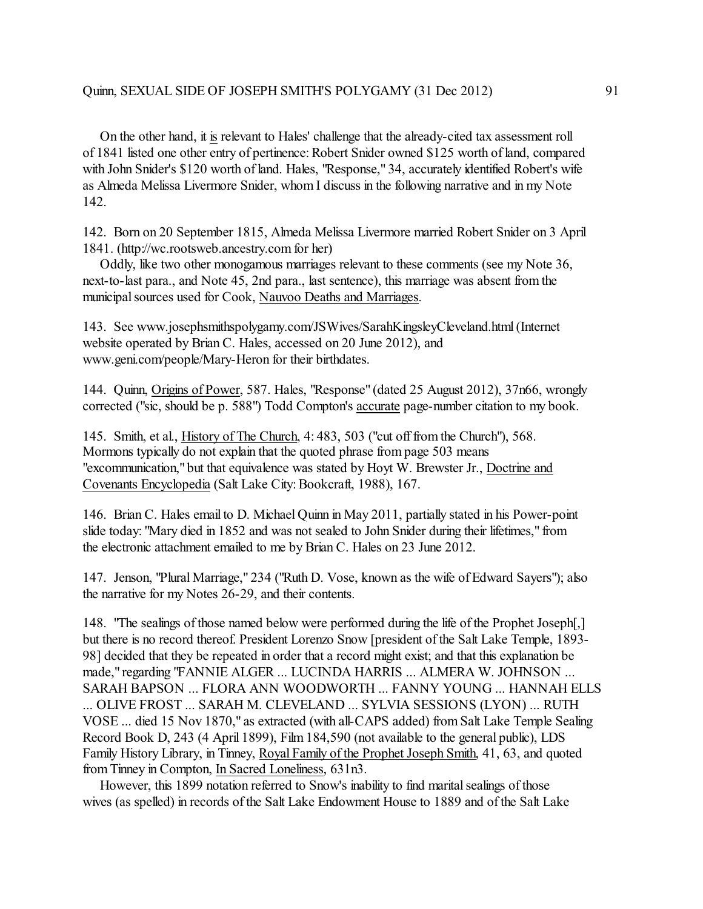On the other hand, it is relevant to Hales' challenge that the already-cited tax assessment roll of 1841 listed one other entry of pertinence: Robert Snider owned $125 worth of land, compared with John Snider's $120 worth of land. Hales, "Response," 34, accurately identified Robert's wife as Almeda Melissa Livermore Snider, whom I discuss in the following narrative and in my Note 142.

142. Born on 20 September 1815, Almeda Melissa Livermore married Robert Snider on 3 April 1841. (http://wc.rootsweb.ancestry.com for her)

Oddly, like two other monogamous marriages relevant to these comments (see my Note 36, next-to-last para., and Note 45, 2nd para., last sentence), this marriage was absent from the municipal sources used for Cook, Nauvoo Deaths and Marriages.

143. See www.josephsmithspolygamy.com/JSWives/SarahKingsleyCleveland.html (Internet website operated by Brian C. Hales, accessed on 20 June 2012), and www.geni.com/people/Mary-Heron for their birthdates.

144. Quinn, Origins of Power, 587. Hales, "Response" (dated 25 August 2012), 37n66, wrongly corrected ("sic, should be p. 588") Todd Compton's accurate page-number citation to my book.

145. Smith, et al., History of The Church, 4: 483, 503 ("cut off from the Church"), 568. Mormons typically do not explain that the quoted phrase from page 503 means "excommunication," but that equivalence was stated by Hoyt W. Brewster Jr., Doctrine and Covenants Encyclopedia (Salt Lake City: Bookcraft, 1988), 167.

146. Brian C. Hales email to D. Michael Quinn in May 2011, partially stated in his Power-point slide today: "Mary died in 1852 and was not sealed to John Snider during their lifetimes," from the electronic attachment emailed to me by Brian C. Hales on 23 June 2012.

147. Jenson, "Plural Marriage," 234 ("Ruth D. Vose, known as the wife of Edward Sayers"); also the narrative for my Notes 26-29, and their contents.

148. "The sealings of those named below were performed during the life of the Prophet Joseph[,] but there is no record thereof. President Lorenzo Snow [president of the Salt Lake Temple, 1893-98] decided that they be repeated in order that a record might exist; and that this explanation be made," regarding "FANNIE ALGER ... LUCINDA HARRIS ... ALMERA W. JOHNSON ... SARAH BAPSON ... FLORA ANN WOODWORTH ... FANNY YOUNG ... HANNAH ELLS ... OLIVE FROST ... SARAH M. CLEVELAND ... SYLVIA SESSIONS (LYON) ... RUTH VOSE ... died 15 Nov 1870," as extracted (with all-CAPS added) from Salt Lake Temple Sealing Record Book D, 243 (4 April 1899), Film 184,590 (not available to the general public), LDS Family History Library, in Tinney, Royal Family of the Prophet Joseph Smith, 41, 63, and quoted from Tinney in Compton, In Sacred Loneliness, 631n3.

However, this 1899 notation referred to Snow's inability to find marital sealings of those wives (as spelled) in records of the Salt Lake Endowment House to 1889 and of the Salt Lake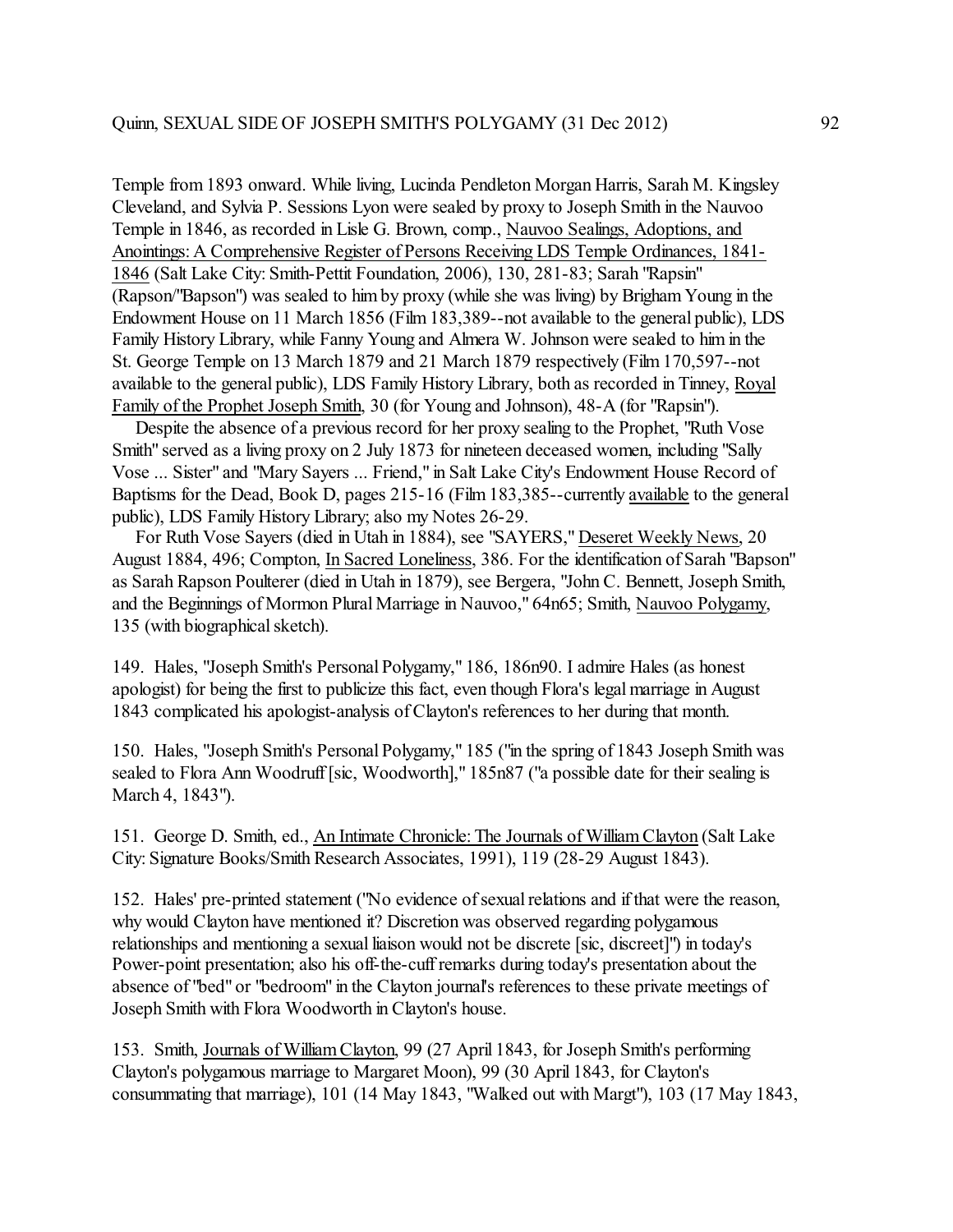Temple from 1893 onward. While living, Lucinda Pendleton Morgan Harris, Sarah M. Kingsley Cleveland, and Sylvia P. Sessions Lyon were sealed by proxy to Joseph Smith in the Nauvoo Temple in 1846, as recorded in Lisle G. Brown, comp., Nauvoo Sealings, Adoptions, and Anointings: A Comprehensive Register of Persons Receiving LDS Temple Ordinances, 1841-1846 (Salt Lake City: Smith-Pettit Foundation, 2006), 130, 281-83; Sarah "Rapsin" (Rapson/"Bapson") was sealed to him by proxy (while she was living) by Brigham Young in the Endowment House on 11 March 1856 (Film 183,389--not available to the general public), LDS Family History Library, while Fanny Young and Almera W. Johnson were sealed to him in the St. George Temple on 13 March 1879 and 21 March 1879 respectively (Film 170,597--not available to the general public), LDS Family History Library, both as recorded in Tinney, Royal Family of the Prophet Joseph Smith, 30 (for Young and Johnson), 48-A (for "Rapsin").

Despite the absence of a previous record for her proxy sealing to the Prophet, "Ruth Vose Smith" served as a living proxy on 2 July 1873 for nineteen deceased women, including "Sally Vose ... Sister" and "Mary Sayers ... Friend," in Salt Lake City's Endowment House Record of Baptisms for the Dead, Book D, pages 215-16 (Film 183,385--currently available to the general public), LDS Family History Library; also my Notes 26-29.

For Ruth Vose Sayers (died in Utah in 1884), see "SAYERS," Deseret Weekly News, 20 August 1884, 496; Compton, In Sacred Loneliness, 386. For the identification of Sarah "Bapson" as Sarah Rapson Poulterer (died in Utah in 1879), see Bergera, "John C. Bennett, Joseph Smith, and the Beginnings of Mormon Plural Marriage in Nauvoo," 64n65; Smith, Nauvoo Polygamy, 135 (with biographical sketch).

149. Hales, "Joseph Smith's Personal Polygamy," 186, 186n90. I admire Hales (as honest apologist) for being the first to publicize this fact, even though Flora's legal marriage in August 1843 complicated his apologist-analysis of Clayton's references to her during that month.

150. Hales, "Joseph Smith's Personal Polygamy," 185 ("in the spring of 1843 Joseph Smith was sealed to Flora Ann Woodruff [sic, Woodworth]," 185n87 ("a possible date for their sealing is March 4, 1843").

151. George D. Smith, ed., An Intimate Chronicle: The Journals of William Clayton (Salt Lake City: Signature Books/Smith Research Associates, 1991), 119 (28-29 August 1843).

152. Hales' pre-printed statement ("No evidence of sexual relations and if that were the reason, why would Clayton have mentioned it? Discretion was observed regarding polygamous relationships and mentioning a sexual liaison would not be discrete [sic, discreet]") in today's Power-point presentation; also his off-the-cuff remarks during today's presentation about the absence of "bed" or "bedroom" in the Clayton journal's references to these private meetings of Joseph Smith with Flora Woodworth in Clayton's house.

153. Smith, Journals of William Clayton, 99 (27 April 1843, for Joseph Smith's performing Clayton's polygamous marriage to Margaret Moon), 99 (30 April 1843, for Clayton's consummating that marriage), 101 (14 May 1843, "Walked out with Margt"), 103 (17 May 1843,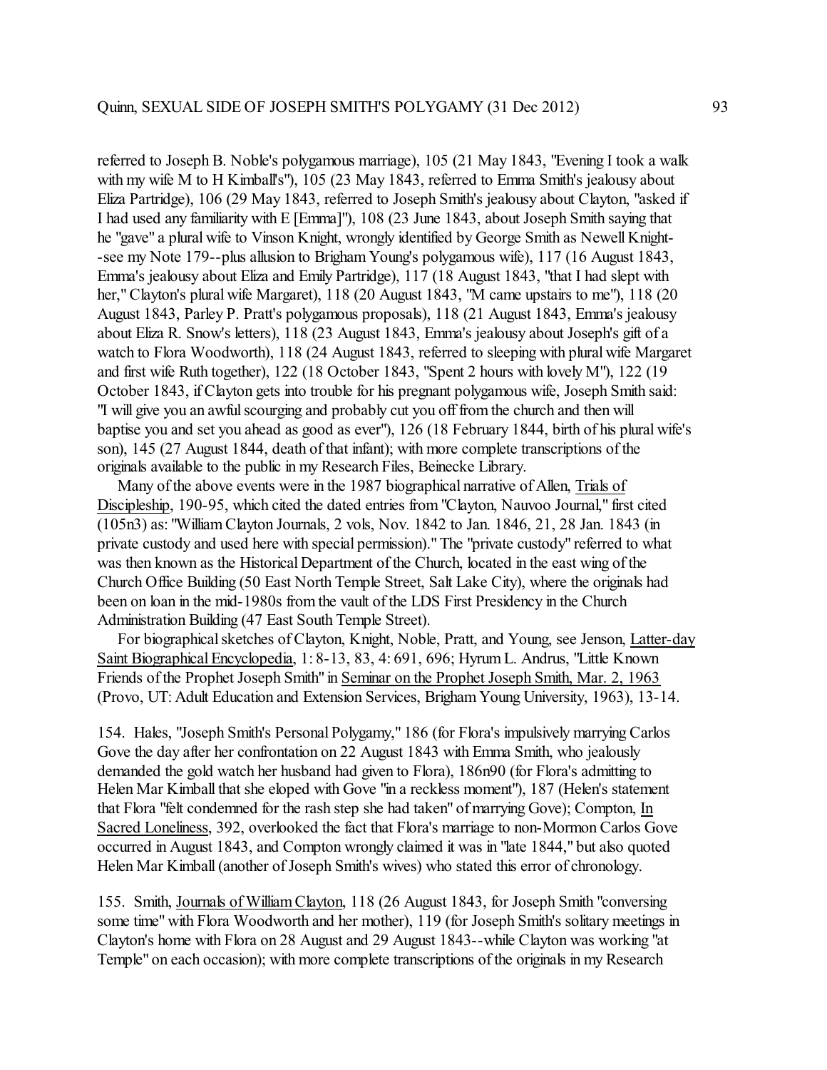referred to Joseph B. Noble's polygamous marriage), 105 (21 May 1843, "Evening I took a walk with my wife M to H Kimball's"), 105 (23 May 1843, referred to Emma Smith's jealousy about Eliza Partridge), 106 (29 May 1843, referred to Joseph Smith's jealousy about Clayton, "asked if I had used any familiarity with E [Emma]"), 108 (23 June 1843, about Joseph Smith saying that he "gave" a plural wife to Vinson Knight, wrongly identified by George Smith as Newell Knight--see my Note 179--plus allusion to Brigham Young's polygamous wife), 117 (16 August 1843, Emma's jealousy about Eliza and Emily Partridge), 117 (18 August 1843, "that I had slept with her," Clayton's plural wife Margaret), 118 (20 August 1843, "M came upstairs to me"), 118 (20 August 1843, Parley P. Pratt's polygamous proposals), 118 (21 August 1843, Emma's jealousy about Eliza R. Snow's letters), 118 (23 August 1843, Emma's jealousy about Joseph's gift of a watch to Flora Woodworth), 118 (24 August 1843, referred to sleeping with plural wife Margaret and first wife Ruth together), 122 (18 October 1843, "Spent 2 hours with lovely M"), 122 (19 October 1843, if Clayton gets into trouble for his pregnant polygamous wife, Joseph Smith said: "I will give you an awful scourging and probably cut you off from the church and then will baptise you and set you ahead as good as ever"), 126 (18 February 1844, birth of his plural wife's son), 145 (27 August 1844, death of that infant); with more complete transcriptions of the originals available to the public in my Research Files, Beinecke Library.

Many of the above events were in the 1987 biographical narrative of Allen, Trials of Discipleship, 190-95, which cited the dated entries from "Clayton, Nauvoo Journal," first cited (105n3) as: "William Clayton Journals, 2 vols, Nov. 1842 to Jan. 1846, 21, 28 Jan. 1843 (in private custody and used here with special permission)." The "private custody" referred to what was then known as the Historical Department of the Church, located in the east wing of the Church Office Building (50 East North Temple Street, Salt Lake City), where the originals had been on loan in the mid-1980s from the vault of the LDS First Presidency in the Church Administration Building (47 East South Temple Street).

For biographical sketches of Clayton, Knight, Noble, Pratt, and Young, see Jenson, Latter-day Saint Biographical Encyclopedia, 1: 8-13, 83, 4: 691, 696; Hyrum L. Andrus, "Little Known Friends of the Prophet Joseph Smith" in Seminar on the Prophet Joseph Smith, Mar. 2, 1963 (Provo, UT: Adult Education and Extension Services, Brigham Young University, 1963), 13-14.

154. Hales, "Joseph Smith's Personal Polygamy," 186 (for Flora's impulsively marrying Carlos Gove the day after her confrontation on 22 August 1843 with Emma Smith, who jealously demanded the gold watch her husband had given to Flora), 186n90 (for Flora's admitting to Helen Mar Kimball that she eloped with Gove "in a reckless moment"), 187 (Helen's statement that Flora "felt condemned for the rash step she had taken" of marrying Gove); Compton, In Sacred Loneliness, 392, overlooked the fact that Flora's marriage to non-Mormon Carlos Gove occurred in August 1843, and Compton wrongly claimed it was in "late 1844," but also quoted Helen Mar Kimball (another of Joseph Smith's wives) who stated this error of chronology.

155. Smith, Journals of William Clayton, 118 (26 August 1843, for Joseph Smith "conversing some time" with Flora Woodworth and her mother), 119 (for Joseph Smith's solitary meetings in Clayton's home with Flora on 28 August and 29 August 1843--while Clayton was working "at Temple" on each occasion); with more complete transcriptions of the originals in my Research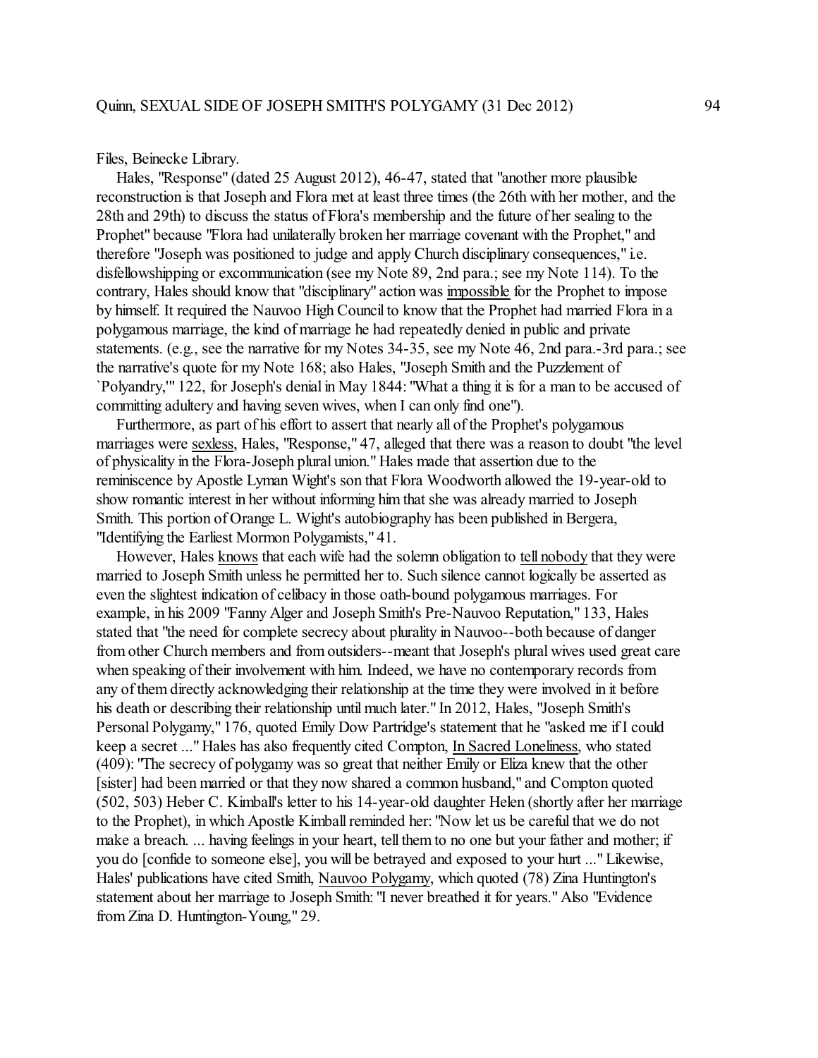Files, Beinecke Library.

Hales, "Response" (dated 25 August 2012), 46-47, stated that "another more plausible reconstruction is that Joseph and Flora met at least three times (the 26th with her mother, and the 28th and 29th) to discuss the status of Flora's membership and the future of her sealing to the Prophet" because "Flora had unilaterally broken her marriage covenant with the Prophet," and therefore "Joseph was positioned to judge and apply Church disciplinary consequences," i.e. disfellowshipping or excommunication (see my Note 89, 2nd para.; see my Note 114). To the contrary, Hales should know that "disciplinary" action was impossible for the Prophet to impose by himself. It required the Nauvoo High Council to know that the Prophet had married Flora in a polygamous marriage, the kind of marriage he had repeatedly denied in public and private statements. (e.g., see the narrative for my Notes 34-35, see my Note 46, 2nd para.-3rd para.; see the narrative's quote for my Note 168; also Hales, "Joseph Smith and the Puzzlement of `Polyandry,'" 122, for Joseph's denial in May 1844: "What a thing it is for a man to be accused of committing adultery and having seven wives, when I can only find one").

Furthermore, as part of his effort to assert that nearly all of the Prophet's polygamous marriages were sexless, Hales, "Response," 47, alleged that there was a reason to doubt "the level of physicality in the Flora-Joseph plural union." Hales made that assertion due to the reminiscence by Apostle Lyman Wight's son that Flora Woodworth allowed the 19-year-old to show romantic interest in her without informing him that she was already married to Joseph Smith. This portion of Orange L. Wight's autobiography has been published in Bergera, "Identifying the Earliest Mormon Polygamists," 41.

However, Hales knows that each wife had the solemn obligation to tell nobody that they were married to Joseph Smith unless he permitted her to. Such silence cannot logically be asserted as even the slightest indication of celibacy in those oath-bound polygamous marriages. For example, in his 2009 "Fanny Alger and Joseph Smith's Pre-Nauvoo Reputation," 133, Hales stated that "the need for complete secrecy about plurality in Nauvoo--both because of danger from other Church members and from outsiders--meant that Joseph's plural wives used great care when speaking of their involvement with him. Indeed, we have no contemporary records from any of them directly acknowledging their relationship at the time they were involved in it before his death or describing their relationship until much later." In 2012, Hales, "Joseph Smith's Personal Polygamy," 176, quoted Emily Dow Partridge's statement that he "asked me if I could keep a secret ..." Hales has also frequently cited Compton, In Sacred Loneliness, who stated (409): "The secrecy of polygamy was so great that neither Emily or Eliza knew that the other [sister] had been married or that they now shared a common husband," and Compton quoted (502, 503) Heber C. Kimball's letter to his 14-year-old daughter Helen (shortly after her marriage to the Prophet), in which Apostle Kimball reminded her: "Now let us be careful that we do not make a breach. ... having feelings in your heart, tell them to no one but your father and mother; if you do [confide to someone else], you will be betrayed and exposed to your hurt ..." Likewise, Hales' publications have cited Smith, Nauvoo Polygamy, which quoted (78) Zina Huntington's statement about her marriage to Joseph Smith: "I never breathed it for years." Also "Evidence from Zina D. Huntington-Young," 29.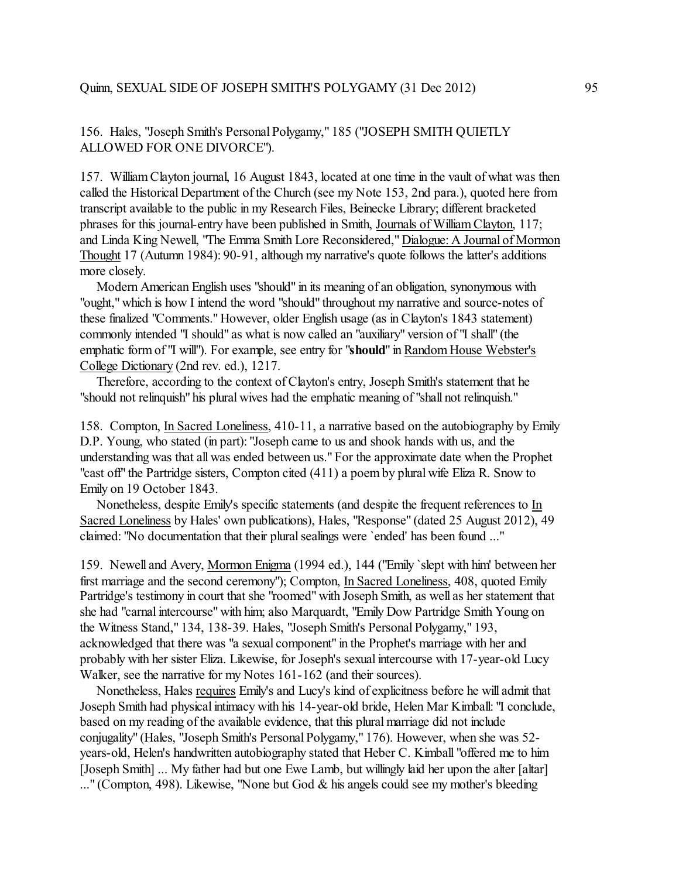156. Hales, "Joseph Smith's Personal Polygamy," 185 ("JOSEPH SMITH QUIETLY ALLOWED FOR ONE DIVORCE").

157. William Clayton journal, 16 August 1843, located at one time in the vault of what was then called the Historical Department of the Church (see my Note 153, 2nd para.), quoted here from transcript available to the public in my Research Files, Beinecke Library; different bracketed phrases for this journal-entry have been published in Smith, Journals of William Clayton, 117; and Linda King Newell, "The Emma Smith Lore Reconsidered," Dialogue: A Journal of Mormon Thought 17 (Autumn 1984): 90-91, although my narrative's quote follows the latter's additions more closely.

Modern American English uses "should" in its meaning of an obligation, synonymous with "ought," which is how I intend the word "should" throughout my narrative and source-notes of these finalized "Comments." However, older English usage (as in Clayton's 1843 statement) commonly intended "I should" as what is now called an "auxiliary" version of "I shall" (the emphatic form of "I will"). For example, see entry for "**should**" in Random House Webster's College Dictionary (2nd rev. ed.), 1217.

Therefore, according to the context of Clayton's entry, Joseph Smith's statement that he "should not relinquish" his plural wives had the emphatic meaning of "shall not relinquish."

158. Compton, In Sacred Loneliness, 410-11, a narrative based on the autobiography by Emily D.P. Young, who stated (in part): "Joseph came to us and shook hands with us, and the understanding was that all was ended between us." For the approximate date when the Prophet "cast off" the Partridge sisters, Compton cited (411) a poem by plural wife Eliza R. Snow to Emily on 19 October 1843.

Nonetheless, despite Emily's specific statements (and despite the frequent references to In Sacred Loneliness by Hales' own publications), Hales, "Response" (dated 25 August 2012), 49 claimed: "No documentation that their plural sealings were `ended' has been found ..."

159. Newell and Avery, Mormon Enigma (1994 ed.), 144 ("Emily `slept with him' between her first marriage and the second ceremony"); Compton, In Sacred Loneliness, 408, quoted Emily Partridge's testimony in court that she "roomed" with Joseph Smith, as well as her statement that she had "carnal intercourse" with him; also Marquardt, "Emily Dow Partridge Smith Young on the Witness Stand," 134, 138-39. Hales, "Joseph Smith's Personal Polygamy," 193, acknowledged that there was "a sexual component" in the Prophet's marriage with her and probably with her sister Eliza. Likewise, for Joseph's sexual intercourse with 17-year-old Lucy Walker, see the narrative for my Notes 161-162 (and their sources).

Nonetheless, Hales requires Emily's and Lucy's kind of explicitness before he will admit that Joseph Smith had physical intimacy with his 14-year-old bride, Helen Mar Kimball: "I conclude, based on my reading of the available evidence, that this plural marriage did not include conjugality" (Hales, "Joseph Smith's Personal Polygamy," 176). However, when she was 52-years-old, Helen's handwritten autobiography stated that Heber C. Kimball "offered me to him [Joseph Smith] ... My father had but one Ewe Lamb, but willingly laid her upon the alter [altar] ..." (Compton, 498). Likewise, "None but God & his angels could see my mother's bleeding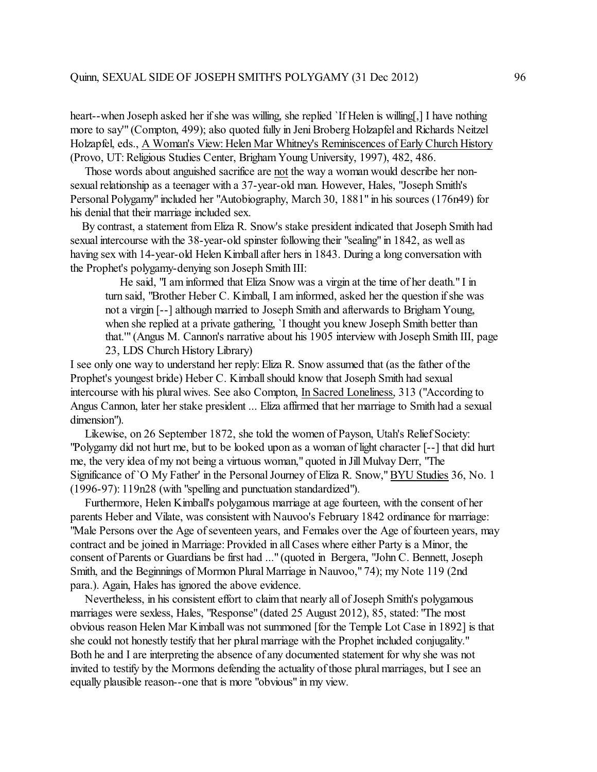heart--when Joseph asked her if she was willing, she replied `If Helen is willing[,] I have nothing more to say'" (Compton, 499); also quoted fully in Jeni Broberg Holzapfel and Richards Neitzel Holzapfel, eds., A Woman's View: Helen Mar Whitney's Reminiscences of Early Church History (Provo, UT: Religious Studies Center, Brigham Young University, 1997), 482, 486.

Those words about anguished sacrifice are not the way a woman would describe her non-sexual relationship as a teenager with a 37-year-old man. However, Hales, "Joseph Smith's Personal Polygamy" included her "Autobiography, March 30, 1881" in his sources (176n49) for his denial that their marriage included sex.

By contrast, a statement from Eliza R. Snow's stake president indicated that Joseph Smith had sexual intercourse with the 38-year-old spinster following their "sealing" in 1842, as well as having sex with 14-year-old Helen Kimball after hers in 1843. During a long conversation with the Prophet's polygamy-denying son Joseph Smith III:

> He said, "I am informed that Eliza Snow was a virgin at the time of her death." I in turn said, "Brother Heber C. Kimball, I am informed, asked her the question if she was not a virgin [--] although married to Joseph Smith and afterwards to Brigham Young, when she replied at a private gathering, `I thought you knew Joseph Smith better than that.'" (Angus M. Cannon's narrative about his 1905 interview with Joseph Smith III, page 23, LDS Church History Library)

I see only one way to understand her reply: Eliza R. Snow assumed that (as the father of the Prophet's youngest bride) Heber C. Kimball should know that Joseph Smith had sexual intercourse with his plural wives. See also Compton, In Sacred Loneliness, 313 ("According to Angus Cannon, later her stake president ... Eliza affirmed that her marriage to Smith had a sexual dimension").

Likewise, on 26 September 1872, she told the women of Payson, Utah's Relief Society: "Polygamy did not hurt me, but to be looked upon as a woman of light character [--] that did hurt me, the very idea of my not being a virtuous woman," quoted in Jill Mulvay Derr, "The Significance of `O My Father' in the Personal Journey of Eliza R. Snow," BYU Studies 36, No. 1 (1996-97): 119n28 (with "spelling and punctuation standardized").

Furthermore, Helen Kimball's polygamous marriage at age fourteen, with the consent of her parents Heber and Vilate, was consistent with Nauvoo's February 1842 ordinance for marriage: "Male Persons over the Age of seventeen years, and Females over the Age of fourteen years, may contract and be joined in Marriage: Provided in all Cases where either Party is a Minor, the consent of Parents or Guardians be first had ..." (quoted in Bergera, "John C. Bennett, Joseph Smith, and the Beginnings of Mormon Plural Marriage in Nauvoo," 74); my Note 119 (2nd para.). Again, Hales has ignored the above evidence.

Nevertheless, in his consistent effort to claim that nearly all of Joseph Smith's polygamous marriages were sexless, Hales, "Response" (dated 25 August 2012), 85, stated: "The most obvious reason Helen Mar Kimball was not summoned [for the Temple Lot Case in 1892] is that she could not honestly testify that her plural marriage with the Prophet included conjugality." Both he and I are interpreting the absence of any documented statement for why she was not invited to testify by the Mormons defending the actuality of those plural marriages, but I see an equally plausible reason--one that is more "obvious" in my view.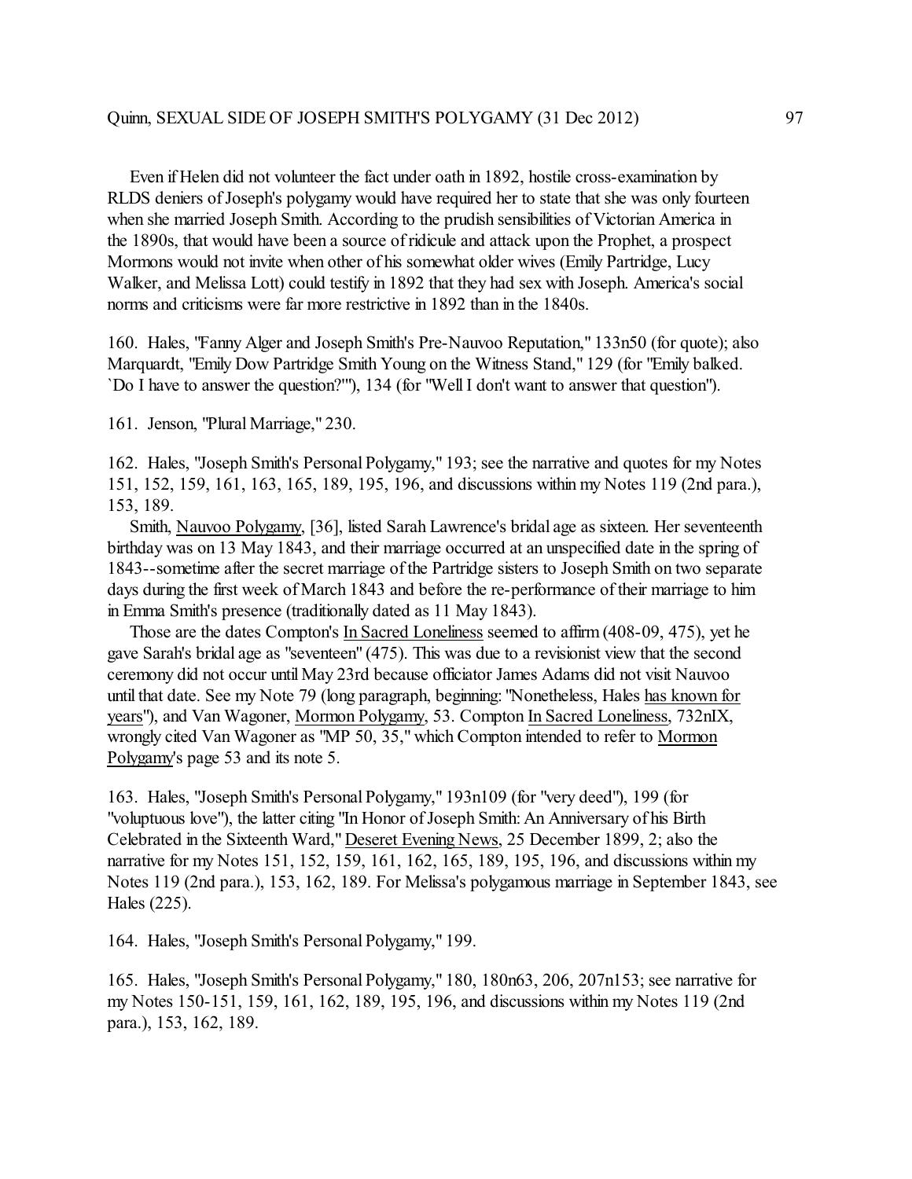Even if Helen did not volunteer the fact under oath in 1892, hostile cross-examination by RLDS deniers of Joseph's polygamy would have required her to state that she was only fourteen when she married Joseph Smith. According to the prudish sensibilities of Victorian America in the 1890s, that would have been a source of ridicule and attack upon the Prophet, a prospect Mormons would not invite when other of his somewhat older wives (Emily Partridge, Lucy Walker, and Melissa Lott) could testify in 1892 that they had sex with Joseph. America's social norms and criticisms were far more restrictive in 1892 than in the 1840s.

160. Hales, "Fanny Alger and Joseph Smith's Pre-Nauvoo Reputation," 133n50 (for quote); also Marquardt, "Emily Dow Partridge Smith Young on the Witness Stand," 129 (for "Emily balked. `Do I have to answer the question?'"), 134 (for "Well I don't want to answer that question").

161. Jenson, "Plural Marriage," 230.

162. Hales, "Joseph Smith's Personal Polygamy," 193; see the narrative and quotes for my Notes 151, 152, 159, 161, 163, 165, 189, 195, 196, and discussions within my Notes 119 (2nd para.), 153, 189.

Smith, Nauvoo Polygamy, [36], listed Sarah Lawrence's bridal age as sixteen. Her seventeenth birthday was on 13 May 1843, and their marriage occurred at an unspecified date in the spring of 1843--sometime after the secret marriage of the Partridge sisters to Joseph Smith on two separate days during the first week of March 1843 and before the re-performance of their marriage to him in Emma Smith's presence (traditionally dated as 11 May 1843).

Those are the dates Compton's In Sacred Loneliness seemed to affirm (408-09, 475), yet he gave Sarah's bridal age as "seventeen" (475). This was due to a revisionist view that the second ceremony did not occur until May 23rd because officiator James Adams did not visit Nauvoo until that date. See my Note 79 (long paragraph, beginning: "Nonetheless, Hales has known for years"), and Van Wagoner, Mormon Polygamy, 53. Compton In Sacred Loneliness, 732nIX, wrongly cited Van Wagoner as "MP 50, 35," which Compton intended to refer to Mormon Polygamy's page 53 and its note 5.

163. Hales, "Joseph Smith's Personal Polygamy," 193n109 (for "very deed"), 199 (for "voluptuous love"), the latter citing "In Honor of Joseph Smith: An Anniversary of his Birth Celebrated in the Sixteenth Ward," Deseret Evening News, 25 December 1899, 2; also the narrative for my Notes 151, 152, 159, 161, 162, 165, 189, 195, 196, and discussions within my Notes 119 (2nd para.), 153, 162, 189. For Melissa's polygamous marriage in September 1843, see Hales (225).

164. Hales, "Joseph Smith's Personal Polygamy," 199.

165. Hales, "Joseph Smith's Personal Polygamy," 180, 180n63, 206, 207n153; see narrative for my Notes 150-151, 159, 161, 162, 189, 195, 196, and discussions within my Notes 119 (2nd para.), 153, 162, 189.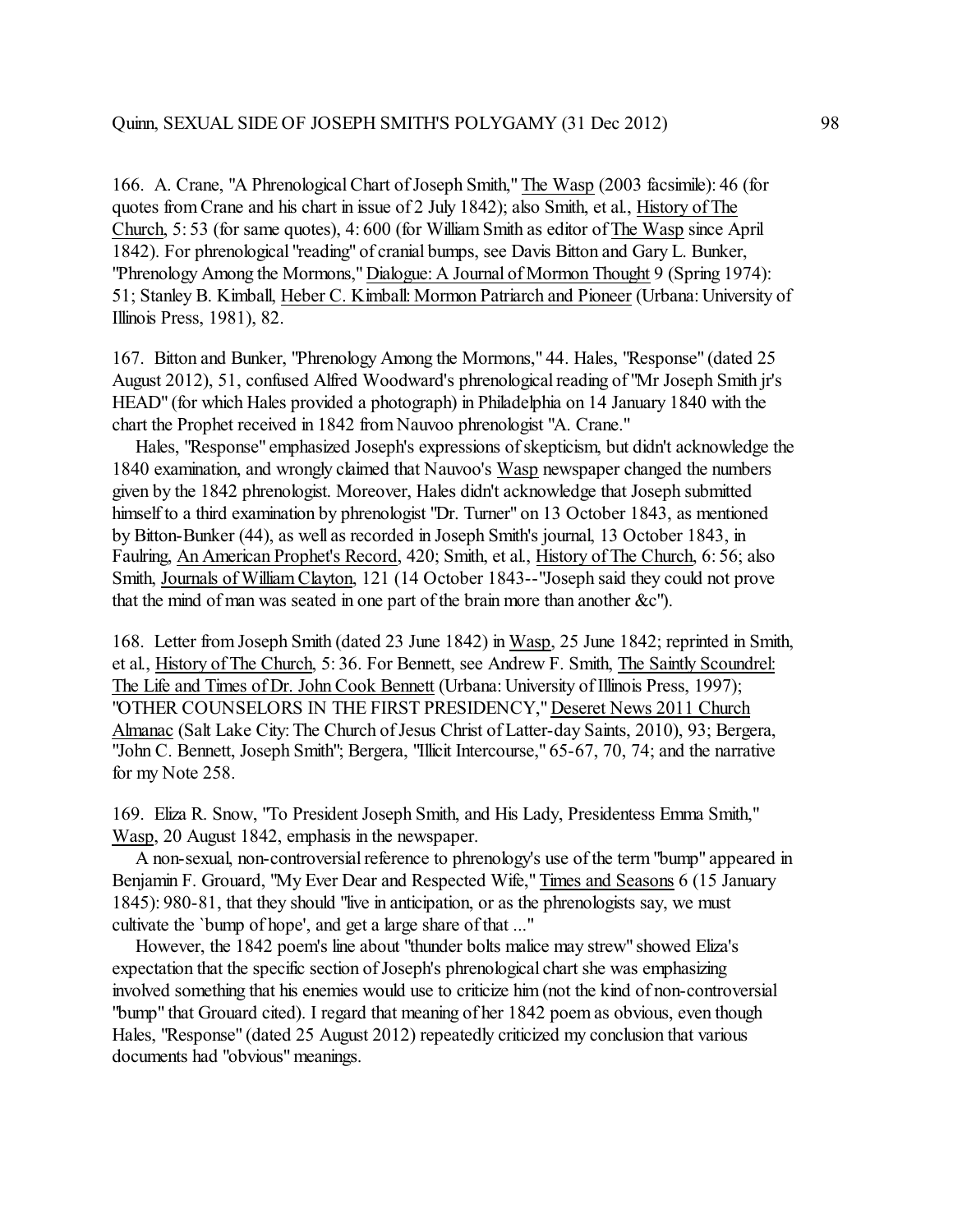166. A. Crane, "A Phrenological Chart of Joseph Smith," The Wasp (2003 facsimile): 46 (for quotes from Crane and his chart in issue of 2 July 1842); also Smith, et al., History of The Church, 5: 53 (for same quotes), 4: 600 (for William Smith as editor of The Wasp since April 1842). For phrenological "reading" of cranial bumps, see Davis Bitton and Gary L. Bunker, "Phrenology Among the Mormons," Dialogue: A Journal of Mormon Thought 9 (Spring 1974): 51; Stanley B. Kimball, Heber C. Kimball: Mormon Patriarch and Pioneer (Urbana: University of Illinois Press, 1981), 82.

167. Bitton and Bunker, "Phrenology Among the Mormons," 44. Hales, "Response" (dated 25 August 2012), 51, confused Alfred Woodward's phrenological reading of "Mr Joseph Smith jr's HEAD" (for which Hales provided a photograph) in Philadelphia on 14 January 1840 with the chart the Prophet received in 1842 from Nauvoo phrenologist "A. Crane."

Hales, "Response" emphasized Joseph's expressions of skepticism, but didn't acknowledge the 1840 examination, and wrongly claimed that Nauvoo's Wasp newspaper changed the numbers given by the 1842 phrenologist. Moreover, Hales didn't acknowledge that Joseph submitted himself to a third examination by phrenologist "Dr. Turner" on 13 October 1843, as mentioned by Bitton-Bunker (44), as well as recorded in Joseph Smith's journal, 13 October 1843, in Faulring, An American Prophet's Record, 420; Smith, et al., History of The Church, 6: 56; also Smith, Journals of William Clayton, 121 (14 October 1843--"Joseph said they could not prove that the mind of man was seated in one part of the brain more than another &c").

168. Letter from Joseph Smith (dated 23 June 1842) in Wasp, 25 June 1842; reprinted in Smith, et al., History of The Church, 5: 36. For Bennett, see Andrew F. Smith, The Saintly Scoundrel: The Life and Times of Dr. John Cook Bennett (Urbana: University of Illinois Press, 1997); "OTHER COUNSELORS IN THE FIRST PRESIDENCY," Deseret News 2011 Church Almanac (Salt Lake City: The Church of Jesus Christ of Latter-day Saints, 2010), 93; Bergera, "John C. Bennett, Joseph Smith"; Bergera, "Illicit Intercourse," 65-67, 70, 74; and the narrative for my Note 258.

169. Eliza R. Snow, "To President Joseph Smith, and His Lady, Presidentess Emma Smith," Wasp, 20 August 1842, emphasis in the newspaper.

A non-sexual, non-controversial reference to phrenology's use of the term "bump" appeared in Benjamin F. Grouard, "My Ever Dear and Respected Wife," Times and Seasons 6 (15 January 1845): 980-81, that they should "live in anticipation, or as the phrenologists say, we must cultivate the `bump of hope', and get a large share of that ..."

However, the 1842 poem's line about "thunder bolts malice may strew" showed Eliza's expectation that the specific section of Joseph's phrenological chart she was emphasizing involved something that his enemies would use to criticize him (not the kind of non-controversial "bump" that Grouard cited). I regard that meaning of her 1842 poem as obvious, even though Hales, "Response" (dated 25 August 2012) repeatedly criticized my conclusion that various documents had "obvious" meanings.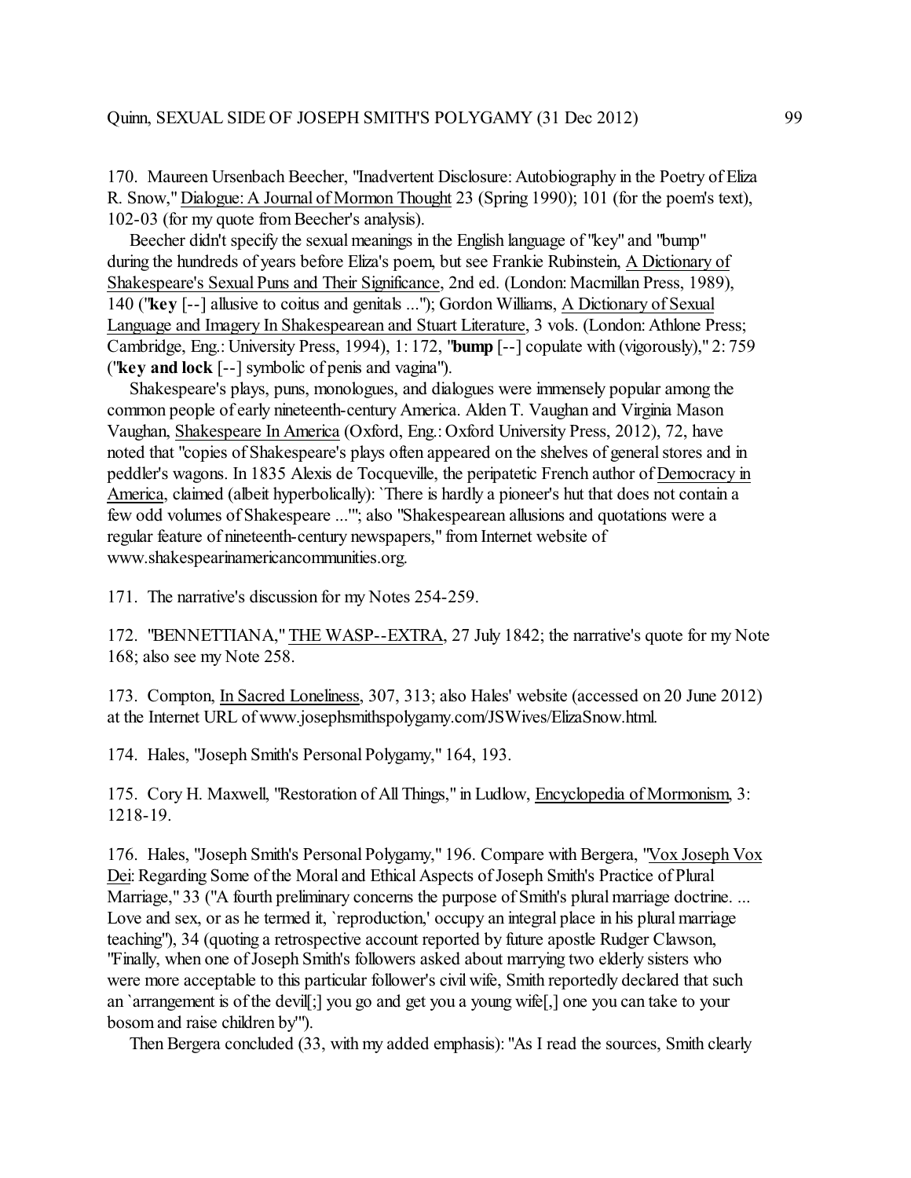170. Maureen Ursenbach Beecher, "Inadvertent Disclosure: Autobiography in the Poetry of Eliza R. Snow," Dialogue: A Journal of Mormon Thought 23 (Spring 1990); 101 (for the poem's text), 102-03 (for my quote from Beecher's analysis).

Beecher didn't specify the sexual meanings in the English language of "key" and "bump" during the hundreds of years before Eliza's poem, but see Frankie Rubinstein, A Dictionary of Shakespeare's Sexual Puns and Their Significance, 2nd ed. (London: Macmillan Press, 1989), 140 ("**key** [--] allusive to coitus and genitals ..."); Gordon Williams, A Dictionary of Sexual Language and Imagery In Shakespearean and Stuart Literature, 3 vols. (London: Athlone Press; Cambridge, Eng.: University Press, 1994), 1: 172, "**bump** [--] copulate with (vigorously)," 2: 759 ("**key and lock** [--] symbolic of penis and vagina").

Shakespeare's plays, puns, monologues, and dialogues were immensely popular among the common people of early nineteenth-century America. Alden T. Vaughan and Virginia Mason Vaughan, Shakespeare In America (Oxford, Eng.: Oxford University Press, 2012), 72, have noted that "copies of Shakespeare's plays often appeared on the shelves of general stores and in peddler's wagons. In 1835 Alexis de Tocqueville, the peripatetic French author of Democracy in America, claimed (albeit hyperbolically): `There is hardly a pioneer's hut that does not contain a few odd volumes of Shakespeare ...'"; also "Shakespearean allusions and quotations were a regular feature of nineteenth-century newspapers," from Internet website of www.shakespearinamericancommunities.org.

171. The narrative's discussion for my Notes 254-259.

172. "BENNETTIANA," THE WASP--EXTRA, 27 July 1842; the narrative's quote for my Note 168; also see my Note 258.

173. Compton, In Sacred Loneliness, 307, 313; also Hales' website (accessed on 20 June 2012) at the Internet URL of www.josephsmithspolygamy.com/JSWives/ElizaSnow.html.

174. Hales, "Joseph Smith's Personal Polygamy," 164, 193.

175. Cory H. Maxwell, "Restoration of All Things," in Ludlow, Encyclopedia of Mormonism, 3: 1218-19.

176. Hales, "Joseph Smith's Personal Polygamy," 196. Compare with Bergera, "Vox Joseph Vox Dei: Regarding Some of the Moral and Ethical Aspects of Joseph Smith's Practice of Plural Marriage," 33 ("A fourth preliminary concerns the purpose of Smith's plural marriage doctrine. ... Love and sex, or as he termed it, `reproduction,' occupy an integral place in his plural marriage teaching"), 34 (quoting a retrospective account reported by future apostle Rudger Clawson, "Finally, when one of Joseph Smith's followers asked about marrying two elderly sisters who were more acceptable to this particular follower's civil wife, Smith reportedly declared that such an `arrangement is of the devil[;] you go and get you a young wife[,] one you can take to your bosom and raise children by'").

Then Bergera concluded (33, with my added emphasis): "As I read the sources, Smith clearly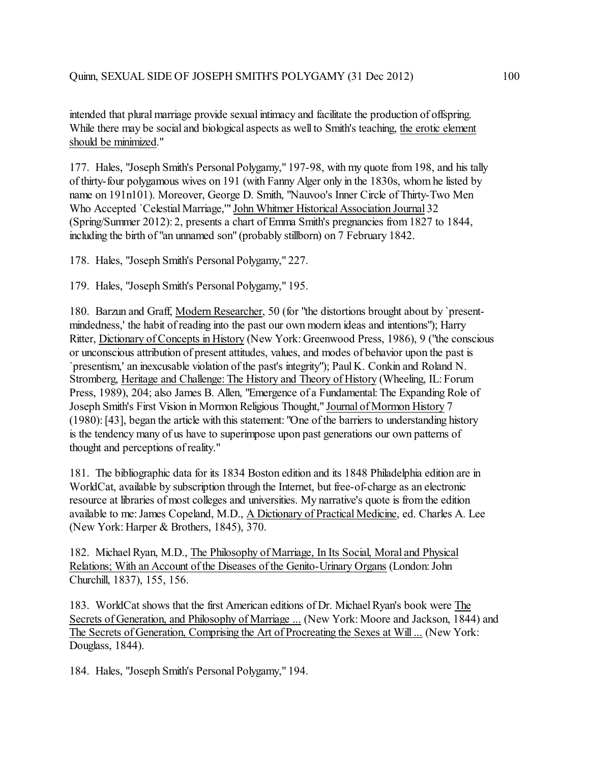intended that plural marriage provide sexual intimacy and facilitate the production of offspring. While there may be social and biological aspects as well to Smith's teaching, <u>the erotic element should be minimized</u>."

177. Hales, "Joseph Smith's Personal Polygamy," 197-98, with my quote from 198, and his tally of thirty-four polygamous wives on 191 (with Fanny Alger only in the 1830s, whom he listed by name on 191n101). Moreover, George D. Smith, "Nauvoo's Inner Circle of Thirty-Two Men Who Accepted `Celestial Marriage,'" <u>John Whitmer Historical Association Journal</u> 32 (Spring/Summer 2012): 2, presents a chart of Emma Smith's pregnancies from 1827 to 1844, including the birth of "an unnamed son" (probably stillborn) on 7 February 1842.

178. Hales, "Joseph Smith's Personal Polygamy," 227.

179. Hales, "Joseph Smith's Personal Polygamy," 195.

180. Barzun and Graff, <u>Modern Researcher</u>, 50 (for "the distortions brought about by `present-mindedness,' the habit of reading into the past our own modern ideas and intentions"); Harry Ritter, <u>Dictionary of Concepts in History</u> (New York: Greenwood Press, 1986), 9 ("the conscious or unconscious attribution of present attitudes, values, and modes of behavior upon the past is `presentism,' an inexcusable violation of the past's integrity"); Paul K. Conkin and Roland N. Stromberg, <u>Heritage and Challenge: The History and Theory of History</u> (Wheeling, IL: Forum Press, 1989), 204; also James B. Allen, "Emergence of a Fundamental: The Expanding Role of Joseph Smith's First Vision in Mormon Religious Thought," <u>Journal of Mormon History</u> 7 (1980): [43], began the article with this statement: "One of the barriers to understanding history is the tendency many of us have to superimpose upon past generations our own patterns of thought and perceptions of reality."

181. The bibliographic data for its 1834 Boston edition and its 1848 Philadelphia edition are in WorldCat, available by subscription through the Internet, but free-of-charge as an electronic resource at libraries of most colleges and universities. My narrative's quote is from the edition available to me: James Copeland, M.D., <u>A Dictionary of Practical Medicine</u>, ed. Charles A. Lee (New York: Harper & Brothers, 1845), 370.

182. Michael Ryan, M.D., <u>The Philosophy of Marriage, In Its Social, Moral and Physical Relations; With an Account of the Diseases of the Genito-Urinary Organs</u> (London: John Churchill, 1837), 155, 156.

183. WorldCat shows that the first American editions of Dr. Michael Ryan's book were <u>The Secrets of Generation, and Philosophy of Marriage ...</u> (New York: Moore and Jackson, 1844) and <u>The Secrets of Generation, Comprising the Art of Procreating the Sexes at Will ...</u> (New York: Douglass, 1844).

184. Hales, "Joseph Smith's Personal Polygamy," 194.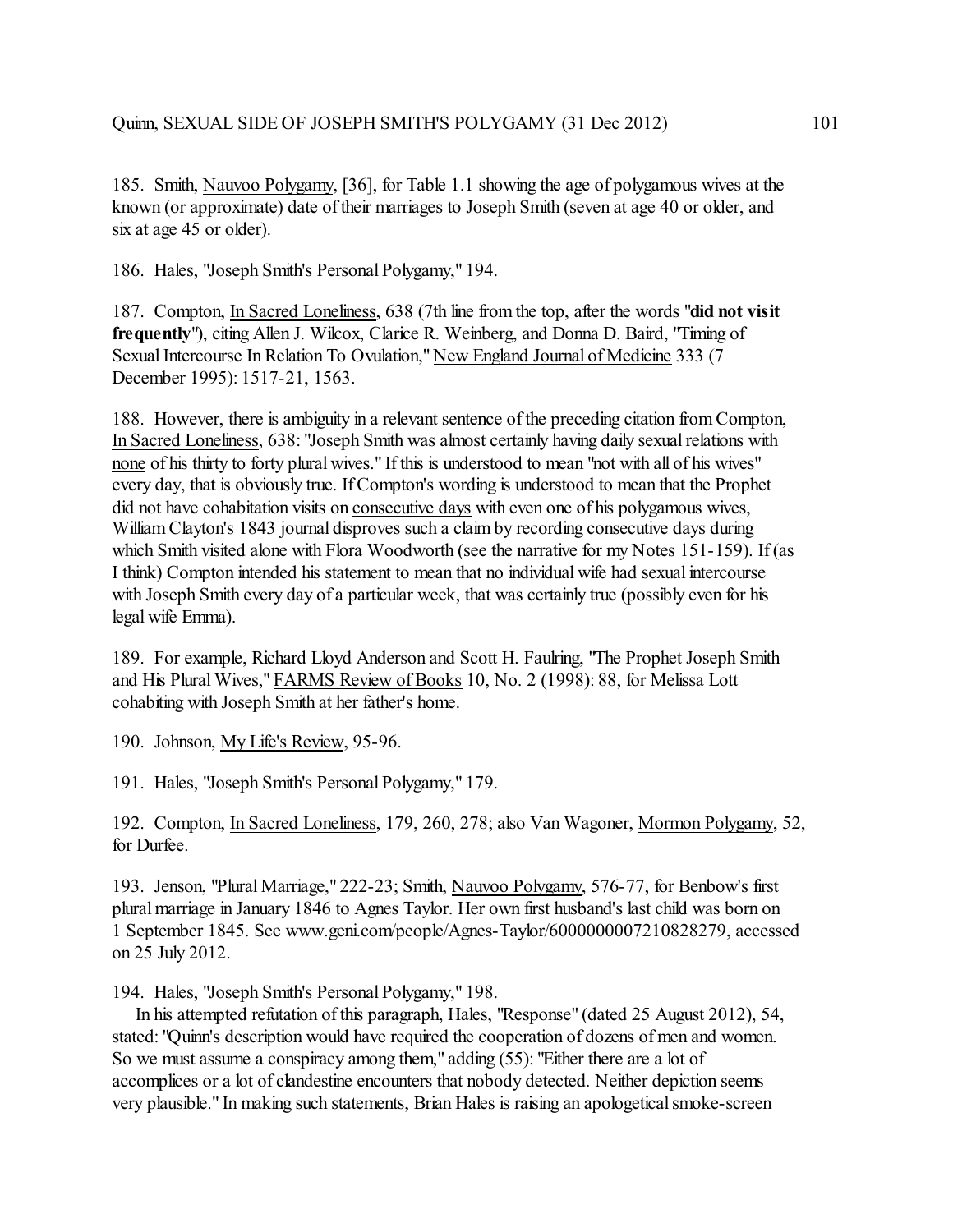185. Smith, Nauvoo Polygamy, [36], for Table 1.1 showing the age of polygamous wives at the known (or approximate) date of their marriages to Joseph Smith (seven at age 40 or older, and six at age 45 or older).

186. Hales, "Joseph Smith's Personal Polygamy," 194.

187. Compton, In Sacred Loneliness, 638 (7th line from the top, after the words "**did not visit frequently**"), citing Allen J. Wilcox, Clarice R. Weinberg, and Donna D. Baird, "Timing of Sexual Intercourse In Relation To Ovulation," New England Journal of Medicine 333 (7 December 1995): 1517-21, 1563.

188. However, there is ambiguity in a relevant sentence of the preceding citation from Compton, In Sacred Loneliness, 638: "Joseph Smith was almost certainly having daily sexual relations with none of his thirty to forty plural wives." If this is understood to mean "not with all of his wives" every day, that is obviously true. If Compton's wording is understood to mean that the Prophet did not have cohabitation visits on consecutive days with even one of his polygamous wives, William Clayton's 1843 journal disproves such a claim by recording consecutive days during which Smith visited alone with Flora Woodworth (see the narrative for my Notes 151-159). If (as I think) Compton intended his statement to mean that no individual wife had sexual intercourse with Joseph Smith every day of a particular week, that was certainly true (possibly even for his legal wife Emma).

189. For example, Richard Lloyd Anderson and Scott H. Faulring, "The Prophet Joseph Smith and His Plural Wives," FARMS Review of Books 10, No. 2 (1998): 88, for Melissa Lott cohabiting with Joseph Smith at her father's home.

190. Johnson, My Life's Review, 95-96.

191. Hales, "Joseph Smith's Personal Polygamy," 179.

192. Compton, In Sacred Loneliness, 179, 260, 278; also Van Wagoner, Mormon Polygamy, 52, for Durfee.

193. Jenson, "Plural Marriage," 222-23; Smith, Nauvoo Polygamy, 576-77, for Benbow's first plural marriage in January 1846 to Agnes Taylor. Her own first husband's last child was born on 1 September 1845. See www.geni.com/people/Agnes-Taylor/6000000007210828279, accessed on 25 July 2012.

194. Hales, "Joseph Smith's Personal Polygamy," 198.

In his attempted refutation of this paragraph, Hales, "Response" (dated 25 August 2012), 54, stated: "Quinn's description would have required the cooperation of dozens of men and women. So we must assume a conspiracy among them," adding (55): "Either there are a lot of accomplices or a lot of clandestine encounters that nobody detected. Neither depiction seems very plausible." In making such statements, Brian Hales is raising an apologetical smoke-screen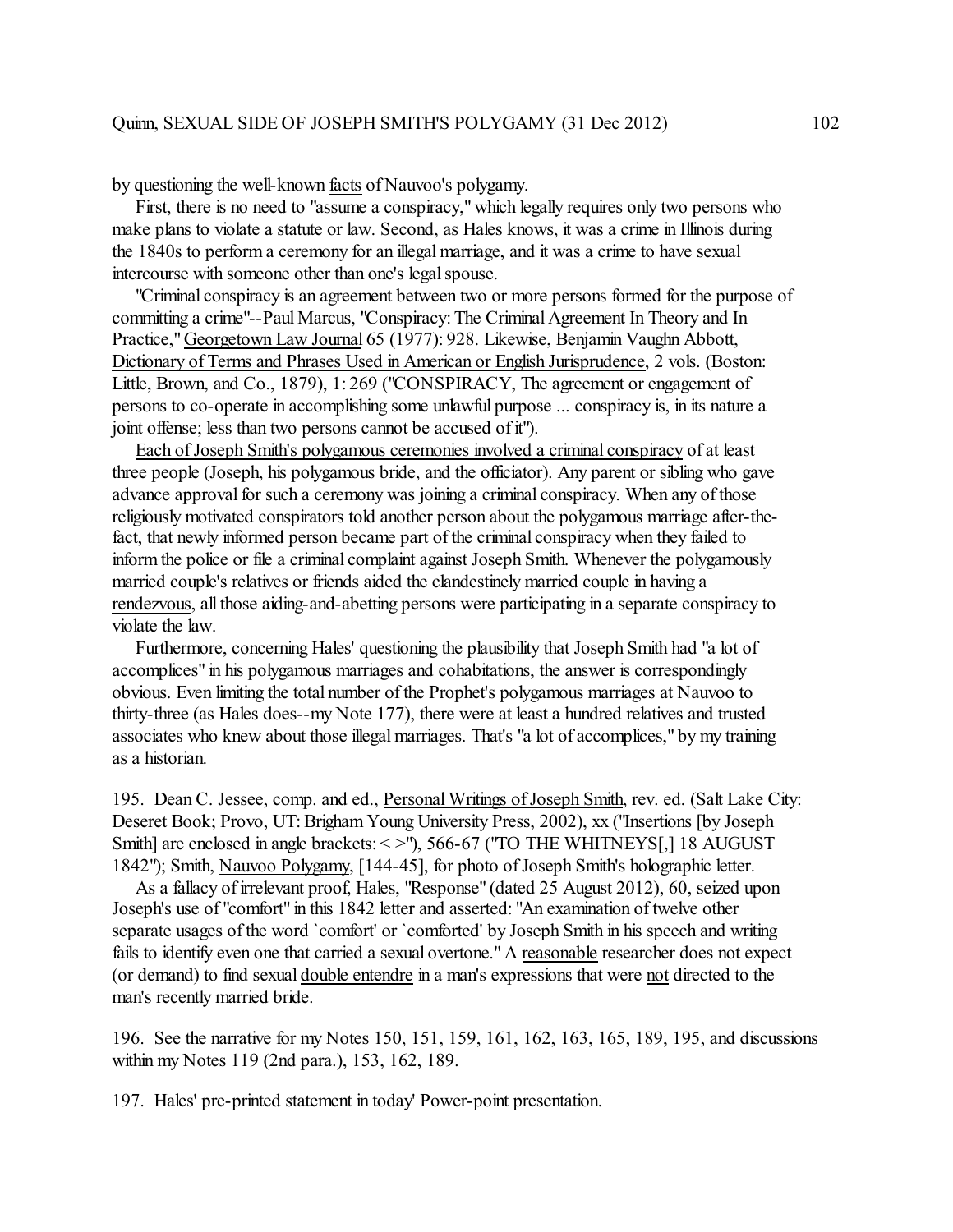by questioning the well-known <u>facts</u> of Nauvoo's polygamy.

First, there is no need to "assume a conspiracy," which legally requires only two persons who make plans to violate a statute or law. Second, as Hales knows, it was a crime in Illinois during the 1840s to perform a ceremony for an illegal marriage, and it was a crime to have sexual intercourse with someone other than one's legal spouse.

"Criminal conspiracy is an agreement between two or more persons formed for the purpose of committing a crime"--Paul Marcus, "Conspiracy: The Criminal Agreement In Theory and In Practice," <u>Georgetown Law Journal</u> 65 (1977): 928. Likewise, Benjamin Vaughn Abbott, <u>Dictionary of Terms and Phrases Used in American or English Jurisprudence</u>, 2 vols. (Boston: Little, Brown, and Co., 1879), 1: 269 ("CONSPIRACY, The agreement or engagement of persons to co-operate in accomplishing some unlawful purpose ... conspiracy is, in its nature a joint offense; less than two persons cannot be accused of it").

<u>Each of Joseph Smith's polygamous ceremonies involved a criminal conspiracy</u> of at least three people (Joseph, his polygamous bride, and the officiator). Any parent or sibling who gave advance approval for such a ceremony was joining a criminal conspiracy. When any of those religiously motivated conspirators told another person about the polygamous marriage after-the-fact, that newly informed person became part of the criminal conspiracy when they failed to inform the police or file a criminal complaint against Joseph Smith. Whenever the polygamously married couple's relatives or friends aided the clandestinely married couple in having a <u>rendezvous</u>, all those aiding-and-abetting persons were participating in a separate conspiracy to violate the law.

Furthermore, concerning Hales' questioning the plausibility that Joseph Smith had "a lot of accomplices" in his polygamous marriages and cohabitations, the answer is correspondingly obvious. Even limiting the total number of the Prophet's polygamous marriages at Nauvoo to thirty-three (as Hales does--my Note 177), there were at least a hundred relatives and trusted associates who knew about those illegal marriages. That's "a lot of accomplices," by my training as a historian.

195. Dean C. Jessee, comp. and ed., <u>Personal Writings of Joseph Smith</u>, rev. ed. (Salt Lake City: Deseret Book; Provo, UT: Brigham Young University Press, 2002), xx ("Insertions [by Joseph Smith] are enclosed in angle brackets: < >"), 566-67 ("TO THE WHITNEYS[,] 18 AUGUST 1842"); Smith, <u>Nauvoo Polygamy</u>, [144-45], for photo of Joseph Smith's holographic letter.

As a fallacy of irrelevant proof, Hales, "Response" (dated 25 August 2012), 60, seized upon Joseph's use of "comfort" in this 1842 letter and asserted: "An examination of twelve other separate usages of the word `comfort' or `comforted' by Joseph Smith in his speech and writing fails to identify even one that carried a sexual overtone." A <u>reasonable</u> researcher does not expect (or demand) to find sexual <u>double entendre</u> in a man's expressions that were <u>not</u> directed to the man's recently married bride.

196. See the narrative for my Notes 150, 151, 159, 161, 162, 163, 165, 189, 195, and discussions within my Notes 119 (2nd para.), 153, 162, 189.

197. Hales' pre-printed statement in today' Power-point presentation.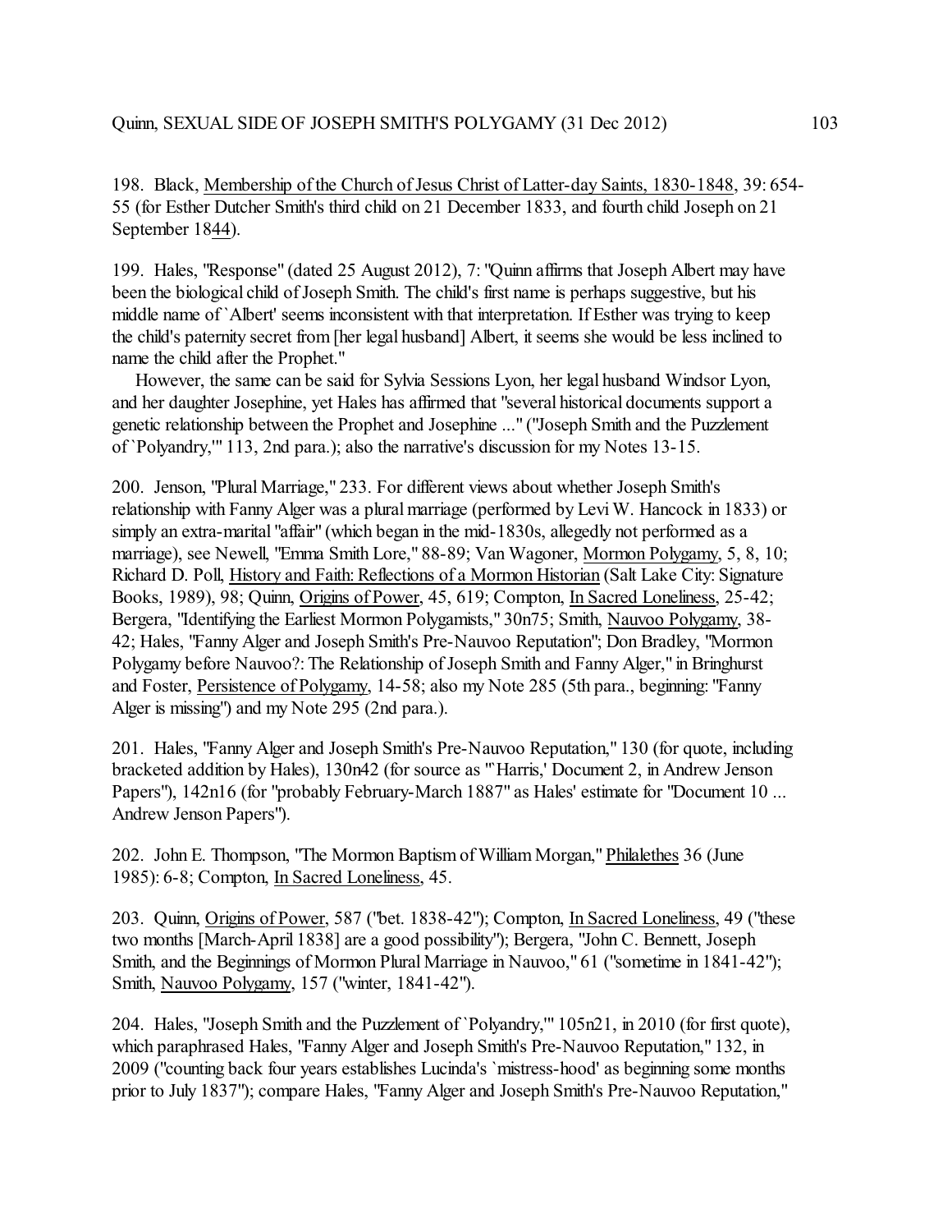198. Black, Membership of the Church of Jesus Christ of Latter-day Saints, 1830-1848, 39: 654-55 (for Esther Dutcher Smith's third child on 21 December 1833, and fourth child Joseph on 21 September 1844).

199. Hales, "Response" (dated 25 August 2012), 7: "Quinn affirms that Joseph Albert may have been the biological child of Joseph Smith. The child's first name is perhaps suggestive, but his middle name of `Albert' seems inconsistent with that interpretation. If Esther was trying to keep the child's paternity secret from [her legal husband] Albert, it seems she would be less inclined to name the child after the Prophet."

However, the same can be said for Sylvia Sessions Lyon, her legal husband Windsor Lyon, and her daughter Josephine, yet Hales has affirmed that "several historical documents support a genetic relationship between the Prophet and Josephine ..." ("Joseph Smith and the Puzzlement of `Polyandry,'" 113, 2nd para.); also the narrative's discussion for my Notes 13-15.

200. Jenson, "Plural Marriage," 233. For different views about whether Joseph Smith's relationship with Fanny Alger was a plural marriage (performed by Levi W. Hancock in 1833) or simply an extra-marital "affair" (which began in the mid-1830s, allegedly not performed as a marriage), see Newell, "Emma Smith Lore," 88-89; Van Wagoner, Mormon Polygamy, 5, 8, 10; Richard D. Poll, History and Faith: Reflections of a Mormon Historian (Salt Lake City: Signature Books, 1989), 98; Quinn, Origins of Power, 45, 619; Compton, In Sacred Loneliness, 25-42; Bergera, "Identifying the Earliest Mormon Polygamists," 30n75; Smith, Nauvoo Polygamy, 38-42; Hales, "Fanny Alger and Joseph Smith's Pre-Nauvoo Reputation"; Don Bradley, "Mormon Polygamy before Nauvoo?: The Relationship of Joseph Smith and Fanny Alger," in Bringhurst and Foster, Persistence of Polygamy, 14-58; also my Note 285 (5th para., beginning: "Fanny Alger is missing") and my Note 295 (2nd para.).

201. Hales, "Fanny Alger and Joseph Smith's Pre-Nauvoo Reputation," 130 (for quote, including bracketed addition by Hales), 130n42 (for source as "`Harris,' Document 2, in Andrew Jenson Papers"), 142n16 (for "probably February-March 1887" as Hales' estimate for "Document 10 ... Andrew Jenson Papers").

202. John E. Thompson, "The Mormon Baptism of William Morgan," Philalethes 36 (June 1985): 6-8; Compton, In Sacred Loneliness, 45.

203. Quinn, Origins of Power, 587 ("bet. 1838-42"); Compton, In Sacred Loneliness, 49 ("these two months [March-April 1838] are a good possibility"); Bergera, "John C. Bennett, Joseph Smith, and the Beginnings of Mormon Plural Marriage in Nauvoo," 61 ("sometime in 1841-42"); Smith, Nauvoo Polygamy, 157 ("winter, 1841-42").

204. Hales, "Joseph Smith and the Puzzlement of `Polyandry,'" 105n21, in 2010 (for first quote), which paraphrased Hales, "Fanny Alger and Joseph Smith's Pre-Nauvoo Reputation," 132, in 2009 ("counting back four years establishes Lucinda's `mistress-hood' as beginning some months prior to July 1837"); compare Hales, "Fanny Alger and Joseph Smith's Pre-Nauvoo Reputation,"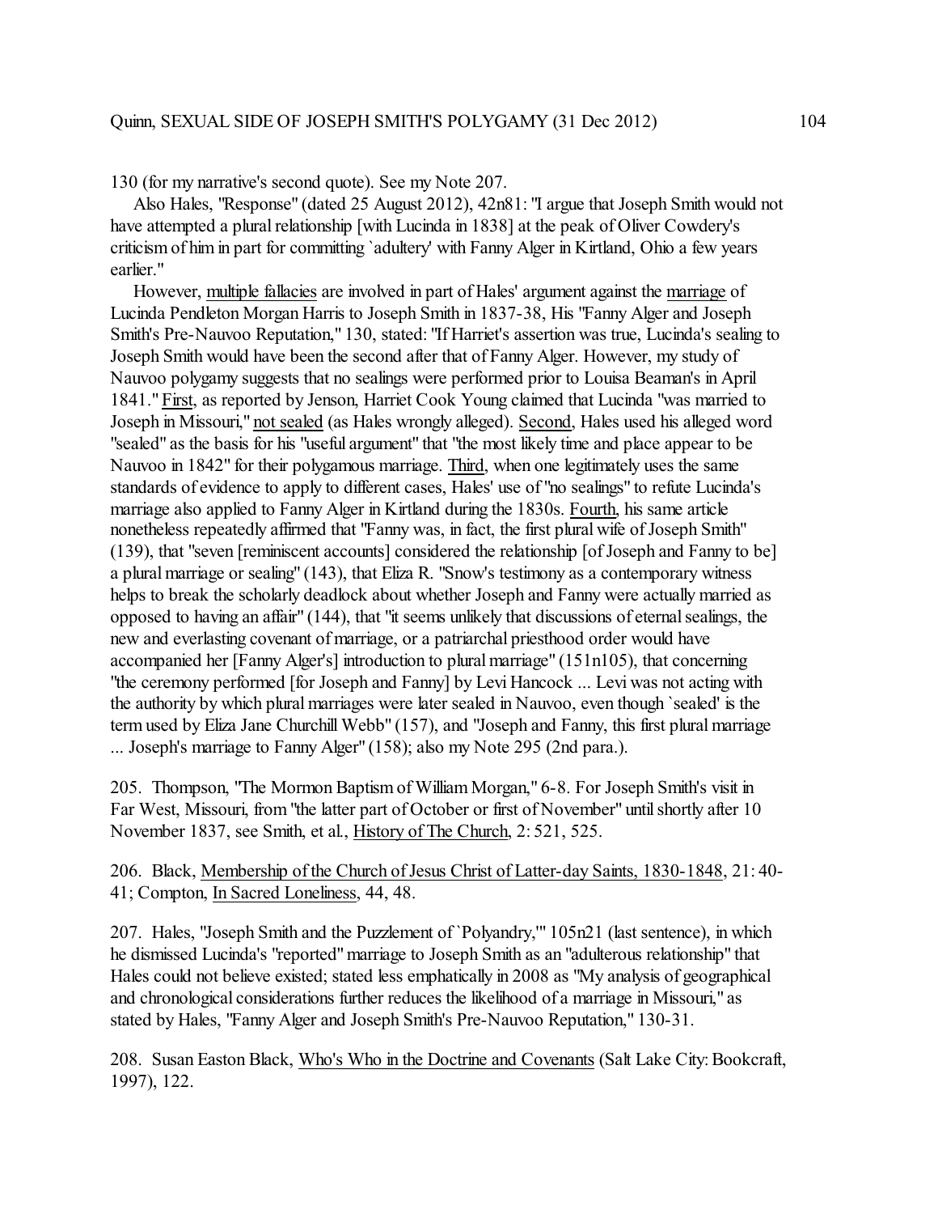130 (for my narrative's second quote). See my Note 207.

Also Hales, "Response" (dated 25 August 2012), 42n81: "I argue that Joseph Smith would not have attempted a plural relationship [with Lucinda in 1838] at the peak of Oliver Cowdery's criticism of him in part for committing `adultery' with Fanny Alger in Kirtland, Ohio a few years earlier."

However, multiple fallacies are involved in part of Hales' argument against the marriage of Lucinda Pendleton Morgan Harris to Joseph Smith in 1837-38, His "Fanny Alger and Joseph Smith's Pre-Nauvoo Reputation," 130, stated: "If Harriet's assertion was true, Lucinda's sealing to Joseph Smith would have been the second after that of Fanny Alger. However, my study of Nauvoo polygamy suggests that no sealings were performed prior to Louisa Beaman's in April 1841." First, as reported by Jenson, Harriet Cook Young claimed that Lucinda "was married to Joseph in Missouri," not sealed (as Hales wrongly alleged). Second, Hales used his alleged word "sealed" as the basis for his "useful argument" that "the most likely time and place appear to be Nauvoo in 1842" for their polygamous marriage. Third, when one legitimately uses the same standards of evidence to apply to different cases, Hales' use of "no sealings" to refute Lucinda's marriage also applied to Fanny Alger in Kirtland during the 1830s. Fourth, his same article nonetheless repeatedly affirmed that "Fanny was, in fact, the first plural wife of Joseph Smith" (139), that "seven [reminiscent accounts] considered the relationship [of Joseph and Fanny to be] a plural marriage or sealing" (143), that Eliza R. "Snow's testimony as a contemporary witness helps to break the scholarly deadlock about whether Joseph and Fanny were actually married as opposed to having an affair" (144), that "it seems unlikely that discussions of eternal sealings, the new and everlasting covenant of marriage, or a patriarchal priesthood order would have accompanied her [Fanny Alger's] introduction to plural marriage" (151n105), that concerning "the ceremony performed [for Joseph and Fanny] by Levi Hancock ... Levi was not acting with the authority by which plural marriages were later sealed in Nauvoo, even though `sealed' is the term used by Eliza Jane Churchill Webb" (157), and "Joseph and Fanny, this first plural marriage ... Joseph's marriage to Fanny Alger" (158); also my Note 295 (2nd para.).

205. Thompson, "The Mormon Baptism of William Morgan," 6-8. For Joseph Smith's visit in Far West, Missouri, from "the latter part of October or first of November" until shortly after 10 November 1837, see Smith, et al., History of The Church, 2: 521, 525.

206. Black, Membership of the Church of Jesus Christ of Latter-day Saints, 1830-1848, 21: 40-41; Compton, In Sacred Loneliness, 44, 48.

207. Hales, "Joseph Smith and the Puzzlement of `Polyandry,'" 105n21 (last sentence), in which he dismissed Lucinda's "reported" marriage to Joseph Smith as an "adulterous relationship" that Hales could not believe existed; stated less emphatically in 2008 as "My analysis of geographical and chronological considerations further reduces the likelihood of a marriage in Missouri," as stated by Hales, "Fanny Alger and Joseph Smith's Pre-Nauvoo Reputation," 130-31.

208. Susan Easton Black, Who's Who in the Doctrine and Covenants (Salt Lake City: Bookcraft, 1997), 122.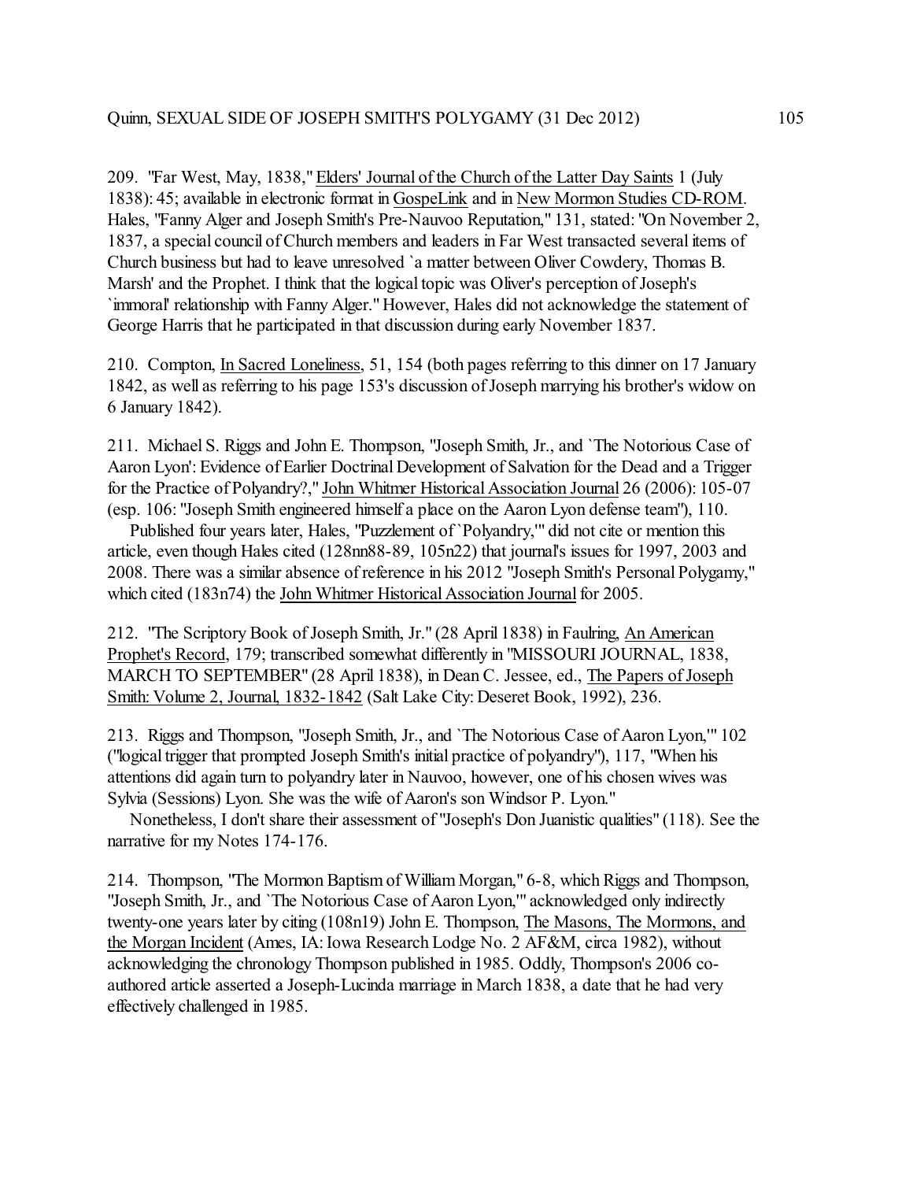209. "Far West, May, 1838," Elders' Journal of the Church of the Latter Day Saints 1 (July 1838): 45; available in electronic format in GospeLink and in New Mormon Studies CD-ROM. Hales, "Fanny Alger and Joseph Smith's Pre-Nauvoo Reputation," 131, stated: "On November 2, 1837, a special council of Church members and leaders in Far West transacted several items of Church business but had to leave unresolved `a matter between Oliver Cowdery, Thomas B. Marsh' and the Prophet. I think that the logical topic was Oliver's perception of Joseph's `immoral' relationship with Fanny Alger." However, Hales did not acknowledge the statement of George Harris that he participated in that discussion during early November 1837.

210. Compton, In Sacred Loneliness, 51, 154 (both pages referring to this dinner on 17 January 1842, as well as referring to his page 153's discussion of Joseph marrying his brother's widow on 6 January 1842).

211. Michael S. Riggs and John E. Thompson, "Joseph Smith, Jr., and `The Notorious Case of Aaron Lyon': Evidence of Earlier Doctrinal Development of Salvation for the Dead and a Trigger for the Practice of Polyandry?," John Whitmer Historical Association Journal 26 (2006): 105-07 (esp. 106: "Joseph Smith engineered himself a place on the Aaron Lyon defense team"), 110.

Published four years later, Hales, "Puzzlement of `Polyandry,'" did not cite or mention this article, even though Hales cited (128nn88-89, 105n22) that journal's issues for 1997, 2003 and 2008. There was a similar absence of reference in his 2012 "Joseph Smith's Personal Polygamy," which cited (183n74) the John Whitmer Historical Association Journal for 2005.

212. "The Scriptory Book of Joseph Smith, Jr." (28 April 1838) in Faulring, An American Prophet's Record, 179; transcribed somewhat differently in "MISSOURI JOURNAL, 1838, MARCH TO SEPTEMBER" (28 April 1838), in Dean C. Jessee, ed., The Papers of Joseph Smith: Volume 2, Journal, 1832-1842 (Salt Lake City: Deseret Book, 1992), 236.

213. Riggs and Thompson, "Joseph Smith, Jr., and `The Notorious Case of Aaron Lyon,'" 102 ("logical trigger that prompted Joseph Smith's initial practice of polyandry"), 117, "When his attentions did again turn to polyandry later in Nauvoo, however, one of his chosen wives was Sylvia (Sessions) Lyon. She was the wife of Aaron's son Windsor P. Lyon."

Nonetheless, I don't share their assessment of "Joseph's Don Juanistic qualities" (118). See the narrative for my Notes 174-176.

214. Thompson, "The Mormon Baptism of William Morgan," 6-8, which Riggs and Thompson, "Joseph Smith, Jr., and `The Notorious Case of Aaron Lyon,'" acknowledged only indirectly twenty-one years later by citing (108n19) John E. Thompson, The Masons, The Mormons, and the Morgan Incident (Ames, IA: Iowa Research Lodge No. 2 AF&M, circa 1982), without acknowledging the chronology Thompson published in 1985. Oddly, Thompson's 2006 co-authored article asserted a Joseph-Lucinda marriage in March 1838, a date that he had very effectively challenged in 1985.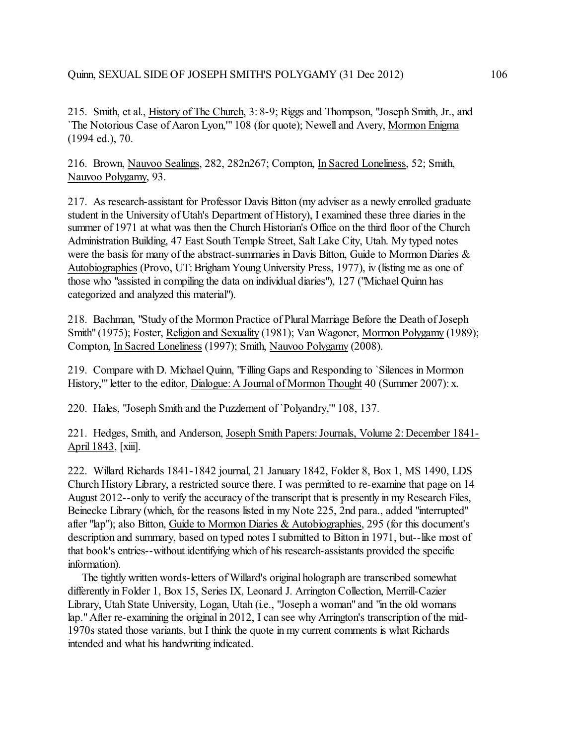215. Smith, et al., History of The Church, 3: 8-9; Riggs and Thompson, "Joseph Smith, Jr., and `The Notorious Case of Aaron Lyon,'" 108 (for quote); Newell and Avery, Mormon Enigma (1994 ed.), 70.

216. Brown, Nauvoo Sealings, 282, 282n267; Compton, In Sacred Loneliness, 52; Smith, Nauvoo Polygamy, 93.

217. As research-assistant for Professor Davis Bitton (my adviser as a newly enrolled graduate student in the University of Utah's Department of History), I examined these three diaries in the summer of 1971 at what was then the Church Historian's Office on the third floor of the Church Administration Building, 47 East South Temple Street, Salt Lake City, Utah. My typed notes were the basis for many of the abstract-summaries in Davis Bitton, Guide to Mormon Diaries & Autobiographies (Provo, UT: Brigham Young University Press, 1977), iv (listing me as one of those who "assisted in compiling the data on individual diaries"), 127 ("Michael Quinn has categorized and analyzed this material").

218. Bachman, "Study of the Mormon Practice of Plural Marriage Before the Death of Joseph Smith" (1975); Foster, Religion and Sexuality (1981); Van Wagoner, Mormon Polygamy (1989); Compton, In Sacred Loneliness (1997); Smith, Nauvoo Polygamy (2008).

219. Compare with D. Michael Quinn, "Filling Gaps and Responding to `Silences in Mormon History,'" letter to the editor, Dialogue: A Journal of Mormon Thought 40 (Summer 2007): x.

220. Hales, "Joseph Smith and the Puzzlement of `Polyandry,'" 108, 137.

221. Hedges, Smith, and Anderson, Joseph Smith Papers: Journals, Volume 2: December 1841-April 1843, [xiii].

222. Willard Richards 1841-1842 journal, 21 January 1842, Folder 8, Box 1, MS 1490, LDS Church History Library, a restricted source there. I was permitted to re-examine that page on 14 August 2012--only to verify the accuracy of the transcript that is presently in my Research Files, Beinecke Library (which, for the reasons listed in my Note 225, 2nd para., added "interrupted" after "lap"); also Bitton, Guide to Mormon Diaries & Autobiographies, 295 (for this document's description and summary, based on typed notes I submitted to Bitton in 1971, but--like most of that book's entries--without identifying which of his research-assistants provided the specific information).

The tightly written words-letters of Willard's original holograph are transcribed somewhat differently in Folder 1, Box 15, Series IX, Leonard J. Arrington Collection, Merrill-Cazier Library, Utah State University, Logan, Utah (i.e., "Joseph a woman" and "in the old womans lap." After re-examining the original in 2012, I can see why Arrington's transcription of the mid-1970s stated those variants, but I think the quote in my current comments is what Richards intended and what his handwriting indicated.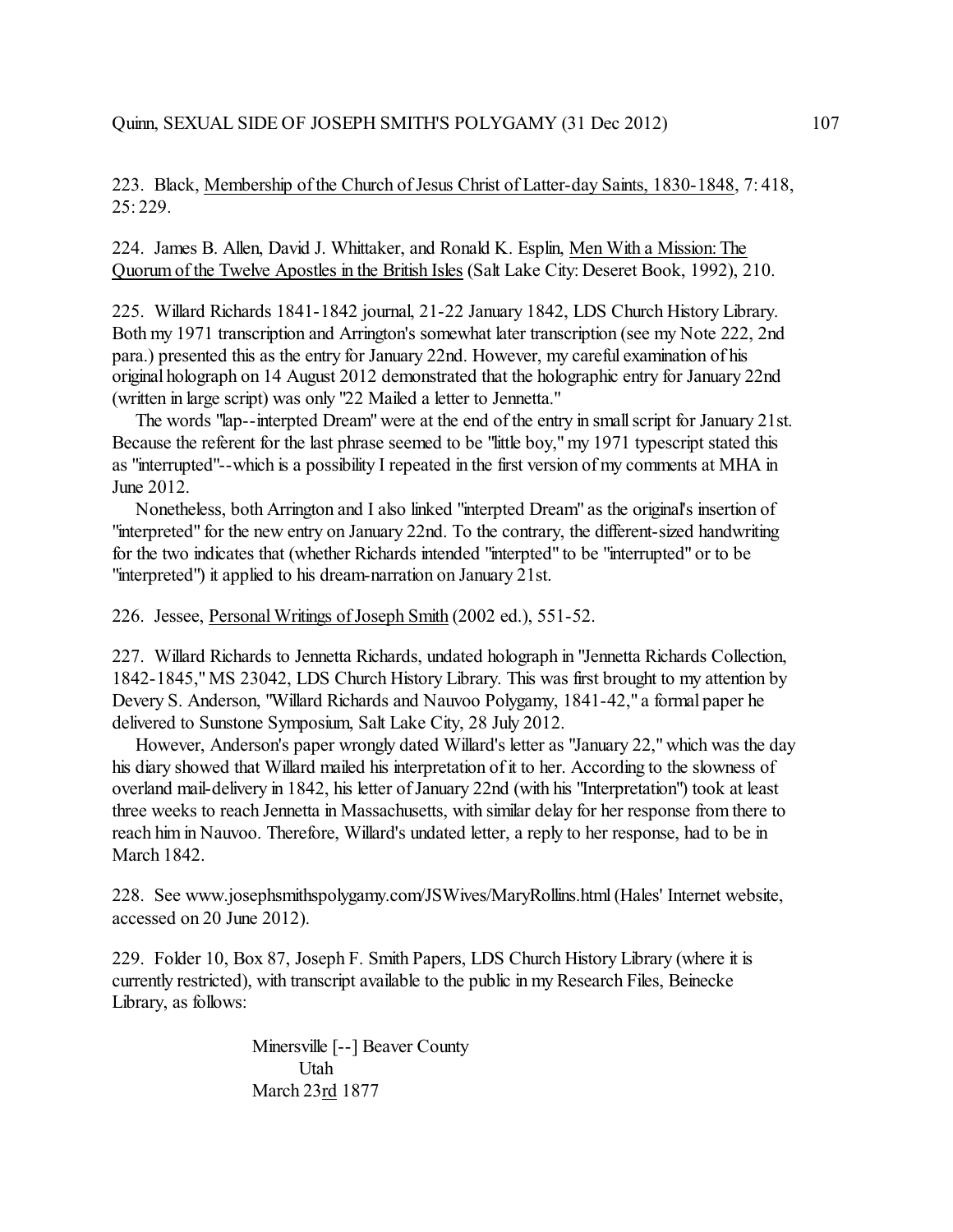223. Black, Membership of the Church of Jesus Christ of Latter-day Saints, 1830-1848, 7: 418, 25: 229.

224. James B. Allen, David J. Whittaker, and Ronald K. Esplin, Men With a Mission: The Quorum of the Twelve Apostles in the British Isles (Salt Lake City: Deseret Book, 1992), 210.

225. Willard Richards 1841-1842 journal, 21-22 January 1842, LDS Church History Library. Both my 1971 transcription and Arrington's somewhat later transcription (see my Note 222, 2nd para.) presented this as the entry for January 22nd. However, my careful examination of his original holograph on 14 August 2012 demonstrated that the holographic entry for January 22nd (written in large script) was only "22 Mailed a letter to Jennetta."

The words "lap--interpted Dream" were at the end of the entry in small script for January 21st. Because the referent for the last phrase seemed to be "little boy," my 1971 typescript stated this as "interrupted"--which is a possibility I repeated in the first version of my comments at MHA in June 2012.

Nonetheless, both Arrington and I also linked "interpted Dream" as the original's insertion of "interpreted" for the new entry on January 22nd. To the contrary, the different-sized handwriting for the two indicates that (whether Richards intended "interpted" to be "interrupted" or to be "interpreted") it applied to his dream-narration on January 21st.

226. Jessee, Personal Writings of Joseph Smith (2002 ed.), 551-52.

227. Willard Richards to Jennetta Richards, undated holograph in "Jennetta Richards Collection, 1842-1845," MS 23042, LDS Church History Library. This was first brought to my attention by Devery S. Anderson, "Willard Richards and Nauvoo Polygamy, 1841-42," a formal paper he delivered to Sunstone Symposium, Salt Lake City, 28 July 2012.

However, Anderson's paper wrongly dated Willard's letter as "January 22," which was the day his diary showed that Willard mailed his interpretation of it to her. According to the slowness of overland mail-delivery in 1842, his letter of January 22nd (with his "Interpretation") took at least three weeks to reach Jennetta in Massachusetts, with similar delay for her response from there to reach him in Nauvoo. Therefore, Willard's undated letter, a reply to her response, had to be in March 1842.

228. See www.josephsmithspolygamy.com/JSWives/MaryRollins.html (Hales' Internet website, accessed on 20 June 2012).

229. Folder 10, Box 87, Joseph F. Smith Papers, LDS Church History Library (where it is currently restricted), with transcript available to the public in my Research Files, Beinecke Library, as follows:

> Minersville [--] Beaver County
> Utah
> March 23rd 1877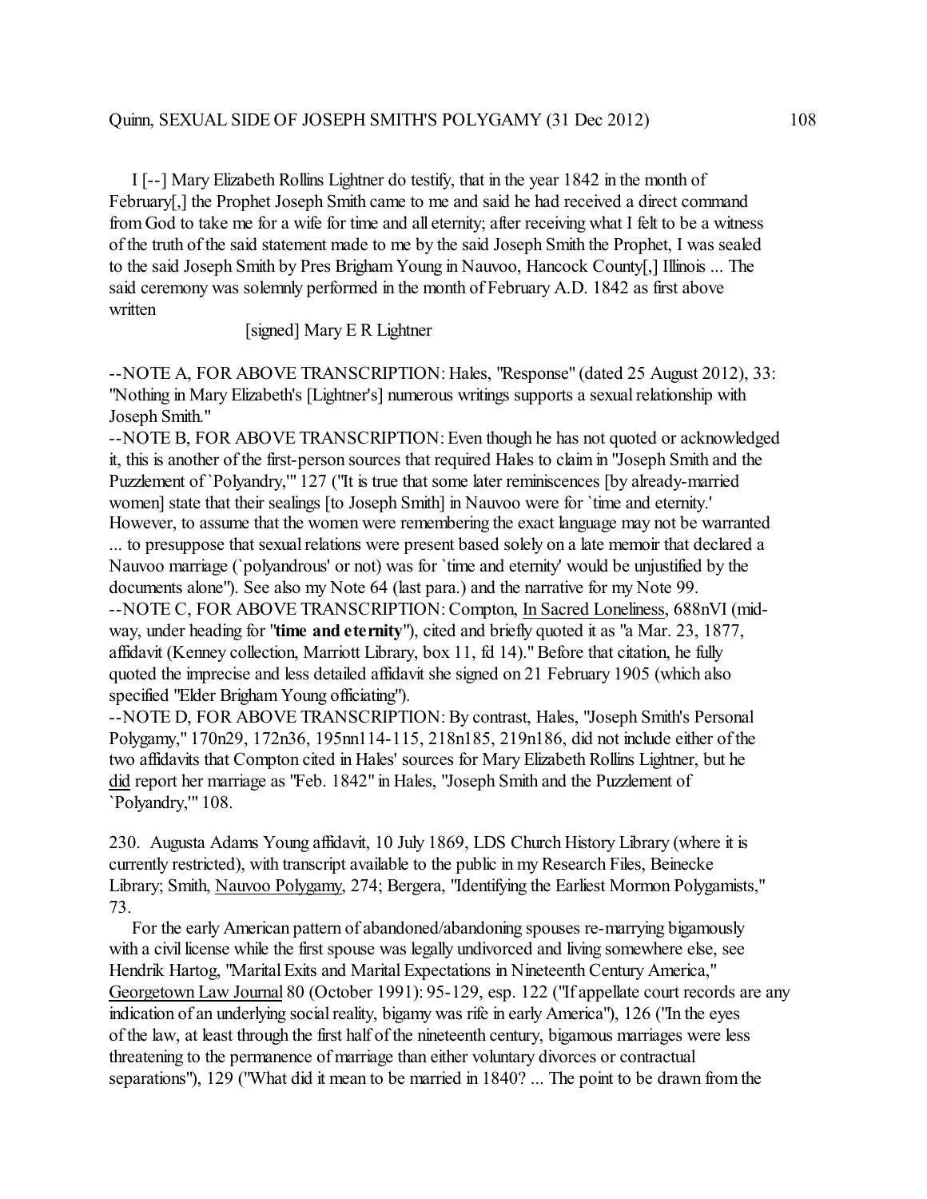I [--] Mary Elizabeth Rollins Lightner do testify, that in the year 1842 in the month of February[,] the Prophet Joseph Smith came to me and said he had received a direct command from God to take me for a wife for time and all eternity; after receiving what I felt to be a witness of the truth of the said statement made to me by the said Joseph Smith the Prophet, I was sealed to the said Joseph Smith by Pres Brigham Young in Nauvoo, Hancock County[,] Illinois ... The said ceremony was solemnly performed in the month of February A.D. 1842 as first above written

[signed] Mary E R Lightner

--NOTE A, FOR ABOVE TRANSCRIPTION: Hales, "Response" (dated 25 August 2012), 33: "Nothing in Mary Elizabeth's [Lightner's] numerous writings supports a sexual relationship with Joseph Smith."

--NOTE B, FOR ABOVE TRANSCRIPTION: Even though he has not quoted or acknowledged it, this is another of the first-person sources that required Hales to claim in "Joseph Smith and the Puzzlement of `Polyandry,'" 127 ("It is true that some later reminiscences [by already-married women] state that their sealings [to Joseph Smith] in Nauvoo were for `time and eternity.' However, to assume that the women were remembering the exact language may not be warranted ... to presuppose that sexual relations were present based solely on a late memoir that declared a Nauvoo marriage (`polyandrous' or not) was for `time and eternity' would be unjustified by the documents alone"). See also my Note 64 (last para.) and the narrative for my Note 99.

--NOTE C, FOR ABOVE TRANSCRIPTION: Compton, In Sacred Loneliness, 688nVI (mid-way, under heading for "**time and eternity**"), cited and briefly quoted it as "a Mar. 23, 1877, affidavit (Kenney collection, Marriott Library, box 11, fd 14)." Before that citation, he fully quoted the imprecise and less detailed affidavit she signed on 21 February 1905 (which also specified "Elder Brigham Young officiating").

--NOTE D, FOR ABOVE TRANSCRIPTION: By contrast, Hales, "Joseph Smith's Personal Polygamy," 170n29, 172n36, 195nn114-115, 218n185, 219n186, did not include either of the two affidavits that Compton cited in Hales' sources for Mary Elizabeth Rollins Lightner, but he did report her marriage as "Feb. 1842" in Hales, "Joseph Smith and the Puzzlement of `Polyandry,'" 108.

230. Augusta Adams Young affidavit, 10 July 1869, LDS Church History Library (where it is currently restricted), with transcript available to the public in my Research Files, Beinecke Library; Smith, Nauvoo Polygamy, 274; Bergera, "Identifying the Earliest Mormon Polygamists," 73.

For the early American pattern of abandoned/abandoning spouses re-marrying bigamously with a civil license while the first spouse was legally undivorced and living somewhere else, see Hendrik Hartog, "Marital Exits and Marital Expectations in Nineteenth Century America," Georgetown Law Journal 80 (October 1991): 95-129, esp. 122 ("If appellate court records are any indication of an underlying social reality, bigamy was rife in early America"), 126 ("In the eyes of the law, at least through the first half of the nineteenth century, bigamous marriages were less threatening to the permanence of marriage than either voluntary divorces or contractual separations"), 129 ("What did it mean to be married in 1840? ... The point to be drawn from the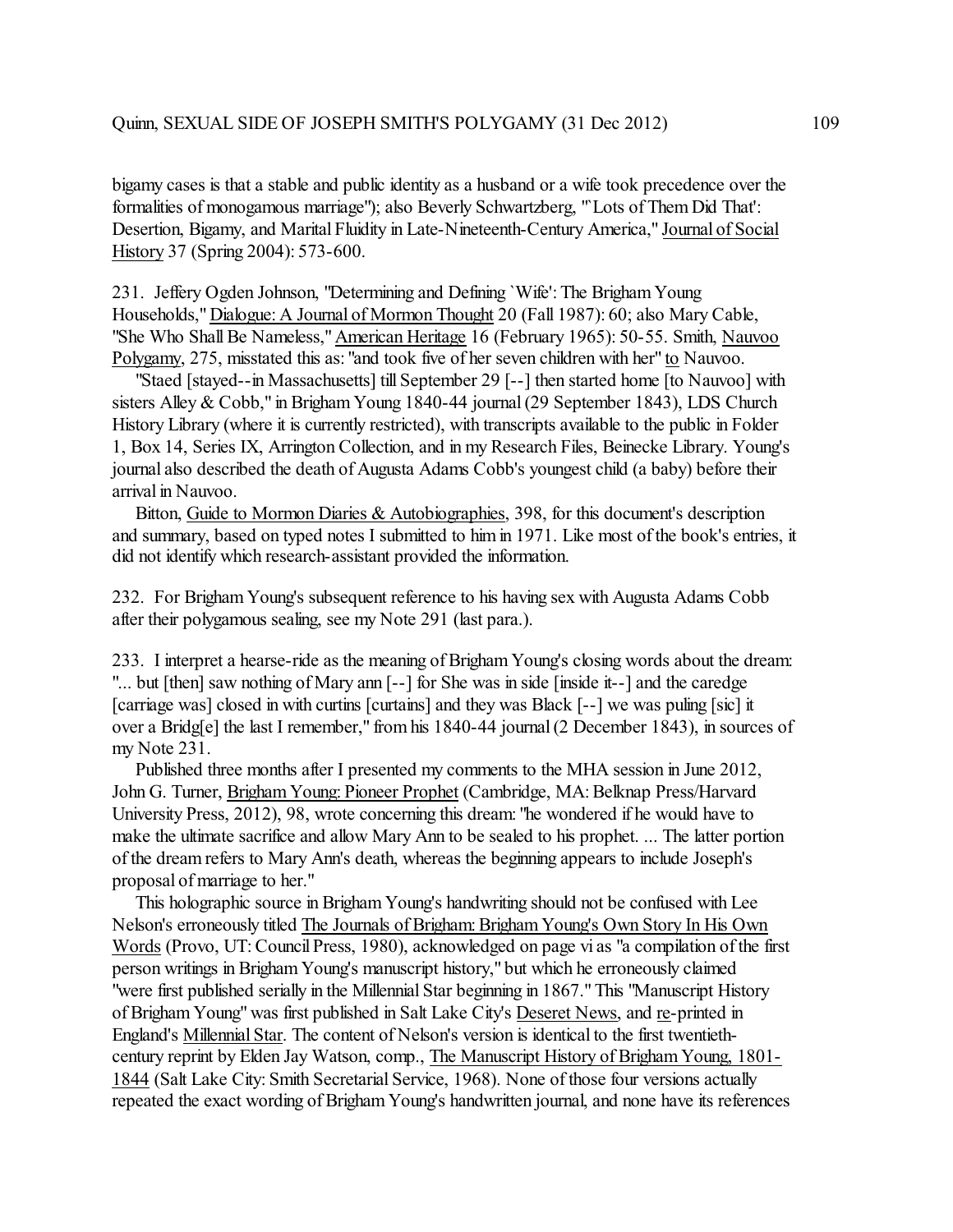bigamy cases is that a stable and public identity as a husband or a wife took precedence over the formalities of monogamous marriage"); also Beverly Schwartzberg, "'Lots of Them Did That': Desertion, Bigamy, and Marital Fluidity in Late-Nineteenth-Century America," Journal of Social History 37 (Spring 2004): 573-600.

231. Jeffery Ogden Johnson, "Determining and Defining `Wife': The Brigham Young Households," Dialogue: A Journal of Mormon Thought 20 (Fall 1987): 60; also Mary Cable, "She Who Shall Be Nameless," American Heritage 16 (February 1965): 50-55. Smith, Nauvoo Polygamy, 275, misstated this as: "and took five of her seven children with her" to Nauvoo.

"Staed [stayed--in Massachusetts] till September 29 [--] then started home [to Nauvoo] with sisters Alley & Cobb," in Brigham Young 1840-44 journal (29 September 1843), LDS Church History Library (where it is currently restricted), with transcripts available to the public in Folder 1, Box 14, Series IX, Arrington Collection, and in my Research Files, Beinecke Library. Young's journal also described the death of Augusta Adams Cobb's youngest child (a baby) before their arrival in Nauvoo.

Bitton, Guide to Mormon Diaries & Autobiographies, 398, for this document's description and summary, based on typed notes I submitted to him in 1971. Like most of the book's entries, it did not identify which research-assistant provided the information.

232. For Brigham Young's subsequent reference to his having sex with Augusta Adams Cobb after their polygamous sealing, see my Note 291 (last para.).

233. I interpret a hearse-ride as the meaning of Brigham Young's closing words about the dream: "... but [then] saw nothing of Mary ann [--] for She was in side [inside it--] and the caredge [carriage was] closed in with curtins [curtains] and they was Black [--] we was puling [sic] it over a Bridg[e] the last I remember," from his 1840-44 journal (2 December 1843), in sources of my Note 231.

Published three months after I presented my comments to the MHA session in June 2012, John G. Turner, Brigham Young: Pioneer Prophet (Cambridge, MA: Belknap Press/Harvard University Press, 2012), 98, wrote concerning this dream: "he wondered if he would have to make the ultimate sacrifice and allow Mary Ann to be sealed to his prophet. ... The latter portion of the dream refers to Mary Ann's death, whereas the beginning appears to include Joseph's proposal of marriage to her."

This holographic source in Brigham Young's handwriting should not be confused with Lee Nelson's erroneously titled The Journals of Brigham: Brigham Young's Own Story In His Own Words (Provo, UT: Council Press, 1980), acknowledged on page vi as "a compilation of the first person writings in Brigham Young's manuscript history," but which he erroneously claimed "were first published serially in the Millennial Star beginning in 1867." This "Manuscript History of Brigham Young" was first published in Salt Lake City's Deseret News, and re-printed in England's Millennial Star. The content of Nelson's version is identical to the first twentieth-century reprint by Elden Jay Watson, comp., The Manuscript History of Brigham Young, 1801-1844 (Salt Lake City: Smith Secretarial Service, 1968). None of those four versions actually repeated the exact wording of Brigham Young's handwritten journal, and none have its references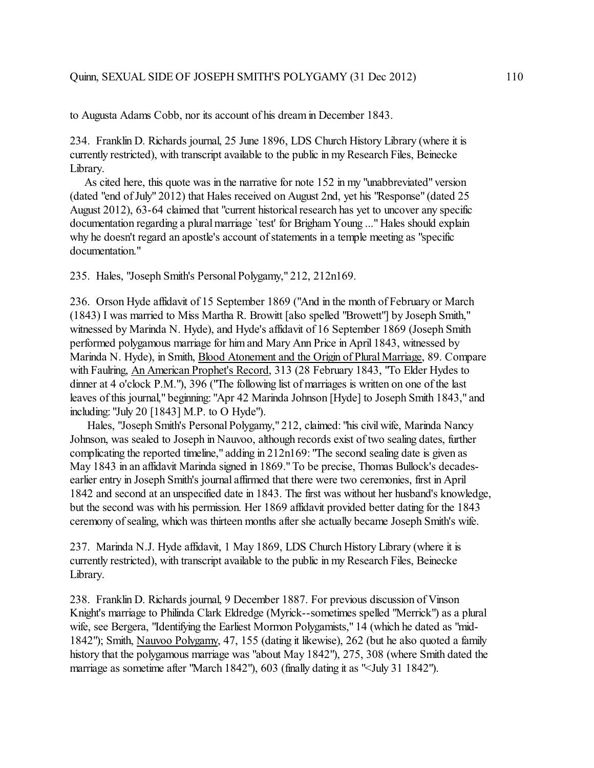to Augusta Adams Cobb, nor its account of his dream in December 1843.

234. Franklin D. Richards journal, 25 June 1896, LDS Church History Library (where it is currently restricted), with transcript available to the public in my Research Files, Beinecke Library.

As cited here, this quote was in the narrative for note 152 in my "unabbreviated" version (dated "end of July" 2012) that Hales received on August 2nd, yet his "Response" (dated 25 August 2012), 63-64 claimed that "current historical research has yet to uncover any specific documentation regarding a plural marriage `test' for Brigham Young ..." Hales should explain why he doesn't regard an apostle's account of statements in a temple meeting as "specific documentation."

235. Hales, "Joseph Smith's Personal Polygamy," 212, 212n169.

236. Orson Hyde affidavit of 15 September 1869 ("And in the month of February or March (1843) I was married to Miss Martha R. Browitt [also spelled "Browett"] by Joseph Smith," witnessed by Marinda N. Hyde), and Hyde's affidavit of 16 September 1869 (Joseph Smith performed polygamous marriage for him and Mary Ann Price in April 1843, witnessed by Marinda N. Hyde), in Smith, <u>Blood Atonement and the Origin of Plural Marriage</u>, 89. Compare with Faulring, <u>An American Prophet's Record</u>, 313 (28 February 1843, "To Elder Hydes to dinner at 4 o'clock P.M."), 396 ("The following list of marriages is written on one of the last leaves of this journal," beginning: "Apr 42 Marinda Johnson [Hyde] to Joseph Smith 1843," and including: "July 20 [1843] M.P. to O Hyde").

Hales, "Joseph Smith's Personal Polygamy," 212, claimed: "his civil wife, Marinda Nancy Johnson, was sealed to Joseph in Nauvoo, although records exist of two sealing dates, further complicating the reported timeline," adding in 212n169: "The second sealing date is given as May 1843 in an affidavit Marinda signed in 1869." To be precise, Thomas Bullock's decades-earlier entry in Joseph Smith's journal affirmed that there were two ceremonies, first in April 1842 and second at an unspecified date in 1843. The first was without her husband's knowledge, but the second was with his permission. Her 1869 affidavit provided better dating for the 1843 ceremony of sealing, which was thirteen months after she actually became Joseph Smith's wife.

237. Marinda N.J. Hyde affidavit, 1 May 1869, LDS Church History Library (where it is currently restricted), with transcript available to the public in my Research Files, Beinecke Library.

238. Franklin D. Richards journal, 9 December 1887. For previous discussion of Vinson Knight's marriage to Philinda Clark Eldredge (Myrick--sometimes spelled "Merrick") as a plural wife, see Bergera, "Identifying the Earliest Mormon Polygamists," 14 (which he dated as "mid-1842"); Smith, <u>Nauvoo Polygamy</u>, 47, 155 (dating it likewise), 262 (but he also quoted a family history that the polygamous marriage was "about May 1842"), 275, 308 (where Smith dated the marriage as sometime after "March 1842"), 603 (finally dating it as "<July 31 1842").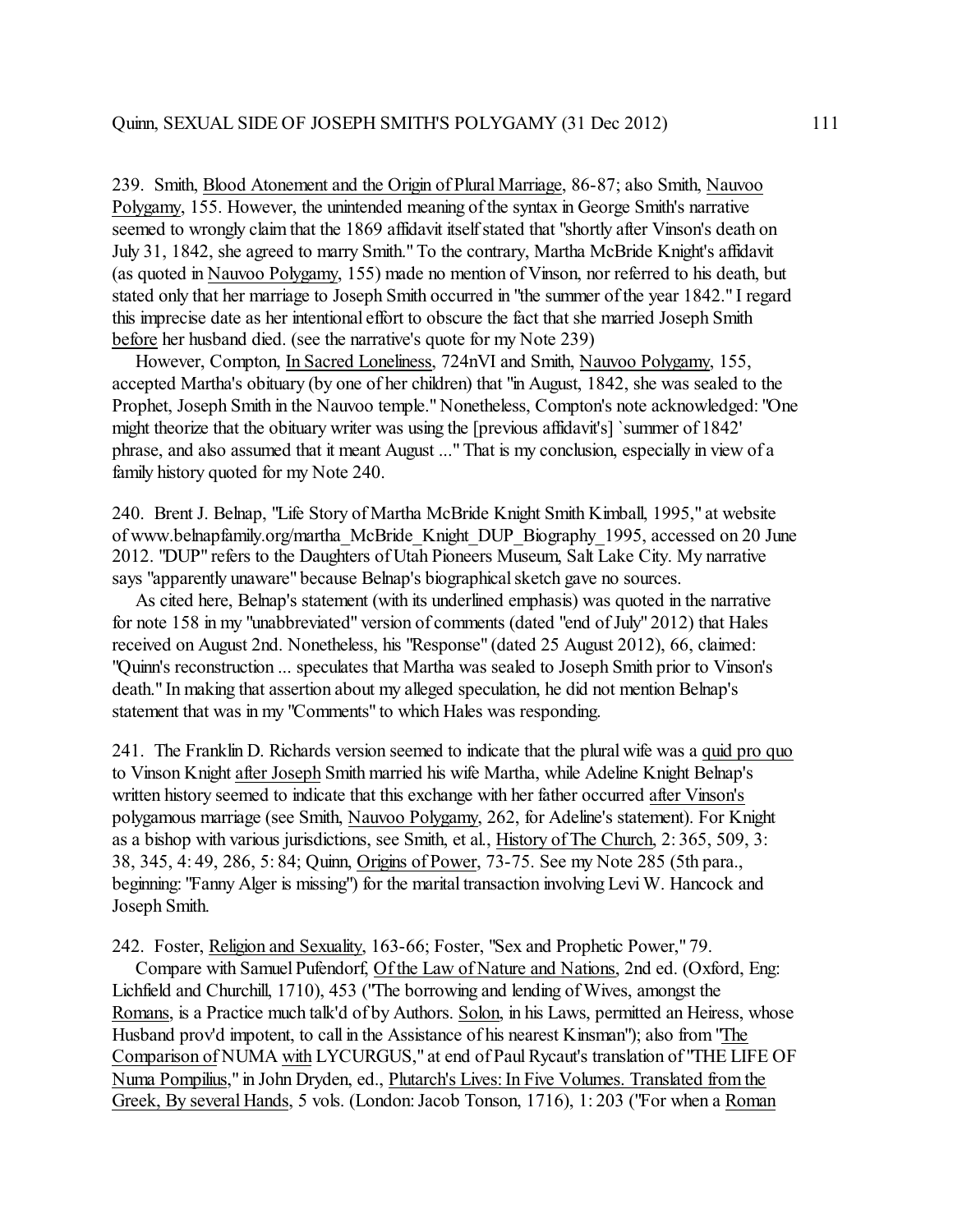239. Smith, Blood Atonement and the Origin of Plural Marriage, 86-87; also Smith, Nauvoo Polygamy, 155. However, the unintended meaning of the syntax in George Smith's narrative seemed to wrongly claim that the 1869 affidavit itself stated that "shortly after Vinson's death on July 31, 1842, she agreed to marry Smith." To the contrary, Martha McBride Knight's affidavit (as quoted in Nauvoo Polygamy, 155) made no mention of Vinson, nor referred to his death, but stated only that her marriage to Joseph Smith occurred in "the summer of the year 1842." I regard this imprecise date as her intentional effort to obscure the fact that she married Joseph Smith before her husband died. (see the narrative's quote for my Note 239)

However, Compton, In Sacred Loneliness, 724nVI and Smith, Nauvoo Polygamy, 155, accepted Martha's obituary (by one of her children) that "in August, 1842, she was sealed to the Prophet, Joseph Smith in the Nauvoo temple." Nonetheless, Compton's note acknowledged: "One might theorize that the obituary writer was using the [previous affidavit's] `summer of 1842' phrase, and also assumed that it meant August ..." That is my conclusion, especially in view of a family history quoted for my Note 240.

240. Brent J. Belnap, "Life Story of Martha McBride Knight Smith Kimball, 1995," at website of www.belnapfamily.org/martha_McBride_Knight_DUP_Biography_1995, accessed on 20 June 2012. "DUP" refers to the Daughters of Utah Pioneers Museum, Salt Lake City. My narrative says "apparently unaware" because Belnap's biographical sketch gave no sources.

As cited here, Belnap's statement (with its underlined emphasis) was quoted in the narrative for note 158 in my "unabbreviated" version of comments (dated "end of July" 2012) that Hales received on August 2nd. Nonetheless, his "Response" (dated 25 August 2012), 66, claimed: "Quinn's reconstruction ... speculates that Martha was sealed to Joseph Smith prior to Vinson's death." In making that assertion about my alleged speculation, he did not mention Belnap's statement that was in my "Comments" to which Hales was responding.

241. The Franklin D. Richards version seemed to indicate that the plural wife was a quid pro quo to Vinson Knight after Joseph Smith married his wife Martha, while Adeline Knight Belnap's written history seemed to indicate that this exchange with her father occurred after Vinson's polygamous marriage (see Smith, Nauvoo Polygamy, 262, for Adeline's statement). For Knight as a bishop with various jurisdictions, see Smith, et al., History of The Church, 2: 365, 509, 3: 38, 345, 4: 49, 286, 5: 84; Quinn, Origins of Power, 73-75. See my Note 285 (5th para., beginning: "Fanny Alger is missing") for the marital transaction involving Levi W. Hancock and Joseph Smith.

242. Foster, Religion and Sexuality, 163-66; Foster, "Sex and Prophetic Power," 79.

Compare with Samuel Pufendorf, Of the Law of Nature and Nations, 2nd ed. (Oxford, Eng: Lichfield and Churchill, 1710), 453 ("The borrowing and lending of Wives, amongst the Romans, is a Practice much talk'd of by Authors. Solon, in his Laws, permitted an Heiress, whose Husband prov'd impotent, to call in the Assistance of his nearest Kinsman"); also from "The Comparison of NUMA with LYCURGUS," at end of Paul Rycaut's translation of "THE LIFE OF Numa Pompilius," in John Dryden, ed., Plutarch's Lives: In Five Volumes. Translated from the Greek, By several Hands, 5 vols. (London: Jacob Tonson, 1716), 1: 203 ("For when a Roman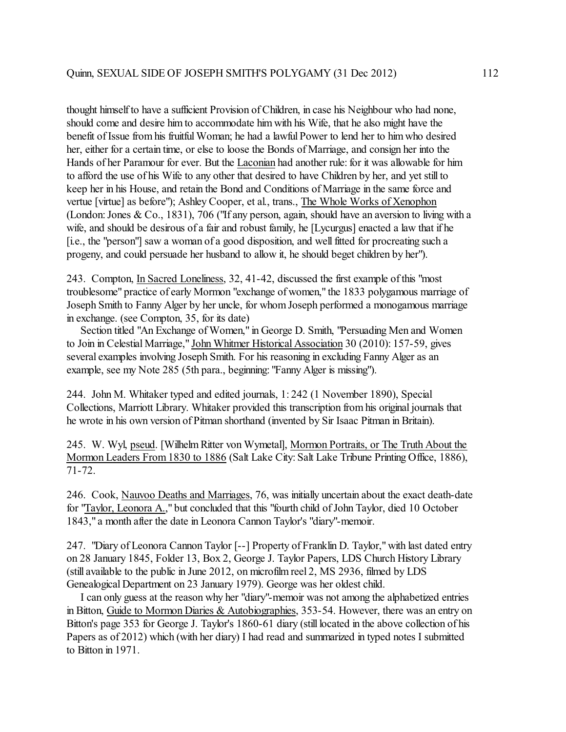thought himself to have a sufficient Provision of Children, in case his Neighbour who had none, should come and desire him to accommodate him with his Wife, that he also might have the benefit of Issue from his fruitful Woman; he had a lawful Power to lend her to him who desired her, either for a certain time, or else to loose the Bonds of Marriage, and consign her into the Hands of her Paramour for ever. But the Laconian had another rule: for it was allowable for him to afford the use of his Wife to any other that desired to have Children by her, and yet still to keep her in his House, and retain the Bond and Conditions of Marriage in the same force and vertue [virtue] as before"); Ashley Cooper, et al., trans., The Whole Works of Xenophon (London: Jones & Co., 1831), 706 ("If any person, again, should have an aversion to living with a wife, and should be desirous of a fair and robust family, he [Lycurgus] enacted a law that if he [i.e., the "person"] saw a woman of a good disposition, and well fitted for procreating such a progeny, and could persuade her husband to allow it, he should beget children by her").

243. Compton, In Sacred Loneliness, 32, 41-42, discussed the first example of this "most troublesome" practice of early Mormon "exchange of women," the 1833 polygamous marriage of Joseph Smith to Fanny Alger by her uncle, for whom Joseph performed a monogamous marriage in exchange. (see Compton, 35, for its date)

Section titled "An Exchange of Women," in George D. Smith, "Persuading Men and Women to Join in Celestial Marriage," John Whitmer Historical Association 30 (2010): 157-59, gives several examples involving Joseph Smith. For his reasoning in excluding Fanny Alger as an example, see my Note 285 (5th para., beginning: "Fanny Alger is missing").

244. John M. Whitaker typed and edited journals, 1: 242 (1 November 1890), Special Collections, Marriott Library. Whitaker provided this transcription from his original journals that he wrote in his own version of Pitman shorthand (invented by Sir Isaac Pitman in Britain).

245. W. Wyl, pseud. [Wilhelm Ritter von Wymetal], Mormon Portraits, or The Truth About the Mormon Leaders From 1830 to 1886 (Salt Lake City: Salt Lake Tribune Printing Office, 1886), 71-72.

246. Cook, Nauvoo Deaths and Marriages, 76, was initially uncertain about the exact death-date for "Taylor, Leonora A.," but concluded that this "fourth child of John Taylor, died 10 October 1843," a month after the date in Leonora Cannon Taylor's "diary"-memoir.

247. "Diary of Leonora Cannon Taylor [--] Property of Franklin D. Taylor," with last dated entry on 28 January 1845, Folder 13, Box 2, George J. Taylor Papers, LDS Church History Library (still available to the public in June 2012, on microfilm reel 2, MS 2936, filmed by LDS Genealogical Department on 23 January 1979). George was her oldest child.

I can only guess at the reason why her "diary"-memoir was not among the alphabetized entries in Bitton, Guide to Mormon Diaries & Autobiographies, 353-54. However, there was an entry on Bitton's page 353 for George J. Taylor's 1860-61 diary (still located in the above collection of his Papers as of 2012) which (with her diary) I had read and summarized in typed notes I submitted to Bitton in 1971.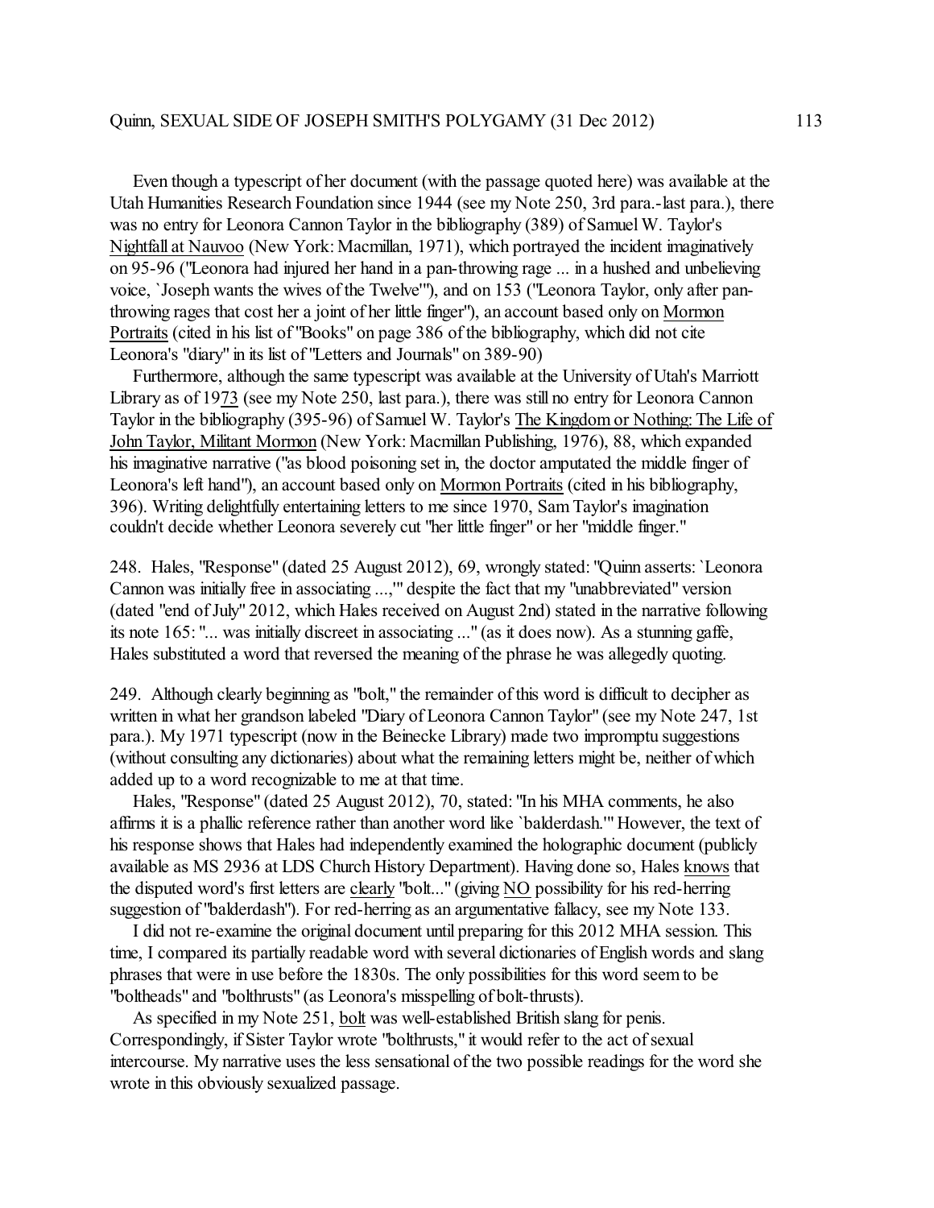Even though a typescript of her document (with the passage quoted here) was available at the Utah Humanities Research Foundation since 1944 (see my Note 250, 3rd para.-last para.), there was no entry for Leonora Cannon Taylor in the bibliography (389) of Samuel W. Taylor's Nightfall at Nauvoo (New York: Macmillan, 1971), which portrayed the incident imaginatively on 95-96 ("Leonora had injured her hand in a pan-throwing rage ... in a hushed and unbelieving voice, `Joseph wants the wives of the Twelve'"), and on 153 ("Leonora Taylor, only after pan-throwing rages that cost her a joint of her little finger"), an account based only on Mormon Portraits (cited in his list of "Books" on page 386 of the bibliography, which did not cite Leonora's "diary" in its list of "Letters and Journals" on 389-90)

Furthermore, although the same typescript was available at the University of Utah's Marriott Library as of 1973 (see my Note 250, last para.), there was still no entry for Leonora Cannon Taylor in the bibliography (395-96) of Samuel W. Taylor's The Kingdom or Nothing: The Life of John Taylor, Militant Mormon (New York: Macmillan Publishing, 1976), 88, which expanded his imaginative narrative ("as blood poisoning set in, the doctor amputated the middle finger of Leonora's left hand"), an account based only on Mormon Portraits (cited in his bibliography, 396). Writing delightfully entertaining letters to me since 1970, Sam Taylor's imagination couldn't decide whether Leonora severely cut "her little finger" or her "middle finger."

248. Hales, "Response" (dated 25 August 2012), 69, wrongly stated: "Quinn asserts: `Leonora Cannon was initially free in associating ...,'" despite the fact that my "unabbreviated" version (dated "end of July" 2012, which Hales received on August 2nd) stated in the narrative following its note 165: "... was initially discreet in associating ..." (as it does now). As a stunning gaffe, Hales substituted a word that reversed the meaning of the phrase he was allegedly quoting.

249. Although clearly beginning as "bolt," the remainder of this word is difficult to decipher as written in what her grandson labeled "Diary of Leonora Cannon Taylor" (see my Note 247, 1st para.). My 1971 typescript (now in the Beinecke Library) made two impromptu suggestions (without consulting any dictionaries) about what the remaining letters might be, neither of which added up to a word recognizable to me at that time.

Hales, "Response" (dated 25 August 2012), 70, stated: "In his MHA comments, he also affirms it is a phallic reference rather than another word like `balderdash.'" However, the text of his response shows that Hales had independently examined the holographic document (publicly available as MS 2936 at LDS Church History Department). Having done so, Hales knows that the disputed word's first letters are clearly "bolt..." (giving NO possibility for his red-herring suggestion of "balderdash"). For red-herring as an argumentative fallacy, see my Note 133.

I did not re-examine the original document until preparing for this 2012 MHA session. This time, I compared its partially readable word with several dictionaries of English words and slang phrases that were in use before the 1830s. The only possibilities for this word seem to be "boltheads" and "bolthrusts" (as Leonora's misspelling of bolt-thrusts).

As specified in my Note 251, bolt was well-established British slang for penis. Correspondingly, if Sister Taylor wrote "bolthrusts," it would refer to the act of sexual intercourse. My narrative uses the less sensational of the two possible readings for the word she wrote in this obviously sexualized passage.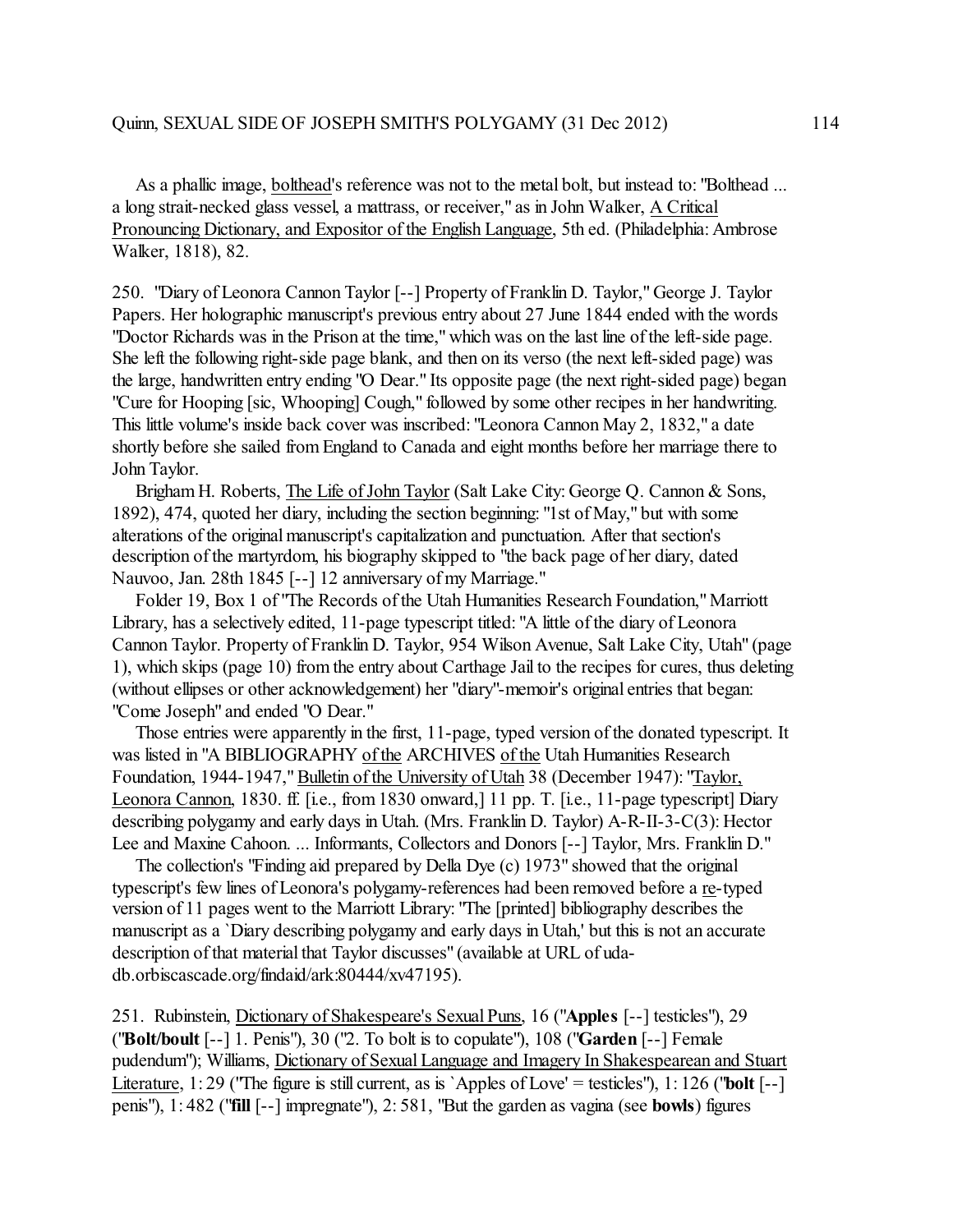As a phallic image, bolthead's reference was not to the metal bolt, but instead to: "Bolthead ... a long strait-necked glass vessel, a mattrass, or receiver," as in John Walker, A Critical Pronouncing Dictionary, and Expositor of the English Language, 5th ed. (Philadelphia: Ambrose Walker, 1818), 82.

250. "Diary of Leonora Cannon Taylor [--] Property of Franklin D. Taylor," George J. Taylor Papers. Her holographic manuscript's previous entry about 27 June 1844 ended with the words "Doctor Richards was in the Prison at the time," which was on the last line of the left-side page. She left the following right-side page blank, and then on its verso (the next left-sided page) was the large, handwritten entry ending "O Dear." Its opposite page (the next right-sided page) began "Cure for Hooping [sic, Whooping] Cough," followed by some other recipes in her handwriting. This little volume's inside back cover was inscribed: "Leonora Cannon May 2, 1832," a date shortly before she sailed from England to Canada and eight months before her marriage there to John Taylor.

Brigham H. Roberts, The Life of John Taylor (Salt Lake City: George Q. Cannon & Sons, 1892), 474, quoted her diary, including the section beginning: "1st of May," but with some alterations of the original manuscript's capitalization and punctuation. After that section's description of the martyrdom, his biography skipped to "the back page of her diary, dated Nauvoo, Jan. 28th 1845 [--] 12 anniversary of my Marriage."

Folder 19, Box 1 of "The Records of the Utah Humanities Research Foundation," Marriott Library, has a selectively edited, 11-page typescript titled: "A little of the diary of Leonora Cannon Taylor. Property of Franklin D. Taylor, 954 Wilson Avenue, Salt Lake City, Utah" (page 1), which skips (page 10) from the entry about Carthage Jail to the recipes for cures, thus deleting (without ellipses or other acknowledgement) her "diary"-memoir's original entries that began: "Come Joseph" and ended "O Dear."

Those entries were apparently in the first, 11-page, typed version of the donated typescript. It was listed in "A BIBLIOGRAPHY of the ARCHIVES of the Utah Humanities Research Foundation, 1944-1947," Bulletin of the University of Utah 38 (December 1947): "Taylor, Leonora Cannon, 1830. ff. [i.e., from 1830 onward,] 11 pp. T. [i.e., 11-page typescript] Diary describing polygamy and early days in Utah. (Mrs. Franklin D. Taylor) A-R-II-3-C(3): Hector Lee and Maxine Cahoon. ... Informants, Collectors and Donors [--] Taylor, Mrs. Franklin D."

The collection's "Finding aid prepared by Della Dye (c) 1973" showed that the original typescript's few lines of Leonora's polygamy-references had been removed before a re-typed version of 11 pages went to the Marriott Library: "The [printed] bibliography describes the manuscript as a `Diary describing polygamy and early days in Utah,' but this is not an accurate description of that material that Taylor discusses" (available at URL of uda-db.orbiscascade.org/findaid/ark:80444/xv47195).

251. Rubinstein, Dictionary of Shakespeare's Sexual Puns, 16 ("**Apples** [--] testicles"), 29 ("**Bolt/boult** [--] 1. Penis"), 30 ("2. To bolt is to copulate"), 108 ("**Garden** [--] Female pudendum"); Williams, Dictionary of Sexual Language and Imagery In Shakespearean and Stuart Literature, 1: 29 ("The figure is still current, as is `Apples of Love' = testicles"), 1: 126 ("**bolt** [--] penis"), 1: 482 ("**fill** [--] impregnate"), 2: 581, "But the garden as vagina (see **bowls**) figures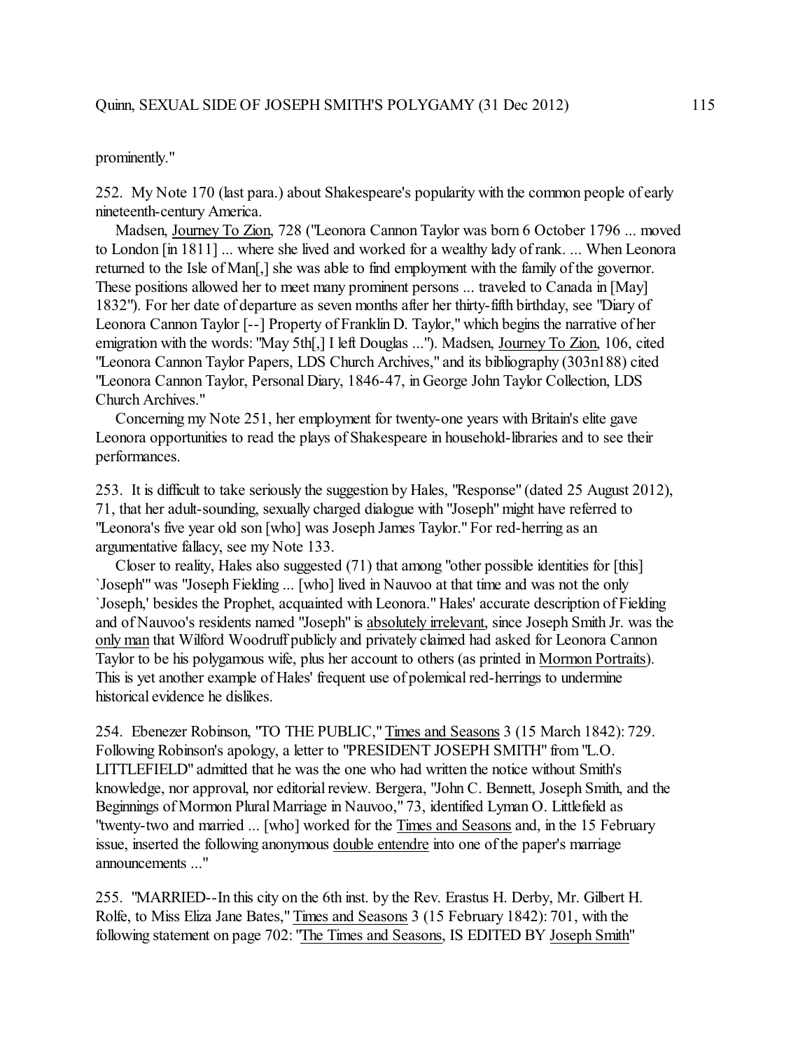prominently."

252. My Note 170 (last para.) about Shakespeare's popularity with the common people of early nineteenth-century America.

Madsen, Journey To Zion, 728 ("Leonora Cannon Taylor was born 6 October 1796 ... moved to London [in 1811] ... where she lived and worked for a wealthy lady of rank. ... When Leonora returned to the Isle of Man[,] she was able to find employment with the family of the governor. These positions allowed her to meet many prominent persons ... traveled to Canada in [May] 1832"). For her date of departure as seven months after her thirty-fifth birthday, see "Diary of Leonora Cannon Taylor [--] Property of Franklin D. Taylor," which begins the narrative of her emigration with the words: "May 5th[,] I left Douglas ..."). Madsen, Journey To Zion, 106, cited "Leonora Cannon Taylor Papers, LDS Church Archives," and its bibliography (303n188) cited "Leonora Cannon Taylor, Personal Diary, 1846-47, in George John Taylor Collection, LDS Church Archives."

Concerning my Note 251, her employment for twenty-one years with Britain's elite gave Leonora opportunities to read the plays of Shakespeare in household-libraries and to see their performances.

253. It is difficult to take seriously the suggestion by Hales, "Response" (dated 25 August 2012), 71, that her adult-sounding, sexually charged dialogue with "Joseph" might have referred to "Leonora's five year old son [who] was Joseph James Taylor." For red-herring as an argumentative fallacy, see my Note 133.

Closer to reality, Hales also suggested (71) that among "other possible identities for [this] `Joseph'" was "Joseph Fielding ... [who] lived in Nauvoo at that time and was not the only `Joseph,' besides the Prophet, acquainted with Leonora." Hales' accurate description of Fielding and of Nauvoo's residents named "Joseph" is absolutely irrelevant, since Joseph Smith Jr. was the only man that Wilford Woodruff publicly and privately claimed had asked for Leonora Cannon Taylor to be his polygamous wife, plus her account to others (as printed in Mormon Portraits). This is yet another example of Hales' frequent use of polemical red-herrings to undermine historical evidence he dislikes.

254. Ebenezer Robinson, "TO THE PUBLIC," Times and Seasons 3 (15 March 1842): 729. Following Robinson's apology, a letter to "PRESIDENT JOSEPH SMITH" from "L.O. LITTLEFIELD" admitted that he was the one who had written the notice without Smith's knowledge, nor approval, nor editorial review. Bergera, "John C. Bennett, Joseph Smith, and the Beginnings of Mormon Plural Marriage in Nauvoo," 73, identified Lyman O. Littlefield as "twenty-two and married ... [who] worked for the Times and Seasons and, in the 15 February issue, inserted the following anonymous double entendre into one of the paper's marriage announcements ..."

255. "MARRIED--In this city on the 6th inst. by the Rev. Erastus H. Derby, Mr. Gilbert H. Rolfe, to Miss Eliza Jane Bates," Times and Seasons 3 (15 February 1842): 701, with the following statement on page 702: "The Times and Seasons, IS EDITED BY Joseph Smith"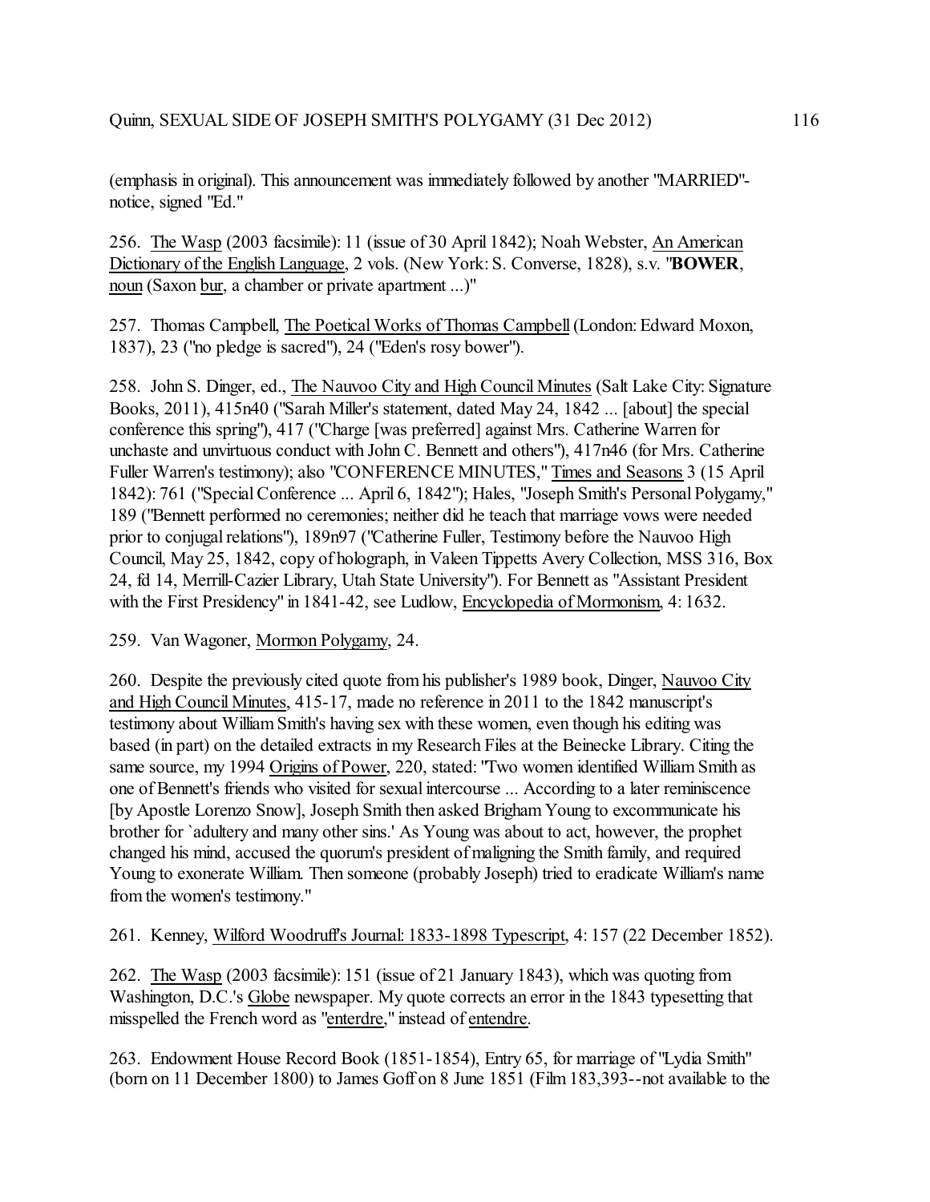(emphasis in original). This announcement was immediately followed by another "MARRIED"-notice, signed "Ed."

256. The Wasp (2003 facsimile): 11 (issue of 30 April 1842); Noah Webster, An American Dictionary of the English Language, 2 vols. (New York: S. Converse, 1828), s.v. "**BOWER**, noun (Saxon bur, a chamber or private apartment ...)"

257. Thomas Campbell, The Poetical Works of Thomas Campbell (London: Edward Moxon, 1837), 23 ("no pledge is sacred"), 24 ("Eden's rosy bower").

258. John S. Dinger, ed., The Nauvoo City and High Council Minutes (Salt Lake City: Signature Books, 2011), 415n40 ("Sarah Miller's statement, dated May 24, 1842 ... [about] the special conference this spring"), 417 ("Charge [was preferred] against Mrs. Catherine Warren for unchaste and unvirtuous conduct with John C. Bennett and others"), 417n46 (for Mrs. Catherine Fuller Warren's testimony); also "CONFERENCE MINUTES," Times and Seasons 3 (15 April 1842): 761 ("Special Conference ... April 6, 1842"); Hales, "Joseph Smith's Personal Polygamy," 189 ("Bennett performed no ceremonies; neither did he teach that marriage vows were needed prior to conjugal relations"), 189n97 ("Catherine Fuller, Testimony before the Nauvoo High Council, May 25, 1842, copy of holograph, in Valeen Tippetts Avery Collection, MSS 316, Box 24, fd 14, Merrill-Cazier Library, Utah State University"). For Bennett as "Assistant President with the First Presidency" in 1841-42, see Ludlow, Encyclopedia of Mormonism, 4: 1632.

259. Van Wagoner, Mormon Polygamy, 24.

260. Despite the previously cited quote from his publisher's 1989 book, Dinger, Nauvoo City and High Council Minutes, 415-17, made no reference in 2011 to the 1842 manuscript's testimony about William Smith's having sex with these women, even though his editing was based (in part) on the detailed extracts in my Research Files at the Beinecke Library. Citing the same source, my 1994 Origins of Power, 220, stated: "Two women identified William Smith as one of Bennett's friends who visited for sexual intercourse ... According to a later reminiscence [by Apostle Lorenzo Snow], Joseph Smith then asked Brigham Young to excommunicate his brother for `adultery and many other sins.' As Young was about to act, however, the prophet changed his mind, accused the quorum's president of maligning the Smith family, and required Young to exonerate William. Then someone (probably Joseph) tried to eradicate William's name from the women's testimony."

261. Kenney, Wilford Woodruff's Journal: 1833-1898 Typescript, 4: 157 (22 December 1852).

262. The Wasp (2003 facsimile): 151 (issue of 21 January 1843), which was quoting from Washington, D.C.'s Globe newspaper. My quote corrects an error in the 1843 typesetting that misspelled the French word as "enterdre," instead of entendre.

263. Endowment House Record Book (1851-1854), Entry 65, for marriage of "Lydia Smith" (born on 11 December 1800) to James Goff on 8 June 1851 (Film 183,393--not available to the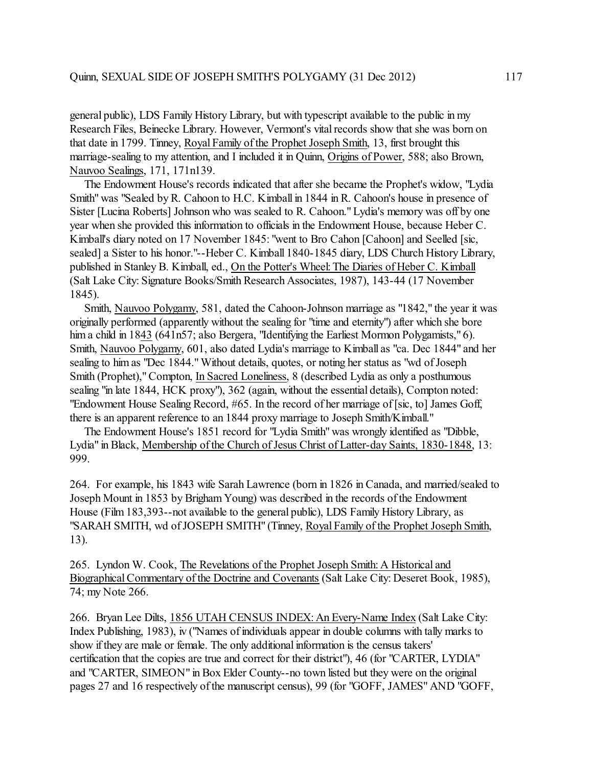general public), LDS Family History Library, but with typescript available to the public in my Research Files, Beinecke Library. However, Vermont's vital records show that she was born on that date in 1799. Tinney, Royal Family of the Prophet Joseph Smith, 13, first brought this marriage-sealing to my attention, and I included it in Quinn, Origins of Power, 588; also Brown, Nauvoo Sealings, 171, 171n139.

The Endowment House's records indicated that after she became the Prophet's widow, "Lydia Smith" was "Sealed by R. Cahoon to H.C. Kimball in 1844 in R. Cahoon's house in presence of Sister [Lucina Roberts] Johnson who was sealed to R. Cahoon." Lydia's memory was off by one year when she provided this information to officials in the Endowment House, because Heber C. Kimball's diary noted on 17 November 1845: "went to Bro Cahon [Cahoon] and Seelled [sic, sealed] a Sister to his honor."--Heber C. Kimball 1840-1845 diary, LDS Church History Library, published in Stanley B. Kimball, ed., On the Potter's Wheel: The Diaries of Heber C. Kimball (Salt Lake City: Signature Books/Smith Research Associates, 1987), 143-44 (17 November 1845).

Smith, Nauvoo Polygamy, 581, dated the Cahoon-Johnson marriage as "1842," the year it was originally performed (apparently without the sealing for "time and eternity") after which she bore him a child in 1843 (641n57; also Bergera, "Identifying the Earliest Mormon Polygamists," 6). Smith, Nauvoo Polygamy, 601, also dated Lydia's marriage to Kimball as "ca. Dec 1844" and her sealing to him as "Dec 1844." Without details, quotes, or noting her status as "wd of Joseph Smith (Prophet)," Compton, In Sacred Loneliness, 8 (described Lydia as only a posthumous sealing "in late 1844, HCK proxy"), 362 (again, without the essential details), Compton noted: "Endowment House Sealing Record, #65. In the record of her marriage of [sic, to] James Goff, there is an apparent reference to an 1844 proxy marriage to Joseph Smith/Kimball."

The Endowment House's 1851 record for "Lydia Smith" was wrongly identified as "Dibble, Lydia" in Black, Membership of the Church of Jesus Christ of Latter-day Saints, 1830-1848, 13: 999.

264. For example, his 1843 wife Sarah Lawrence (born in 1826 in Canada, and married/sealed to Joseph Mount in 1853 by Brigham Young) was described in the records of the Endowment House (Film 183,393--not available to the general public), LDS Family History Library, as "SARAH SMITH, wd of JOSEPH SMITH" (Tinney, Royal Family of the Prophet Joseph Smith, 13).

265. Lyndon W. Cook, The Revelations of the Prophet Joseph Smith: A Historical and Biographical Commentary of the Doctrine and Covenants (Salt Lake City: Deseret Book, 1985), 74; my Note 266.

266. Bryan Lee Dilts, 1856 UTAH CENSUS INDEX: An Every-Name Index (Salt Lake City: Index Publishing, 1983), iv ("Names of individuals appear in double columns with tally marks to show if they are male or female. The only additional information is the census takers' certification that the copies are true and correct for their district"), 46 (for "CARTER, LYDIA" and "CARTER, SIMEON" in Box Elder County--no town listed but they were on the original pages 27 and 16 respectively of the manuscript census), 99 (for "GOFF, JAMES" AND "GOFF,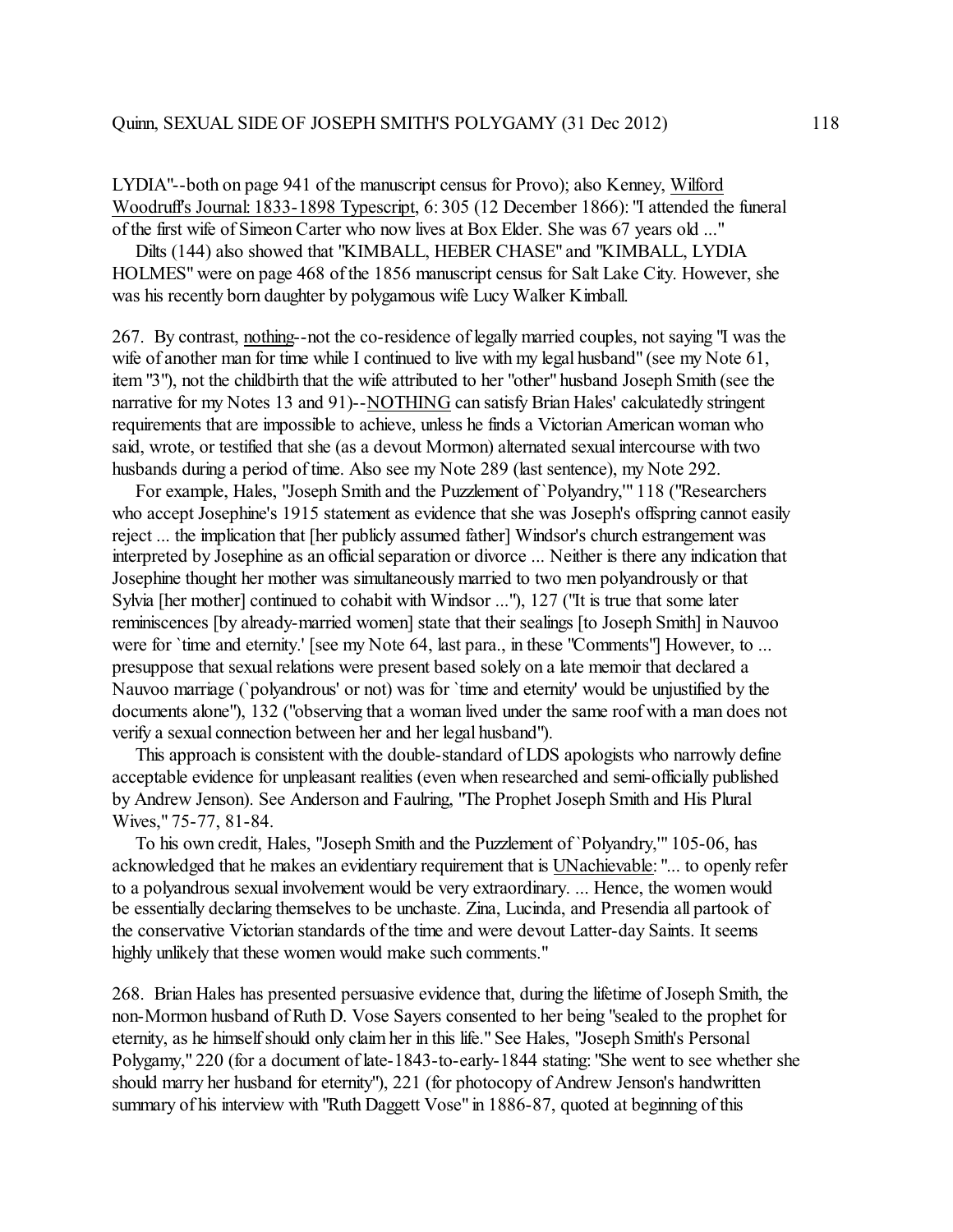LYDIA"--both on page 941 of the manuscript census for Provo); also Kenney, Wilford Woodruff's Journal: 1833-1898 Typescript, 6: 305 (12 December 1866): "I attended the funeral of the first wife of Simeon Carter who now lives at Box Elder. She was 67 years old ..."

Dilts (144) also showed that "KIMBALL, HEBER CHASE" and "KIMBALL, LYDIA HOLMES" were on page 468 of the 1856 manuscript census for Salt Lake City. However, she was his recently born daughter by polygamous wife Lucy Walker Kimball.

267. By contrast, nothing--not the co-residence of legally married couples, not saying "I was the wife of another man for time while I continued to live with my legal husband" (see my Note 61, item "3"), not the childbirth that the wife attributed to her "other" husband Joseph Smith (see the narrative for my Notes 13 and 91)--NOTHING can satisfy Brian Hales' calculatedly stringent requirements that are impossible to achieve, unless he finds a Victorian American woman who said, wrote, or testified that she (as a devout Mormon) alternated sexual intercourse with two husbands during a period of time. Also see my Note 289 (last sentence), my Note 292.

For example, Hales, "Joseph Smith and the Puzzlement of `Polyandry,'" 118 ("Researchers who accept Josephine's 1915 statement as evidence that she was Joseph's offspring cannot easily reject ... the implication that [her publicly assumed father] Windsor's church estrangement was interpreted by Josephine as an official separation or divorce ... Neither is there any indication that Josephine thought her mother was simultaneously married to two men polyandrously or that Sylvia [her mother] continued to cohabit with Windsor ..."), 127 ("It is true that some later reminiscences [by already-married women] state that their sealings [to Joseph Smith] in Nauvoo were for `time and eternity.' [see my Note 64, last para., in these "Comments"] However, to ... presuppose that sexual relations were present based solely on a late memoir that declared a Nauvoo marriage (`polyandrous' or not) was for `time and eternity' would be unjustified by the documents alone"), 132 ("observing that a woman lived under the same roof with a man does not verify a sexual connection between her and her legal husband").

This approach is consistent with the double-standard of LDS apologists who narrowly define acceptable evidence for unpleasant realities (even when researched and semi-officially published by Andrew Jenson). See Anderson and Faulring, "The Prophet Joseph Smith and His Plural Wives," 75-77, 81-84.

To his own credit, Hales, "Joseph Smith and the Puzzlement of `Polyandry,'" 105-06, has acknowledged that he makes an evidentiary requirement that is UNachievable: "... to openly refer to a polyandrous sexual involvement would be very extraordinary. ... Hence, the women would be essentially declaring themselves to be unchaste. Zina, Lucinda, and Presendia all partook of the conservative Victorian standards of the time and were devout Latter-day Saints. It seems highly unlikely that these women would make such comments."

268. Brian Hales has presented persuasive evidence that, during the lifetime of Joseph Smith, the non-Mormon husband of Ruth D. Vose Sayers consented to her being "sealed to the prophet for eternity, as he himself should only claim her in this life." See Hales, "Joseph Smith's Personal Polygamy," 220 (for a document of late-1843-to-early-1844 stating: "She went to see whether she should marry her husband for eternity"), 221 (for photocopy of Andrew Jenson's handwritten summary of his interview with "Ruth Daggett Vose" in 1886-87, quoted at beginning of this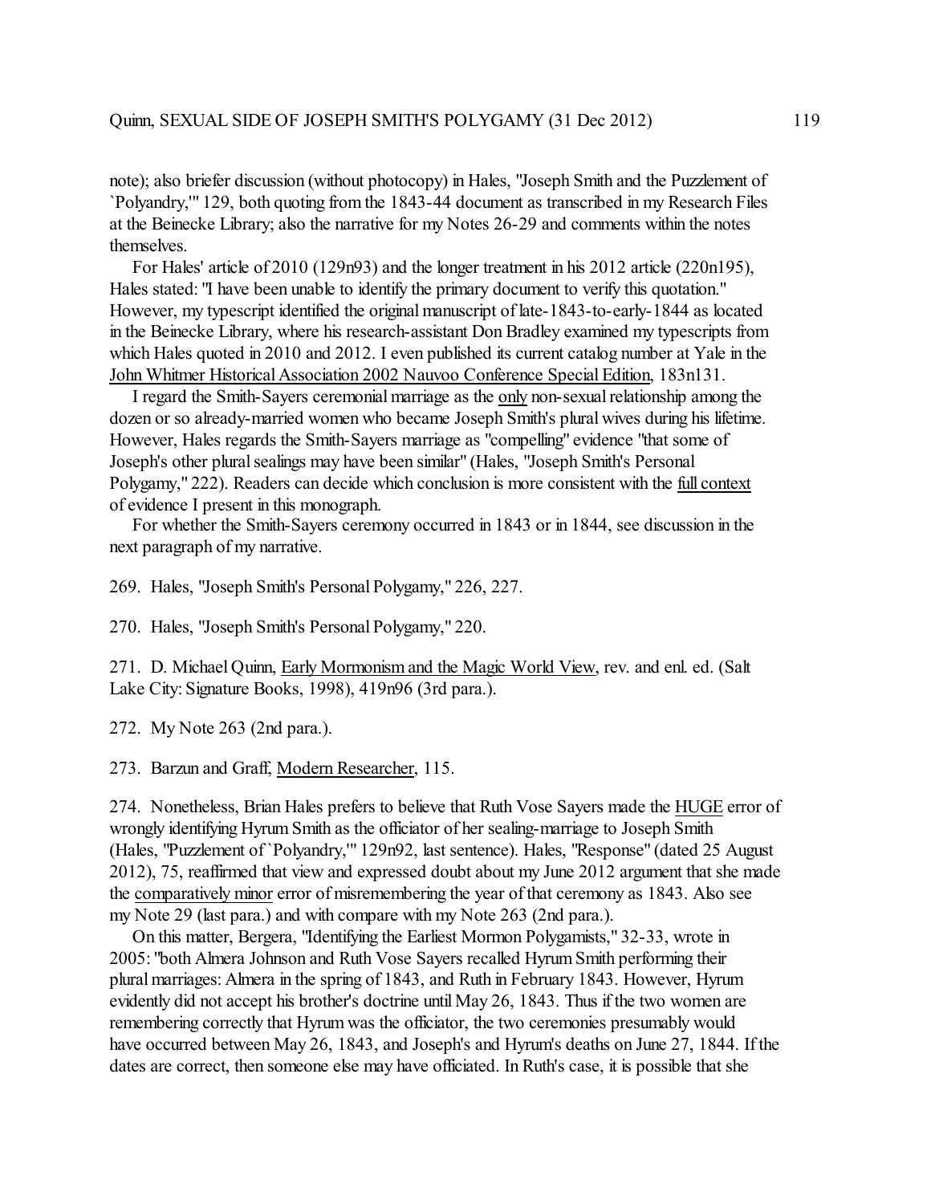note); also briefer discussion (without photocopy) in Hales, "Joseph Smith and the Puzzlement of `Polyandry,'" 129, both quoting from the 1843-44 document as transcribed in my Research Files at the Beinecke Library; also the narrative for my Notes 26-29 and comments within the notes themselves.

For Hales' article of 2010 (129n93) and the longer treatment in his 2012 article (220n195), Hales stated: "I have been unable to identify the primary document to verify this quotation." However, my typescript identified the original manuscript of late-1843-to-early-1844 as located in the Beinecke Library, where his research-assistant Don Bradley examined my typescripts from which Hales quoted in 2010 and 2012. I even published its current catalog number at Yale in the John Whitmer Historical Association 2002 Nauvoo Conference Special Edition, 183n131.

I regard the Smith-Sayers ceremonial marriage as the only non-sexual relationship among the dozen or so already-married women who became Joseph Smith's plural wives during his lifetime. However, Hales regards the Smith-Sayers marriage as "compelling" evidence "that some of Joseph's other plural sealings may have been similar" (Hales, "Joseph Smith's Personal Polygamy," 222). Readers can decide which conclusion is more consistent with the full context of evidence I present in this monograph.

For whether the Smith-Sayers ceremony occurred in 1843 or in 1844, see discussion in the next paragraph of my narrative.

269. Hales, "Joseph Smith's Personal Polygamy," 226, 227.

270. Hales, "Joseph Smith's Personal Polygamy," 220.

271. D. Michael Quinn, Early Mormonism and the Magic World View, rev. and enl. ed. (Salt Lake City: Signature Books, 1998), 419n96 (3rd para.).

272. My Note 263 (2nd para.).

273. Barzun and Graff, Modern Researcher, 115.

274. Nonetheless, Brian Hales prefers to believe that Ruth Vose Sayers made the HUGE error of wrongly identifying Hyrum Smith as the officiator of her sealing-marriage to Joseph Smith (Hales, "Puzzlement of `Polyandry,'" 129n92, last sentence). Hales, "Response" (dated 25 August 2012), 75, reaffirmed that view and expressed doubt about my June 2012 argument that she made the comparatively minor error of misremembering the year of that ceremony as 1843. Also see my Note 29 (last para.) and with compare with my Note 263 (2nd para.).

On this matter, Bergera, "Identifying the Earliest Mormon Polygamists," 32-33, wrote in 2005: "both Almera Johnson and Ruth Vose Sayers recalled Hyrum Smith performing their plural marriages: Almera in the spring of 1843, and Ruth in February 1843. However, Hyrum evidently did not accept his brother's doctrine until May 26, 1843. Thus if the two women are remembering correctly that Hyrum was the officiator, the two ceremonies presumably would have occurred between May 26, 1843, and Joseph's and Hyrum's deaths on June 27, 1844. If the dates are correct, then someone else may have officiated. In Ruth's case, it is possible that she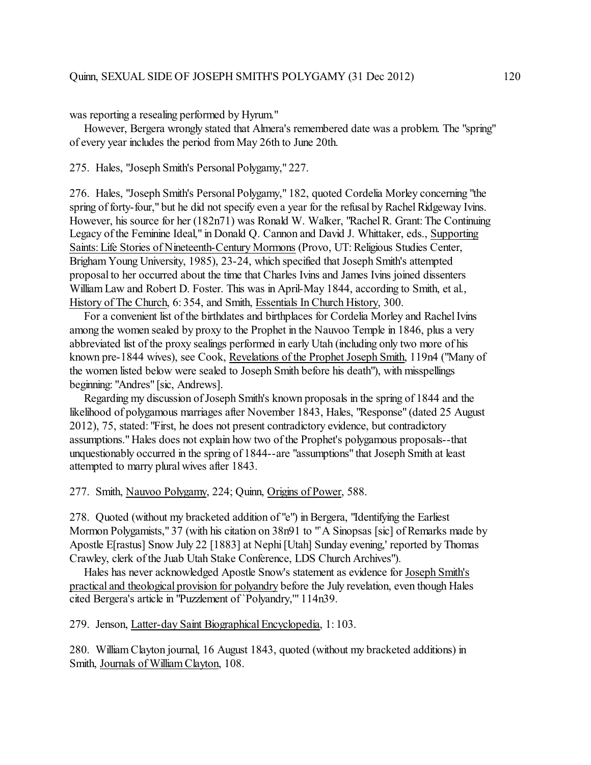was reporting a resealing performed by Hyrum."

However, Bergera wrongly stated that Almera's remembered date was a problem. The "spring" of every year includes the period from May 26th to June 20th.

275. Hales, "Joseph Smith's Personal Polygamy," 227.

276. Hales, "Joseph Smith's Personal Polygamy," 182, quoted Cordelia Morley concerning "the spring of forty-four," but he did not specify even a year for the refusal by Rachel Ridgeway Ivins. However, his source for her (182n71) was Ronald W. Walker, "Rachel R. Grant: The Continuing Legacy of the Feminine Ideal," in Donald Q. Cannon and David J. Whittaker, eds., Supporting Saints: Life Stories of Nineteenth-Century Mormons (Provo, UT: Religious Studies Center, Brigham Young University, 1985), 23-24, which specified that Joseph Smith's attempted proposal to her occurred about the time that Charles Ivins and James Ivins joined dissenters William Law and Robert D. Foster. This was in April-May 1844, according to Smith, et al., History of The Church, 6: 354, and Smith, Essentials In Church History, 300.

For a convenient list of the birthdates and birthplaces for Cordelia Morley and Rachel Ivins among the women sealed by proxy to the Prophet in the Nauvoo Temple in 1846, plus a very abbreviated list of the proxy sealings performed in early Utah (including only two more of his known pre-1844 wives), see Cook, Revelations of the Prophet Joseph Smith, 119n4 ("Many of the women listed below were sealed to Joseph Smith before his death"), with misspellings beginning: "Andres" [sic, Andrews].

Regarding my discussion of Joseph Smith's known proposals in the spring of 1844 and the likelihood of polygamous marriages after November 1843, Hales, "Response" (dated 25 August 2012), 75, stated: "First, he does not present contradictory evidence, but contradictory assumptions." Hales does not explain how two of the Prophet's polygamous proposals--that unquestionably occurred in the spring of 1844--are "assumptions" that Joseph Smith at least attempted to marry plural wives after 1843.

277. Smith, Nauvoo Polygamy, 224; Quinn, Origins of Power, 588.

278. Quoted (without my bracketed addition of "e") in Bergera, "Identifying the Earliest Mormon Polygamists," 37 (with his citation on 38n91 to "'A Sinopsas [sic] of Remarks made by Apostle E[rastus] Snow July 22 [1883] at Nephi [Utah] Sunday evening,' reported by Thomas Crawley, clerk of the Juab Utah Stake Conference, LDS Church Archives").

Hales has never acknowledged Apostle Snow's statement as evidence for Joseph Smith's practical and theological provision for polyandry before the July revelation, even though Hales cited Bergera's article in "Puzzlement of `Polyandry,'" 114n39.

279. Jenson, Latter-day Saint Biographical Encyclopedia, 1: 103.

280. William Clayton journal, 16 August 1843, quoted (without my bracketed additions) in Smith, Journals of William Clayton, 108.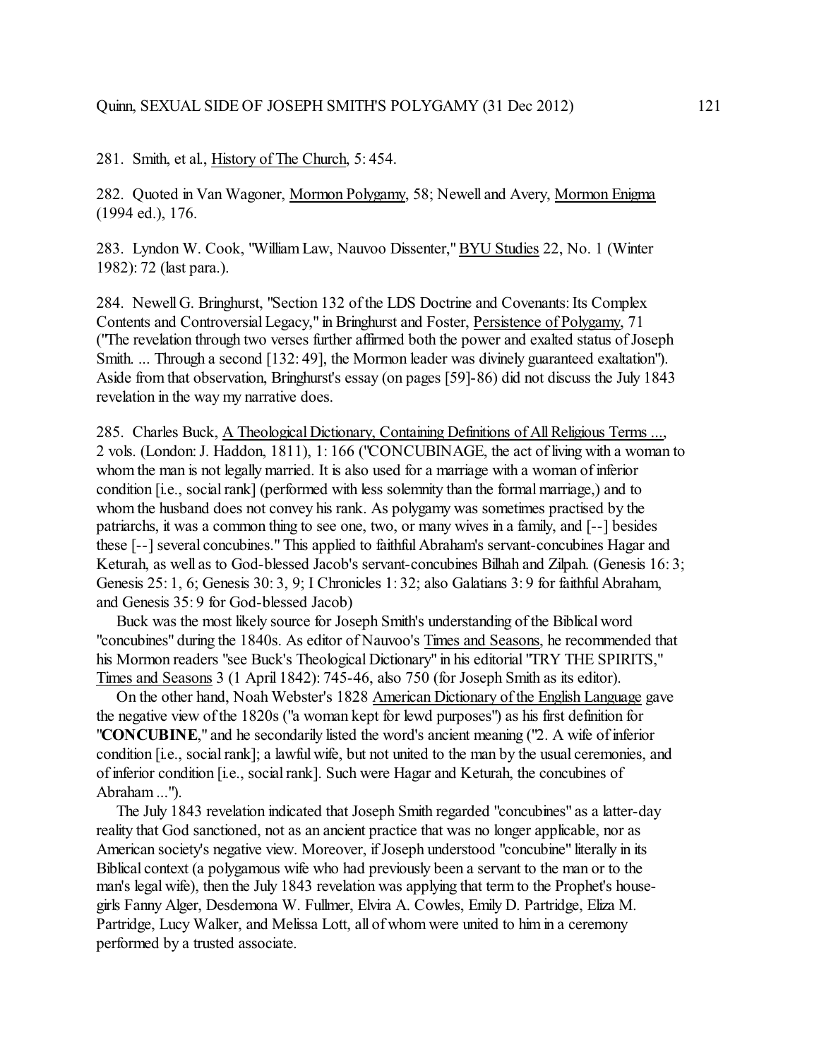281. Smith, et al., History of The Church, 5: 454.

282. Quoted in Van Wagoner, Mormon Polygamy, 58; Newell and Avery, Mormon Enigma (1994 ed.), 176.

283. Lyndon W. Cook, "William Law, Nauvoo Dissenter," BYU Studies 22, No. 1 (Winter 1982): 72 (last para.).

284. Newell G. Bringhurst, "Section 132 of the LDS Doctrine and Covenants: Its Complex Contents and Controversial Legacy," in Bringhurst and Foster, Persistence of Polygamy, 71 ("The revelation through two verses further affirmed both the power and exalted status of Joseph Smith. ... Through a second [132: 49], the Mormon leader was divinely guaranteed exaltation"). Aside from that observation, Bringhurst's essay (on pages [59]-86) did not discuss the July 1843 revelation in the way my narrative does.

285. Charles Buck, A Theological Dictionary, Containing Definitions of All Religious Terms ..., 2 vols. (London: J. Haddon, 1811), 1: 166 ("CONCUBINAGE, the act of living with a woman to whom the man is not legally married. It is also used for a marriage with a woman of inferior condition [i.e., social rank] (performed with less solemnity than the formal marriage,) and to whom the husband does not convey his rank. As polygamy was sometimes practised by the patriarchs, it was a common thing to see one, two, or many wives in a family, and [--] besides these [--] several concubines." This applied to faithful Abraham's servant-concubines Hagar and Keturah, as well as to God-blessed Jacob's servant-concubines Bilhah and Zilpah. (Genesis 16: 3; Genesis 25: 1, 6; Genesis 30: 3, 9; I Chronicles 1: 32; also Galatians 3: 9 for faithful Abraham, and Genesis 35: 9 for God-blessed Jacob)

Buck was the most likely source for Joseph Smith's understanding of the Biblical word "concubines" during the 1840s. As editor of Nauvoo's Times and Seasons, he recommended that his Mormon readers "see Buck's Theological Dictionary" in his editorial "TRY THE SPIRITS," Times and Seasons 3 (1 April 1842): 745-46, also 750 (for Joseph Smith as its editor).

On the other hand, Noah Webster's 1828 American Dictionary of the English Language gave the negative view of the 1820s ("a woman kept for lewd purposes") as his first definition for "**CONCUBINE**," and he secondarily listed the word's ancient meaning ("2. A wife of inferior condition [i.e., social rank]; a lawful wife, but not united to the man by the usual ceremonies, and of inferior condition [i.e., social rank]. Such were Hagar and Keturah, the concubines of Abraham ...").

The July 1843 revelation indicated that Joseph Smith regarded "concubines" as a latter-day reality that God sanctioned, not as an ancient practice that was no longer applicable, nor as American society's negative view. Moreover, if Joseph understood "concubine" literally in its Biblical context (a polygamous wife who had previously been a servant to the man or to the man's legal wife), then the July 1843 revelation was applying that term to the Prophet's house-girls Fanny Alger, Desdemona W. Fullmer, Elvira A. Cowles, Emily D. Partridge, Eliza M. Partridge, Lucy Walker, and Melissa Lott, all of whom were united to him in a ceremony performed by a trusted associate.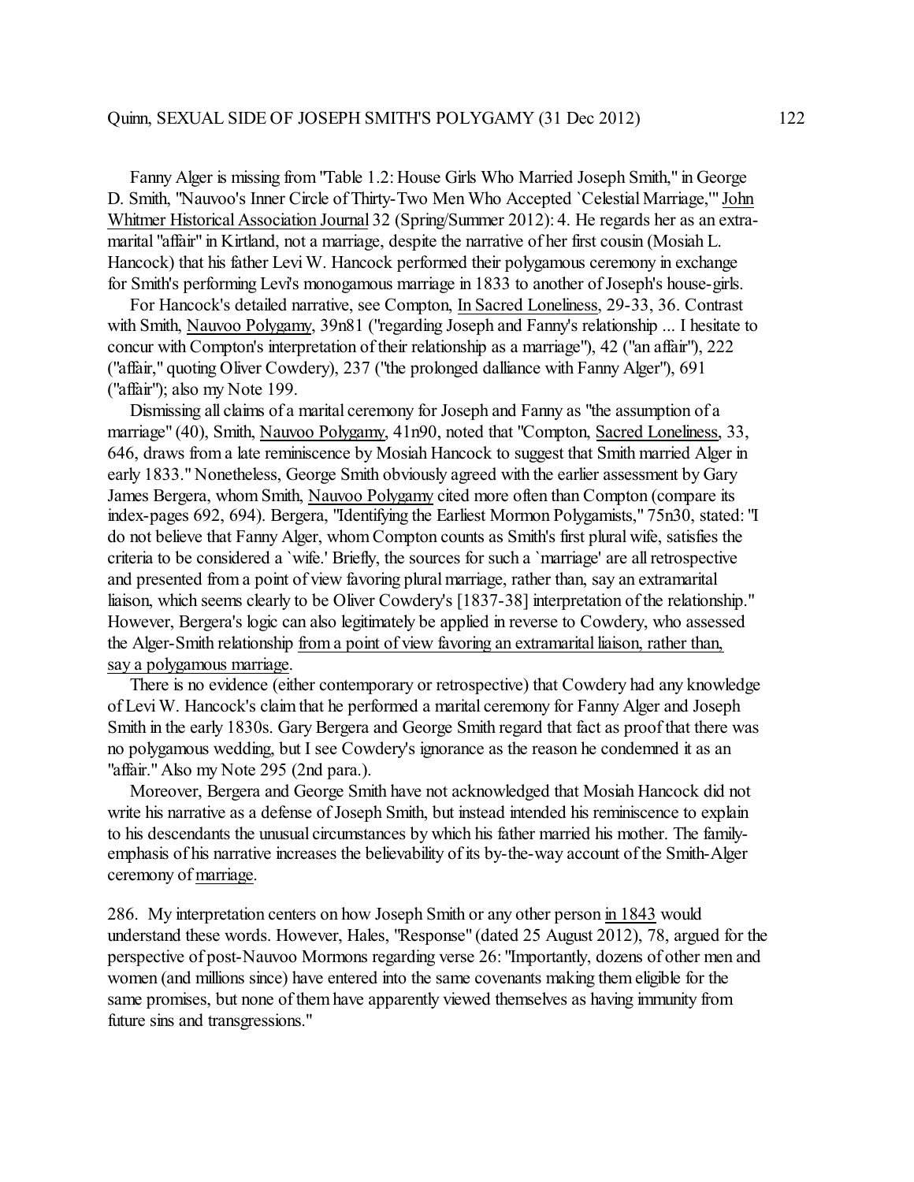Fanny Alger is missing from "Table 1.2: House Girls Who Married Joseph Smith," in George D. Smith, "Nauvoo's Inner Circle of Thirty-Two Men Who Accepted `Celestial Marriage,'" <u>John Whitmer Historical Association Journal</u> 32 (Spring/Summer 2012): 4. He regards her as an extra-marital "affair" in Kirtland, not a marriage, despite the narrative of her first cousin (Mosiah L. Hancock) that his father Levi W. Hancock performed their polygamous ceremony in exchange for Smith's performing Levi's monogamous marriage in 1833 to another of Joseph's house-girls.

For Hancock's detailed narrative, see Compton, <u>In Sacred Loneliness</u>, 29-33, 36. Contrast with Smith, <u>Nauvoo Polygamy</u>, 39n81 ("regarding Joseph and Fanny's relationship ... I hesitate to concur with Compton's interpretation of their relationship as a marriage"), 42 ("an affair"), 222 ("affair," quoting Oliver Cowdery), 237 ("the prolonged dalliance with Fanny Alger"), 691 ("affair"); also my Note 199.

Dismissing all claims of a marital ceremony for Joseph and Fanny as "the assumption of a marriage" (40), Smith, <u>Nauvoo Polygamy</u>, 41n90, noted that "Compton, <u>Sacred Loneliness</u>, 33, 646, draws from a late reminiscence by Mosiah Hancock to suggest that Smith married Alger in early 1833." Nonetheless, George Smith obviously agreed with the earlier assessment by Gary James Bergera, whom Smith, <u>Nauvoo Polygamy</u> cited more often than Compton (compare its index-pages 692, 694). Bergera, "Identifying the Earliest Mormon Polygamists," 75n30, stated: "I do not believe that Fanny Alger, whom Compton counts as Smith's first plural wife, satisfies the criteria to be considered a `wife.' Briefly, the sources for such a `marriage' are all retrospective and presented from a point of view favoring plural marriage, rather than, say an extramarital liaison, which seems clearly to be Oliver Cowdery's [1837-38] interpretation of the relationship." However, Bergera's logic can also legitimately be applied in reverse to Cowdery, who assessed the Alger-Smith relationship <u>from a point of view favoring an extramarital liaison, rather than, say a polygamous marriage</u>.

There is no evidence (either contemporary or retrospective) that Cowdery had any knowledge of Levi W. Hancock's claim that he performed a marital ceremony for Fanny Alger and Joseph Smith in the early 1830s. Gary Bergera and George Smith regard that fact as proof that there was no polygamous wedding, but I see Cowdery's ignorance as the reason he condemned it as an "affair." Also my Note 295 (2nd para.).

Moreover, Bergera and George Smith have not acknowledged that Mosiah Hancock did not write his narrative as a defense of Joseph Smith, but instead intended his reminiscence to explain to his descendants the unusual circumstances by which his father married his mother. The family-emphasis of his narrative increases the believability of its by-the-way account of the Smith-Alger ceremony of <u>marriage</u>.

286. My interpretation centers on how Joseph Smith or any other person <u>in 1843</u> would understand these words. However, Hales, "Response" (dated 25 August 2012), 78, argued for the perspective of post-Nauvoo Mormons regarding verse 26: "Importantly, dozens of other men and women (and millions since) have entered into the same covenants making them eligible for the same promises, but none of them have apparently viewed themselves as having immunity from future sins and transgressions."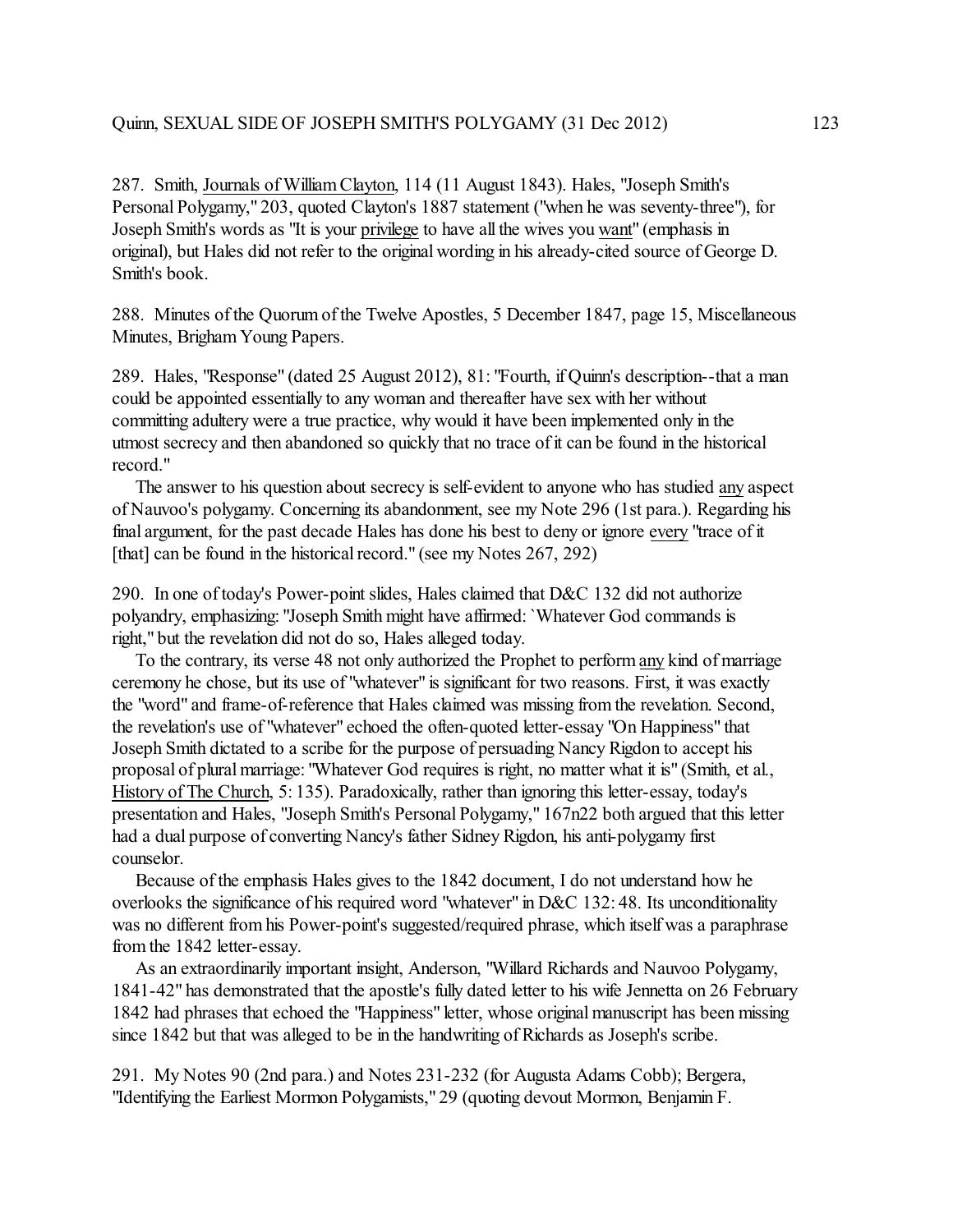287. Smith, Journals of William Clayton, 114 (11 August 1843). Hales, "Joseph Smith's Personal Polygamy," 203, quoted Clayton's 1887 statement ("when he was seventy-three"), for Joseph Smith's words as "It is your privilege to have all the wives you want" (emphasis in original), but Hales did not refer to the original wording in his already-cited source of George D. Smith's book.

288. Minutes of the Quorum of the Twelve Apostles, 5 December 1847, page 15, Miscellaneous Minutes, Brigham Young Papers.

289. Hales, "Response" (dated 25 August 2012), 81: "Fourth, if Quinn's description--that a man could be appointed essentially to any woman and thereafter have sex with her without committing adultery were a true practice, why would it have been implemented only in the utmost secrecy and then abandoned so quickly that no trace of it can be found in the historical record."

The answer to his question about secrecy is self-evident to anyone who has studied any aspect of Nauvoo's polygamy. Concerning its abandonment, see my Note 296 (1st para.). Regarding his final argument, for the past decade Hales has done his best to deny or ignore every "trace of it [that] can be found in the historical record." (see my Notes 267, 292)

290. In one of today's Power-point slides, Hales claimed that D&C 132 did not authorize polyandry, emphasizing: "Joseph Smith might have affirmed: `Whatever God commands is right," but the revelation did not do so, Hales alleged today.

To the contrary, its verse 48 not only authorized the Prophet to perform any kind of marriage ceremony he chose, but its use of "whatever" is significant for two reasons. First, it was exactly the "word" and frame-of-reference that Hales claimed was missing from the revelation. Second, the revelation's use of "whatever" echoed the often-quoted letter-essay "On Happiness" that Joseph Smith dictated to a scribe for the purpose of persuading Nancy Rigdon to accept his proposal of plural marriage: "Whatever God requires is right, no matter what it is" (Smith, et al., History of The Church, 5: 135). Paradoxically, rather than ignoring this letter-essay, today's presentation and Hales, "Joseph Smith's Personal Polygamy," 167n22 both argued that this letter had a dual purpose of converting Nancy's father Sidney Rigdon, his anti-polygamy first counselor.

Because of the emphasis Hales gives to the 1842 document, I do not understand how he overlooks the significance of his required word "whatever" in D&C 132: 48. Its unconditionality was no different from his Power-point's suggested/required phrase, which itself was a paraphrase from the 1842 letter-essay.

As an extraordinarily important insight, Anderson, "Willard Richards and Nauvoo Polygamy, 1841-42" has demonstrated that the apostle's fully dated letter to his wife Jennetta on 26 February 1842 had phrases that echoed the "Happiness" letter, whose original manuscript has been missing since 1842 but that was alleged to be in the handwriting of Richards as Joseph's scribe.

291. My Notes 90 (2nd para.) and Notes 231-232 (for Augusta Adams Cobb); Bergera, "Identifying the Earliest Mormon Polygamists," 29 (quoting devout Mormon, Benjamin F.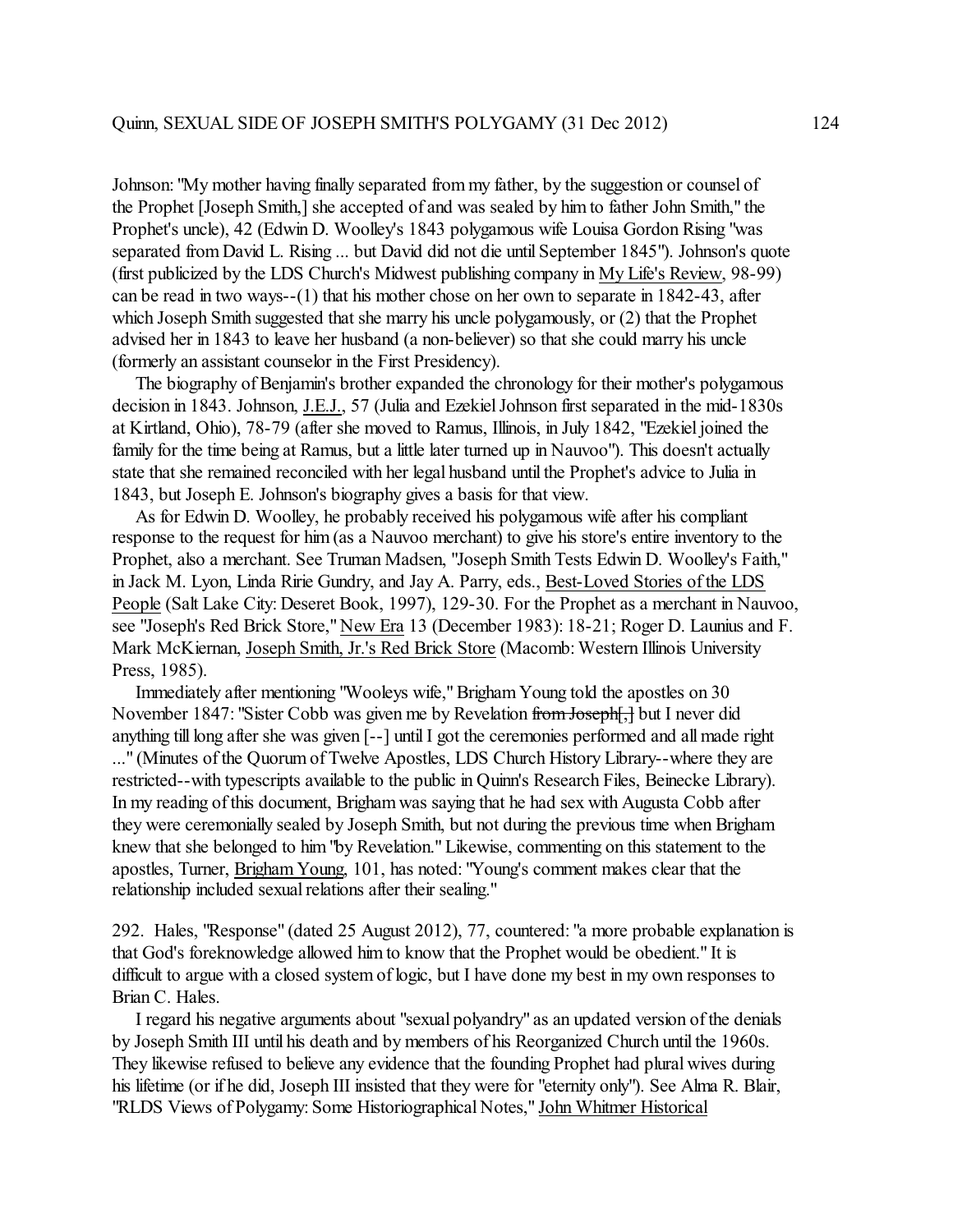Johnson: "My mother having finally separated from my father, by the suggestion or counsel of the Prophet [Joseph Smith,] she accepted of and was sealed by him to father John Smith," the Prophet's uncle), 42 (Edwin D. Woolley's 1843 polygamous wife Louisa Gordon Rising "was separated from David L. Rising ... but David did not die until September 1845"). Johnson's quote (first publicized by the LDS Church's Midwest publishing company in My Life's Review, 98-99) can be read in two ways--(1) that his mother chose on her own to separate in 1842-43, after which Joseph Smith suggested that she marry his uncle polygamously, or (2) that the Prophet advised her in 1843 to leave her husband (a non-believer) so that she could marry his uncle (formerly an assistant counselor in the First Presidency).

The biography of Benjamin's brother expanded the chronology for their mother's polygamous decision in 1843. Johnson, J.E.J., 57 (Julia and Ezekiel Johnson first separated in the mid-1830s at Kirtland, Ohio), 78-79 (after she moved to Ramus, Illinois, in July 1842, "Ezekiel joined the family for the time being at Ramus, but a little later turned up in Nauvoo"). This doesn't actually state that she remained reconciled with her legal husband until the Prophet's advice to Julia in 1843, but Joseph E. Johnson's biography gives a basis for that view.

As for Edwin D. Woolley, he probably received his polygamous wife after his compliant response to the request for him (as a Nauvoo merchant) to give his store's entire inventory to the Prophet, also a merchant. See Truman Madsen, "Joseph Smith Tests Edwin D. Woolley's Faith," in Jack M. Lyon, Linda Ririe Gundry, and Jay A. Parry, eds., Best-Loved Stories of the LDS People (Salt Lake City: Deseret Book, 1997), 129-30. For the Prophet as a merchant in Nauvoo, see "Joseph's Red Brick Store," New Era 13 (December 1983): 18-21; Roger D. Launius and F. Mark McKiernan, Joseph Smith, Jr.'s Red Brick Store (Macomb: Western Illinois University Press, 1985).

Immediately after mentioning "Wooleys wife," Brigham Young told the apostles on 30 November 1847: "Sister Cobb was given me by Revelation ~~from Joseph[,]~~ but I never did anything till long after she was given [--] until I got the ceremonies performed and all made right ..." (Minutes of the Quorum of Twelve Apostles, LDS Church History Library--where they are restricted--with typescripts available to the public in Quinn's Research Files, Beinecke Library). In my reading of this document, Brigham was saying that he had sex with Augusta Cobb after they were ceremonially sealed by Joseph Smith, but not during the previous time when Brigham knew that she belonged to him "by Revelation." Likewise, commenting on this statement to the apostles, Turner, Brigham Young, 101, has noted: "Young's comment makes clear that the relationship included sexual relations after their sealing."

292. Hales, "Response" (dated 25 August 2012), 77, countered: "a more probable explanation is that God's foreknowledge allowed him to know that the Prophet would be obedient." It is difficult to argue with a closed system of logic, but I have done my best in my own responses to Brian C. Hales.

I regard his negative arguments about "sexual polyandry" as an updated version of the denials by Joseph Smith III until his death and by members of his Reorganized Church until the 1960s. They likewise refused to believe any evidence that the founding Prophet had plural wives during his lifetime (or if he did, Joseph III insisted that they were for "eternity only"). See Alma R. Blair, "RLDS Views of Polygamy: Some Historiographical Notes," John Whitmer Historical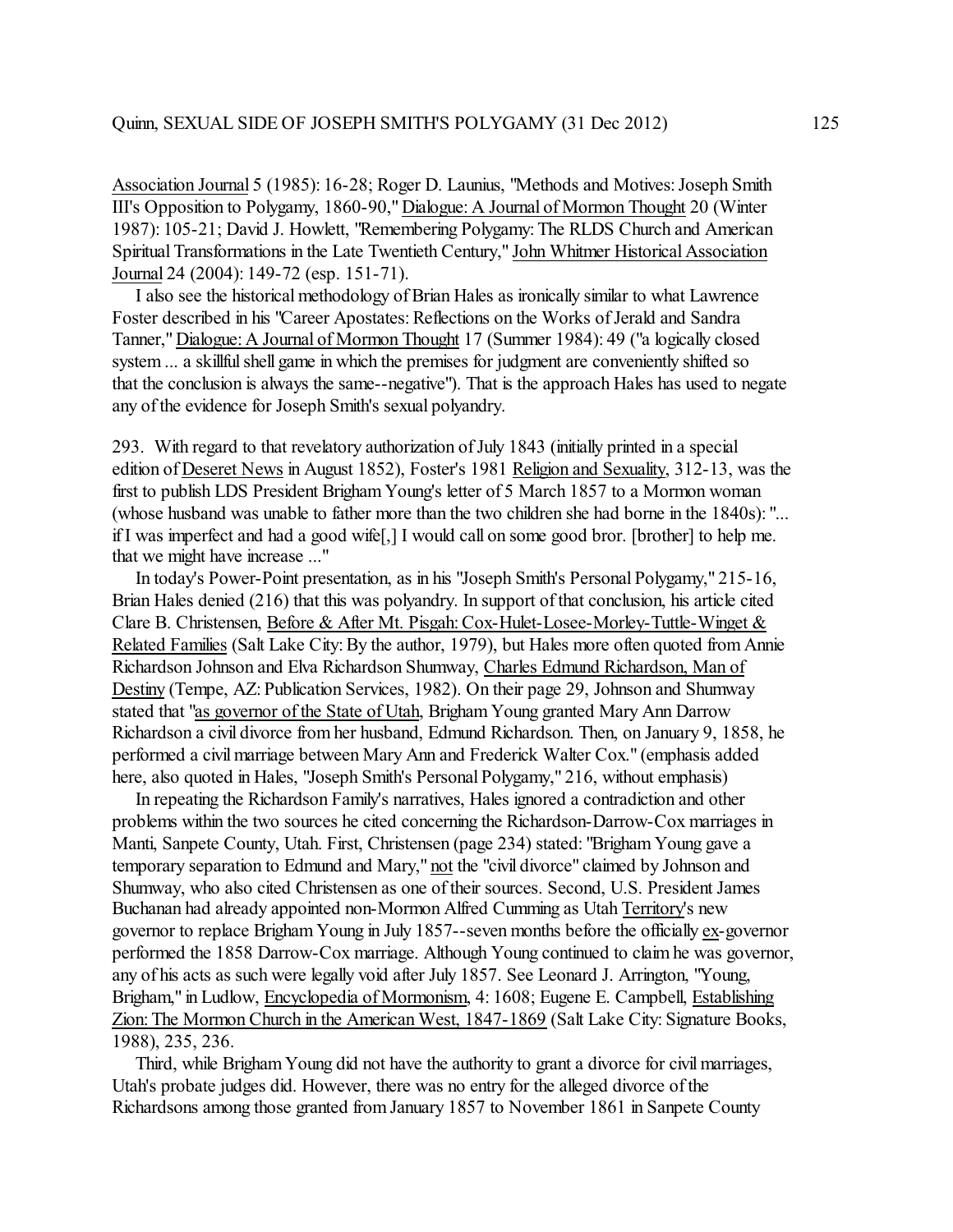Association Journal 5 (1985): 16-28; Roger D. Launius, "Methods and Motives: Joseph Smith III's Opposition to Polygamy, 1860-90," Dialogue: A Journal of Mormon Thought 20 (Winter 1987): 105-21; David J. Howlett, "Remembering Polygamy: The RLDS Church and American Spiritual Transformations in the Late Twentieth Century," John Whitmer Historical Association Journal 24 (2004): 149-72 (esp. 151-71).

I also see the historical methodology of Brian Hales as ironically similar to what Lawrence Foster described in his "Career Apostates: Reflections on the Works of Jerald and Sandra Tanner," Dialogue: A Journal of Mormon Thought 17 (Summer 1984): 49 ("a logically closed system ... a skillful shell game in which the premises for judgment are conveniently shifted so that the conclusion is always the same--negative"). That is the approach Hales has used to negate any of the evidence for Joseph Smith's sexual polyandry.

293. With regard to that revelatory authorization of July 1843 (initially printed in a special edition of Deseret News in August 1852), Foster's 1981 Religion and Sexuality, 312-13, was the first to publish LDS President Brigham Young's letter of 5 March 1857 to a Mormon woman (whose husband was unable to father more than the two children she had borne in the 1840s): "... if I was imperfect and had a good wife[,] I would call on some good bror. [brother] to help me. that we might have increase ..."

In today's Power-Point presentation, as in his "Joseph Smith's Personal Polygamy," 215-16, Brian Hales denied (216) that this was polyandry. In support of that conclusion, his article cited Clare B. Christensen, Before & After Mt. Pisgah: Cox-Hulet-Losee-Morley-Tuttle-Winget & Related Families (Salt Lake City: By the author, 1979), but Hales more often quoted from Annie Richardson Johnson and Elva Richardson Shumway, Charles Edmund Richardson, Man of Destiny (Tempe, AZ: Publication Services, 1982). On their page 29, Johnson and Shumway stated that "as governor of the State of Utah, Brigham Young granted Mary Ann Darrow Richardson a civil divorce from her husband, Edmund Richardson. Then, on January 9, 1858, he performed a civil marriage between Mary Ann and Frederick Walter Cox." (emphasis added here, also quoted in Hales, "Joseph Smith's Personal Polygamy," 216, without emphasis)

In repeating the Richardson Family's narratives, Hales ignored a contradiction and other problems within the two sources he cited concerning the Richardson-Darrow-Cox marriages in Manti, Sanpete County, Utah. First, Christensen (page 234) stated: "Brigham Young gave a temporary separation to Edmund and Mary," not the "civil divorce" claimed by Johnson and Shumway, who also cited Christensen as one of their sources. Second, U.S. President James Buchanan had already appointed non-Mormon Alfred Cumming as Utah Territory's new governor to replace Brigham Young in July 1857--seven months before the officially ex-governor performed the 1858 Darrow-Cox marriage. Although Young continued to claim he was governor, any of his acts as such were legally void after July 1857. See Leonard J. Arrington, "Young, Brigham," in Ludlow, Encyclopedia of Mormonism, 4: 1608; Eugene E. Campbell, Establishing Zion: The Mormon Church in the American West, 1847-1869 (Salt Lake City: Signature Books, 1988), 235, 236.

Third, while Brigham Young did not have the authority to grant a divorce for civil marriages, Utah's probate judges did. However, there was no entry for the alleged divorce of the Richardsons among those granted from January 1857 to November 1861 in Sanpete County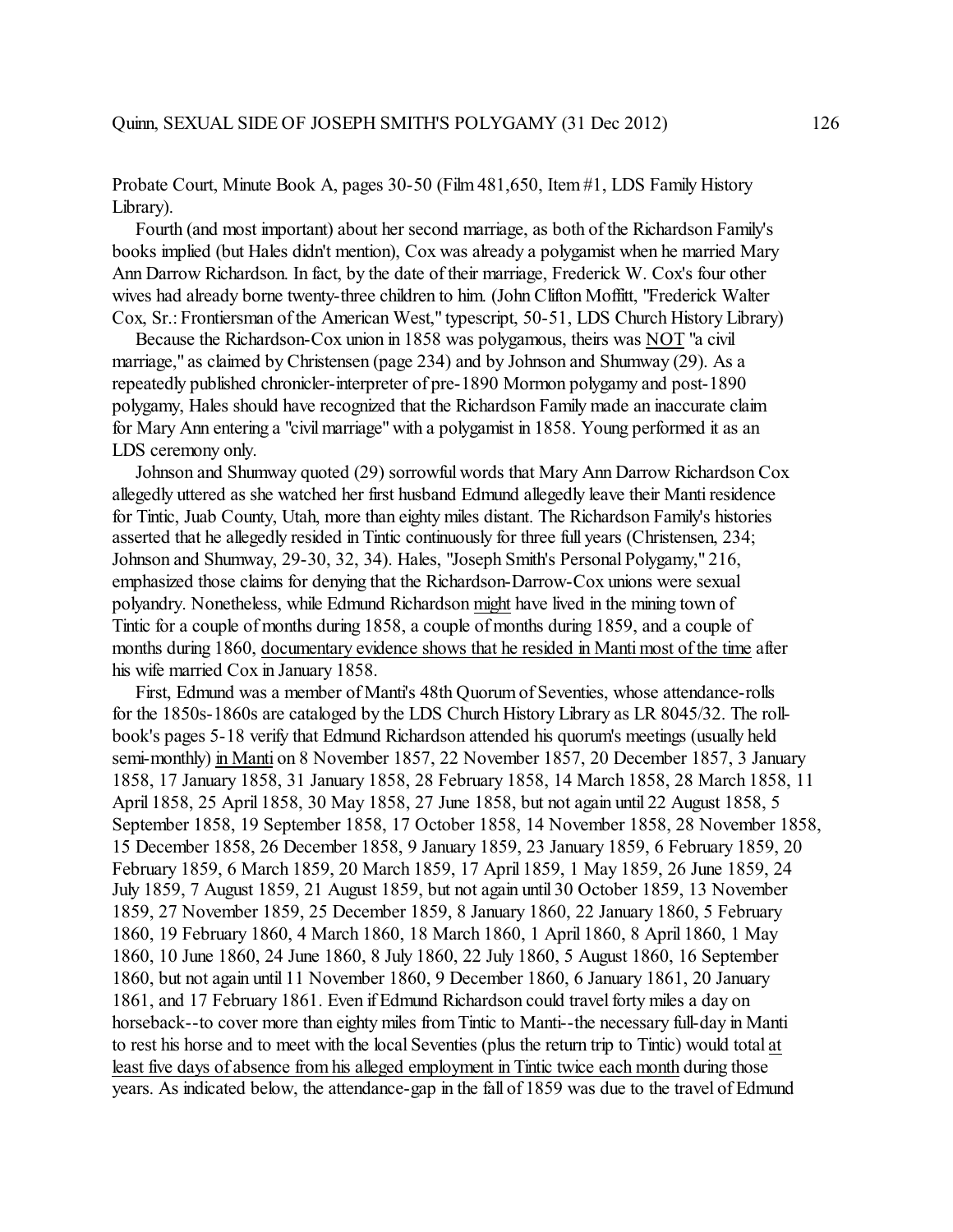Probate Court, Minute Book A, pages 30-50 (Film 481,650, Item #1, LDS Family History Library).

Fourth (and most important) about her second marriage, as both of the Richardson Family's books implied (but Hales didn't mention), Cox was already a polygamist when he married Mary Ann Darrow Richardson. In fact, by the date of their marriage, Frederick W. Cox's four other wives had already borne twenty-three children to him. (John Clifton Moffitt, "Frederick Walter Cox, Sr.: Frontiersman of the American West," typescript, 50-51, LDS Church History Library)

Because the Richardson-Cox union in 1858 was polygamous, theirs was <u>NOT</u> "a civil marriage," as claimed by Christensen (page 234) and by Johnson and Shumway (29). As a repeatedly published chronicler-interpreter of pre-1890 Mormon polygamy and post-1890 polygamy, Hales should have recognized that the Richardson Family made an inaccurate claim for Mary Ann entering a "civil marriage" with a polygamist in 1858. Young performed it as an LDS ceremony only.

Johnson and Shumway quoted (29) sorrowful words that Mary Ann Darrow Richardson Cox allegedly uttered as she watched her first husband Edmund allegedly leave their Manti residence for Tintic, Juab County, Utah, more than eighty miles distant. The Richardson Family's histories asserted that he allegedly resided in Tintic continuously for three full years (Christensen, 234; Johnson and Shumway, 29-30, 32, 34). Hales, "Joseph Smith's Personal Polygamy," 216, emphasized those claims for denying that the Richardson-Darrow-Cox unions were sexual polyandry. Nonetheless, while Edmund Richardson <u>might</u> have lived in the mining town of Tintic for a couple of months during 1858, a couple of months during 1859, and a couple of months during 1860, <u>documentary evidence shows that he resided in Manti most of the time</u> after his wife married Cox in January 1858.

First, Edmund was a member of Manti's 48th Quorum of Seventies, whose attendance-rolls for the 1850s-1860s are cataloged by the LDS Church History Library as LR 8045/32. The roll-book's pages 5-18 verify that Edmund Richardson attended his quorum's meetings (usually held semi-monthly) <u>in Manti</u> on 8 November 1857, 22 November 1857, 20 December 1857, 3 January 1858, 17 January 1858, 31 January 1858, 28 February 1858, 14 March 1858, 28 March 1858, 11 April 1858, 25 April 1858, 30 May 1858, 27 June 1858, but not again until 22 August 1858, 5 September 1858, 19 September 1858, 17 October 1858, 14 November 1858, 28 November 1858, 15 December 1858, 26 December 1858, 9 January 1859, 23 January 1859, 6 February 1859, 20 February 1859, 6 March 1859, 20 March 1859, 17 April 1859, 1 May 1859, 26 June 1859, 24 July 1859, 7 August 1859, 21 August 1859, but not again until 30 October 1859, 13 November 1859, 27 November 1859, 25 December 1859, 8 January 1860, 22 January 1860, 5 February 1860, 19 February 1860, 4 March 1860, 18 March 1860, 1 April 1860, 8 April 1860, 1 May 1860, 10 June 1860, 24 June 1860, 8 July 1860, 22 July 1860, 5 August 1860, 16 September 1860, but not again until 11 November 1860, 9 December 1860, 6 January 1861, 20 January 1861, and 17 February 1861. Even if Edmund Richardson could travel forty miles a day on horseback--to cover more than eighty miles from Tintic to Manti--the necessary full-day in Manti to rest his horse and to meet with the local Seventies (plus the return trip to Tintic) would total <u>at least five days of absence from his alleged employment in Tintic twice each month</u> during those years. As indicated below, the attendance-gap in the fall of 1859 was due to the travel of Edmund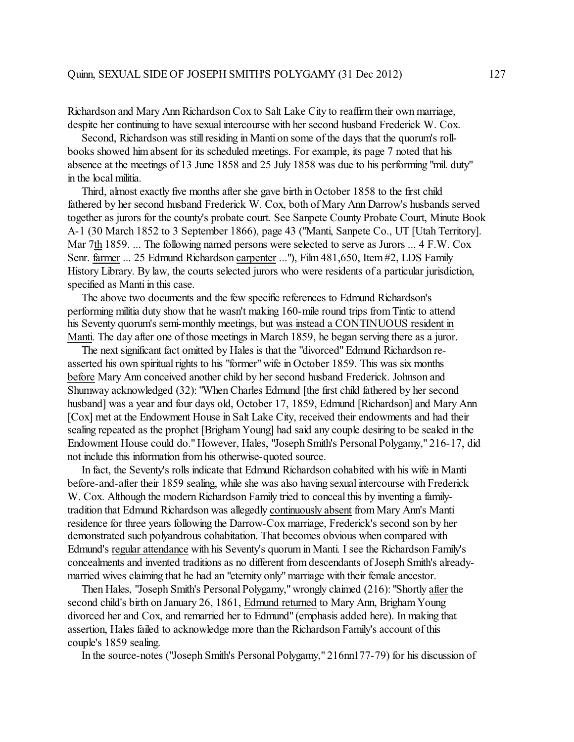Richardson and Mary Ann Richardson Cox to Salt Lake City to reaffirm their own marriage, despite her continuing to have sexual intercourse with her second husband Frederick W. Cox.

Second, Richardson was still residing in Manti on some of the days that the quorum's roll-books showed him absent for its scheduled meetings. For example, its page 7 noted that his absence at the meetings of 13 June 1858 and 25 July 1858 was due to his performing "mil. duty" in the local militia.

Third, almost exactly five months after she gave birth in October 1858 to the first child fathered by her second husband Frederick W. Cox, both of Mary Ann Darrow's husbands served together as jurors for the county's probate court. See Sanpete County Probate Court, Minute Book A-1 (30 March 1852 to 3 September 1866), page 43 ("Manti, Sanpete Co., UT [Utah Territory]. Mar 7<u>th</u> 1859. ... The following named persons were selected to serve as Jurors ... 4 F.W. Cox Senr. <u>farmer</u> ... 25 Edmund Richardson <u>carpenter</u> ..."), Film 481,650, Item #2, LDS Family History Library. By law, the courts selected jurors who were residents of a particular jurisdiction, specified as Manti in this case.

The above two documents and the few specific references to Edmund Richardson's performing militia duty show that he wasn't making 160-mile round trips from Tintic to attend his Seventy quorum's semi-monthly meetings, but <u>was instead a CONTINUOUS resident in Manti</u>. The day after one of those meetings in March 1859, he began serving there as a juror.

The next significant fact omitted by Hales is that the "divorced" Edmund Richardson re-asserted his own spiritual rights to his "former" wife in October 1859. This was six months <u>before</u> Mary Ann conceived another child by her second husband Frederick. Johnson and Shumway acknowledged (32): "When Charles Edmund [the first child fathered by her second husband] was a year and four days old, October 17, 1859, Edmund [Richardson] and Mary Ann [Cox] met at the Endowment House in Salt Lake City, received their endowments and had their sealing repeated as the prophet [Brigham Young] had said any couple desiring to be sealed in the Endowment House could do." However, Hales, "Joseph Smith's Personal Polygamy," 216-17, did not include this information from his otherwise-quoted source.

In fact, the Seventy's rolls indicate that Edmund Richardson cohabited with his wife in Manti before-and-after their 1859 sealing, while she was also having sexual intercourse with Frederick W. Cox. Although the modern Richardson Family tried to conceal this by inventing a family-tradition that Edmund Richardson was allegedly <u>continuously absent</u> from Mary Ann's Manti residence for three years following the Darrow-Cox marriage, Frederick's second son by her demonstrated such polyandrous cohabitation. That becomes obvious when compared with Edmund's <u>regular attendance</u> with his Seventy's quorum in Manti. I see the Richardson Family's concealments and invented traditions as no different from descendants of Joseph Smith's already-married wives claiming that he had an "eternity only" marriage with their female ancestor.

Then Hales, "Joseph Smith's Personal Polygamy," wrongly claimed (216): "Shortly <u>after</u> the second child's birth on January 26, 1861, <u>Edmund returned</u> to Mary Ann, Brigham Young divorced her and Cox, and remarried her to Edmund" (emphasis added here). In making that assertion, Hales failed to acknowledge more than the Richardson Family's account of this couple's 1859 sealing.

In the source-notes ("Joseph Smith's Personal Polygamy," 216nn177-79) for his discussion of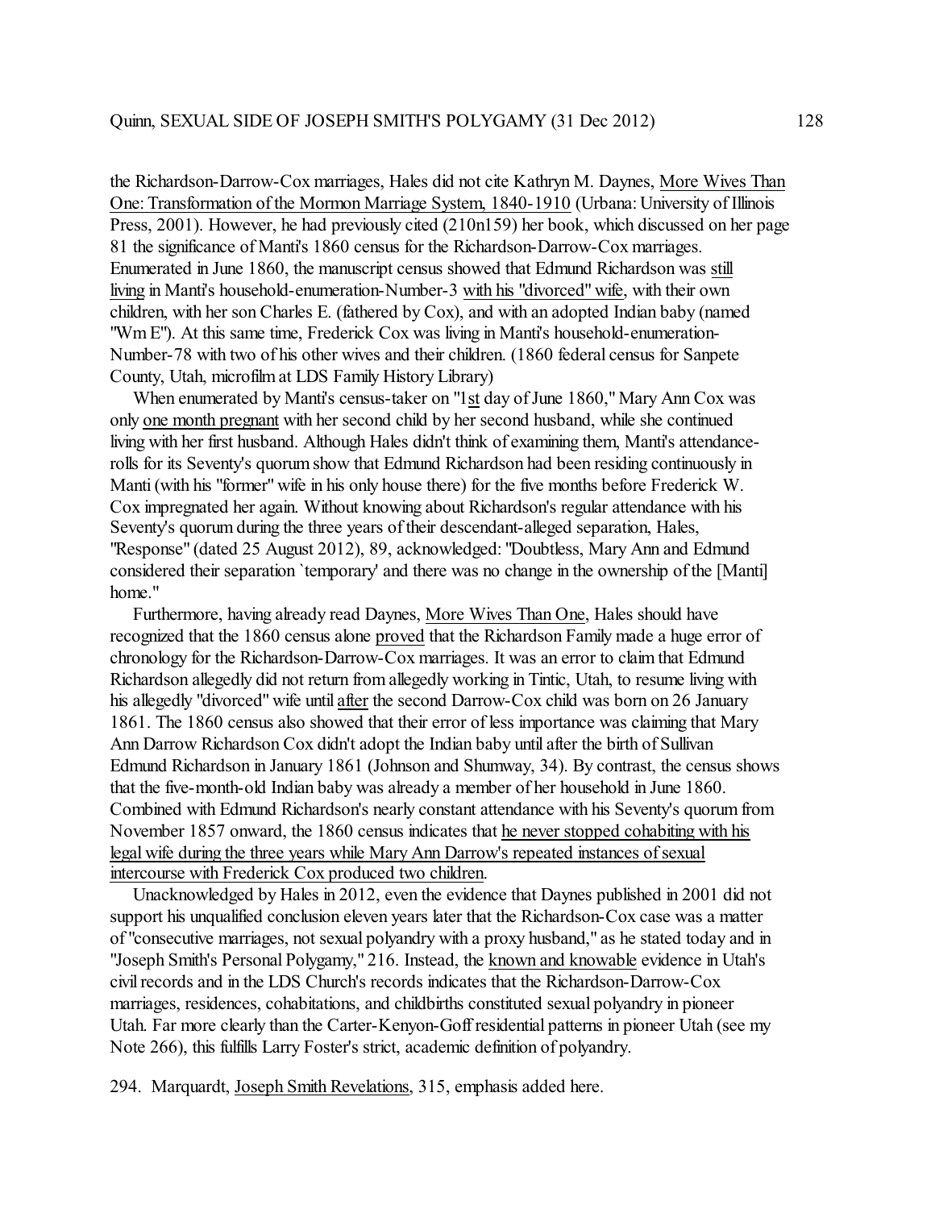the Richardson-Darrow-Cox marriages, Hales did not cite Kathryn M. Daynes, More Wives Than One: Transformation of the Mormon Marriage System, 1840-1910 (Urbana: University of Illinois Press, 2001). However, he had previously cited (210n159) her book, which discussed on her page 81 the significance of Manti's 1860 census for the Richardson-Darrow-Cox marriages. Enumerated in June 1860, the manuscript census showed that Edmund Richardson was still living in Manti's household-enumeration-Number-3 with his "divorced" wife, with their own children, with her son Charles E. (fathered by Cox), and with an adopted Indian baby (named "Wm E"). At this same time, Frederick Cox was living in Manti's household-enumeration-Number-78 with two of his other wives and their children. (1860 federal census for Sanpete County, Utah, microfilm at LDS Family History Library)

When enumerated by Manti's census-taker on "1st day of June 1860," Mary Ann Cox was only one month pregnant with her second child by her second husband, while she continued living with her first husband. Although Hales didn't think of examining them, Manti's attendance-rolls for its Seventy's quorum show that Edmund Richardson had been residing continuously in Manti (with his "former" wife in his only house there) for the five months before Frederick W. Cox impregnated her again. Without knowing about Richardson's regular attendance with his Seventy's quorum during the three years of their descendant-alleged separation, Hales, "Response" (dated 25 August 2012), 89, acknowledged: "Doubtless, Mary Ann and Edmund considered their separation `temporary' and there was no change in the ownership of the [Manti] home."

Furthermore, having already read Daynes, More Wives Than One, Hales should have recognized that the 1860 census alone proved that the Richardson Family made a huge error of chronology for the Richardson-Darrow-Cox marriages. It was an error to claim that Edmund Richardson allegedly did not return from allegedly working in Tintic, Utah, to resume living with his allegedly "divorced" wife until after the second Darrow-Cox child was born on 26 January 1861. The 1860 census also showed that their error of less importance was claiming that Mary Ann Darrow Richardson Cox didn't adopt the Indian baby until after the birth of Sullivan Edmund Richardson in January 1861 (Johnson and Shumway, 34). By contrast, the census shows that the five-month-old Indian baby was already a member of her household in June 1860. Combined with Edmund Richardson's nearly constant attendance with his Seventy's quorum from November 1857 onward, the 1860 census indicates that he never stopped cohabiting with his legal wife during the three years while Mary Ann Darrow's repeated instances of sexual intercourse with Frederick Cox produced two children.

Unacknowledged by Hales in 2012, even the evidence that Daynes published in 2001 did not support his unqualified conclusion eleven years later that the Richardson-Cox case was a matter of "consecutive marriages, not sexual polyandry with a proxy husband," as he stated today and in "Joseph Smith's Personal Polygamy," 216. Instead, the known and knowable evidence in Utah's civil records and in the LDS Church's records indicates that the Richardson-Darrow-Cox marriages, residences, cohabitations, and childbirths constituted sexual polyandry in pioneer Utah. Far more clearly than the Carter-Kenyon-Goff residential patterns in pioneer Utah (see my Note 266), this fulfills Larry Foster's strict, academic definition of polyandry.

294. Marquardt, Joseph Smith Revelations, 315, emphasis added here.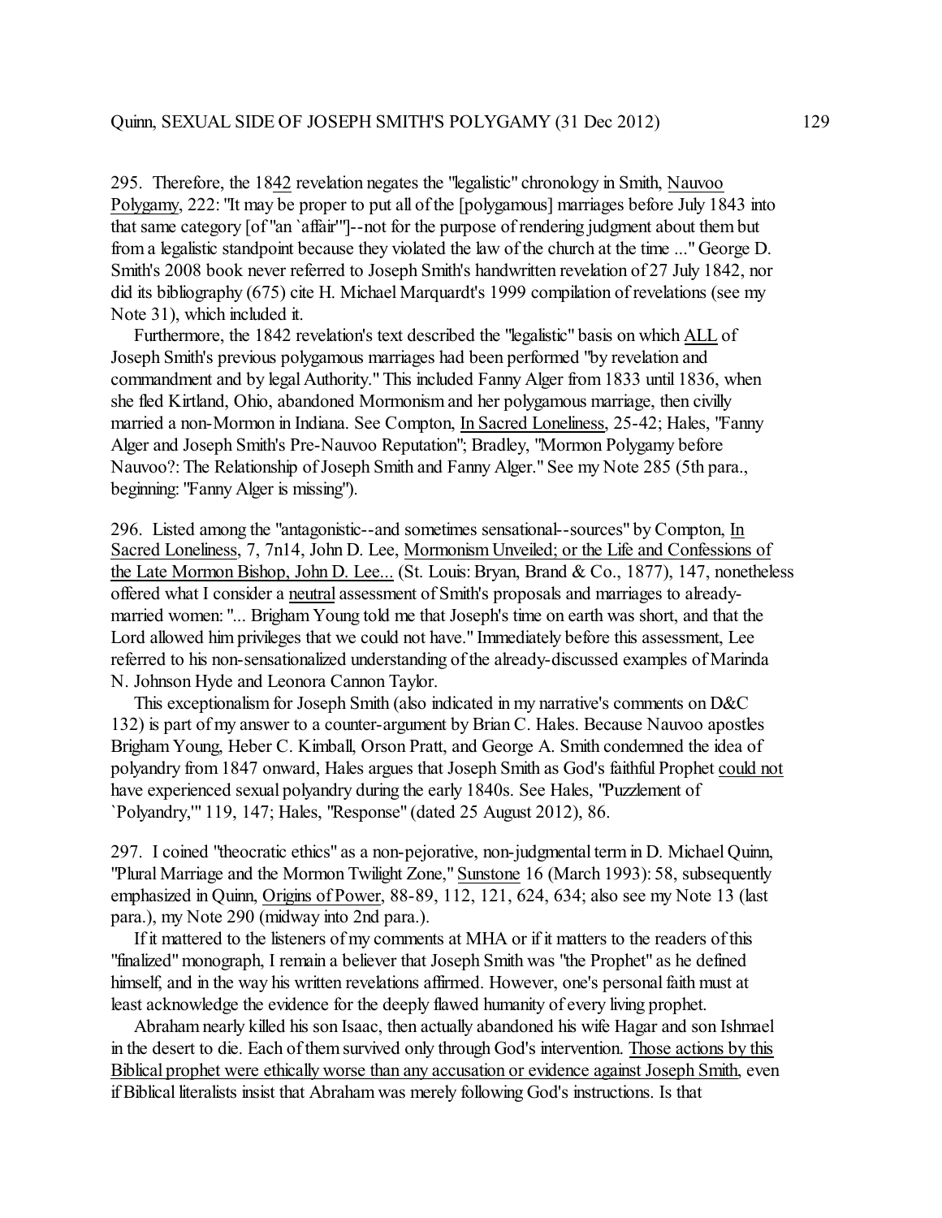295. Therefore, the 1842 revelation negates the "legalistic" chronology in Smith, Nauvoo Polygamy, 222: "It may be proper to put all of the [polygamous] marriages before July 1843 into that same category [of "an `affair'"]--not for the purpose of rendering judgment about them but from a legalistic standpoint because they violated the law of the church at the time ..." George D. Smith's 2008 book never referred to Joseph Smith's handwritten revelation of 27 July 1842, nor did its bibliography (675) cite H. Michael Marquardt's 1999 compilation of revelations (see my Note 31), which included it.

Furthermore, the 1842 revelation's text described the "legalistic" basis on which ALL of Joseph Smith's previous polygamous marriages had been performed "by revelation and commandment and by legal Authority." This included Fanny Alger from 1833 until 1836, when she fled Kirtland, Ohio, abandoned Mormonism and her polygamous marriage, then civilly married a non-Mormon in Indiana. See Compton, In Sacred Loneliness, 25-42; Hales, "Fanny Alger and Joseph Smith's Pre-Nauvoo Reputation"; Bradley, "Mormon Polygamy before Nauvoo?: The Relationship of Joseph Smith and Fanny Alger." See my Note 285 (5th para., beginning: "Fanny Alger is missing").

296. Listed among the "antagonistic--and sometimes sensational--sources" by Compton, In Sacred Loneliness, 7, 7n14, John D. Lee, Mormonism Unveiled; or the Life and Confessions of the Late Mormon Bishop, John D. Lee... (St. Louis: Bryan, Brand & Co., 1877), 147, nonetheless offered what I consider a neutral assessment of Smith's proposals and marriages to already-married women: "... Brigham Young told me that Joseph's time on earth was short, and that the Lord allowed him privileges that we could not have." Immediately before this assessment, Lee referred to his non-sensationalized understanding of the already-discussed examples of Marinda N. Johnson Hyde and Leonora Cannon Taylor.

This exceptionalism for Joseph Smith (also indicated in my narrative's comments on D&C 132) is part of my answer to a counter-argument by Brian C. Hales. Because Nauvoo apostles Brigham Young, Heber C. Kimball, Orson Pratt, and George A. Smith condemned the idea of polyandry from 1847 onward, Hales argues that Joseph Smith as God's faithful Prophet could not have experienced sexual polyandry during the early 1840s. See Hales, "Puzzlement of `Polyandry,'" 119, 147; Hales, "Response" (dated 25 August 2012), 86.

297. I coined "theocratic ethics" as a non-pejorative, non-judgmental term in D. Michael Quinn, "Plural Marriage and the Mormon Twilight Zone," Sunstone 16 (March 1993): 58, subsequently emphasized in Quinn, Origins of Power, 88-89, 112, 121, 624, 634; also see my Note 13 (last para.), my Note 290 (midway into 2nd para.).

If it mattered to the listeners of my comments at MHA or if it matters to the readers of this "finalized" monograph, I remain a believer that Joseph Smith was "the Prophet" as he defined himself, and in the way his written revelations affirmed. However, one's personal faith must at least acknowledge the evidence for the deeply flawed humanity of every living prophet.

Abraham nearly killed his son Isaac, then actually abandoned his wife Hagar and son Ishmael in the desert to die. Each of them survived only through God's intervention. Those actions by this Biblical prophet were ethically worse than any accusation or evidence against Joseph Smith, even if Biblical literalists insist that Abraham was merely following God's instructions. Is that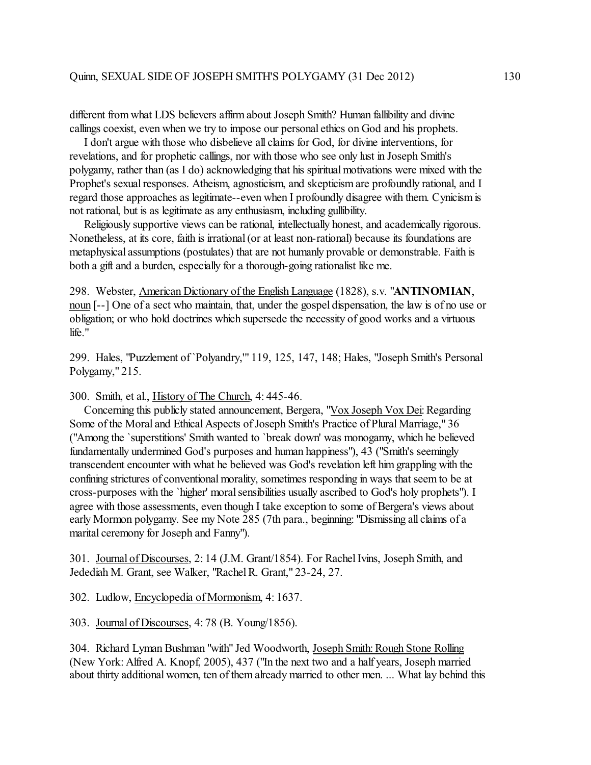different from what LDS believers affirm about Joseph Smith? Human fallibility and divine callings coexist, even when we try to impose our personal ethics on God and his prophets.

I don't argue with those who disbelieve all claims for God, for divine interventions, for revelations, and for prophetic callings, nor with those who see only lust in Joseph Smith's polygamy, rather than (as I do) acknowledging that his spiritual motivations were mixed with the Prophet's sexual responses. Atheism, agnosticism, and skepticism are profoundly rational, and I regard those approaches as legitimate--even when I profoundly disagree with them. Cynicism is not rational, but is as legitimate as any enthusiasm, including gullibility.

Religiously supportive views can be rational, intellectually honest, and academically rigorous. Nonetheless, at its core, faith is irrational (or at least non-rational) because its foundations are metaphysical assumptions (postulates) that are not humanly provable or demonstrable. Faith is both a gift and a burden, especially for a thorough-going rationalist like me.

298. Webster, <u>American Dictionary of the English Language</u> (1828), s.v. "**ANTINOMIAN**, <u>noun</u> [--] One of a sect who maintain, that, under the gospel dispensation, the law is of no use or obligation; or who hold doctrines which supersede the necessity of good works and a virtuous life."

299. Hales, "Puzzlement of `Polyandry,'" 119, 125, 147, 148; Hales, "Joseph Smith's Personal Polygamy," 215.

300. Smith, et al., <u>History of The Church</u>, 4: 445-46.

Concerning this publicly stated announcement, Bergera, "<u>Vox Joseph Vox Dei</u>: Regarding Some of the Moral and Ethical Aspects of Joseph Smith's Practice of Plural Marriage," 36 ("Among the `superstitions' Smith wanted to `break down' was monogamy, which he believed fundamentally undermined God's purposes and human happiness"), 43 ("Smith's seemingly transcendent encounter with what he believed was God's revelation left him grappling with the confining strictures of conventional morality, sometimes responding in ways that seem to be at cross-purposes with the `higher' moral sensibilities usually ascribed to God's holy prophets"). I agree with those assessments, even though I take exception to some of Bergera's views about early Mormon polygamy. See my Note 285 (7th para., beginning: "Dismissing all claims of a marital ceremony for Joseph and Fanny").

301. <u>Journal of Discourses</u>, 2: 14 (J.M. Grant/1854). For Rachel Ivins, Joseph Smith, and Jedediah M. Grant, see Walker, "Rachel R. Grant," 23-24, 27.

302. Ludlow, <u>Encyclopedia of Mormonism</u>, 4: 1637.

303. <u>Journal of Discourses</u>, 4: 78 (B. Young/1856).

304. Richard Lyman Bushman "with" Jed Woodworth, <u>Joseph Smith: Rough Stone Rolling</u> (New York: Alfred A. Knopf, 2005), 437 ("In the next two and a half years, Joseph married about thirty additional women, ten of them already married to other men. ... What lay behind this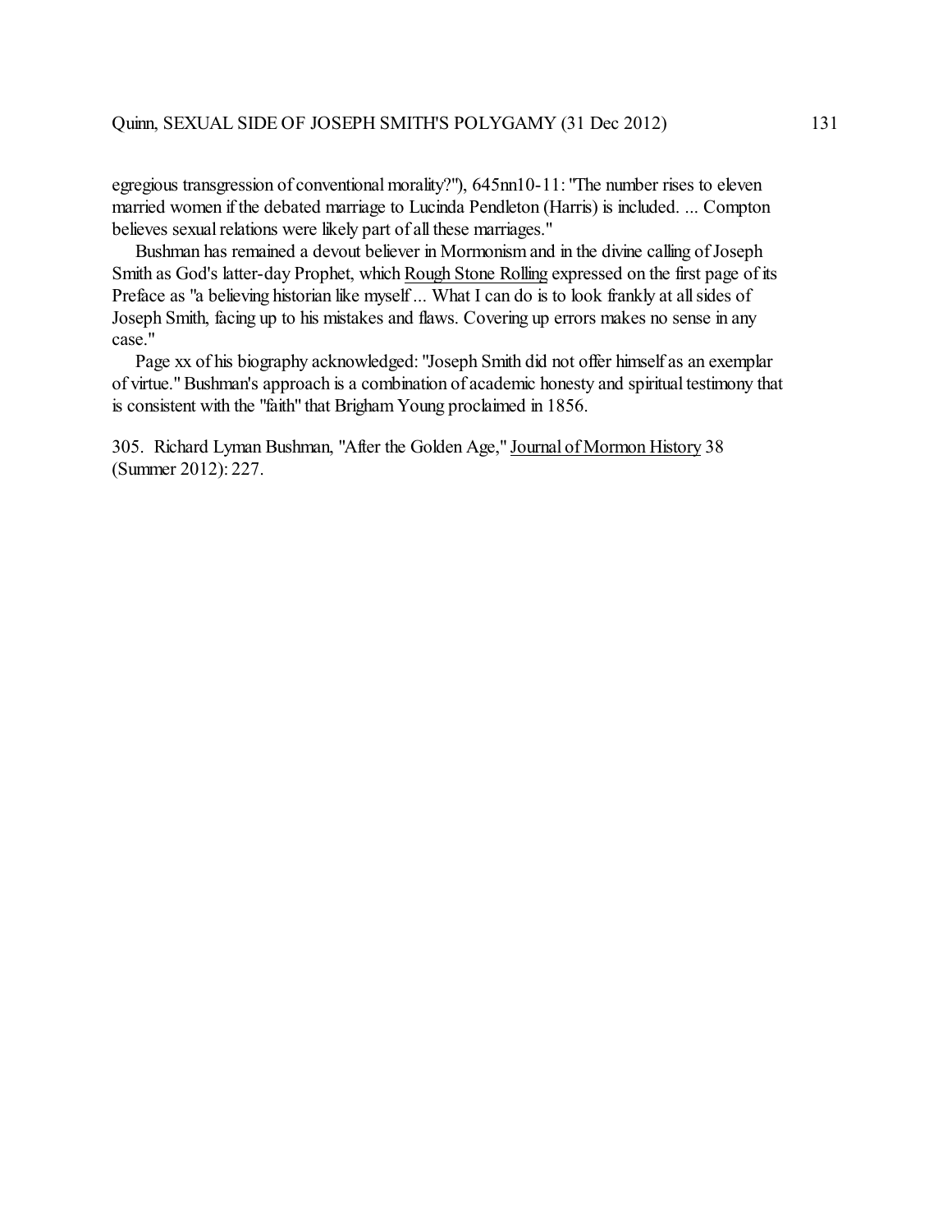egregious transgression of conventional morality?"), 645nn10-11: "The number rises to eleven married women if the debated marriage to Lucinda Pendleton (Harris) is included. ... Compton believes sexual relations were likely part of all these marriages."

Bushman has remained a devout believer in Mormonism and in the divine calling of Joseph Smith as God's latter-day Prophet, which Rough Stone Rolling expressed on the first page of its Preface as "a believing historian like myself ... What I can do is to look frankly at all sides of Joseph Smith, facing up to his mistakes and flaws. Covering up errors makes no sense in any case."

Page xx of his biography acknowledged: "Joseph Smith did not offer himself as an exemplar of virtue." Bushman's approach is a combination of academic honesty and spiritual testimony that is consistent with the "faith" that Brigham Young proclaimed in 1856.

305. Richard Lyman Bushman, "After the Golden Age," Journal of Mormon History 38 (Summer 2012): 227.